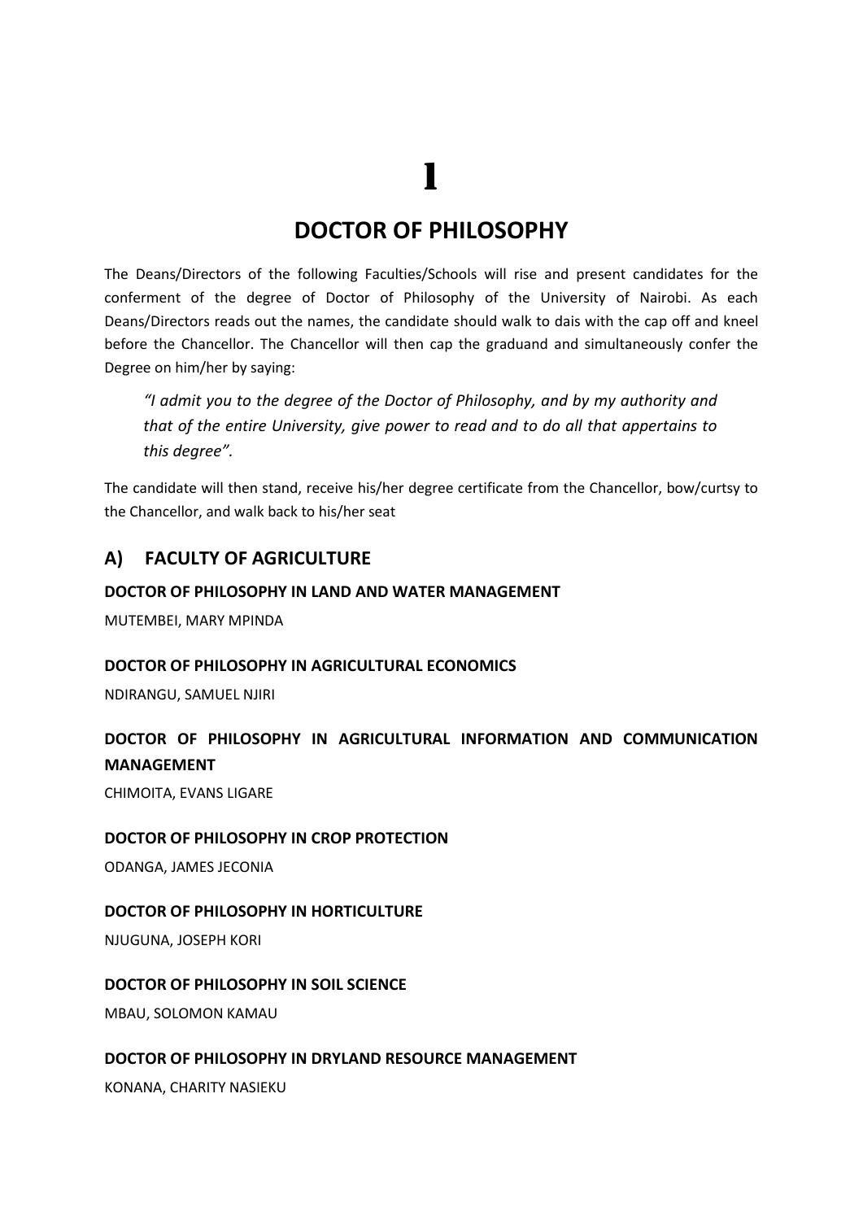# 1

# DOCTOR OF PHILOSOPHY

The Deans/Directors of the following Faculties/Schools will rise and present candidates for the conferment of the degree of Doctor of Philosophy of the University of Nairobi. As each Deans/Directors reads out the names, the candidate should walk to dais with the cap off and kneel before the Chancellor. The Chancellor will then cap the graduand and simultaneously confer the Degree on him/her by saying:

> *"I admit you to the degree of the Doctor of Philosophy, and by my authority and that of the entire University, give power to read and to do all that appertains to this degree".*

The candidate will then stand, receive his/her degree certificate from the Chancellor, bow/curtsy to the Chancellor, and walk back to his/her seat

## A) FACULTY OF AGRICULTURE

### DOCTOR OF PHILOSOPHY IN LAND AND WATER MANAGEMENT

MUTEMBEI, MARY MPINDA

### DOCTOR OF PHILOSOPHY IN AGRICULTURAL ECONOMICS

NDIRANGU, SAMUEL NJIRI

### DOCTOR OF PHILOSOPHY IN AGRICULTURAL INFORMATION AND COMMUNICATION MANAGEMENT

CHIMOITA, EVANS LIGARE

### DOCTOR OF PHILOSOPHY IN CROP PROTECTION

ODANGA, JAMES JECONIA

### DOCTOR OF PHILOSOPHY IN HORTICULTURE

NJUGUNA, JOSEPH KORI

### DOCTOR OF PHILOSOPHY IN SOIL SCIENCE

MBAU, SOLOMON KAMAU

### DOCTOR OF PHILOSOPHY IN DRYLAND RESOURCE MANAGEMENT

KONANA, CHARITY NASIEKU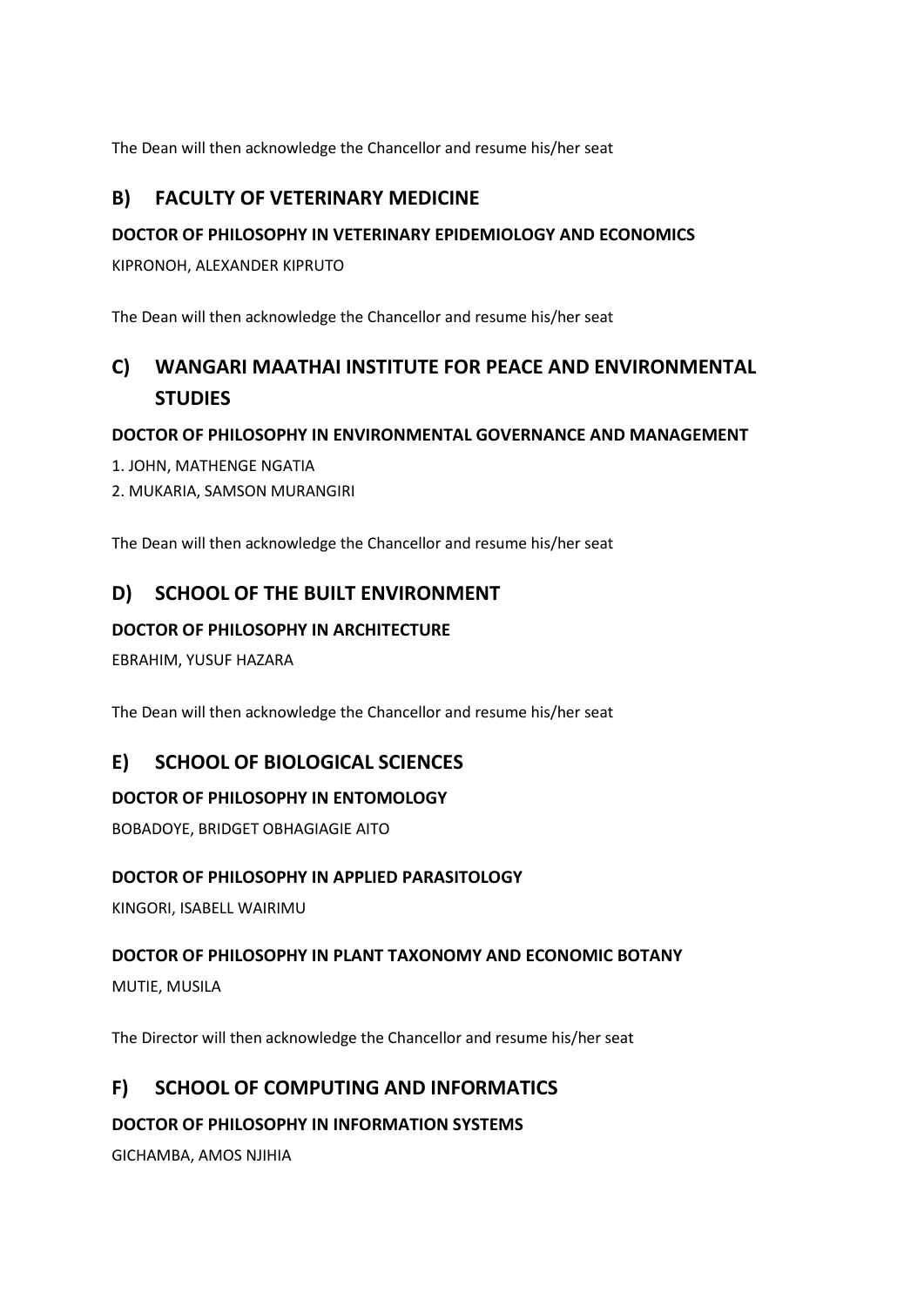The Dean will then acknowledge the Chancellor and resume his/her seat

## B) FACULTY OF VETERINARY MEDICINE

**DOCTOR OF PHILOSOPHY IN VETERINARY EPIDEMIOLOGY AND ECONOMICS**

KIPRONOH, ALEXANDER KIPRUTO

The Dean will then acknowledge the Chancellor and resume his/her seat

## C) WANGARI MAATHAI INSTITUTE FOR PEACE AND ENVIRONMENTAL STUDIES

**DOCTOR OF PHILOSOPHY IN ENVIRONMENTAL GOVERNANCE AND MANAGEMENT**

1. JOHN, MATHENGE NGATIA
2. MUKARIA, SAMSON MURANGIRI

The Dean will then acknowledge the Chancellor and resume his/her seat

## D) SCHOOL OF THE BUILT ENVIRONMENT

**DOCTOR OF PHILOSOPHY IN ARCHITECTURE**

EBRAHIM, YUSUF HAZARA

The Dean will then acknowledge the Chancellor and resume his/her seat

## E) SCHOOL OF BIOLOGICAL SCIENCES

**DOCTOR OF PHILOSOPHY IN ENTOMOLOGY**

BOBADOYE, BRIDGET OBHAGIAGIE AITO

**DOCTOR OF PHILOSOPHY IN APPLIED PARASITOLOGY**

KINGORI, ISABELL WAIRIMU

**DOCTOR OF PHILOSOPHY IN PLANT TAXONOMY AND ECONOMIC BOTANY**

MUTIE, MUSILA

The Director will then acknowledge the Chancellor and resume his/her seat

## F) SCHOOL OF COMPUTING AND INFORMATICS

**DOCTOR OF PHILOSOPHY IN INFORMATION SYSTEMS**

GICHAMBA, AMOS NJIHIA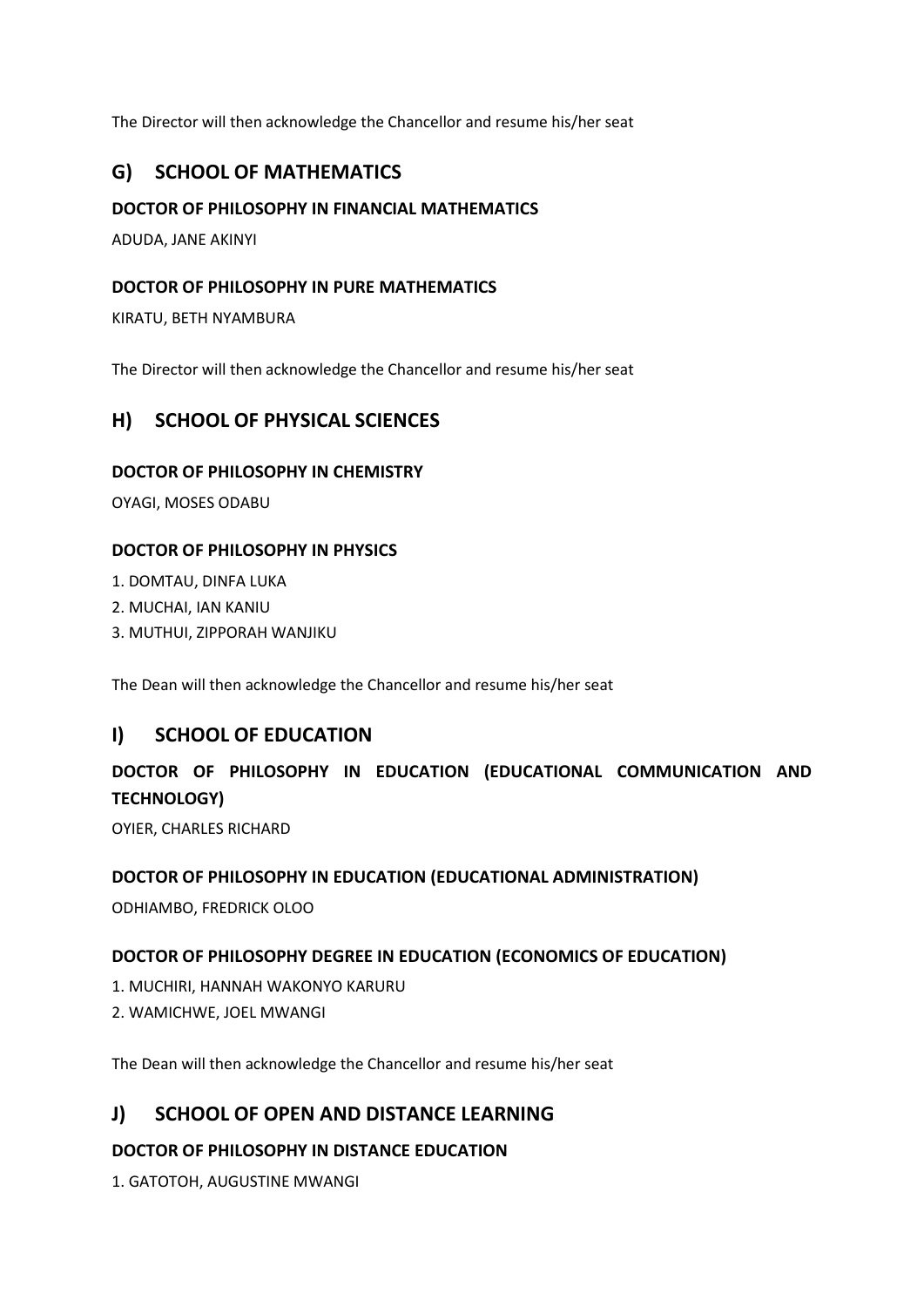The Director will then acknowledge the Chancellor and resume his/her seat

## G) SCHOOL OF MATHEMATICS

**DOCTOR OF PHILOSOPHY IN FINANCIAL MATHEMATICS**

ADUDA, JANE AKINYI

**DOCTOR OF PHILOSOPHY IN PURE MATHEMATICS**

KIRATU, BETH NYAMBURA

The Director will then acknowledge the Chancellor and resume his/her seat

## H) SCHOOL OF PHYSICAL SCIENCES

**DOCTOR OF PHILOSOPHY IN CHEMISTRY**

OYAGI, MOSES ODABU

**DOCTOR OF PHILOSOPHY IN PHYSICS**

1. DOMTAU, DINFA LUKA
2. MUCHAI, IAN KANIU
3. MUTHUI, ZIPPORAH WANJIKU

The Dean will then acknowledge the Chancellor and resume his/her seat

## I) SCHOOL OF EDUCATION

**DOCTOR OF PHILOSOPHY IN EDUCATION (EDUCATIONAL COMMUNICATION AND TECHNOLOGY)**

OYIER, CHARLES RICHARD

**DOCTOR OF PHILOSOPHY IN EDUCATION (EDUCATIONAL ADMINISTRATION)**

ODHIAMBO, FREDRICK OLOO

**DOCTOR OF PHILOSOPHY DEGREE IN EDUCATION (ECONOMICS OF EDUCATION)**

1. MUCHIRI, HANNAH WAKONYO KARURU
2. WAMICHWE, JOEL MWANGI

The Dean will then acknowledge the Chancellor and resume his/her seat

## J) SCHOOL OF OPEN AND DISTANCE LEARNING

**DOCTOR OF PHILOSOPHY IN DISTANCE EDUCATION**

1. GATOTOH, AUGUSTINE MWANGI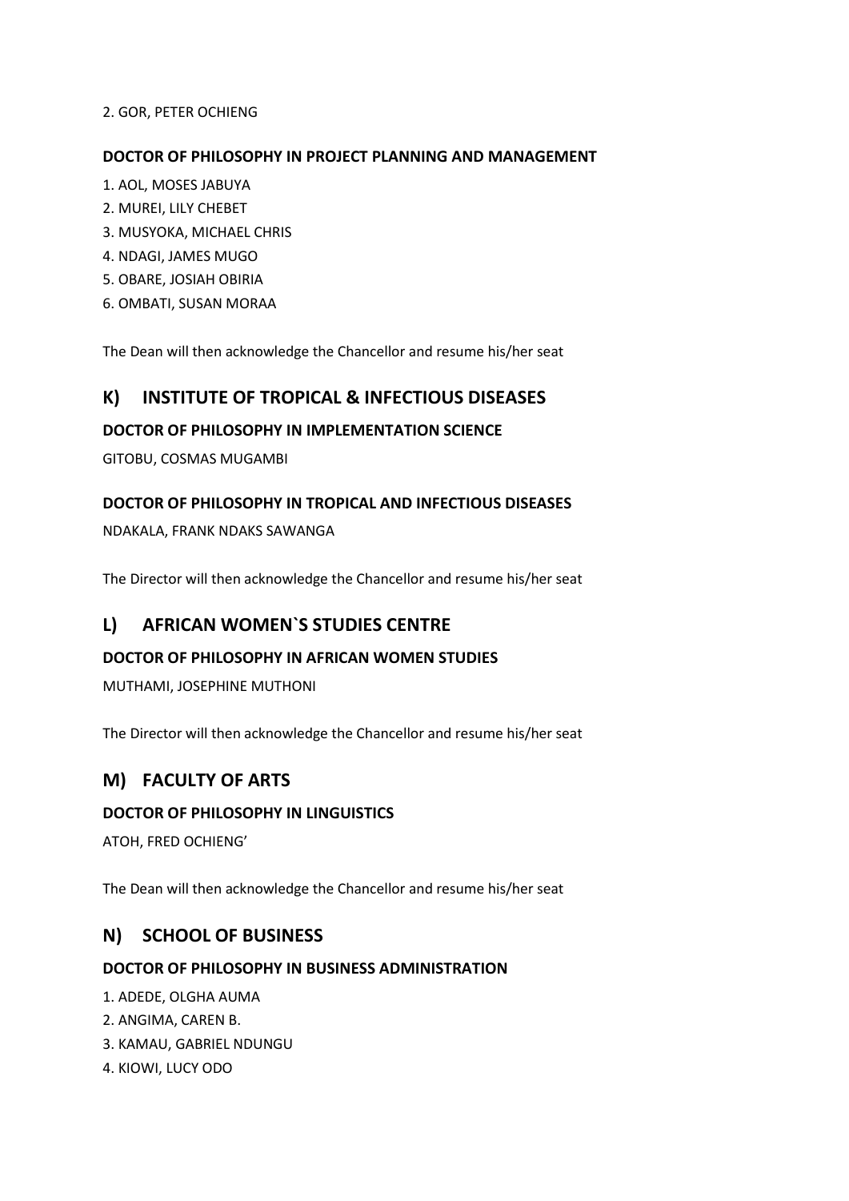2. GOR, PETER OCHIENG

**DOCTOR OF PHILOSOPHY IN PROJECT PLANNING AND MANAGEMENT**

1. AOL, MOSES JABUYA
2. MUREI, LILY CHEBET
3. MUSYOKA, MICHAEL CHRIS
4. NDAGI, JAMES MUGO
5. OBARE, JOSIAH OBIRIA
6. OMBATI, SUSAN MORAA

The Dean will then acknowledge the Chancellor and resume his/her seat

## K) INSTITUTE OF TROPICAL & INFECTIOUS DISEASES

**DOCTOR OF PHILOSOPHY IN IMPLEMENTATION SCIENCE**

GITOBU, COSMAS MUGAMBI

**DOCTOR OF PHILOSOPHY IN TROPICAL AND INFECTIOUS DISEASES**

NDAKALA, FRANK NDAKS SAWANGA

The Director will then acknowledge the Chancellor and resume his/her seat

## L) AFRICAN WOMEN`S STUDIES CENTRE

**DOCTOR OF PHILOSOPHY IN AFRICAN WOMEN STUDIES**

MUTHAMI, JOSEPHINE MUTHONI

The Director will then acknowledge the Chancellor and resume his/her seat

## M) FACULTY OF ARTS

**DOCTOR OF PHILOSOPHY IN LINGUISTICS**

ATOH, FRED OCHIENG'

The Dean will then acknowledge the Chancellor and resume his/her seat

## N) SCHOOL OF BUSINESS

**DOCTOR OF PHILOSOPHY IN BUSINESS ADMINISTRATION**

1. ADEDE, OLGHA AUMA
2. ANGIMA, CAREN B.
3. KAMAU, GABRIEL NDUNGU
4. KIOWI, LUCY ODO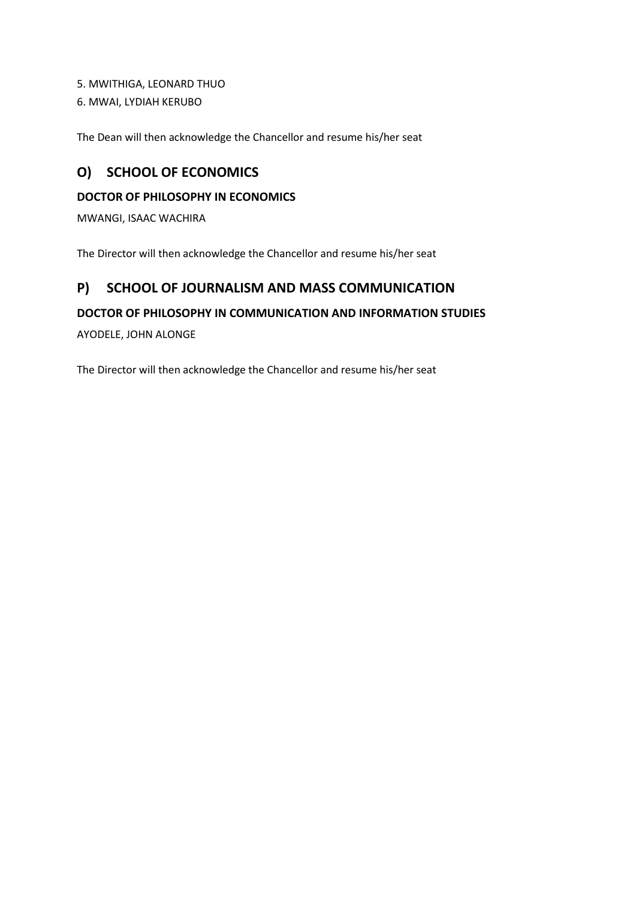5. MWITHIGA, LEONARD THUO
6. MWAI, LYDIAH KERUBO

The Dean will then acknowledge the Chancellor and resume his/her seat

## O) SCHOOL OF ECONOMICS

**DOCTOR OF PHILOSOPHY IN ECONOMICS**

MWANGI, ISAAC WACHIRA

The Director will then acknowledge the Chancellor and resume his/her seat

## P) SCHOOL OF JOURNALISM AND MASS COMMUNICATION

**DOCTOR OF PHILOSOPHY IN COMMUNICATION AND INFORMATION STUDIES**

AYODELE, JOHN ALONGE

The Director will then acknowledge the Chancellor and resume his/her seat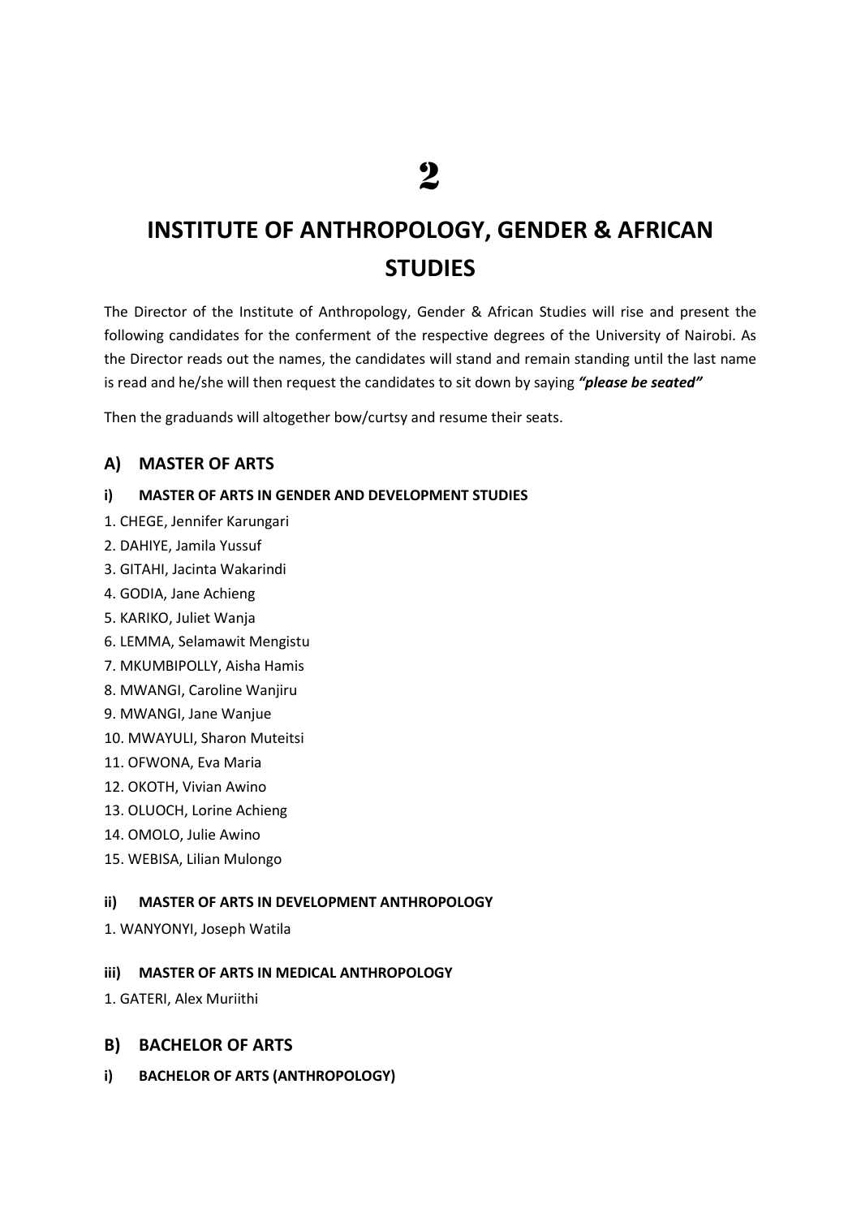# 2

# INSTITUTE OF ANTHROPOLOGY, GENDER & AFRICAN STUDIES

The Director of the Institute of Anthropology, Gender & African Studies will rise and present the following candidates for the conferment of the respective degrees of the University of Nairobi. As the Director reads out the names, the candidates will stand and remain standing until the last name is read and he/she will then request the candidates to sit down by saying ***"please be seated"***

Then the graduands will altogether bow/curtsy and resume their seats.

## A) MASTER OF ARTS

### i) MASTER OF ARTS IN GENDER AND DEVELOPMENT STUDIES

1. CHEGE, Jennifer Karungari
2. DAHIYE, Jamila Yussuf
3. GITAHI, Jacinta Wakarindi
4. GODIA, Jane Achieng
5. KARIKO, Juliet Wanja
6. LEMMA, Selamawit Mengistu
7. MKUMBIPOLLY, Aisha Hamis
8. MWANGI, Caroline Wanjiru
9. MWANGI, Jane Wanjue
10. MWAYULI, Sharon Muteitsi
11. OFWONA, Eva Maria
12. OKOTH, Vivian Awino
13. OLUOCH, Lorine Achieng
14. OMOLO, Julie Awino
15. WEBISA, Lilian Mulongo

### ii) MASTER OF ARTS IN DEVELOPMENT ANTHROPOLOGY

1. WANYONYI, Joseph Watila

### iii) MASTER OF ARTS IN MEDICAL ANTHROPOLOGY

1. GATERI, Alex Muriithi

## B) BACHELOR OF ARTS

### i) BACHELOR OF ARTS (ANTHROPOLOGY)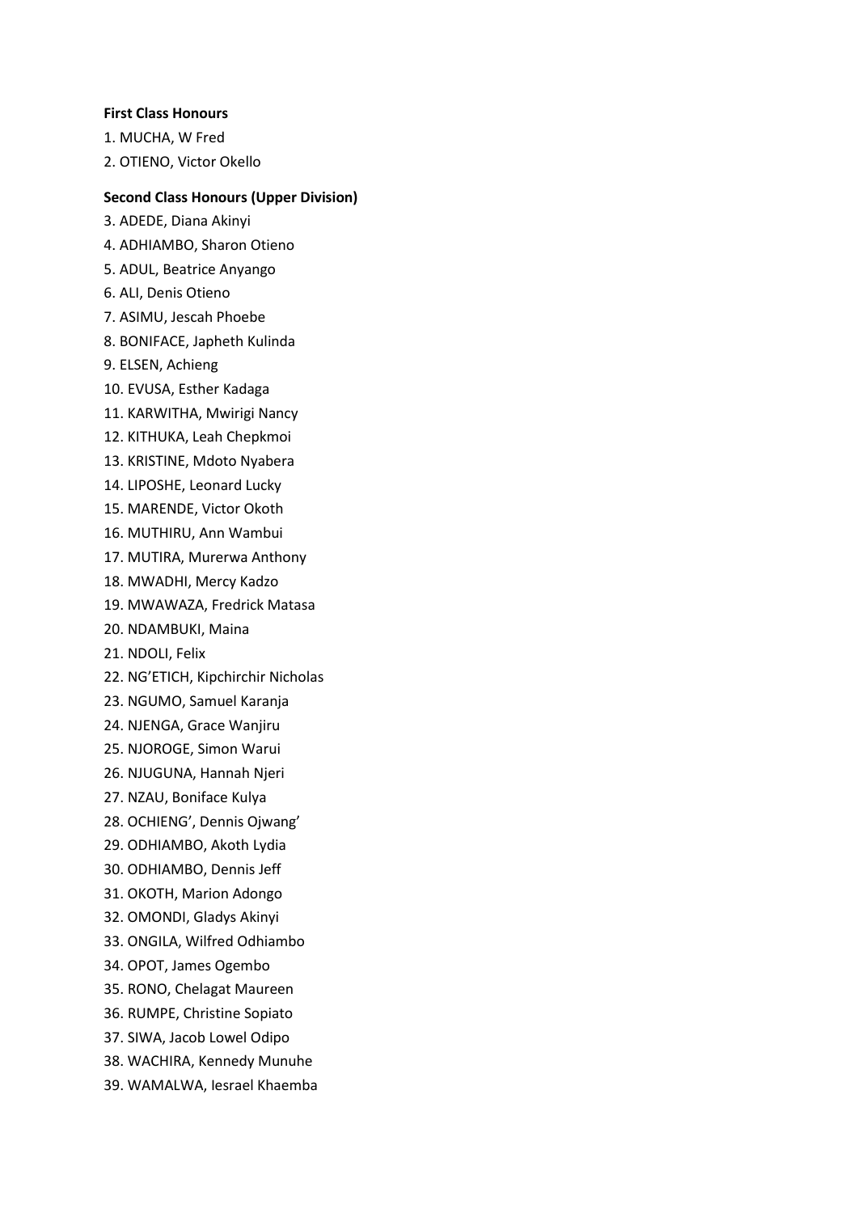**First Class Honours**

1. MUCHA, W Fred
2. OTIENO, Victor Okello

**Second Class Honours (Upper Division)**

3. ADEDE, Diana Akinyi
4. ADHIAMBO, Sharon Otieno
5. ADUL, Beatrice Anyango
6. ALI, Denis Otieno
7. ASIMU, Jescah Phoebe
8. BONIFACE, Japheth Kulinda
9. ELSEN, Achieng
10. EVUSA, Esther Kadaga
11. KARWITHA, Mwirigi Nancy
12. KITHUKA, Leah Chepkmoi
13. KRISTINE, Mdoto Nyabera
14. LIPOSHE, Leonard Lucky
15. MARENDE, Victor Okoth
16. MUTHIRU, Ann Wambui
17. MUTIRA, Murerwa Anthony
18. MWADHI, Mercy Kadzo
19. MWAWAZA, Fredrick Matasa
20. NDAMBUKI, Maina
21. NDOLI, Felix
22. NG'ETICH, Kipchirchir Nicholas
23. NGUMO, Samuel Karanja
24. NJENGA, Grace Wanjiru
25. NJOROGE, Simon Warui
26. NJUGUNA, Hannah Njeri
27. NZAU, Boniface Kulya
28. OCHIENG', Dennis Ojwang'
29. ODHIAMBO, Akoth Lydia
30. ODHIAMBO, Dennis Jeff
31. OKOTH, Marion Adongo
32. OMONDI, Gladys Akinyi
33. ONGILA, Wilfred Odhiambo
34. OPOT, James Ogembo
35. RONO, Chelagat Maureen
36. RUMPE, Christine Sopiato
37. SIWA, Jacob Lowel Odipo
38. WACHIRA, Kennedy Munuhe
39. WAMALWA, Iesrael Khaemba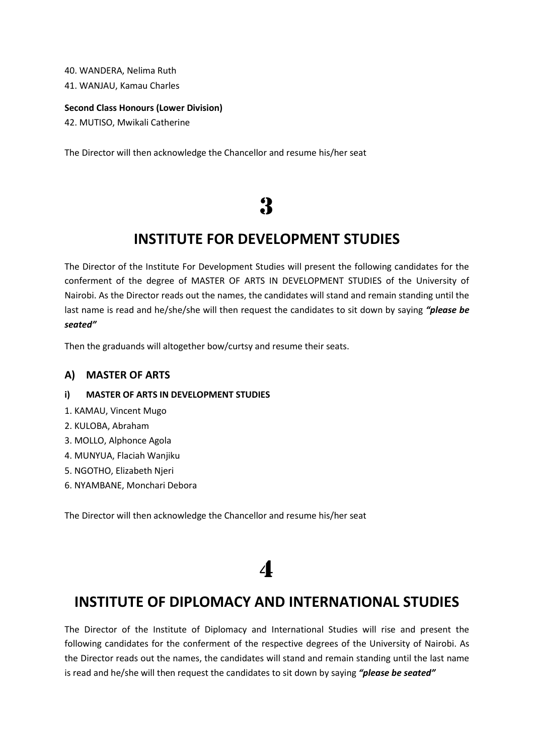40. WANDERA, Nelima Ruth
41. WANJAU, Kamau Charles

**Second Class Honours (Lower Division)**

42. MUTISO, Mwikali Catherine

The Director will then acknowledge the Chancellor and resume his/her seat

# 3

## INSTITUTE FOR DEVELOPMENT STUDIES

The Director of the Institute For Development Studies will present the following candidates for the conferment of the degree of MASTER OF ARTS IN DEVELOPMENT STUDIES of the University of Nairobi. As the Director reads out the names, the candidates will stand and remain standing until the last name is read and he/she/she will then request the candidates to sit down by saying ***"please be seated"***

Then the graduands will altogether bow/curtsy and resume their seats.

### A) MASTER OF ARTS

#### i) MASTER OF ARTS IN DEVELOPMENT STUDIES

1. KAMAU, Vincent Mugo
2. KULOBA, Abraham
3. MOLLO, Alphonce Agola
4. MUNYUA, Flaciah Wanjiku
5. NGOTHO, Elizabeth Njeri
6. NYAMBANE, Monchari Debora

The Director will then acknowledge the Chancellor and resume his/her seat

# 4

## INSTITUTE OF DIPLOMACY AND INTERNATIONAL STUDIES

The Director of the Institute of Diplomacy and International Studies will rise and present the following candidates for the conferment of the respective degrees of the University of Nairobi. As the Director reads out the names, the candidates will stand and remain standing until the last name is read and he/she will then request the candidates to sit down by saying ***"please be seated"***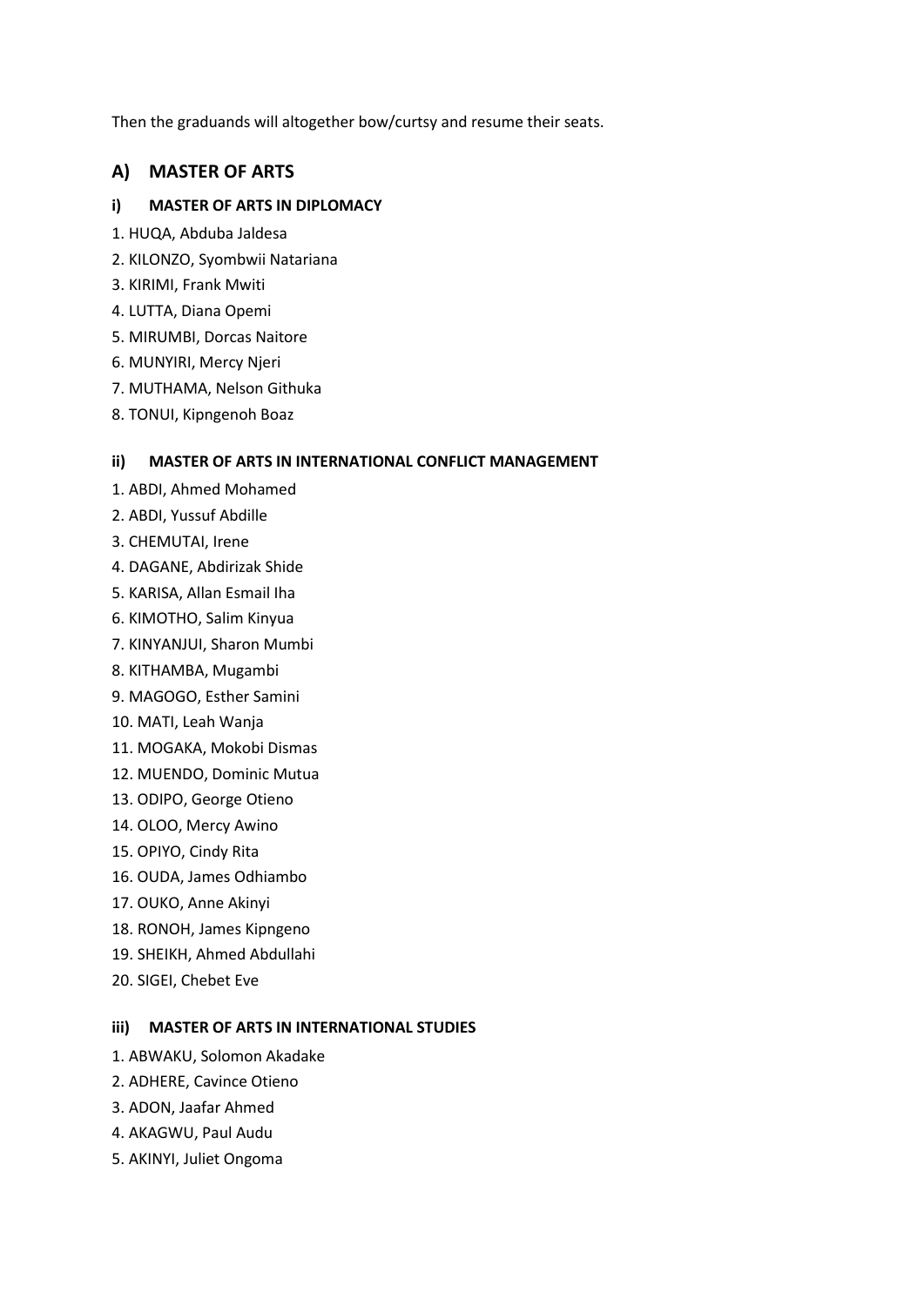Then the graduands will altogether bow/curtsy and resume their seats.

## A) MASTER OF ARTS

### i) MASTER OF ARTS IN DIPLOMACY

1. HUQA, Abduba Jaldesa
2. KILONZO, Syombwii Natariana
3. KIRIMI, Frank Mwiti
4. LUTTA, Diana Opemi
5. MIRUMBI, Dorcas Naitore
6. MUNYIRI, Mercy Njeri
7. MUTHAMA, Nelson Githuka
8. TONUI, Kipngenoh Boaz

### ii) MASTER OF ARTS IN INTERNATIONAL CONFLICT MANAGEMENT

1. ABDI, Ahmed Mohamed
2. ABDI, Yussuf Abdille
3. CHEMUTAI, Irene
4. DAGANE, Abdirizak Shide
5. KARISA, Allan Esmail Iha
6. KIMOTHO, Salim Kinyua
7. KINYANJUI, Sharon Mumbi
8. KITHAMBA, Mugambi
9. MAGOGO, Esther Samini
10. MATI, Leah Wanja
11. MOGAKA, Mokobi Dismas
12. MUENDO, Dominic Mutua
13. ODIPO, George Otieno
14. OLOO, Mercy Awino
15. OPIYO, Cindy Rita
16. OUDA, James Odhiambo
17. OUKO, Anne Akinyi
18. RONOH, James Kipngeno
19. SHEIKH, Ahmed Abdullahi
20. SIGEI, Chebet Eve

### iii) MASTER OF ARTS IN INTERNATIONAL STUDIES

1. ABWAKU, Solomon Akadake
2. ADHERE, Cavince Otieno
3. ADON, Jaafar Ahmed
4. AKAGWU, Paul Audu
5. AKINYI, Juliet Ongoma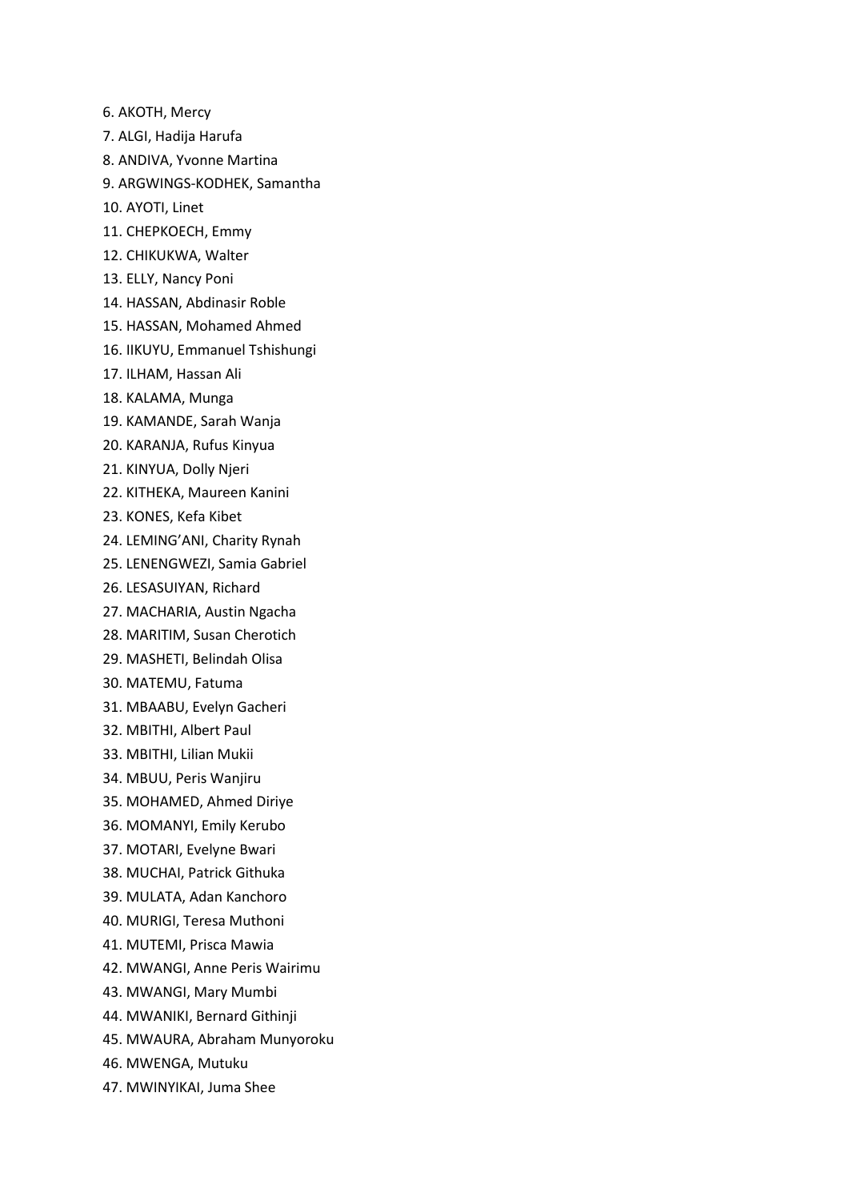6. AKOTH, Mercy
7. ALGI, Hadija Harufa
8. ANDIVA, Yvonne Martina
9. ARGWINGS-KODHEK, Samantha
10. AYOTI, Linet
11. CHEPKOECH, Emmy
12. CHIKUKWA, Walter
13. ELLY, Nancy Poni
14. HASSAN, Abdinasir Roble
15. HASSAN, Mohamed Ahmed
16. IIKUYU, Emmanuel Tshishungi
17. ILHAM, Hassan Ali
18. KALAMA, Munga
19. KAMANDE, Sarah Wanja
20. KARANJA, Rufus Kinyua
21. KINYUA, Dolly Njeri
22. KITHEKA, Maureen Kanini
23. KONES, Kefa Kibet
24. LEMING'ANI, Charity Rynah
25. LENENGWEZI, Samia Gabriel
26. LESASUIYAN, Richard
27. MACHARIA, Austin Ngacha
28. MARITIM, Susan Cherotich
29. MASHETI, Belindah Olisa
30. MATEMU, Fatuma
31. MBAABU, Evelyn Gacheri
32. MBITHI, Albert Paul
33. MBITHI, Lilian Mukii
34. MBUU, Peris Wanjiru
35. MOHAMED, Ahmed Diriye
36. MOMANYI, Emily Kerubo
37. MOTARI, Evelyne Bwari
38. MUCHAI, Patrick Githuka
39. MULATA, Adan Kanchoro
40. MURIGI, Teresa Muthoni
41. MUTEMI, Prisca Mawia
42. MWANGI, Anne Peris Wairimu
43. MWANGI, Mary Mumbi
44. MWANIKI, Bernard Githinji
45. MWAURA, Abraham Munyoroku
46. MWENGA, Mutuku
47. MWINYIKAI, Juma Shee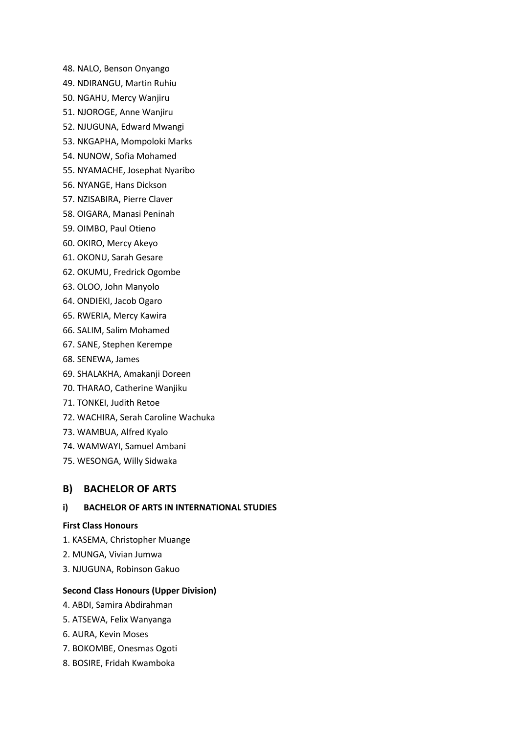48. NALO, Benson Onyango
49. NDIRANGU, Martin Ruhiu
50. NGAHU, Mercy Wanjiru
51. NJOROGE, Anne Wanjiru
52. NJUGUNA, Edward Mwangi
53. NKGAPHA, Mompoloki Marks
54. NUNOW, Sofia Mohamed
55. NYAMACHE, Josephat Nyaribo
56. NYANGE, Hans Dickson
57. NZISABIRA, Pierre Claver
58. OIGARA, Manasi Peninah
59. OIMBO, Paul Otieno
60. OKIRO, Mercy Akeyo
61. OKONU, Sarah Gesare
62. OKUMU, Fredrick Ogombe
63. OLOO, John Manyolo
64. ONDIEKI, Jacob Ogaro
65. RWERIA, Mercy Kawira
66. SALIM, Salim Mohamed
67. SANE, Stephen Kerempe
68. SENEWA, James
69. SHALAKHA, Amakanji Doreen
70. THARAO, Catherine Wanjiku
71. TONKEI, Judith Retoe
72. WACHIRA, Serah Caroline Wachuka
73. WAMBUA, Alfred Kyalo
74. WAMWAYI, Samuel Ambani
75. WESONGA, Willy Sidwaka

## B) BACHELOR OF ARTS

### i) BACHELOR OF ARTS IN INTERNATIONAL STUDIES

**First Class Honours**

1. KASEMA, Christopher Muange
2. MUNGA, Vivian Jumwa
3. NJUGUNA, Robinson Gakuo

**Second Class Honours (Upper Division)**

4. ABDI, Samira Abdirahman
5. ATSEWA, Felix Wanyanga
6. AURA, Kevin Moses
7. BOKOMBE, Onesmas Ogoti
8. BOSIRE, Fridah Kwamboka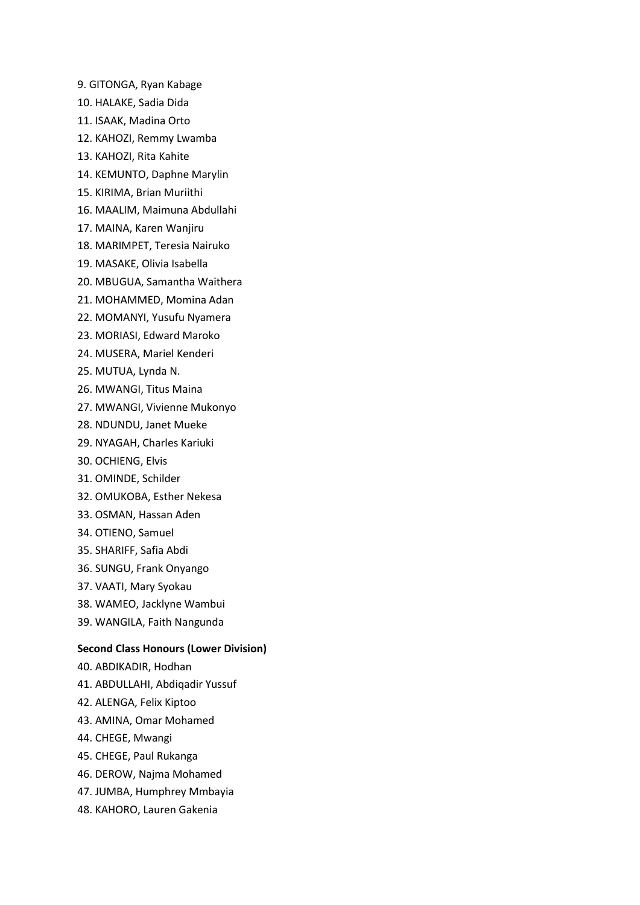9. GITONGA, Ryan Kabage
10. HALAKE, Sadia Dida
11. ISAAK, Madina Orto
12. KAHOZI, Remmy Lwamba
13. KAHOZI, Rita Kahite
14. KEMUNTO, Daphne Marylin
15. KIRIMA, Brian Muriithi
16. MAALIM, Maimuna Abdullahi
17. MAINA, Karen Wanjiru
18. MARIMPET, Teresia Nairuko
19. MASAKE, Olivia Isabella
20. MBUGUA, Samantha Waithera
21. MOHAMMED, Momina Adan
22. MOMANYI, Yusufu Nyamera
23. MORIASI, Edward Maroko
24. MUSERA, Mariel Kenderi
25. MUTUA, Lynda N.
26. MWANGI, Titus Maina
27. MWANGI, Vivienne Mukonyo
28. NDUNDU, Janet Mueke
29. NYAGAH, Charles Kariuki
30. OCHIENG, Elvis
31. OMINDE, Schilder
32. OMUKOBA, Esther Nekesa
33. OSMAN, Hassan Aden
34. OTIENO, Samuel
35. SHARIFF, Safia Abdi
36. SUNGU, Frank Onyango
37. VAATI, Mary Syokau
38. WAMEO, Jacklyne Wambui
39. WANGILA, Faith Nangunda

**Second Class Honours (Lower Division)**

40. ABDIKADIR, Hodhan
41. ABDULLAHI, Abdiqadir Yussuf
42. ALENGA, Felix Kiptoo
43. AMINA, Omar Mohamed
44. CHEGE, Mwangi
45. CHEGE, Paul Rukanga
46. DEROW, Najma Mohamed
47. JUMBA, Humphrey Mmbayia
48. KAHORO, Lauren Gakenia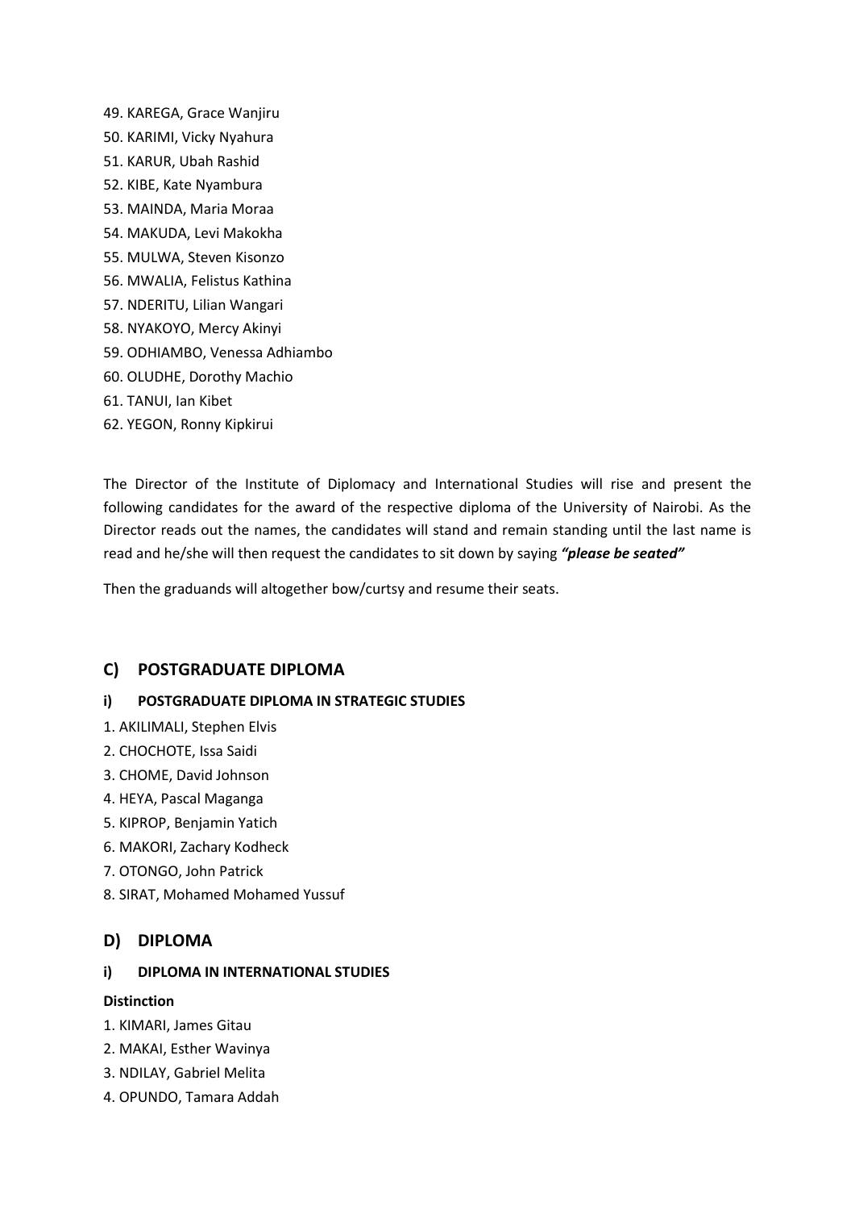49. KAREGA, Grace Wanjiru
50. KARIMI, Vicky Nyahura
51. KARUR, Ubah Rashid
52. KIBE, Kate Nyambura
53. MAINDA, Maria Moraa
54. MAKUDA, Levi Makokha
55. MULWA, Steven Kisonzo
56. MWALIA, Felistus Kathina
57. NDERITU, Lilian Wangari
58. NYAKOYO, Mercy Akinyi
59. ODHIAMBO, Venessa Adhiambo
60. OLUDHE, Dorothy Machio
61. TANUI, Ian Kibet
62. YEGON, Ronny Kipkirui

The Director of the Institute of Diplomacy and International Studies will rise and present the following candidates for the award of the respective diploma of the University of Nairobi. As the Director reads out the names, the candidates will stand and remain standing until the last name is read and he/she will then request the candidates to sit down by saying ***"please be seated"***

Then the graduands will altogether bow/curtsy and resume their seats.

## C) POSTGRADUATE DIPLOMA

### i) POSTGRADUATE DIPLOMA IN STRATEGIC STUDIES

1. AKILIMALI, Stephen Elvis
2. CHOCHOTE, Issa Saidi
3. CHOME, David Johnson
4. HEYA, Pascal Maganga
5. KIPROP, Benjamin Yatich
6. MAKORI, Zachary Kodheck
7. OTONGO, John Patrick
8. SIRAT, Mohamed Mohamed Yussuf

## D) DIPLOMA

### i) DIPLOMA IN INTERNATIONAL STUDIES

**Distinction**

1. KIMARI, James Gitau
2. MAKAI, Esther Wavinya
3. NDILAY, Gabriel Melita
4. OPUNDO, Tamara Addah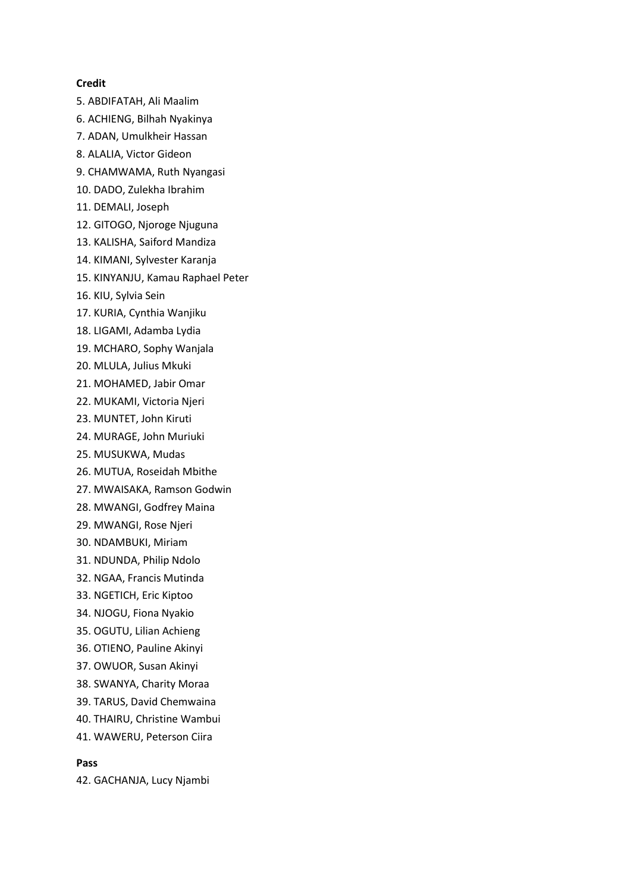**Credit**

5. ABDIFATAH, Ali Maalim
6. ACHIENG, Bilhah Nyakinya
7. ADAN, Umulkheir Hassan
8. ALALIA, Victor Gideon
9. CHAMWAMA, Ruth Nyangasi
10. DADO, Zulekha Ibrahim
11. DEMALI, Joseph
12. GITOGO, Njoroge Njuguna
13. KALISHA, Saiford Mandiza
14. KIMANI, Sylvester Karanja
15. KINYANJU, Kamau Raphael Peter
16. KIU, Sylvia Sein
17. KURIA, Cynthia Wanjiku
18. LIGAMI, Adamba Lydia
19. MCHARO, Sophy Wanjala
20. MLULA, Julius Mkuki
21. MOHAMED, Jabir Omar
22. MUKAMI, Victoria Njeri
23. MUNTET, John Kiruti
24. MURAGE, John Muriuki
25. MUSUKWA, Mudas
26. MUTUA, Roseidah Mbithe
27. MWAISAKA, Ramson Godwin
28. MWANGI, Godfrey Maina
29. MWANGI, Rose Njeri
30. NDAMBUKI, Miriam
31. NDUNDA, Philip Ndolo
32. NGAA, Francis Mutinda
33. NGETICH, Eric Kiptoo
34. NJOGU, Fiona Nyakio
35. OGUTU, Lilian Achieng
36. OTIENO, Pauline Akinyi
37. OWUOR, Susan Akinyi
38. SWANYA, Charity Moraa
39. TARUS, David Chemwaina
40. THAIRU, Christine Wambui
41. WAWERU, Peterson Ciira

**Pass**

42. GACHANJA, Lucy Njambi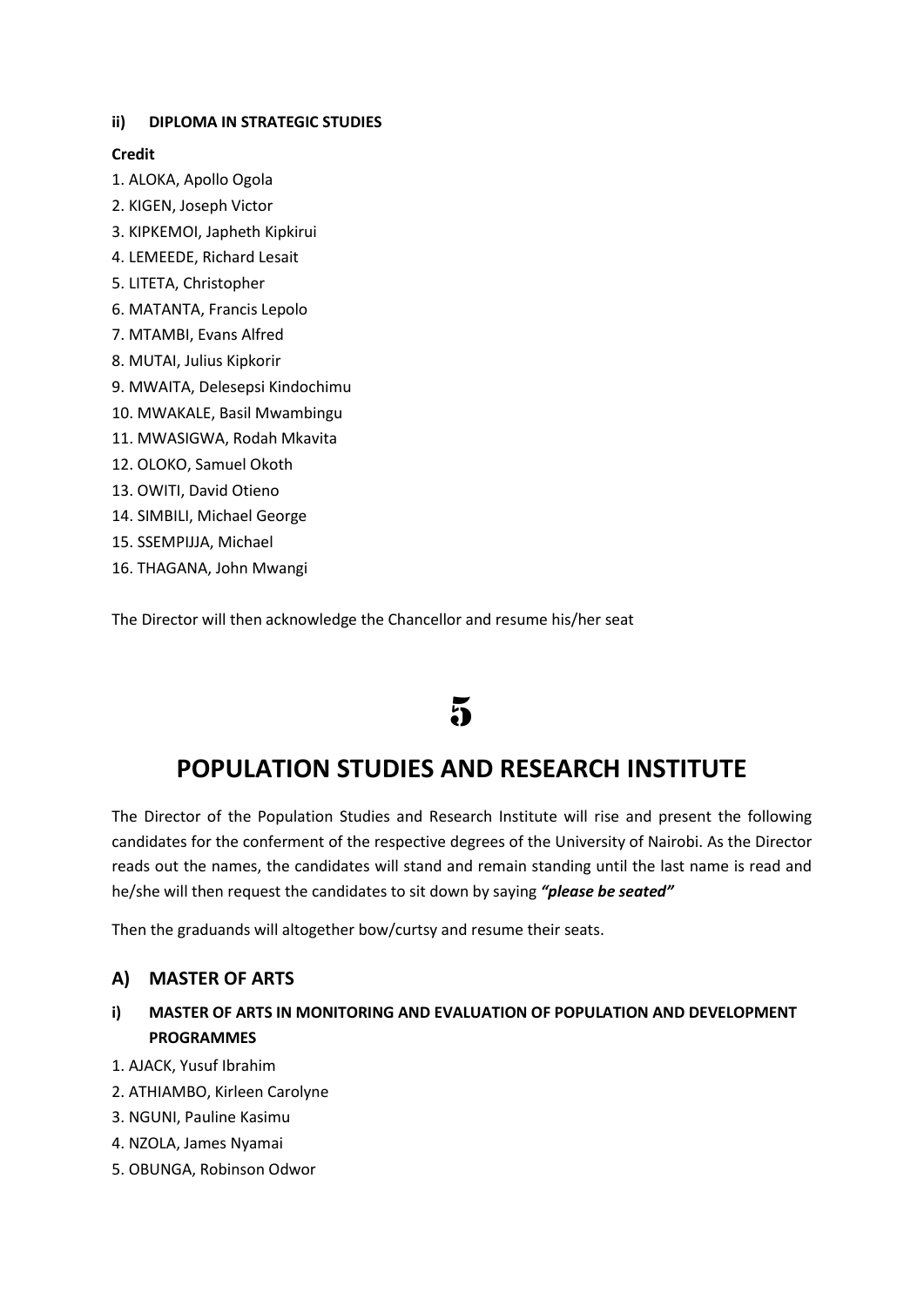#### ii) DIPLOMA IN STRATEGIC STUDIES

**Credit**

1. ALOKA, Apollo Ogola
2. KIGEN, Joseph Victor
3. KIPKEMOI, Japheth Kipkirui
4. LEMEEDE, Richard Lesait
5. LITETA, Christopher
6. MATANTA, Francis Lepolo
7. MTAMBI, Evans Alfred
8. MUTAI, Julius Kipkorir
9. MWAITA, Delesepsi Kindochimu
10. MWAKALE, Basil Mwambingu
11. MWASIGWA, Rodah Mkavita
12. OLOKO, Samuel Okoth
13. OWITI, David Otieno
14. SIMBILI, Michael George
15. SSEMPIJJA, Michael
16. THAGANA, John Mwangi

The Director will then acknowledge the Chancellor and resume his/her seat

# 5

# POPULATION STUDIES AND RESEARCH INSTITUTE

The Director of the Population Studies and Research Institute will rise and present the following candidates for the conferment of the respective degrees of the University of Nairobi. As the Director reads out the names, the candidates will stand and remain standing until the last name is read and he/she will then request the candidates to sit down by saying ***"please be seated"***

Then the graduands will altogether bow/curtsy and resume their seats.

## A) MASTER OF ARTS

### i) MASTER OF ARTS IN MONITORING AND EVALUATION OF POPULATION AND DEVELOPMENT PROGRAMMES

1. AJACK, Yusuf Ibrahim
2. ATHIAMBO, Kirleen Carolyne
3. NGUNI, Pauline Kasimu
4. NZOLA, James Nyamai
5. OBUNGA, Robinson Odwor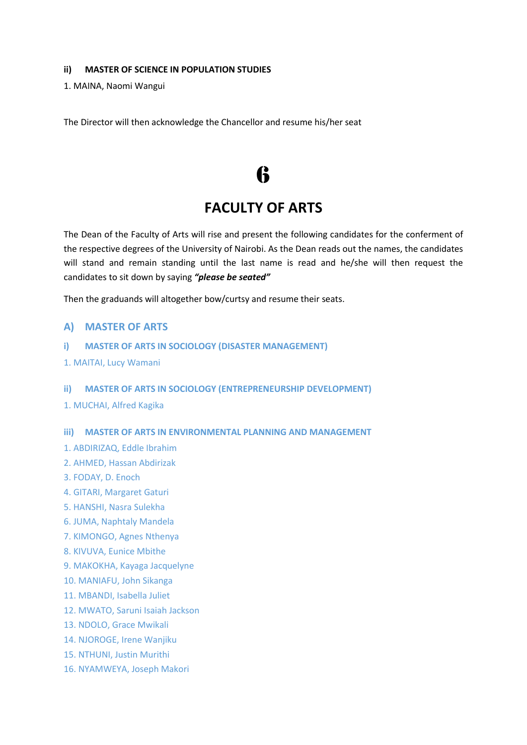#### ii) MASTER OF SCIENCE IN POPULATION STUDIES

1. MAINA, Naomi Wangui

The Director will then acknowledge the Chancellor and resume his/her seat

# 6

## FACULTY OF ARTS

The Dean of the Faculty of Arts will rise and present the following candidates for the conferment of the respective degrees of the University of Nairobi. As the Dean reads out the names, the candidates will stand and remain standing until the last name is read and he/she will then request the candidates to sit down by saying ***"please be seated"***

Then the graduands will altogether bow/curtsy and resume their seats.

### A) MASTER OF ARTS

#### i) MASTER OF ARTS IN SOCIOLOGY (DISASTER MANAGEMENT)

1. MAITAI, Lucy Wamani

#### ii) MASTER OF ARTS IN SOCIOLOGY (ENTREPRENEURSHIP DEVELOPMENT)

1. MUCHAI, Alfred Kagika

#### iii) MASTER OF ARTS IN ENVIRONMENTAL PLANNING AND MANAGEMENT

1. ABDIRIZAQ, Eddle Ibrahim
2. AHMED, Hassan Abdirizak
3. FODAY, D. Enoch
4. GITARI, Margaret Gaturi
5. HANSHI, Nasra Sulekha
6. JUMA, Naphtaly Mandela
7. KIMONGO, Agnes Nthenya
8. KIVUVA, Eunice Mbithe
9. MAKOKHA, Kayaga Jacquelyne
10. MANIAFU, John Sikanga
11. MBANDI, Isabella Juliet
12. MWATO, Saruni Isaiah Jackson
13. NDOLO, Grace Mwikali
14. NJOROGE, Irene Wanjiku
15. NTHUNI, Justin Murithi
16. NYAMWEYA, Joseph Makori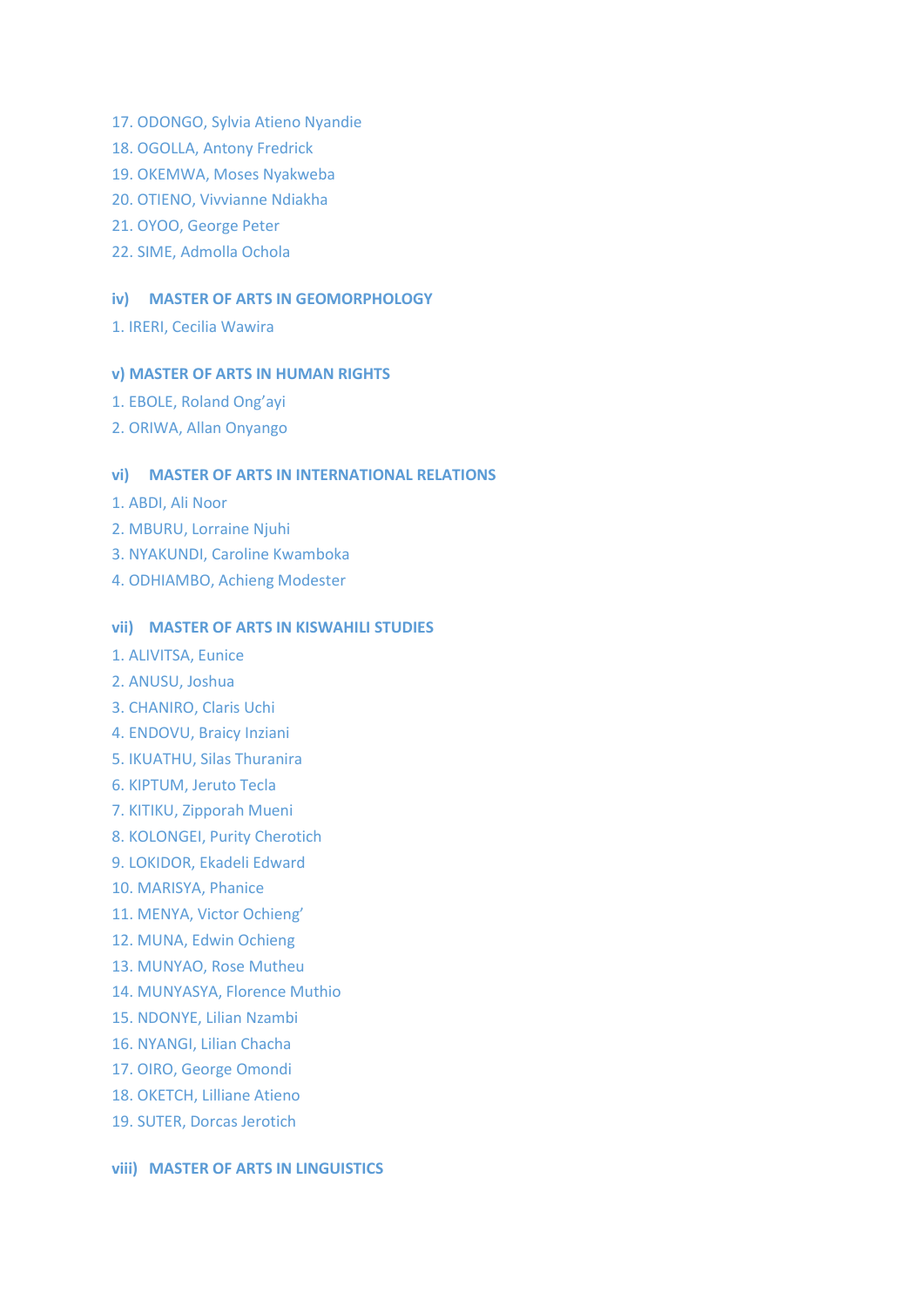17. ODONGO, Sylvia Atieno Nyandie
18. OGOLLA, Antony Fredrick
19. OKEMWA, Moses Nyakweba
20. OTIENO, Vivvianne Ndiakha
21. OYOO, George Peter
22. SIME, Admolla Ochola

### iv) MASTER OF ARTS IN GEOMORPHOLOGY

1. IRERI, Cecilia Wawira

### v) MASTER OF ARTS IN HUMAN RIGHTS

1. EBOLE, Roland Ong'ayi
2. ORIWA, Allan Onyango

### vi) MASTER OF ARTS IN INTERNATIONAL RELATIONS

1. ABDI, Ali Noor
2. MBURU, Lorraine Njuhi
3. NYAKUNDI, Caroline Kwamboka
4. ODHIAMBO, Achieng Modester

### vii) MASTER OF ARTS IN KISWAHILI STUDIES

1. ALIVITSA, Eunice
2. ANUSU, Joshua
3. CHANIRO, Claris Uchi
4. ENDOVU, Braicy Inziani
5. IKUATHU, Silas Thuranira
6. KIPTUM, Jeruto Tecla
7. KITIKU, Zipporah Mueni
8. KOLONGEI, Purity Cherotich
9. LOKIDOR, Ekadeli Edward
10. MARISYA, Phanice
11. MENYA, Victor Ochieng'
12. MUNA, Edwin Ochieng
13. MUNYAO, Rose Mutheu
14. MUNYASYA, Florence Muthio
15. NDONYE, Lilian Nzambi
16. NYANGI, Lilian Chacha
17. OIRO, George Omondi
18. OKETCH, Lilliane Atieno
19. SUTER, Dorcas Jerotich

### viii) MASTER OF ARTS IN LINGUISTICS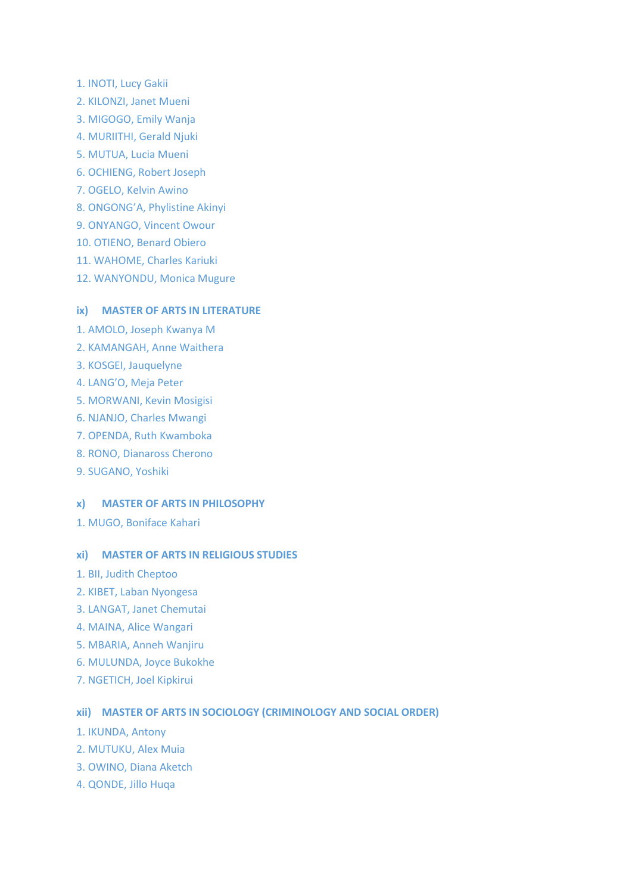1. INOTI, Lucy Gakii
2. KILONZI, Janet Mueni
3. MIGOGO, Emily Wanja
4. MURIITHI, Gerald Njuki
5. MUTUA, Lucia Mueni
6. OCHIENG, Robert Joseph
7. OGELO, Kelvin Awino
8. ONGONG'A, Phylistine Akinyi
9. ONYANGO, Vincent Owour
10. OTIENO, Benard Obiero
11. WAHOME, Charles Kariuki
12. WANYONDU, Monica Mugure

### ix) MASTER OF ARTS IN LITERATURE

1. AMOLO, Joseph Kwanya M
2. KAMANGAH, Anne Waithera
3. KOSGEI, Jauquelyne
4. LANG'O, Meja Peter
5. MORWANI, Kevin Mosigisi
6. NJANJO, Charles Mwangi
7. OPENDA, Ruth Kwamboka
8. RONO, Dianaross Cherono
9. SUGANO, Yoshiki

### x) MASTER OF ARTS IN PHILOSOPHY

1. MUGO, Boniface Kahari

### xi) MASTER OF ARTS IN RELIGIOUS STUDIES

1. BII, Judith Cheptoo
2. KIBET, Laban Nyongesa
3. LANGAT, Janet Chemutai
4. MAINA, Alice Wangari
5. MBARIA, Anneh Wanjiru
6. MULUNDA, Joyce Bukokhe
7. NGETICH, Joel Kipkirui

### xii) MASTER OF ARTS IN SOCIOLOGY (CRIMINOLOGY AND SOCIAL ORDER)

1. IKUNDA, Antony
2. MUTUKU, Alex Muia
3. OWINO, Diana Aketch
4. QONDE, Jillo Huqa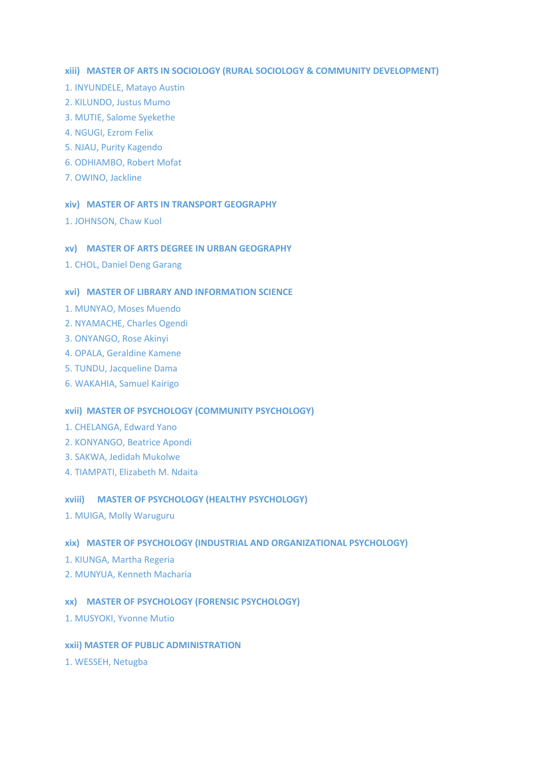### xiii) MASTER OF ARTS IN SOCIOLOGY (RURAL SOCIOLOGY & COMMUNITY DEVELOPMENT)

1. INYUNDELE, Matayo Austin
2. KILUNDO, Justus Mumo
3. MUTIE, Salome Syekethe
4. NGUGI, Ezrom Felix
5. NJAU, Purity Kagendo
6. ODHIAMBO, Robert Mofat
7. OWINO, Jackline

### xiv) MASTER OF ARTS IN TRANSPORT GEOGRAPHY

1. JOHNSON, Chaw Kuol

### xv) MASTER OF ARTS DEGREE IN URBAN GEOGRAPHY

1. CHOL, Daniel Deng Garang

### xvi) MASTER OF LIBRARY AND INFORMATION SCIENCE

1. MUNYAO, Moses Muendo
2. NYAMACHE, Charles Ogendi
3. ONYANGO, Rose Akinyi
4. OPALA, Geraldine Kamene
5. TUNDU, Jacqueline Dama
6. WAKAHIA, Samuel Kairigo

### xvii) MASTER OF PSYCHOLOGY (COMMUNITY PSYCHOLOGY)

1. CHELANGA, Edward Yano
2. KONYANGO, Beatrice Apondi
3. SAKWA, Jedidah Mukolwe
4. TIAMPATI, Elizabeth M. Ndaita

### xviii) MASTER OF PSYCHOLOGY (HEALTHY PSYCHOLOGY)

1. MUIGA, Molly Waruguru

### xix) MASTER OF PSYCHOLOGY (INDUSTRIAL AND ORGANIZATIONAL PSYCHOLOGY)

1. KIUNGA, Martha Regeria
2. MUNYUA, Kenneth Macharia

### xx) MASTER OF PSYCHOLOGY (FORENSIC PSYCHOLOGY)

1. MUSYOKI, Yvonne Mutio

### xxii) MASTER OF PUBLIC ADMINISTRATION

1. WESSEH, Netugba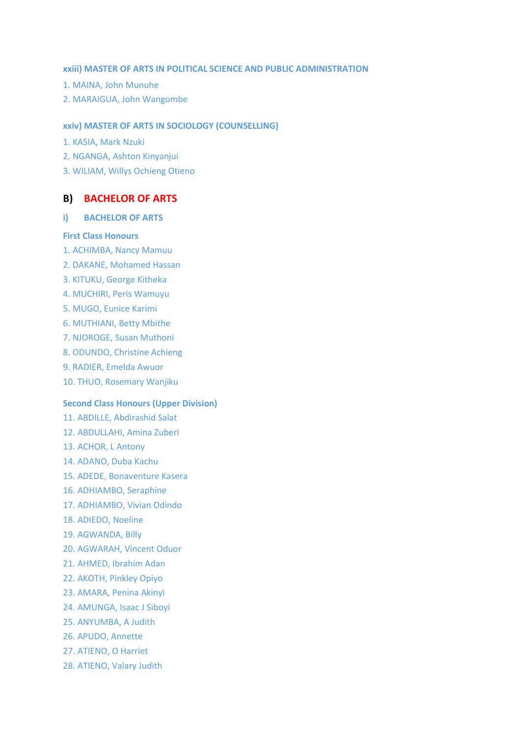### xxiii) MASTER OF ARTS IN POLITICAL SCIENCE AND PUBLIC ADMINISTRATION

1. MAINA, John Munuhe
2. MARAIGUA, John Wangombe

### xxiv) MASTER OF ARTS IN SOCIOLOGY (COUNSELLING)

1. KASIA, Mark Nzuki
2. NGANGA, Ashton Kinyanjui
3. WILIAM, Willys Ochieng Otieno

## B) BACHELOR OF ARTS

### i) BACHELOR OF ARTS

#### First Class Honours

1. ACHIMBA, Nancy Mamuu
2. DAKANE, Mohamed Hassan
3. KITUKU, George Kitheka
4. MUCHIRI, Peris Wamuyu
5. MUGO, Eunice Karimi
6. MUTHIANI, Betty Mbithe
7. NJOROGE, Susan Muthoni
8. ODUNDO, Christine Achieng
9. RADIER, Emelda Awuor
10. THUO, Rosemary Wanjiku

#### Second Class Honours (Upper Division)

11. ABDILLE, Abdirashid Salat
12. ABDULLAHI, Amina Zuberi
13. ACHOR, L Antony
14. ADANO, Duba Kachu
15. ADEDE, Bonaventure Kasera
16. ADHIAMBO, Seraphine
17. ADHIAMBO, Vivian Odindo
18. ADIEDO, Noeline
19. AGWANDA, Billy
20. AGWARAH, Vincent Oduor
21. AHMED, Ibrahim Adan
22. AKOTH, Pinkley Opiyo
23. AMARA, Penina Akinyi
24. AMUNGA, Isaac J Siboyi
25. ANYUMBA, A Judith
26. APUDO, Annette
27. ATIENO, O Harriet
28. ATIENO, Valary Judith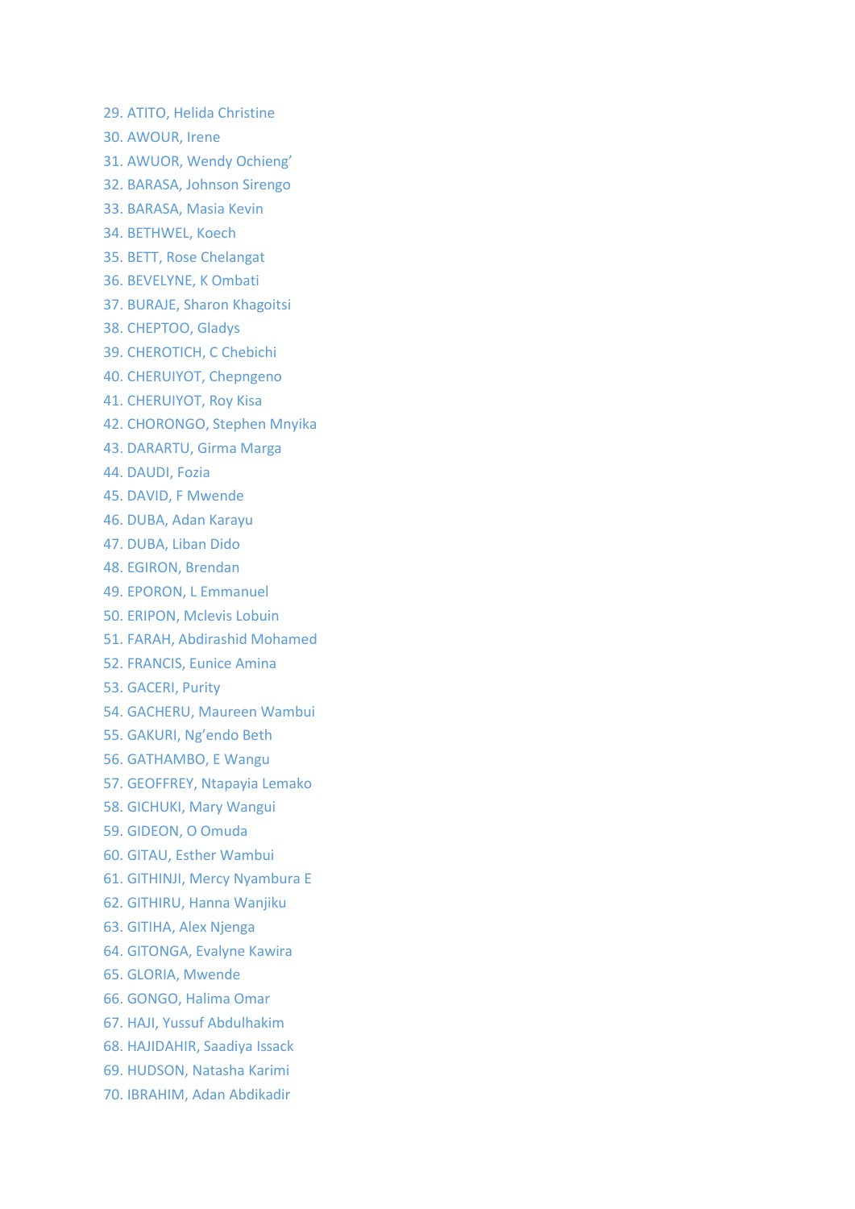29. ATITO, Helida Christine
30. AWOUR, Irene
31. AWUOR, Wendy Ochieng'
32. BARASA, Johnson Sirengo
33. BARASA, Masia Kevin
34. BETHWEL, Koech
35. BETT, Rose Chelangat
36. BEVELYNE, K Ombati
37. BURAJE, Sharon Khagoitsi
38. CHEPTOO, Gladys
39. CHEROTICH, C Chebichi
40. CHERUIYOT, Chepngeno
41. CHERUIYOT, Roy Kisa
42. CHORONGO, Stephen Mnyika
43. DARARTU, Girma Marga
44. DAUDI, Fozia
45. DAVID, F Mwende
46. DUBA, Adan Karayu
47. DUBA, Liban Dido
48. EGIRON, Brendan
49. EPORON, L Emmanuel
50. ERIPON, Mclevis Lobuin
51. FARAH, Abdirashid Mohamed
52. FRANCIS, Eunice Amina
53. GACERI, Purity
54. GACHERU, Maureen Wambui
55. GAKURI, Ng'endo Beth
56. GATHAMBO, E Wangu
57. GEOFFREY, Ntapayia Lemako
58. GICHUKI, Mary Wangui
59. GIDEON, O Omuda
60. GITAU, Esther Wambui
61. GITHINJI, Mercy Nyambura E
62. GITHIRU, Hanna Wanjiku
63. GITIHA, Alex Njenga
64. GITONGA, Evalyne Kawira
65. GLORIA, Mwende
66. GONGO, Halima Omar
67. HAJI, Yussuf Abdulhakim
68. HAJIDAHIR, Saadiya Issack
69. HUDSON, Natasha Karimi
70. IBRAHIM, Adan Abdikadir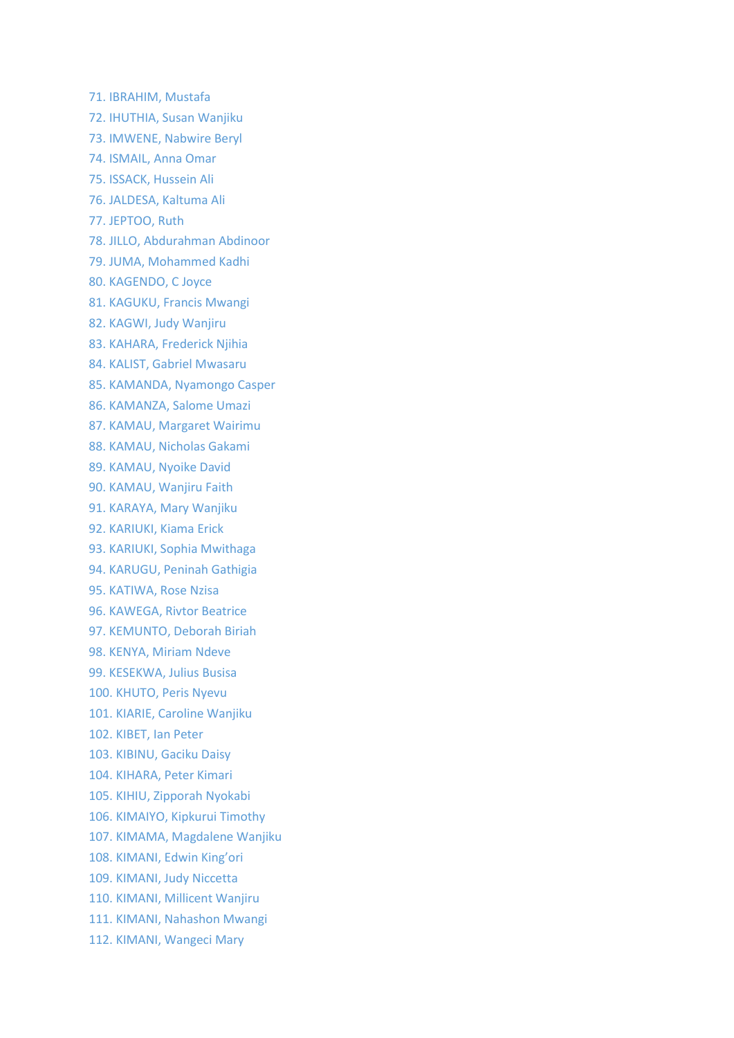71. IBRAHIM, Mustafa
72. IHUTHIA, Susan Wanjiku
73. IMWENE, Nabwire Beryl
74. ISMAIL, Anna Omar
75. ISSACK, Hussein Ali
76. JALDESA, Kaltuma Ali
77. JEPTOO, Ruth
78. JILLO, Abdurahman Abdinoor
79. JUMA, Mohammed Kadhi
80. KAGENDO, C Joyce
81. KAGUKU, Francis Mwangi
82. KAGWI, Judy Wanjiru
83. KAHARA, Frederick Njihia
84. KALIST, Gabriel Mwasaru
85. KAMANDA, Nyamongo Casper
86. KAMANZA, Salome Umazi
87. KAMAU, Margaret Wairimu
88. KAMAU, Nicholas Gakami
89. KAMAU, Nyoike David
90. KAMAU, Wanjiru Faith
91. KARAYA, Mary Wanjiku
92. KARIUKI, Kiama Erick
93. KARIUKI, Sophia Mwithaga
94. KARUGU, Peninah Gathigia
95. KATIWA, Rose Nzisa
96. KAWEGA, Rivtor Beatrice
97. KEMUNTO, Deborah Biriah
98. KENYA, Miriam Ndeve
99. KESEKWA, Julius Busisa
100. KHUTO, Peris Nyevu
101. KIARIE, Caroline Wanjiku
102. KIBET, Ian Peter
103. KIBINU, Gaciku Daisy
104. KIHARA, Peter Kimari
105. KIHIU, Zipporah Nyokabi
106. KIMAIYO, Kipkurui Timothy
107. KIMAMA, Magdalene Wanjiku
108. KIMANI, Edwin King'ori
109. KIMANI, Judy Niccetta
110. KIMANI, Millicent Wanjiru
111. KIMANI, Nahashon Mwangi
112. KIMANI, Wangeci Mary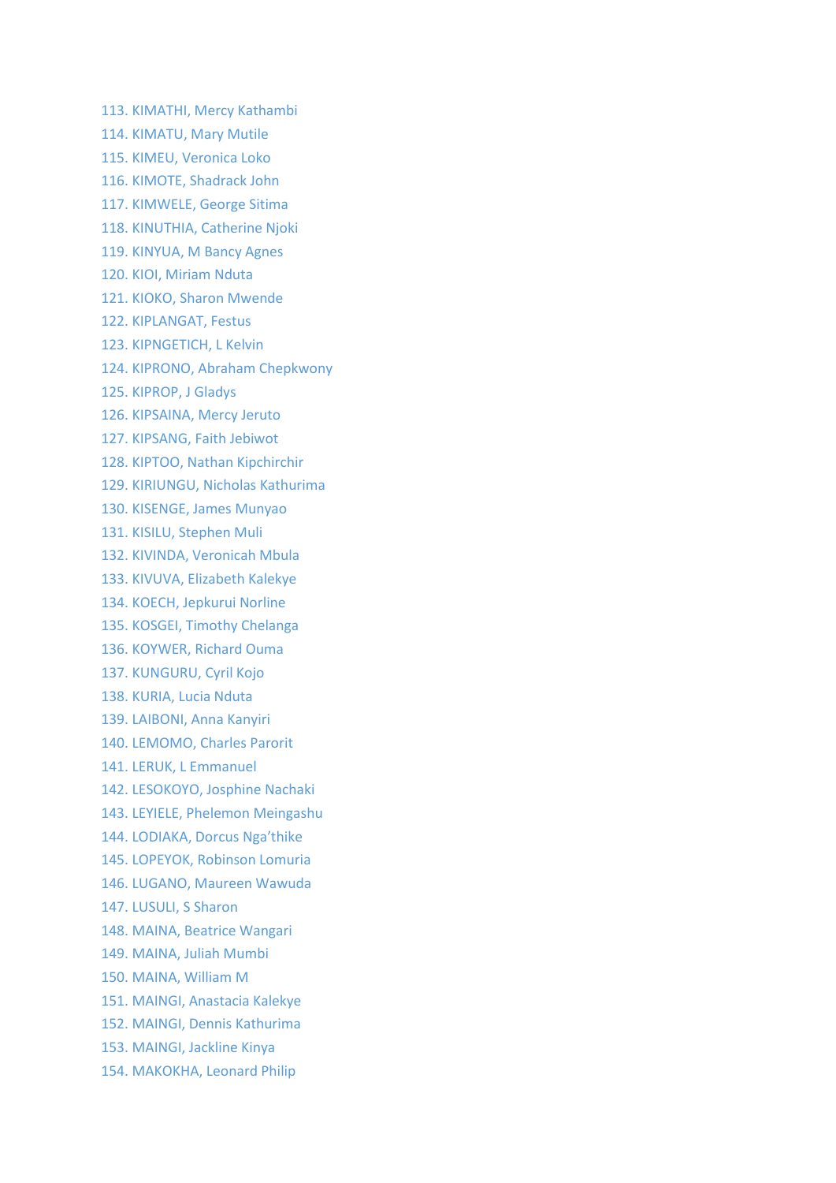113. KIMATHI, Mercy Kathambi
114. KIMATU, Mary Mutile
115. KIMEU, Veronica Loko
116. KIMOTE, Shadrack John
117. KIMWELE, George Sitima
118. KINUTHIA, Catherine Njoki
119. KINYUA, M Bancy Agnes
120. KIOI, Miriam Nduta
121. KIOKO, Sharon Mwende
122. KIPLANGAT, Festus
123. KIPNGETICH, L Kelvin
124. KIPRONO, Abraham Chepkwony
125. KIPROP, J Gladys
126. KIPSAINA, Mercy Jeruto
127. KIPSANG, Faith Jebiwot
128. KIPTOO, Nathan Kipchirchir
129. KIRIUNGU, Nicholas Kathurima
130. KISENGE, James Munyao
131. KISILU, Stephen Muli
132. KIVINDA, Veronicah Mbula
133. KIVUVA, Elizabeth Kalekye
134. KOECH, Jepkurui Norline
135. KOSGEI, Timothy Chelanga
136. KOYWER, Richard Ouma
137. KUNGURU, Cyril Kojo
138. KURIA, Lucia Nduta
139. LAIBONI, Anna Kanyiri
140. LEMOMO, Charles Parorit
141. LERUK, L Emmanuel
142. LESOKOYO, Josphine Nachaki
143. LEYIELE, Phelemon Meingashu
144. LODIAKA, Dorcus Nga'thike
145. LOPEYOK, Robinson Lomuria
146. LUGANO, Maureen Wawuda
147. LUSULI, S Sharon
148. MAINA, Beatrice Wangari
149. MAINA, Juliah Mumbi
150. MAINA, William M
151. MAINGI, Anastacia Kalekye
152. MAINGI, Dennis Kathurima
153. MAINGI, Jackline Kinya
154. MAKOKHA, Leonard Philip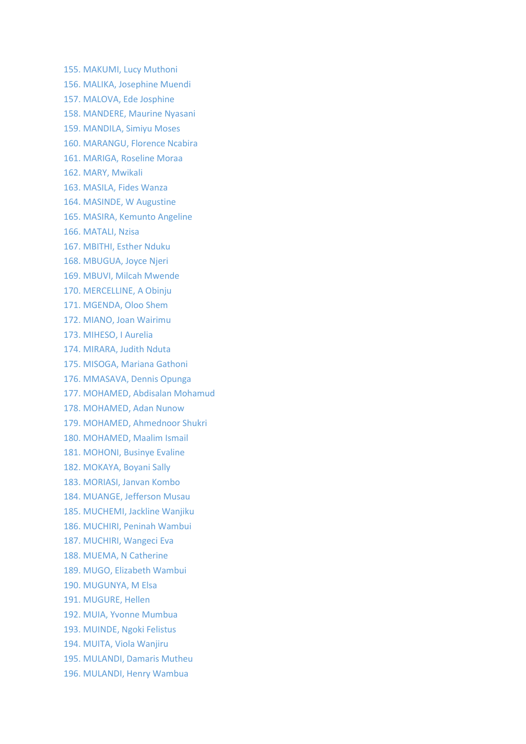155. MAKUMI, Lucy Muthoni
156. MALIKA, Josephine Muendi
157. MALOVA, Ede Josphine
158. MANDERE, Maurine Nyasani
159. MANDILA, Simiyu Moses
160. MARANGU, Florence Ncabira
161. MARIGA, Roseline Moraa
162. MARY, Mwikali
163. MASILA, Fides Wanza
164. MASINDE, W Augustine
165. MASIRA, Kemunto Angeline
166. MATALI, Nzisa
167. MBITHI, Esther Nduku
168. MBUGUA, Joyce Njeri
169. MBUVI, Milcah Mwende
170. MERCELLINE, A Obinju
171. MGENDA, Oloo Shem
172. MIANO, Joan Wairimu
173. MIHESO, I Aurelia
174. MIRARA, Judith Nduta
175. MISOGA, Mariana Gathoni
176. MMASAVA, Dennis Opunga
177. MOHAMED, Abdisalan Mohamud
178. MOHAMED, Adan Nunow
179. MOHAMED, Ahmednoor Shukri
180. MOHAMED, Maalim Ismail
181. MOHONI, Businye Evaline
182. MOKAYA, Boyani Sally
183. MORIASI, Janvan Kombo
184. MUANGE, Jefferson Musau
185. MUCHEMI, Jackline Wanjiku
186. MUCHIRI, Peninah Wambui
187. MUCHIRI, Wangeci Eva
188. MUEMA, N Catherine
189. MUGO, Elizabeth Wambui
190. MUGUNYA, M Elsa
191. MUGURE, Hellen
192. MUIA, Yvonne Mumbua
193. MUINDE, Ngoki Felistus
194. MUITA, Viola Wanjiru
195. MULANDI, Damaris Mutheu
196. MULANDI, Henry Wambua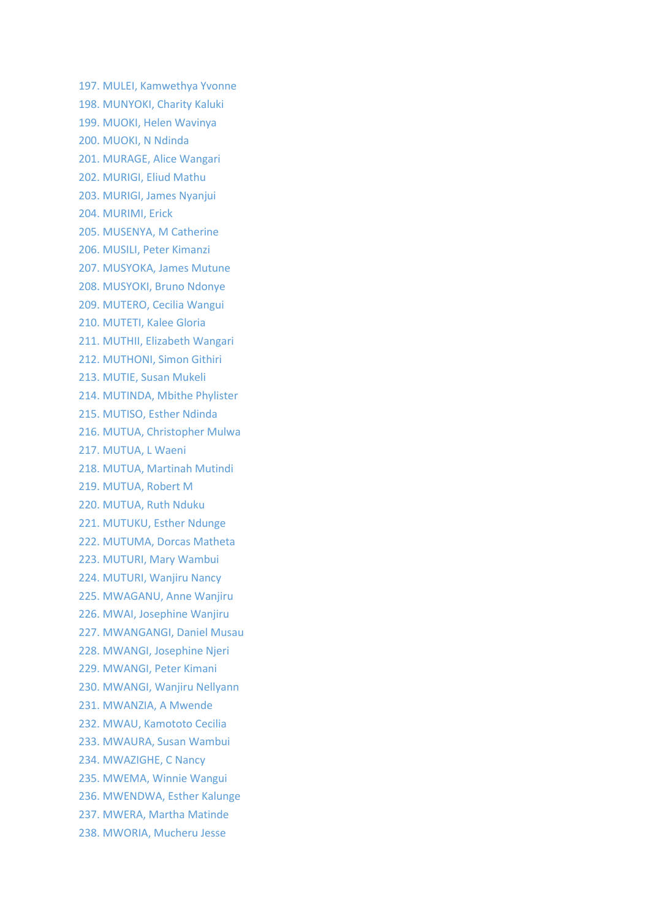197. MULEI, Kamwethya Yvonne
198. MUNYOKI, Charity Kaluki
199. MUOKI, Helen Wavinya
200. MUOKI, N Ndinda
201. MURAGE, Alice Wangari
202. MURIGI, Eliud Mathu
203. MURIGI, James Nyanjui
204. MURIMI, Erick
205. MUSENYA, M Catherine
206. MUSILI, Peter Kimanzi
207. MUSYOKA, James Mutune
208. MUSYOKI, Bruno Ndonye
209. MUTERO, Cecilia Wangui
210. MUTETI, Kalee Gloria
211. MUTHII, Elizabeth Wangari
212. MUTHONI, Simon Githiri
213. MUTIE, Susan Mukeli
214. MUTINDA, Mbithe Phylister
215. MUTISO, Esther Ndinda
216. MUTUA, Christopher Mulwa
217. MUTUA, L Waeni
218. MUTUA, Martinah Mutindi
219. MUTUA, Robert M
220. MUTUA, Ruth Nduku
221. MUTUKU, Esther Ndunge
222. MUTUMA, Dorcas Matheta
223. MUTURI, Mary Wambui
224. MUTURI, Wanjiru Nancy
225. MWAGANU, Anne Wanjiru
226. MWAI, Josephine Wanjiru
227. MWANGANGI, Daniel Musau
228. MWANGI, Josephine Njeri
229. MWANGI, Peter Kimani
230. MWANGI, Wanjiru Nellyann
231. MWANZIA, A Mwende
232. MWAU, Kamototo Cecilia
233. MWAURA, Susan Wambui
234. MWAZIGHE, C Nancy
235. MWEMA, Winnie Wangui
236. MWENDWA, Esther Kalunge
237. MWERA, Martha Matinde
238. MWORIA, Mucheru Jesse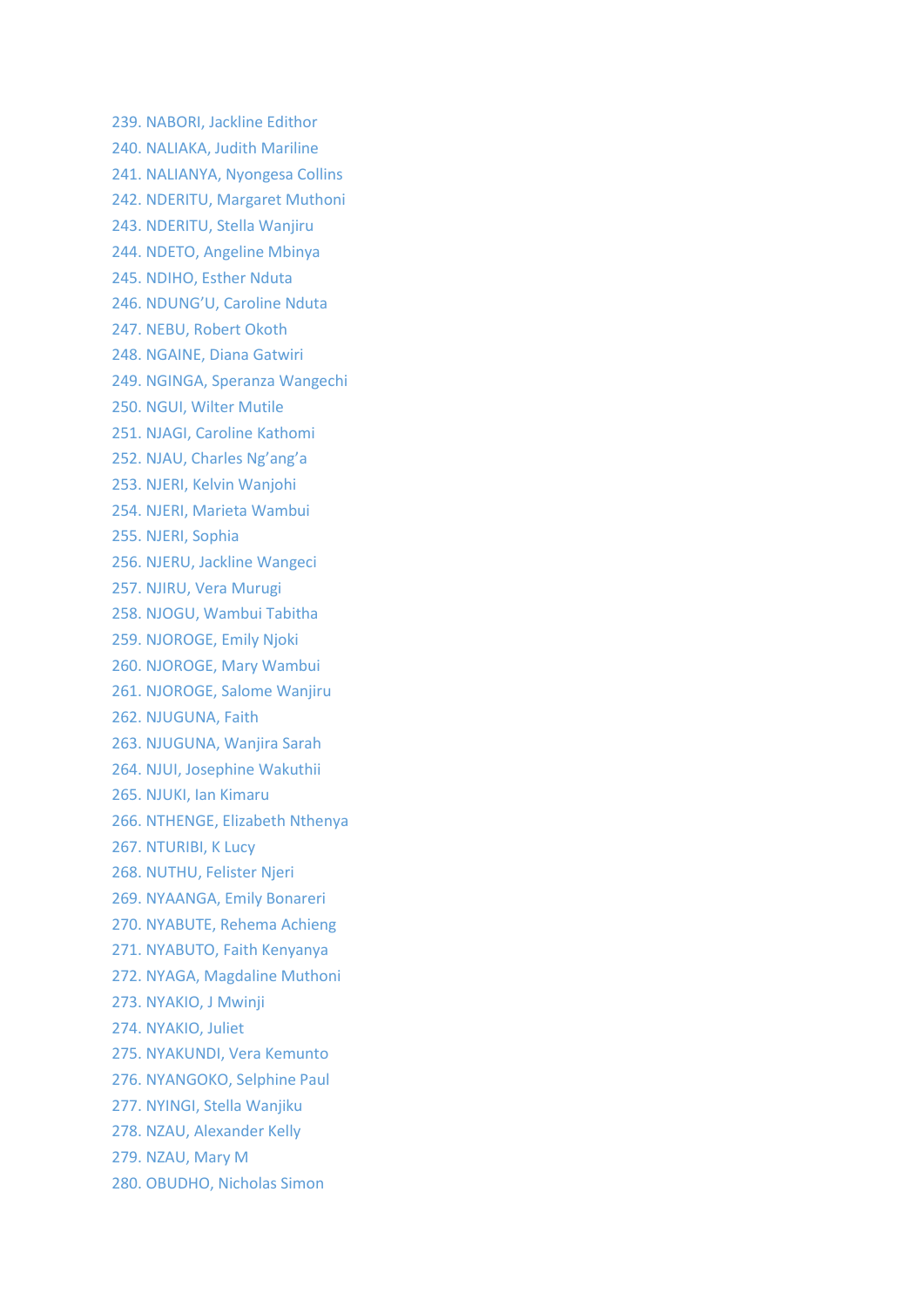239. NABORI, Jackline Edithor
240. NALIAKA, Judith Mariline
241. NALIANYA, Nyongesa Collins
242. NDERITU, Margaret Muthoni
243. NDERITU, Stella Wanjiru
244. NDETO, Angeline Mbinya
245. NDIHO, Esther Nduta
246. NDUNG'U, Caroline Nduta
247. NEBU, Robert Okoth
248. NGAINE, Diana Gatwiri
249. NGINGA, Speranza Wangechi
250. NGUI, Wilter Mutile
251. NJAGI, Caroline Kathomi
252. NJAU, Charles Ng'ang'a
253. NJERI, Kelvin Wanjohi
254. NJERI, Marieta Wambui
255. NJERI, Sophia
256. NJERU, Jackline Wangeci
257. NJIRU, Vera Murugi
258. NJOGU, Wambui Tabitha
259. NJOROGE, Emily Njoki
260. NJOROGE, Mary Wambui
261. NJOROGE, Salome Wanjiru
262. NJUGUNA, Faith
263. NJUGUNA, Wanjira Sarah
264. NJUI, Josephine Wakuthii
265. NJUKI, Ian Kimaru
266. NTHENGE, Elizabeth Nthenya
267. NTURIBI, K Lucy
268. NUTHU, Felister Njeri
269. NYAANGA, Emily Bonareri
270. NYABUTE, Rehema Achieng
271. NYABUTO, Faith Kenyanya
272. NYAGA, Magdaline Muthoni
273. NYAKIO, J Mwinji
274. NYAKIO, Juliet
275. NYAKUNDI, Vera Kemunto
276. NYANGOKO, Selphine Paul
277. NYINGI, Stella Wanjiku
278. NZAU, Alexander Kelly
279. NZAU, Mary M
280. OBUDHO, Nicholas Simon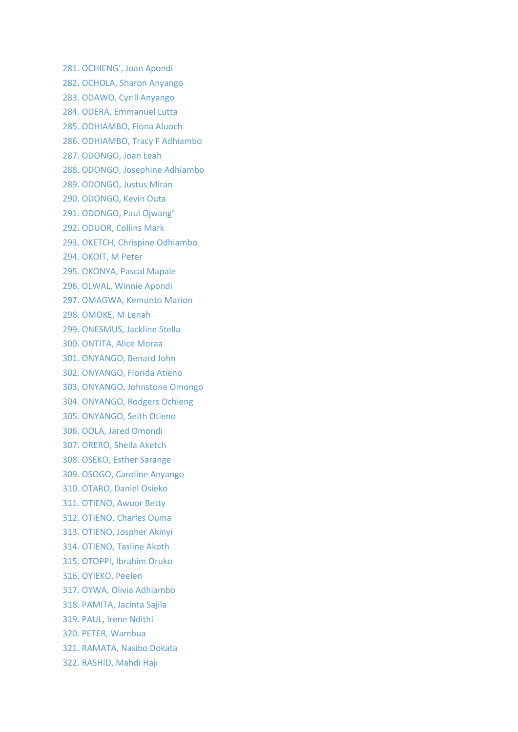281. OCHIENG’, Joan Apondi
282. OCHOLA, Sharon Anyango
283. ODAWO, Cyrill Anyango
284. ODERA, Emmanuel Lutta
285. ODHIAMBO, Fiona Aluoch
286. ODHIAMBO, Tracy F Adhiambo
287. ODONGO, Joan Leah
288. ODONGO, Josephine Adhiambo
289. ODONGO, Justus Miran
290. ODONGO, Kevin Outa
291. ODONGO, Paul Ojwang’
292. ODUOR, Collins Mark
293. OKETCH, Chrispine Odhiambo
294. OKOIT, M Peter
295. OKONYA, Pascal Mapale
296. OLWAL, Winnie Apondi
297. OMAGWA, Kemunto Marion
298. OMOKE, M Lenah
299. ONESMUS, Jackline Stella
300. ONTITA, Alice Moraa
301. ONYANGO, Benard John
302. ONYANGO, Florida Atieno
303. ONYANGO, Johnstone Omongo
304. ONYANGO, Rodgers Ochieng
305. ONYANGO, Seith Otieno
306. OOLA, Jared Omondi
307. ORERO, Sheila Aketch
308. OSEKO, Esther Sarange
309. OSOGO, Caroline Anyango
310. OTARO, Daniel Osieko
311. OTIENO, Awuor Betty
312. OTIENO, Charles Ouma
313. OTIENO, Jospher Akinyi
314. OTIENO, Tasline Akoth
315. OTOPPI, Ibrahim Oruko
316. OYIEKO, Peelen
317. OYWA, Olivia Adhiambo
318. PAMITA, Jacinta Sajila
319. PAUL, Irene Ndithi
320. PETER, Wambua
321. RAMATA, Nasibo Dokata
322. RASHID, Mahdi Haji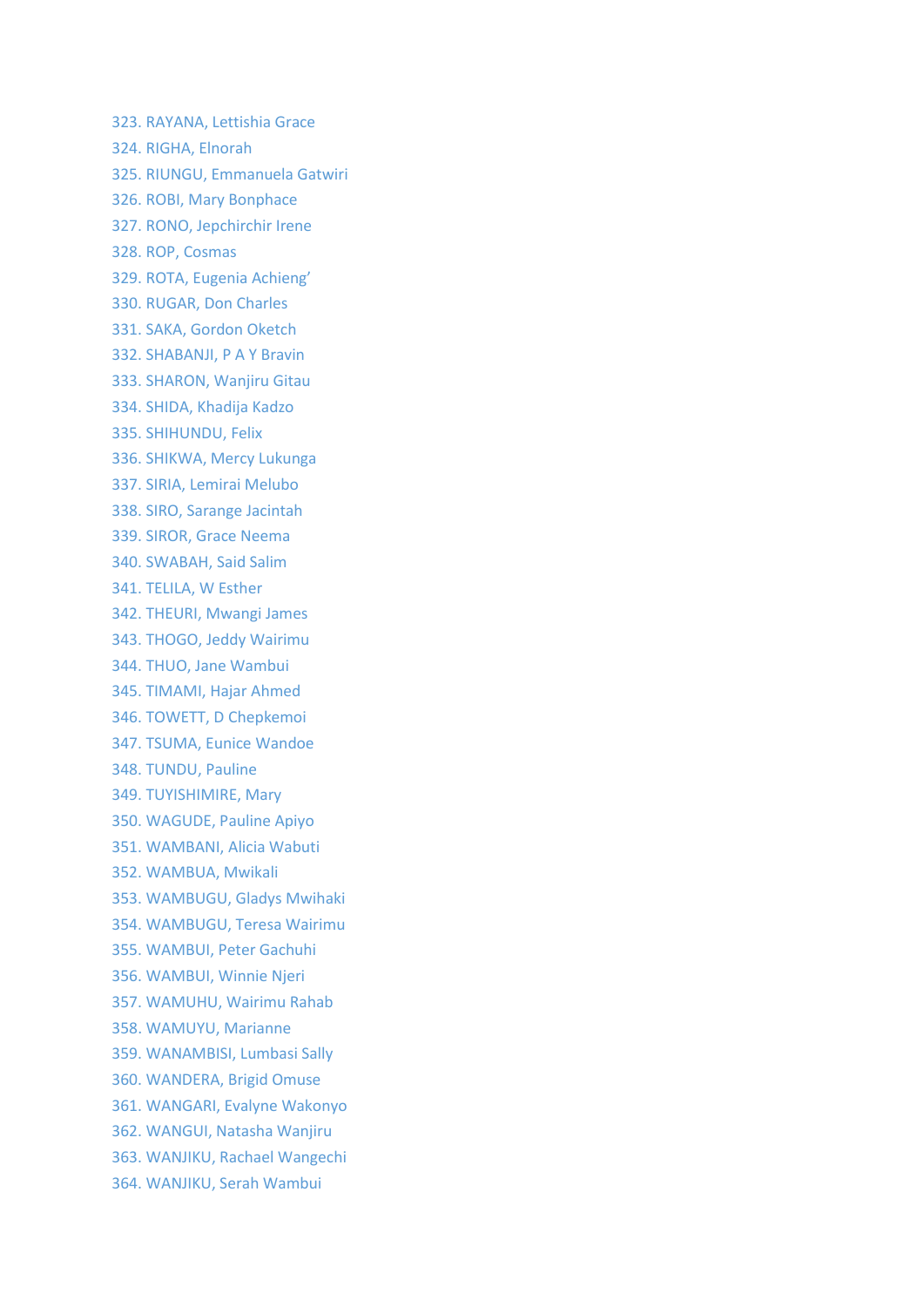323. RAYANA, Lettishia Grace
324. RIGHA, Elnorah
325. RIUNGU, Emmanuela Gatwiri
326. ROBI, Mary Bonphace
327. RONO, Jepchirchir Irene
328. ROP, Cosmas
329. ROTA, Eugenia Achieng'
330. RUGAR, Don Charles
331. SAKA, Gordon Oketch
332. SHABANJI, P A Y Bravin
333. SHARON, Wanjiru Gitau
334. SHIDA, Khadija Kadzo
335. SHIHUNDU, Felix
336. SHIKWA, Mercy Lukunga
337. SIRIA, Lemirai Melubo
338. SIRO, Sarange Jacintah
339. SIROR, Grace Neema
340. SWABAH, Said Salim
341. TELILA, W Esther
342. THEURI, Mwangi James
343. THOGO, Jeddy Wairimu
344. THUO, Jane Wambui
345. TIMAMI, Hajar Ahmed
346. TOWETT, D Chepkemoi
347. TSUMA, Eunice Wandoe
348. TUNDU, Pauline
349. TUYISHIMIRE, Mary
350. WAGUDE, Pauline Apiyo
351. WAMBANI, Alicia Wabuti
352. WAMBUA, Mwikali
353. WAMBUGU, Gladys Mwihaki
354. WAMBUGU, Teresa Wairimu
355. WAMBUI, Peter Gachuhi
356. WAMBUI, Winnie Njeri
357. WAMUHU, Wairimu Rahab
358. WAMUYU, Marianne
359. WANAMBISI, Lumbasi Sally
360. WANDERA, Brigid Omuse
361. WANGARI, Evalyne Wakonyo
362. WANGUI, Natasha Wanjiru
363. WANJIKU, Rachael Wangechi
364. WANJIKU, Serah Wambui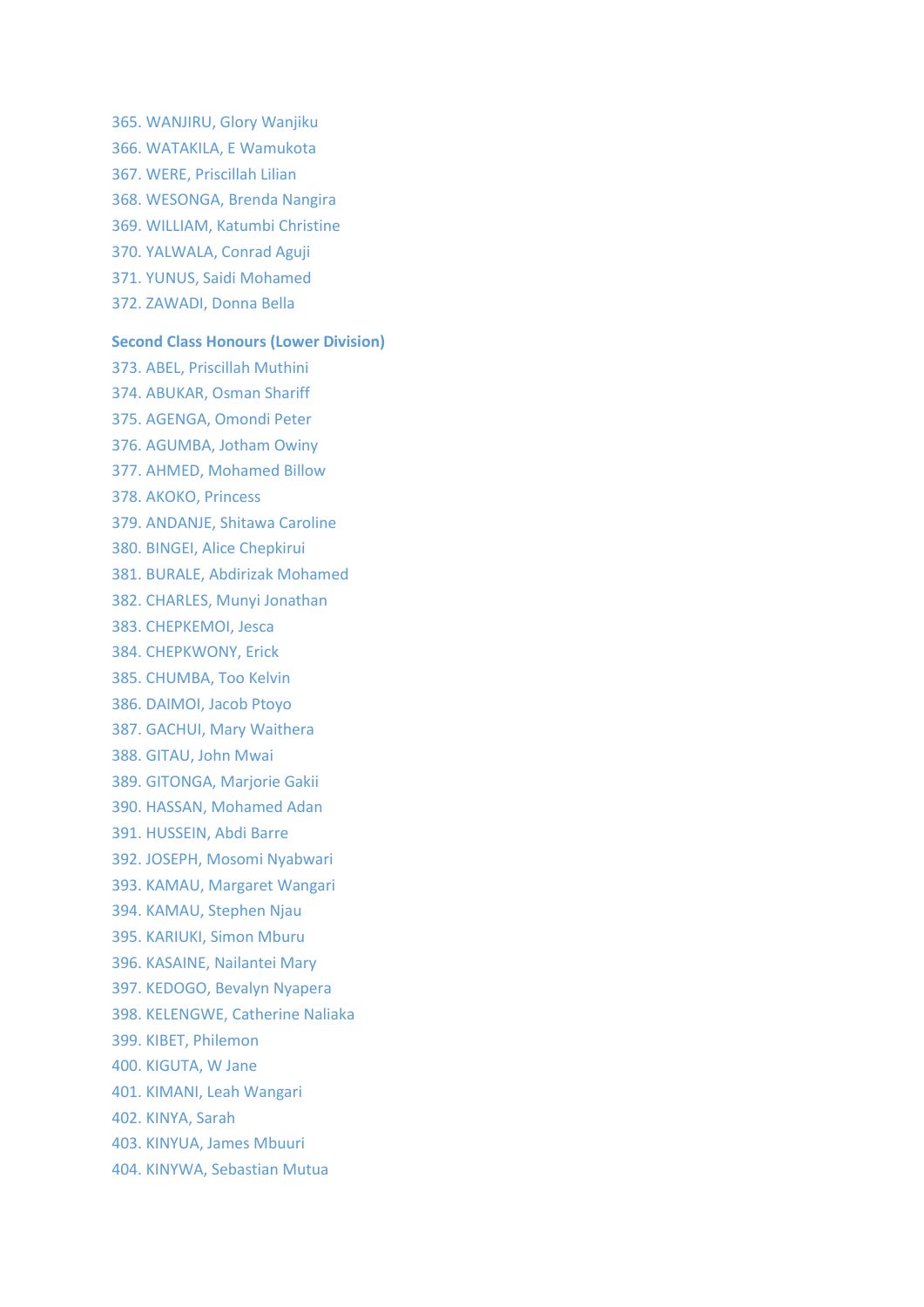365. WANJIRU, Glory Wanjiku
366. WATAKILA, E Wamukota
367. WERE, Priscillah Lilian
368. WESONGA, Brenda Nangira
369. WILLIAM, Katumbi Christine
370. YALWALA, Conrad Aguji
371. YUNUS, Saidi Mohamed
372. ZAWADI, Donna Bella

**Second Class Honours (Lower Division)**

373. ABEL, Priscillah Muthini
374. ABUKAR, Osman Shariff
375. AGENGA, Omondi Peter
376. AGUMBA, Jotham Owiny
377. AHMED, Mohamed Billow
378. AKOKO, Princess
379. ANDANJE, Shitawa Caroline
380. BINGEI, Alice Chepkirui
381. BURALE, Abdirizak Mohamed
382. CHARLES, Munyi Jonathan
383. CHEPKEMOI, Jesca
384. CHEPKWONY, Erick
385. CHUMBA, Too Kelvin
386. DAIMOI, Jacob Ptoyo
387. GACHUI, Mary Waithera
388. GITAU, John Mwai
389. GITONGA, Marjorie Gakii
390. HASSAN, Mohamed Adan
391. HUSSEIN, Abdi Barre
392. JOSEPH, Mosomi Nyabwari
393. KAMAU, Margaret Wangari
394. KAMAU, Stephen Njau
395. KARIUKI, Simon Mburu
396. KASAINE, Nailantei Mary
397. KEDOGO, Bevalyn Nyapera
398. KELENGWE, Catherine Naliaka
399. KIBET, Philemon
400. KIGUTA, W Jane
401. KIMANI, Leah Wangari
402. KINYA, Sarah
403. KINYUA, James Mbuuri
404. KINYWA, Sebastian Mutua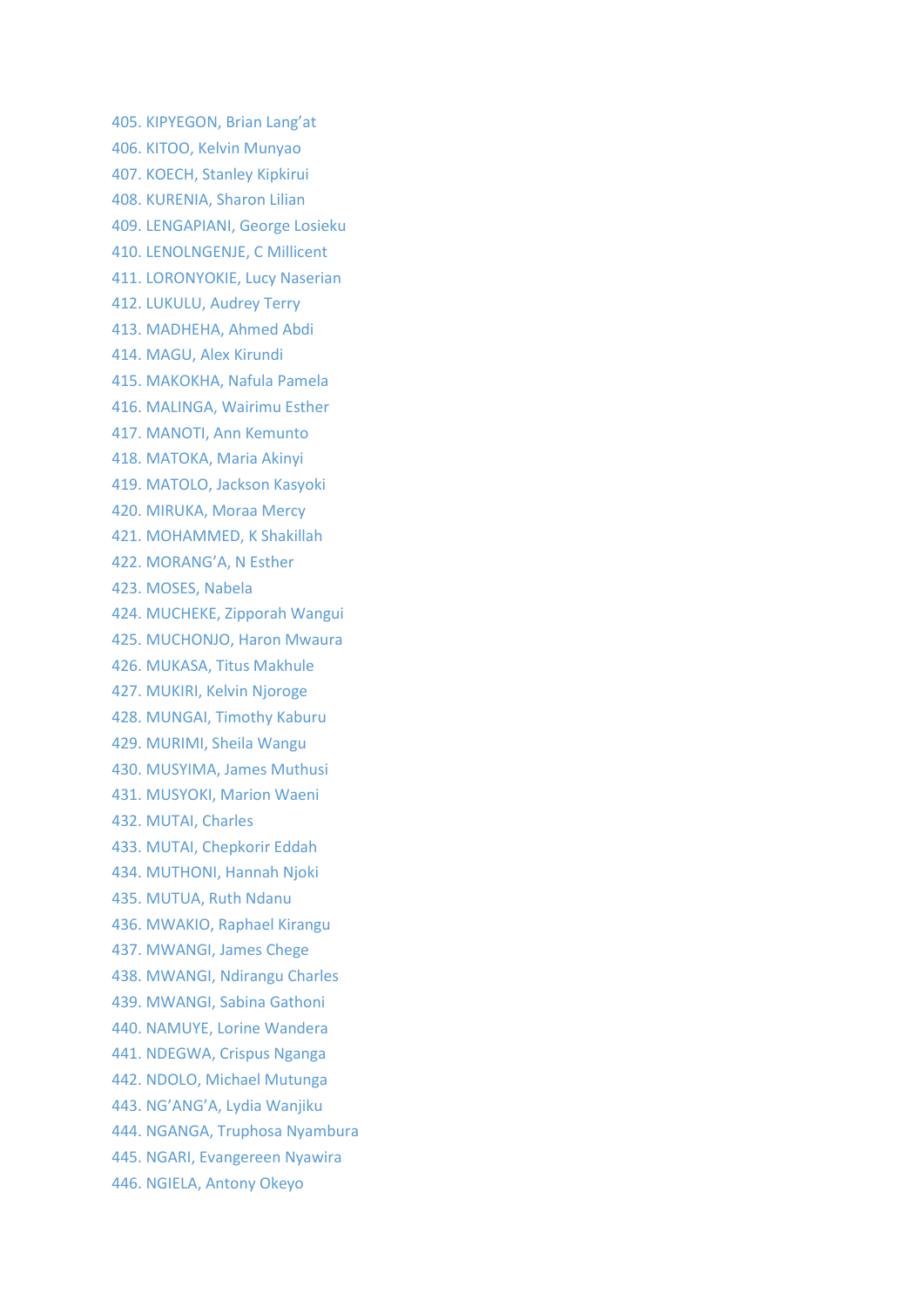405. KIPYEGON, Brian Lang’at
406. KITOO, Kelvin Munyao
407. KOECH, Stanley Kipkirui
408. KURENIA, Sharon Lilian
409. LENGAPIANI, George Losieku
410. LENOLNGENJE, C Millicent
411. LORONYOKIE, Lucy Naserian
412. LUKULU, Audrey Terry
413. MADHEHA, Ahmed Abdi
414. MAGU, Alex Kirundi
415. MAKOKHA, Nafula Pamela
416. MALINGA, Wairimu Esther
417. MANOTI, Ann Kemunto
418. MATOKA, Maria Akinyi
419. MATOLO, Jackson Kasyoki
420. MIRUKA, Moraa Mercy
421. MOHAMMED, K Shakillah
422. MORANG’A, N Esther
423. MOSES, Nabela
424. MUCHEKE, Zipporah Wangui
425. MUCHONJO, Haron Mwaura
426. MUKASA, Titus Makhule
427. MUKIRI, Kelvin Njoroge
428. MUNGAI, Timothy Kaburu
429. MURIMI, Sheila Wangu
430. MUSYIMA, James Muthusi
431. MUSYOKI, Marion Waeni
432. MUTAI, Charles
433. MUTAI, Chepkorir Eddah
434. MUTHONI, Hannah Njoki
435. MUTUA, Ruth Ndanu
436. MWAKIO, Raphael Kirangu
437. MWANGI, James Chege
438. MWANGI, Ndirangu Charles
439. MWANGI, Sabina Gathoni
440. NAMUYE, Lorine Wandera
441. NDEGWA, Crispus Nganga
442. NDOLO, Michael Mutunga
443. NG’ANG’A, Lydia Wanjiku
444. NGANGA, Truphosa Nyambura
445. NGARI, Evangereen Nyawira
446. NGIELA, Antony Okeyo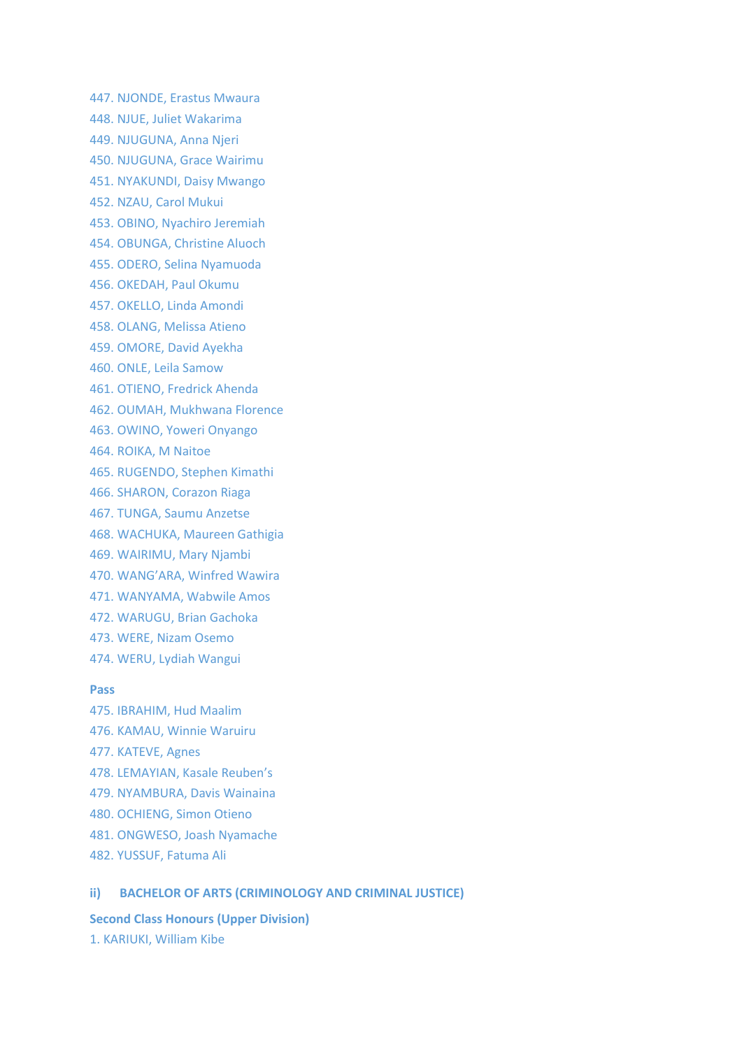447. NJONDE, Erastus Mwaura
448. NJUE, Juliet Wakarima
449. NJUGUNA, Anna Njeri
450. NJUGUNA, Grace Wairimu
451. NYAKUNDI, Daisy Mwango
452. NZAU, Carol Mukui
453. OBINO, Nyachiro Jeremiah
454. OBUNGA, Christine Aluoch
455. ODERO, Selina Nyamuoda
456. OKEDAH, Paul Okumu
457. OKELLO, Linda Amondi
458. OLANG, Melissa Atieno
459. OMORE, David Ayekha
460. ONLE, Leila Samow
461. OTIENO, Fredrick Ahenda
462. OUMAH, Mukhwana Florence
463. OWINO, Yoweri Onyango
464. ROIKA, M Naitoe
465. RUGENDO, Stephen Kimathi
466. SHARON, Corazon Riaga
467. TUNGA, Saumu Anzetse
468. WACHUKA, Maureen Gathigia
469. WAIRIMU, Mary Njambi
470. WANG'ARA, Winfred Wawira
471. WANYAMA, Wabwile Amos
472. WARUGU, Brian Gachoka
473. WERE, Nizam Osemo
474. WERU, Lydiah Wangui

**Pass**

475. IBRAHIM, Hud Maalim
476. KAMAU, Winnie Waruiru
477. KATEVE, Agnes
478. LEMAYIAN, Kasale Reuben's
479. NYAMBURA, Davis Wainaina
480. OCHIENG, Simon Otieno
481. ONGWESO, Joash Nyamache
482. YUSSUF, Fatuma Ali

### ii) BACHELOR OF ARTS (CRIMINOLOGY AND CRIMINAL JUSTICE)

**Second Class Honours (Upper Division)**

1. KARIUKI, William Kibe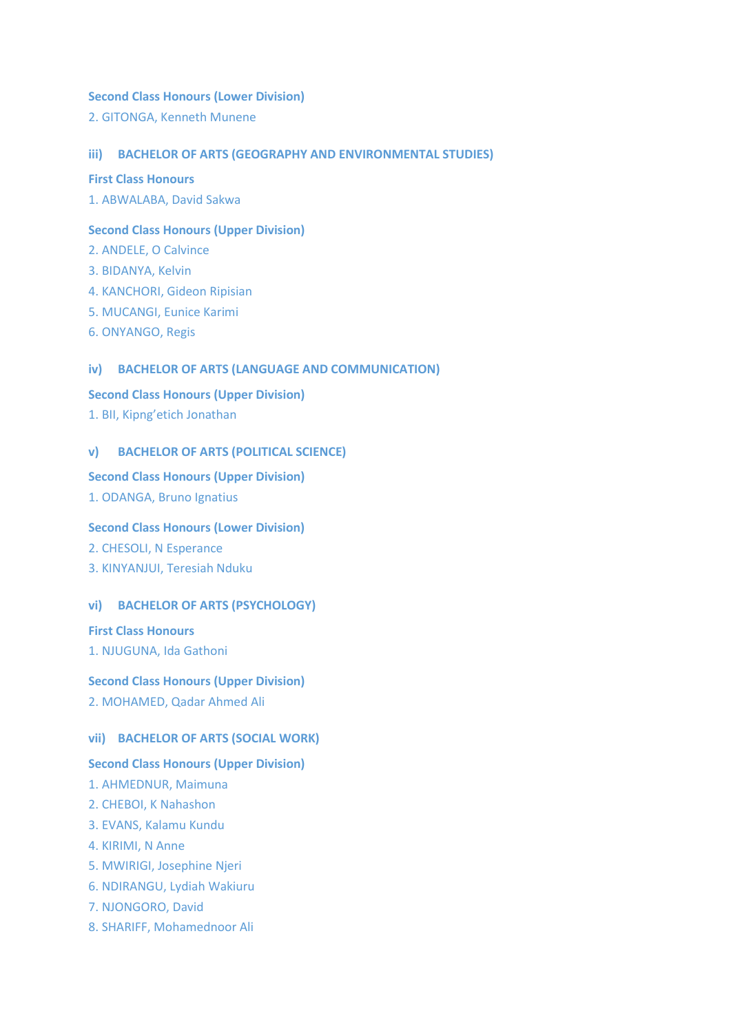#### Second Class Honours (Lower Division)

2. GITONGA, Kenneth Munene

### iii) BACHELOR OF ARTS (GEOGRAPHY AND ENVIRONMENTAL STUDIES)

#### First Class Honours

1. ABWALABA, David Sakwa

#### Second Class Honours (Upper Division)

2. ANDELE, O Calvince
3. BIDANYA, Kelvin
4. KANCHORI, Gideon Ripisian
5. MUCANGI, Eunice Karimi
6. ONYANGO, Regis

### iv) BACHELOR OF ARTS (LANGUAGE AND COMMUNICATION)

#### Second Class Honours (Upper Division)

1. BII, Kipng'etich Jonathan

### v) BACHELOR OF ARTS (POLITICAL SCIENCE)

#### Second Class Honours (Upper Division)

1. ODANGA, Bruno Ignatius

#### Second Class Honours (Lower Division)

2. CHESOLI, N Esperance
3. KINYANJUI, Teresiah Nduku

### vi) BACHELOR OF ARTS (PSYCHOLOGY)

#### First Class Honours

1. NJUGUNA, Ida Gathoni

#### Second Class Honours (Upper Division)

2. MOHAMED, Qadar Ahmed Ali

### vii) BACHELOR OF ARTS (SOCIAL WORK)

#### Second Class Honours (Upper Division)

1. AHMEDNUR, Maimuna
2. CHEBOI, K Nahashon
3. EVANS, Kalamu Kundu
4. KIRIMI, N Anne
5. MWIRIGI, Josephine Njeri
6. NDIRANGU, Lydiah Wakiuru
7. NJONGORO, David
8. SHARIFF, Mohamednoor Ali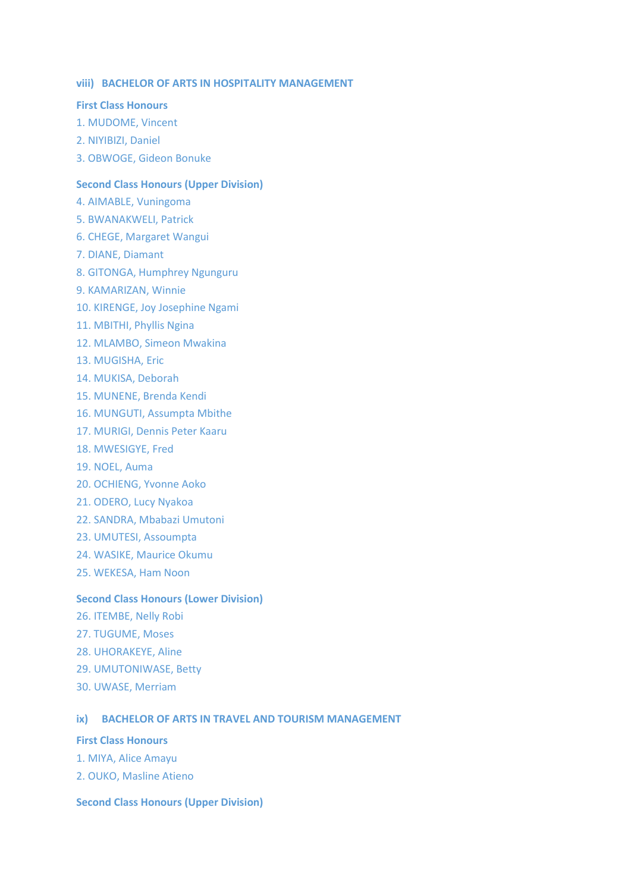### viii) BACHELOR OF ARTS IN HOSPITALITY MANAGEMENT

**First Class Honours**

1. MUDOME, Vincent
2. NIYIBIZI, Daniel
3. OBWOGE, Gideon Bonuke

**Second Class Honours (Upper Division)**

4. AIMABLE, Vuningoma
5. BWANAKWELI, Patrick
6. CHEGE, Margaret Wangui
7. DIANE, Diamant
8. GITONGA, Humphrey Ngunguru
9. KAMARIZAN, Winnie
10. KIRENGE, Joy Josephine Ngami
11. MBITHI, Phyllis Ngina
12. MLAMBO, Simeon Mwakina
13. MUGISHA, Eric
14. MUKISA, Deborah
15. MUNENE, Brenda Kendi
16. MUNGUTI, Assumpta Mbithe
17. MURIGI, Dennis Peter Kaaru
18. MWESIGYE, Fred
19. NOEL, Auma
20. OCHIENG, Yvonne Aoko
21. ODERO, Lucy Nyakoa
22. SANDRA, Mbabazi Umutoni
23. UMUTESI, Assoumpta
24. WASIKE, Maurice Okumu
25. WEKESA, Ham Noon

**Second Class Honours (Lower Division)**

26. ITEMBE, Nelly Robi
27. TUGUME, Moses
28. UHORAKEYE, Aline
29. UMUTONIWASE, Betty
30. UWASE, Merriam

### ix) BACHELOR OF ARTS IN TRAVEL AND TOURISM MANAGEMENT

**First Class Honours**

1. MIYA, Alice Amayu
2. OUKO, Masline Atieno

**Second Class Honours (Upper Division)**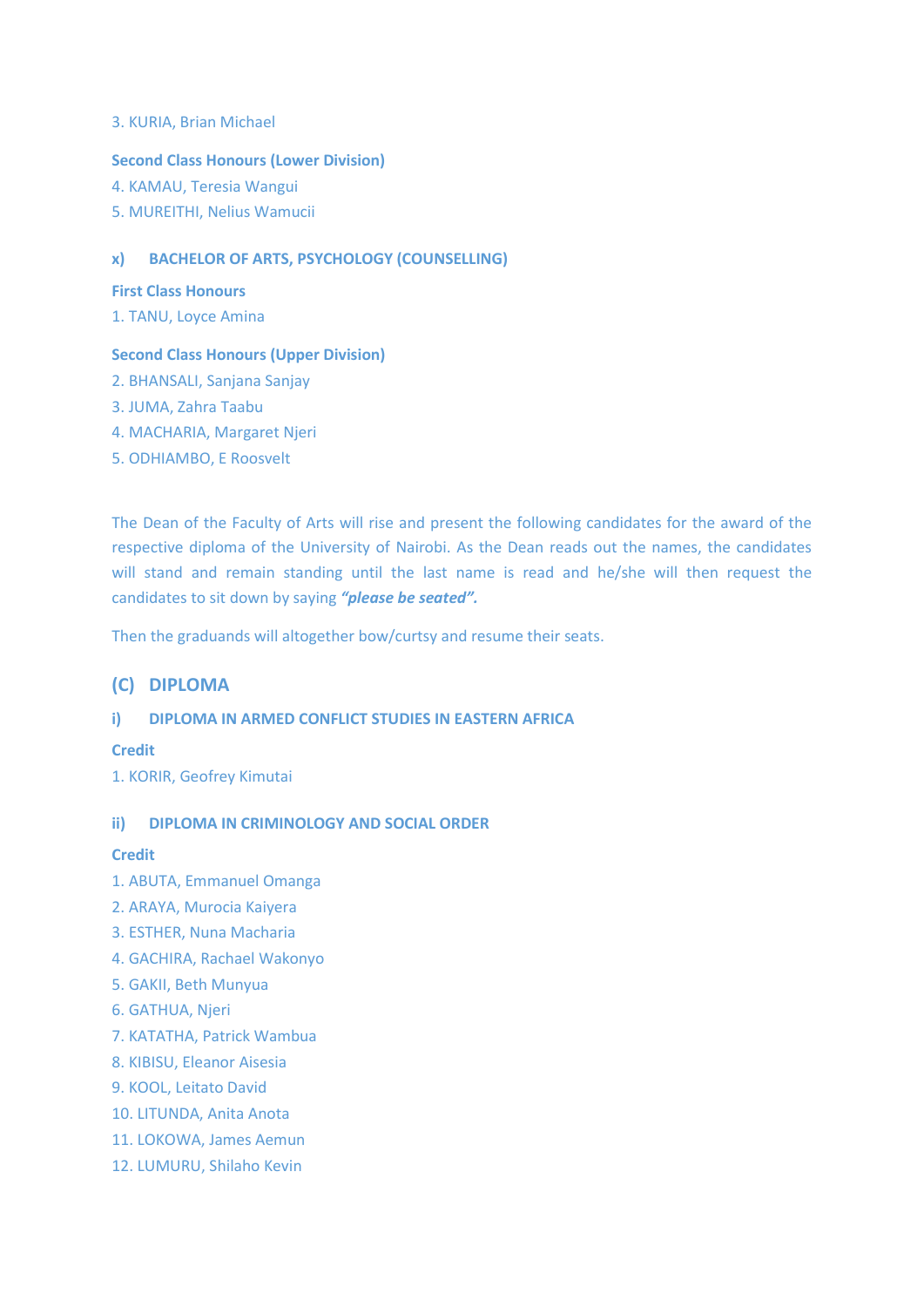3. KURIA, Brian Michael

**Second Class Honours (Lower Division)**

4. KAMAU, Teresia Wangui
5. MUREITHI, Nelius Wamucii

### x) BACHELOR OF ARTS, PSYCHOLOGY (COUNSELLING)

**First Class Honours**

1. TANU, Loyce Amina

**Second Class Honours (Upper Division)**

2. BHANSALI, Sanjana Sanjay
3. JUMA, Zahra Taabu
4. MACHARIA, Margaret Njeri
5. ODHIAMBO, E Roosvelt

The Dean of the Faculty of Arts will rise and present the following candidates for the award of the respective diploma of the University of Nairobi. As the Dean reads out the names, the candidates will stand and remain standing until the last name is read and he/she will then request the candidates to sit down by saying ***"please be seated".***

Then the graduands will altogether bow/curtsy and resume their seats.

## (C) DIPLOMA

### i) DIPLOMA IN ARMED CONFLICT STUDIES IN EASTERN AFRICA

**Credit**

1. KORIR, Geofrey Kimutai

### ii) DIPLOMA IN CRIMINOLOGY AND SOCIAL ORDER

**Credit**

1. ABUTA, Emmanuel Omanga
2. ARAYA, Murocia Kaiyera
3. ESTHER, Nuna Macharia
4. GACHIRA, Rachael Wakonyo
5. GAKII, Beth Munyua
6. GATHUA, Njeri
7. KATATHA, Patrick Wambua
8. KIBISU, Eleanor Aisesia
9. KOOL, Leitato David
10. LITUNDA, Anita Anota
11. LOKOWA, James Aemun
12. LUMURU, Shilaho Kevin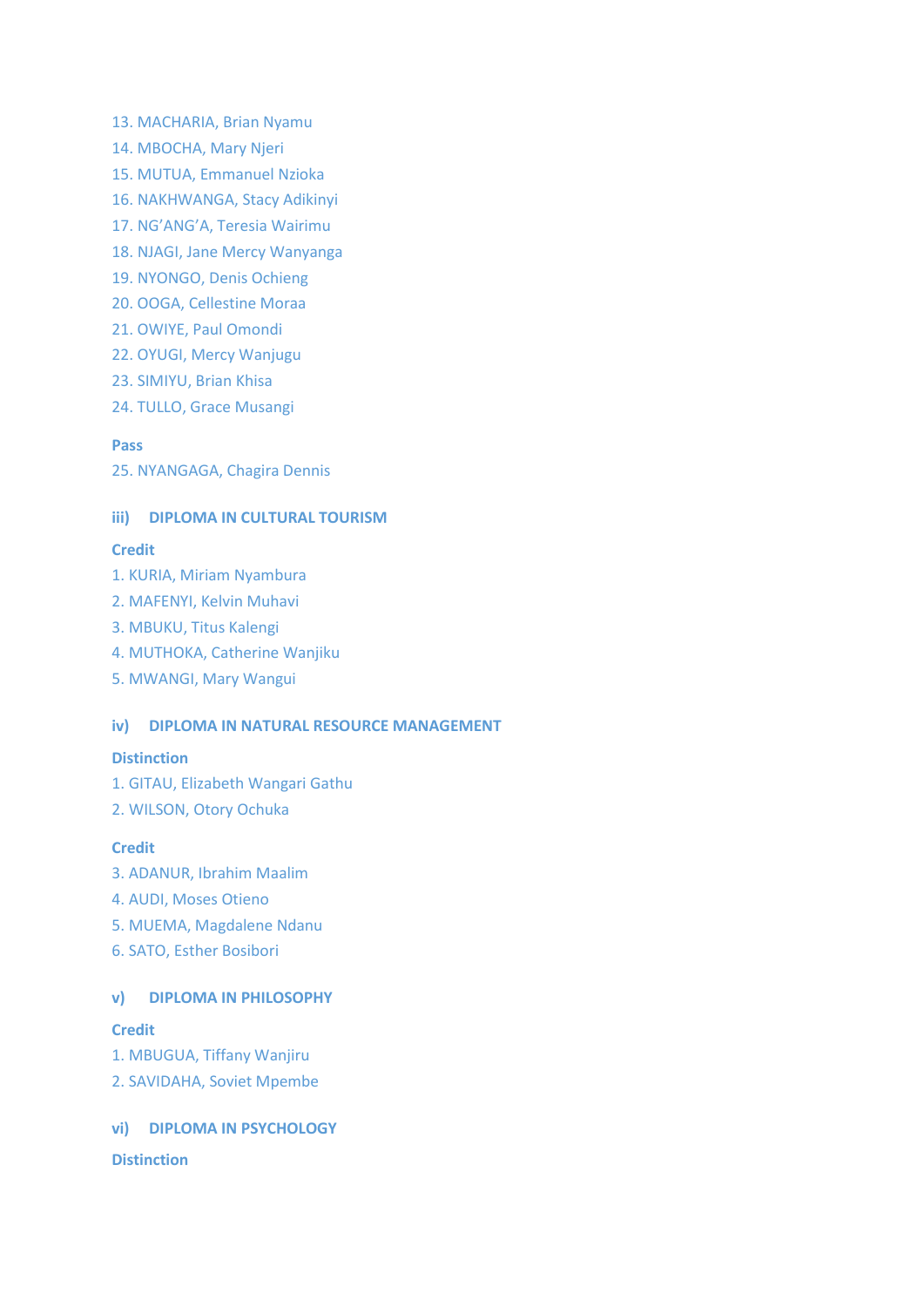13. MACHARIA, Brian Nyamu
14. MBOCHA, Mary Njeri
15. MUTUA, Emmanuel Nzioka
16. NAKHWANGA, Stacy Adikinyi
17. NG'ANG'A, Teresia Wairimu
18. NJAGI, Jane Mercy Wanyanga
19. NYONGO, Denis Ochieng
20. OOGA, Cellestine Moraa
21. OWIYE, Paul Omondi
22. OYUGI, Mercy Wanjugu
23. SIMIYU, Brian Khisa
24. TULLO, Grace Musangi

**Pass**

25. NYANGAGA, Chagira Dennis

### iii) DIPLOMA IN CULTURAL TOURISM

**Credit**

1. KURIA, Miriam Nyambura
2. MAFENYI, Kelvin Muhavi
3. MBUKU, Titus Kalengi
4. MUTHOKA, Catherine Wanjiku
5. MWANGI, Mary Wangui

### iv) DIPLOMA IN NATURAL RESOURCE MANAGEMENT

**Distinction**

1. GITAU, Elizabeth Wangari Gathu
2. WILSON, Otory Ochuka

**Credit**

3. ADANUR, Ibrahim Maalim
4. AUDI, Moses Otieno
5. MUEMA, Magdalene Ndanu
6. SATO, Esther Bosibori

### v) DIPLOMA IN PHILOSOPHY

**Credit**

1. MBUGUA, Tiffany Wanjiru
2. SAVIDAHA, Soviet Mpembe

### vi) DIPLOMA IN PSYCHOLOGY

**Distinction**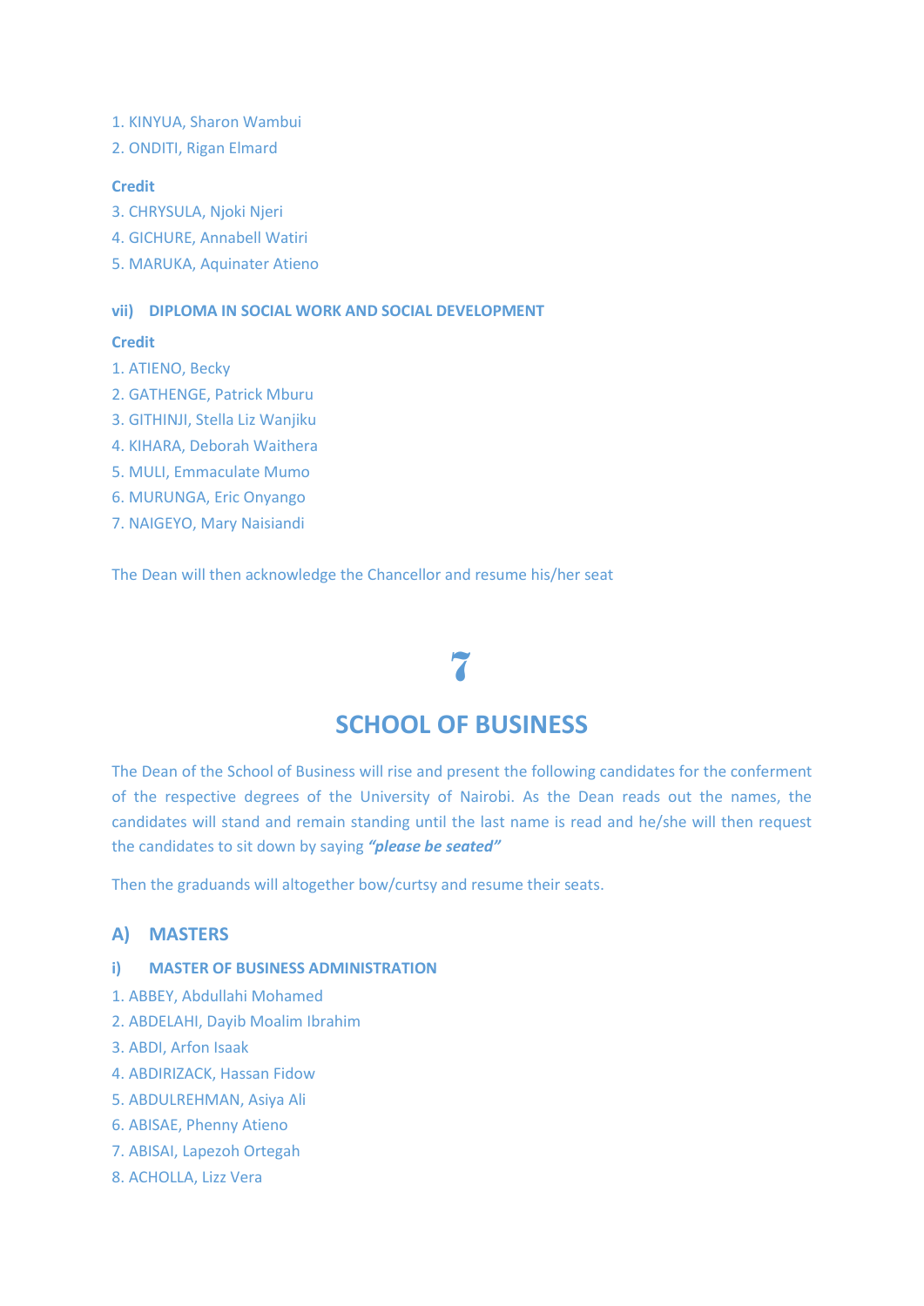1. KINYUA, Sharon Wambui
2. ONDITI, Rigan Elmard

**Credit**

3. CHRYSULA, Njoki Njeri
4. GICHURE, Annabell Watiri
5. MARUKA, Aquinater Atieno

#### vii) DIPLOMA IN SOCIAL WORK AND SOCIAL DEVELOPMENT

**Credit**

1. ATIENO, Becky
2. GATHENGE, Patrick Mburu
3. GITHINJI, Stella Liz Wanjiku
4. KIHARA, Deborah Waithera
5. MULI, Emmaculate Mumo
6. MURUNGA, Eric Onyango
7. NAIGEYO, Mary Naisiandi

The Dean will then acknowledge the Chancellor and resume his/her seat

# 7

# SCHOOL OF BUSINESS

The Dean of the School of Business will rise and present the following candidates for the conferment of the respective degrees of the University of Nairobi. As the Dean reads out the names, the candidates will stand and remain standing until the last name is read and he/she will then request the candidates to sit down by saying ***"please be seated"***

Then the graduands will altogether bow/curtsy and resume their seats.

## A) MASTERS

#### i) MASTER OF BUSINESS ADMINISTRATION

1. ABBEY, Abdullahi Mohamed
2. ABDELAHI, Dayib Moalim Ibrahim
3. ABDI, Arfon Isaak
4. ABDIRIZACK, Hassan Fidow
5. ABDULREHMAN, Asiya Ali
6. ABISAE, Phenny Atieno
7. ABISAI, Lapezoh Ortegah
8. ACHOLLA, Lizz Vera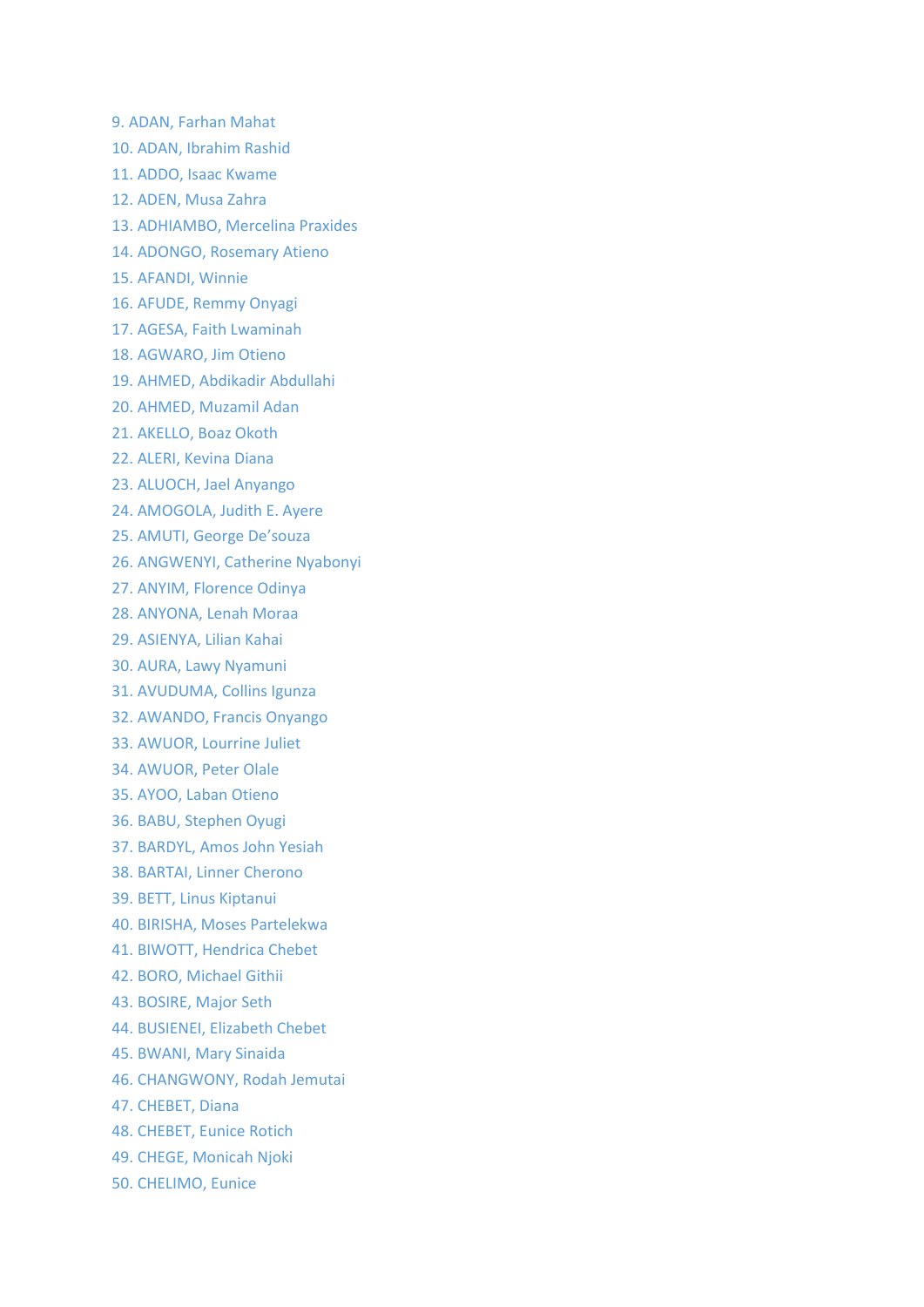9. ADAN, Farhan Mahat
10. ADAN, Ibrahim Rashid
11. ADDO, Isaac Kwame
12. ADEN, Musa Zahra
13. ADHIAMBO, Mercelina Praxides
14. ADONGO, Rosemary Atieno
15. AFANDI, Winnie
16. AFUDE, Remmy Onyagi
17. AGESA, Faith Lwaminah
18. AGWARO, Jim Otieno
19. AHMED, Abdikadir Abdullahi
20. AHMED, Muzamil Adan
21. AKELLO, Boaz Okoth
22. ALERI, Kevina Diana
23. ALUOCH, Jael Anyango
24. AMOGOLA, Judith E. Ayere
25. AMUTI, George De'souza
26. ANGWENYI, Catherine Nyabonyi
27. ANYIM, Florence Odinya
28. ANYONA, Lenah Moraa
29. ASIENYA, Lilian Kahai
30. AURA, Lawy Nyamuni
31. AVUDUMA, Collins Igunza
32. AWANDO, Francis Onyango
33. AWUOR, Lourrine Juliet
34. AWUOR, Peter Olale
35. AYOO, Laban Otieno
36. BABU, Stephen Oyugi
37. BARDYL, Amos John Yesiah
38. BARTAI, Linner Cherono
39. BETT, Linus Kiptanui
40. BIRISHA, Moses Partelekwa
41. BIWOTT, Hendrica Chebet
42. BORO, Michael Githii
43. BOSIRE, Major Seth
44. BUSIENEI, Elizabeth Chebet
45. BWANI, Mary Sinaida
46. CHANGWONY, Rodah Jemutai
47. CHEBET, Diana
48. CHEBET, Eunice Rotich
49. CHEGE, Monicah Njoki
50. CHELIMO, Eunice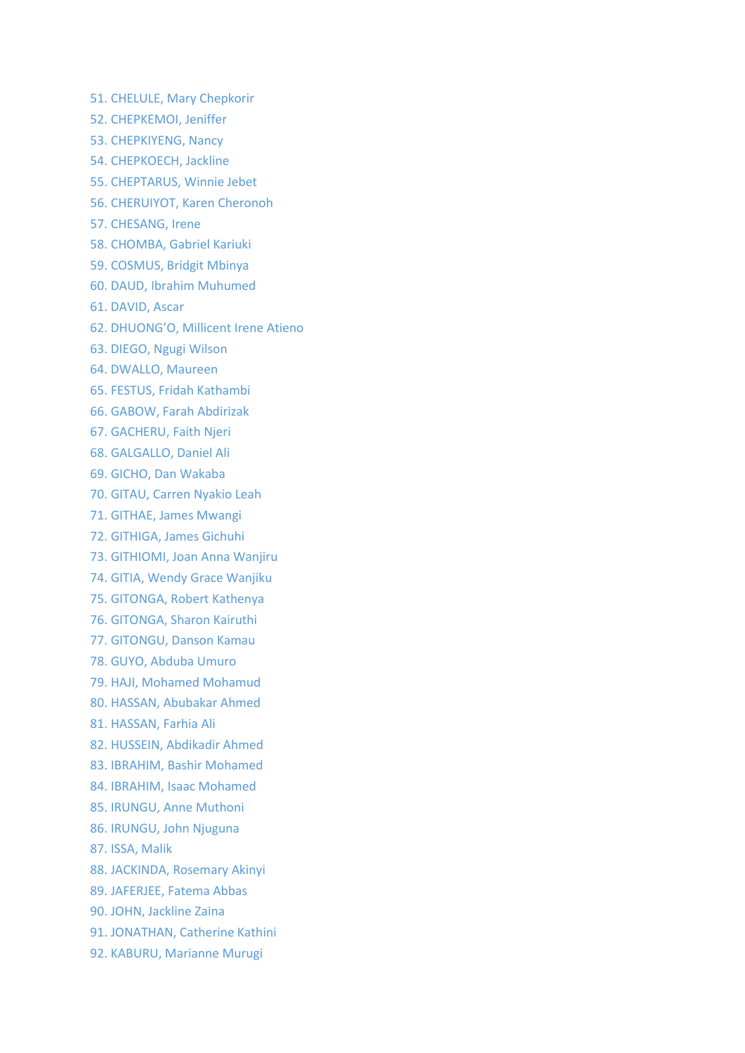51. CHELULE, Mary Chepkorir
52. CHEPKEMOI, Jeniffer
53. CHEPKIYENG, Nancy
54. CHEPKOECH, Jackline
55. CHEPTARUS, Winnie Jebet
56. CHERUIYOT, Karen Cheronoh
57. CHESANG, Irene
58. CHOMBA, Gabriel Kariuki
59. COSMUS, Bridgit Mbinya
60. DAUD, Ibrahim Muhumed
61. DAVID, Ascar
62. DHUONG'O, Millicent Irene Atieno
63. DIEGO, Ngugi Wilson
64. DWALLO, Maureen
65. FESTUS, Fridah Kathambi
66. GABOW, Farah Abdirizak
67. GACHERU, Faith Njeri
68. GALGALLO, Daniel Ali
69. GICHO, Dan Wakaba
70. GITAU, Carren Nyakio Leah
71. GITHAE, James Mwangi
72. GITHIGA, James Gichuhi
73. GITHIOMI, Joan Anna Wanjiru
74. GITIA, Wendy Grace Wanjiku
75. GITONGA, Robert Kathenya
76. GITONGA, Sharon Kairuthi
77. GITONGU, Danson Kamau
78. GUYO, Abduba Umuro
79. HAJI, Mohamed Mohamud
80. HASSAN, Abubakar Ahmed
81. HASSAN, Farhia Ali
82. HUSSEIN, Abdikadir Ahmed
83. IBRAHIM, Bashir Mohamed
84. IBRAHIM, Isaac Mohamed
85. IRUNGU, Anne Muthoni
86. IRUNGU, John Njuguna
87. ISSA, Malik
88. JACKINDA, Rosemary Akinyi
89. JAFERJEE, Fatema Abbas
90. JOHN, Jackline Zaina
91. JONATHAN, Catherine Kathini
92. KABURU, Marianne Murugi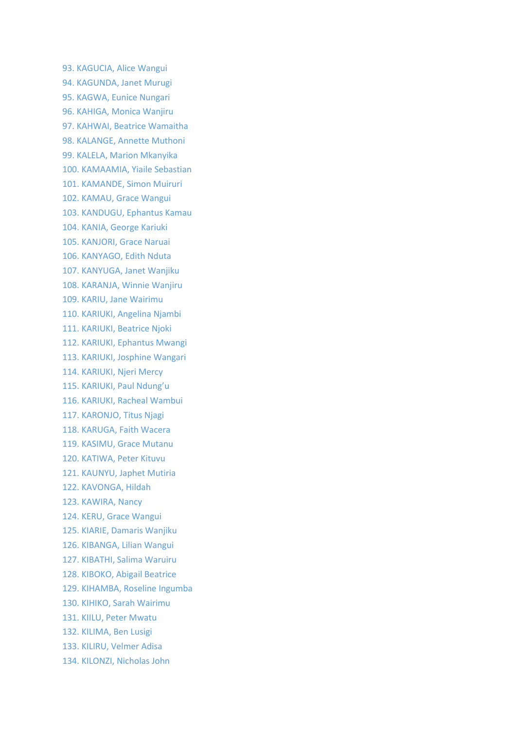93. KAGUCIA, Alice Wangui
94. KAGUNDA, Janet Murugi
95. KAGWA, Eunice Nungari
96. KAHIGA, Monica Wanjiru
97. KAHWAI, Beatrice Wamaitha
98. KALANGE, Annette Muthoni
99. KALELA, Marion Mkanyika
100. KAMAAMIA, Yiaile Sebastian
101. KAMANDE, Simon Muiruri
102. KAMAU, Grace Wangui
103. KANDUGU, Ephantus Kamau
104. KANIA, George Kariuki
105. KANJORI, Grace Naruai
106. KANYAGO, Edith Nduta
107. KANYUGA, Janet Wanjiku
108. KARANJA, Winnie Wanjiru
109. KARIU, Jane Wairimu
110. KARIUKI, Angelina Njambi
111. KARIUKI, Beatrice Njoki
112. KARIUKI, Ephantus Mwangi
113. KARIUKI, Josphine Wangari
114. KARIUKI, Njeri Mercy
115. KARIUKI, Paul Ndung'u
116. KARIUKI, Racheal Wambui
117. KARONJO, Titus Njagi
118. KARUGA, Faith Wacera
119. KASIMU, Grace Mutanu
120. KATIWA, Peter Kituvu
121. KAUNYU, Japhet Mutiria
122. KAVONGA, Hildah
123. KAWIRA, Nancy
124. KERU, Grace Wangui
125. KIARIE, Damaris Wanjiku
126. KIBANGA, Lilian Wangui
127. KIBATHI, Salima Waruiru
128. KIBOKO, Abigail Beatrice
129. KIHAMBA, Roseline Ingumba
130. KIHIKO, Sarah Wairimu
131. KIILU, Peter Mwatu
132. KILIMA, Ben Lusigi
133. KILIRU, Velmer Adisa
134. KILONZI, Nicholas John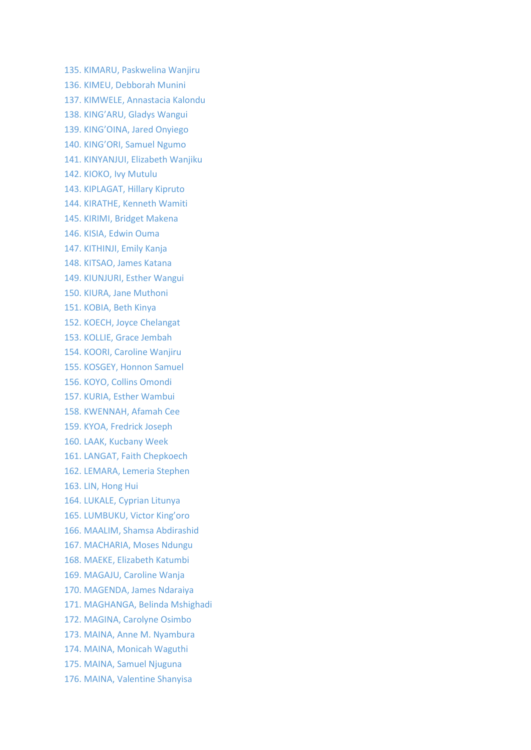135. KIMARU, Paskwelina Wanjiru
136. KIMEU, Debborah Munini
137. KIMWELE, Annastacia Kalondu
138. KING'ARU, Gladys Wangui
139. KING'OINA, Jared Onyiego
140. KING'ORI, Samuel Ngumo
141. KINYANJUI, Elizabeth Wanjiku
142. KIOKO, Ivy Mutulu
143. KIPLAGAT, Hillary Kipruto
144. KIRATHE, Kenneth Wamiti
145. KIRIMI, Bridget Makena
146. KISIA, Edwin Ouma
147. KITHINJI, Emily Kanja
148. KITSAO, James Katana
149. KIUNJURI, Esther Wangui
150. KIURA, Jane Muthoni
151. KOBIA, Beth Kinya
152. KOECH, Joyce Chelangat
153. KOLLIE, Grace Jembah
154. KOORI, Caroline Wanjiru
155. KOSGEY, Honnon Samuel
156. KOYO, Collins Omondi
157. KURIA, Esther Wambui
158. KWENNAH, Afamah Cee
159. KYOA, Fredrick Joseph
160. LAAK, Kucbany Week
161. LANGAT, Faith Chepkoech
162. LEMARA, Lemeria Stephen
163. LIN, Hong Hui
164. LUKALE, Cyprian Litunya
165. LUMBUKU, Victor King'oro
166. MAALIM, Shamsa Abdirashid
167. MACHARIA, Moses Ndungu
168. MAEKE, Elizabeth Katumbi
169. MAGAJU, Caroline Wanja
170. MAGENDA, James Ndaraiya
171. MAGHANGA, Belinda Mshighadi
172. MAGINA, Carolyne Osimbo
173. MAINA, Anne M. Nyambura
174. MAINA, Monicah Waguthi
175. MAINA, Samuel Njuguna
176. MAINA, Valentine Shanyisa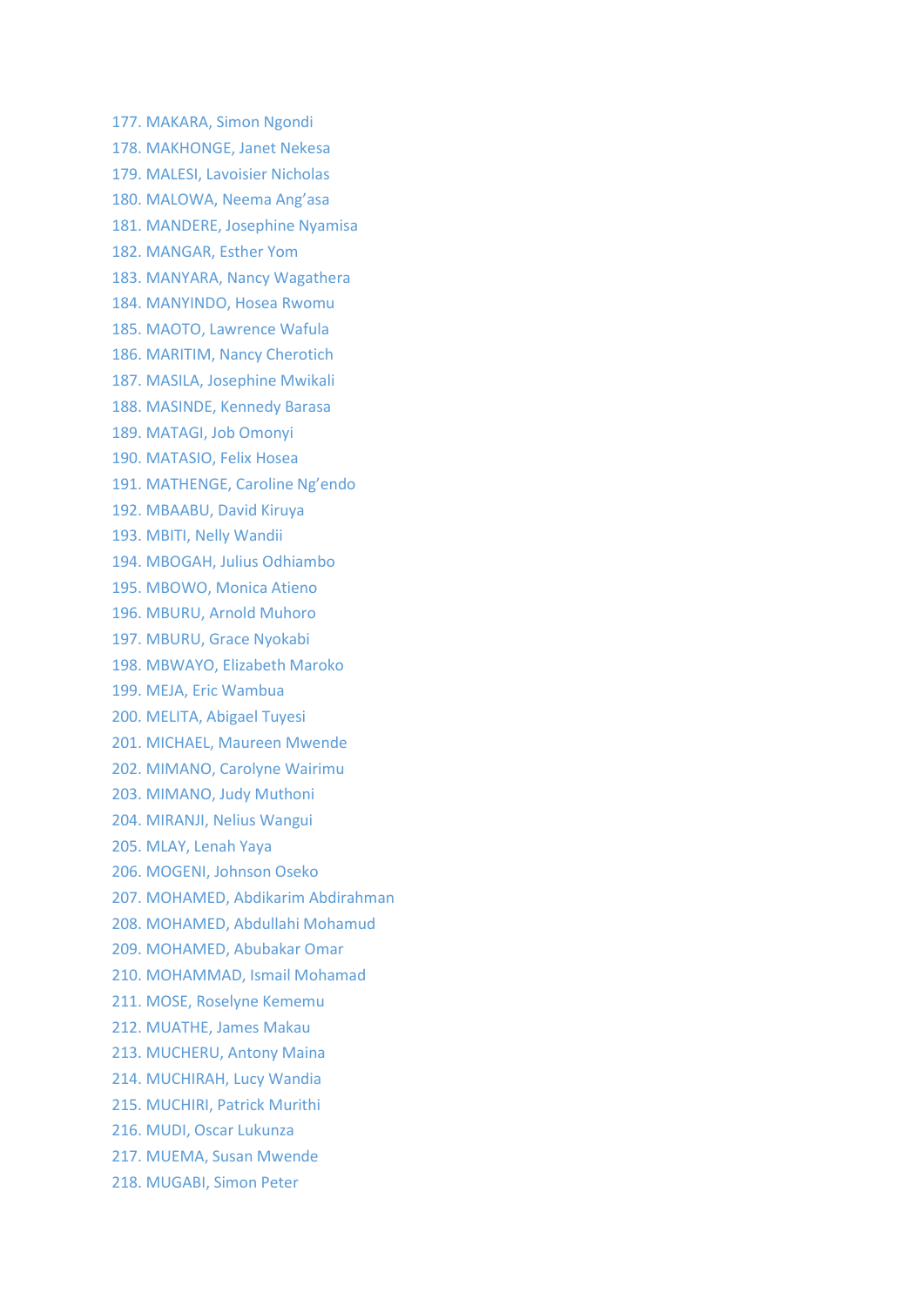177. MAKARA, Simon Ngondi
178. MAKHONGE, Janet Nekesa
179. MALESI, Lavoisier Nicholas
180. MALOWA, Neema Ang'asa
181. MANDERE, Josephine Nyamisa
182. MANGAR, Esther Yom
183. MANYARA, Nancy Wagathera
184. MANYINDO, Hosea Rwomu
185. MAOTO, Lawrence Wafula
186. MARITIM, Nancy Cherotich
187. MASILA, Josephine Mwikali
188. MASINDE, Kennedy Barasa
189. MATAGI, Job Omonyi
190. MATASIO, Felix Hosea
191. MATHENGE, Caroline Ng'endo
192. MBAABU, David Kiruya
193. MBITI, Nelly Wandii
194. MBOGAH, Julius Odhiambo
195. MBOWO, Monica Atieno
196. MBURU, Arnold Muhoro
197. MBURU, Grace Nyokabi
198. MBWAYO, Elizabeth Maroko
199. MEJA, Eric Wambua
200. MELITA, Abigael Tuyesi
201. MICHAEL, Maureen Mwende
202. MIMANO, Carolyne Wairimu
203. MIMANO, Judy Muthoni
204. MIRANJI, Nelius Wangui
205. MLAY, Lenah Yaya
206. MOGENI, Johnson Oseko
207. MOHAMED, Abdikarim Abdirahman
208. MOHAMED, Abdullahi Mohamud
209. MOHAMED, Abubakar Omar
210. MOHAMMAD, Ismail Mohamad
211. MOSE, Roselyne Kememu
212. MUATHE, James Makau
213. MUCHERU, Antony Maina
214. MUCHIRAH, Lucy Wandia
215. MUCHIRI, Patrick Murithi
216. MUDI, Oscar Lukunza
217. MUEMA, Susan Mwende
218. MUGABI, Simon Peter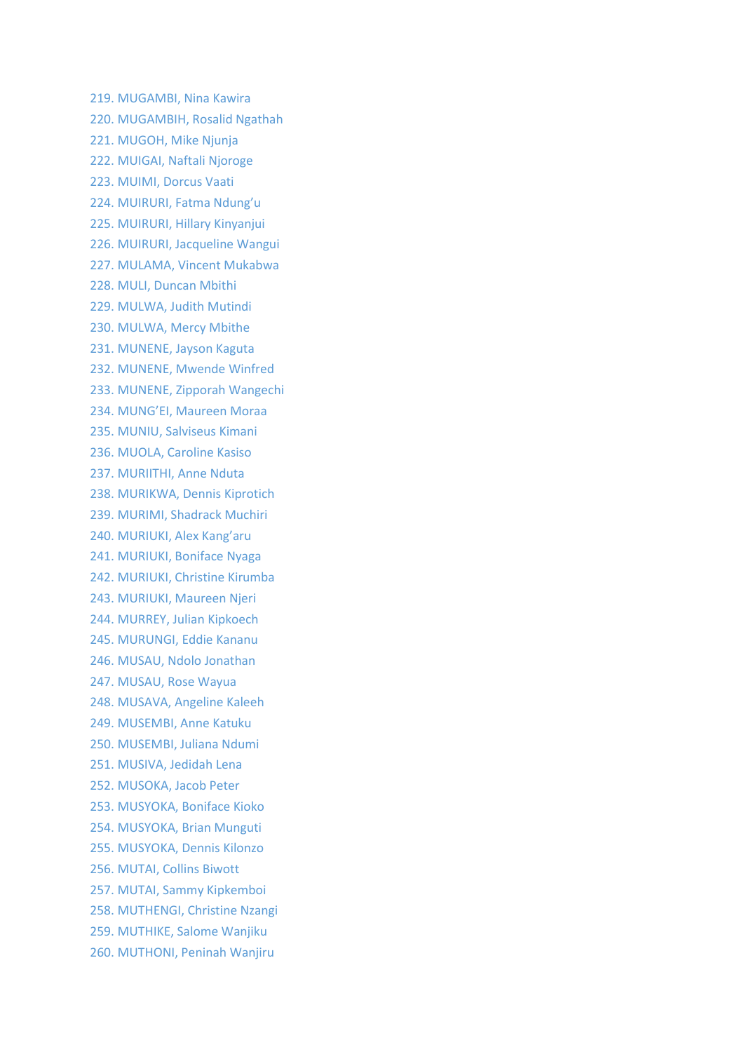219. MUGAMBI, Nina Kawira
220. MUGAMBIH, Rosalid Ngathah
221. MUGOH, Mike Njunja
222. MUIGAI, Naftali Njoroge
223. MUIMI, Dorcus Vaati
224. MUIRURI, Fatma Ndung'u
225. MUIRURI, Hillary Kinyanjui
226. MUIRURI, Jacqueline Wangui
227. MULAMA, Vincent Mukabwa
228. MULI, Duncan Mbithi
229. MULWA, Judith Mutindi
230. MULWA, Mercy Mbithe
231. MUNENE, Jayson Kaguta
232. MUNENE, Mwende Winfred
233. MUNENE, Zipporah Wangechi
234. MUNG'EI, Maureen Moraa
235. MUNIU, Salviseus Kimani
236. MUOLA, Caroline Kasiso
237. MURIITHI, Anne Nduta
238. MURIKWA, Dennis Kiprotich
239. MURIMI, Shadrack Muchiri
240. MURIUKI, Alex Kang'aru
241. MURIUKI, Boniface Nyaga
242. MURIUKI, Christine Kirumba
243. MURIUKI, Maureen Njeri
244. MURREY, Julian Kipkoech
245. MURUNGI, Eddie Kananu
246. MUSAU, Ndolo Jonathan
247. MUSAU, Rose Wayua
248. MUSAVA, Angeline Kaleeh
249. MUSEMBI, Anne Katuku
250. MUSEMBI, Juliana Ndumi
251. MUSIVA, Jedidah Lena
252. MUSOKA, Jacob Peter
253. MUSYOKA, Boniface Kioko
254. MUSYOKA, Brian Munguti
255. MUSYOKA, Dennis Kilonzo
256. MUTAI, Collins Biwott
257. MUTAI, Sammy Kipkemboi
258. MUTHENGI, Christine Nzangi
259. MUTHIKE, Salome Wanjiku
260. MUTHONI, Peninah Wanjiru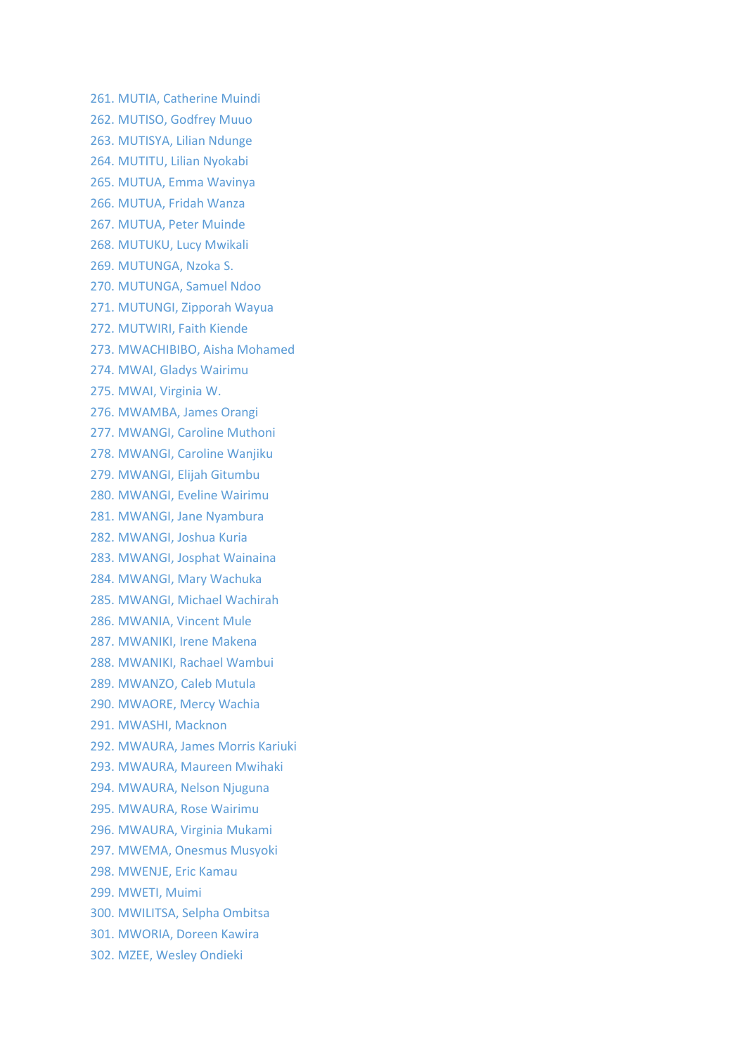261. MUTIA, Catherine Muindi
262. MUTISO, Godfrey Muuo
263. MUTISYA, Lilian Ndunge
264. MUTITU, Lilian Nyokabi
265. MUTUA, Emma Wavinya
266. MUTUA, Fridah Wanza
267. MUTUA, Peter Muinde
268. MUTUKU, Lucy Mwikali
269. MUTUNGA, Nzoka S.
270. MUTUNGA, Samuel Ndoo
271. MUTUNGI, Zipporah Wayua
272. MUTWIRI, Faith Kiende
273. MWACHIBIBO, Aisha Mohamed
274. MWAI, Gladys Wairimu
275. MWAI, Virginia W.
276. MWAMBA, James Orangi
277. MWANGI, Caroline Muthoni
278. MWANGI, Caroline Wanjiku
279. MWANGI, Elijah Gitumbu
280. MWANGI, Eveline Wairimu
281. MWANGI, Jane Nyambura
282. MWANGI, Joshua Kuria
283. MWANGI, Josphat Wainaina
284. MWANGI, Mary Wachuka
285. MWANGI, Michael Wachirah
286. MWANIA, Vincent Mule
287. MWANIKI, Irene Makena
288. MWANIKI, Rachael Wambui
289. MWANZO, Caleb Mutula
290. MWAORE, Mercy Wachia
291. MWASHI, Macknon
292. MWAURA, James Morris Kariuki
293. MWAURA, Maureen Mwihaki
294. MWAURA, Nelson Njuguna
295. MWAURA, Rose Wairimu
296. MWAURA, Virginia Mukami
297. MWEMA, Onesmus Musyoki
298. MWENJE, Eric Kamau
299. MWETI, Muimi
300. MWILITSA, Selpha Ombitsa
301. MWORIA, Doreen Kawira
302. MZEE, Wesley Ondieki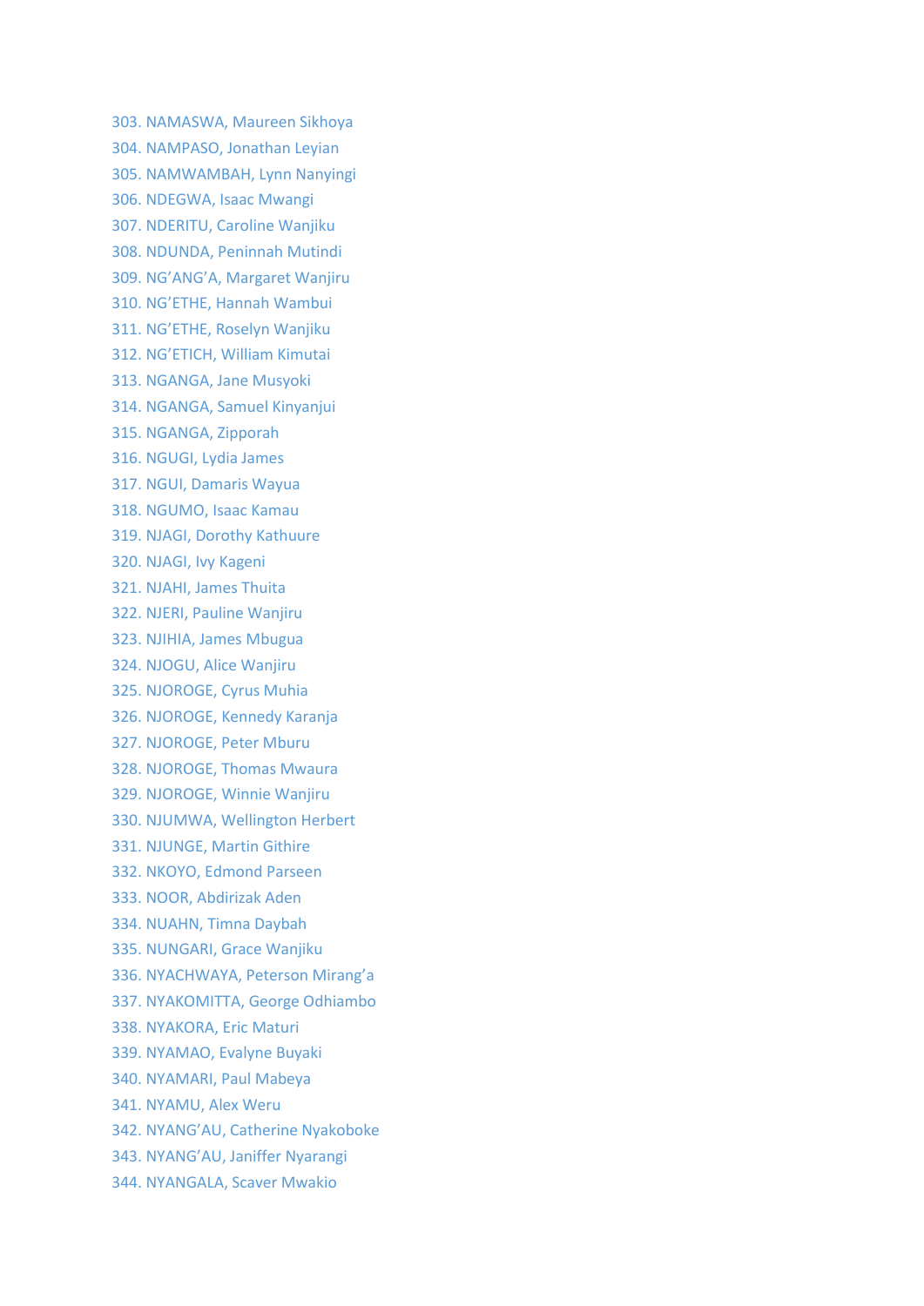303. NAMASWA, Maureen Sikhoya
304. NAMPASO, Jonathan Leyian
305. NAMWAMBAH, Lynn Nanyingi
306. NDEGWA, Isaac Mwangi
307. NDERITU, Caroline Wanjiku
308. NDUNDA, Peninnah Mutindi
309. NG'ANG'A, Margaret Wanjiru
310. NG'ETHE, Hannah Wambui
311. NG'ETHE, Roselyn Wanjiku
312. NG'ETICH, William Kimutai
313. NGANGA, Jane Musyoki
314. NGANGA, Samuel Kinyanjui
315. NGANGA, Zipporah
316. NGUGI, Lydia James
317. NGUI, Damaris Wayua
318. NGUMO, Isaac Kamau
319. NJAGI, Dorothy Kathuure
320. NJAGI, Ivy Kageni
321. NJAHI, James Thuita
322. NJERI, Pauline Wanjiru
323. NJIHIA, James Mbugua
324. NJOGU, Alice Wanjiru
325. NJOROGE, Cyrus Muhia
326. NJOROGE, Kennedy Karanja
327. NJOROGE, Peter Mburu
328. NJOROGE, Thomas Mwaura
329. NJOROGE, Winnie Wanjiru
330. NJUMWA, Wellington Herbert
331. NJUNGE, Martin Githire
332. NKOYO, Edmond Parseen
333. NOOR, Abdirizak Aden
334. NUAHN, Timna Daybah
335. NUNGARI, Grace Wanjiku
336. NYACHWAYA, Peterson Mirang'a
337. NYAKOMITTA, George Odhiambo
338. NYAKORA, Eric Maturi
339. NYAMAO, Evalyne Buyaki
340. NYAMARI, Paul Mabeya
341. NYAMU, Alex Weru
342. NYANG'AU, Catherine Nyakoboke
343. NYANG'AU, Janiffer Nyarangi
344. NYANGALA, Scaver Mwakio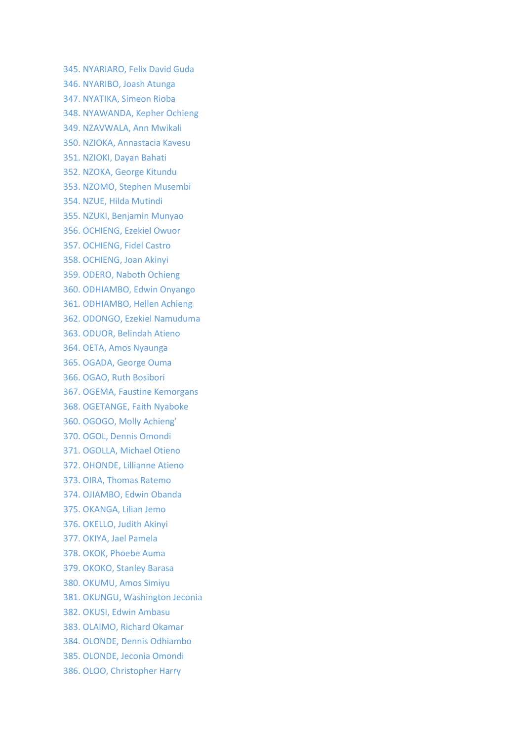345. NYARIARO, Felix David Guda
346. NYARIBO, Joash Atunga
347. NYATIKA, Simeon Rioba
348. NYAWANDA, Kepher Ochieng
349. NZAVWALA, Ann Mwikali
350. NZIOKA, Annastacia Kavesu
351. NZIOKI, Dayan Bahati
352. NZOKA, George Kitundu
353. NZOMO, Stephen Musembi
354. NZUE, Hilda Mutindi
355. NZUKI, Benjamin Munyao
356. OCHIENG, Ezekiel Owuor
357. OCHIENG, Fidel Castro
358. OCHIENG, Joan Akinyi
359. ODERO, Naboth Ochieng
360. ODHIAMBO, Edwin Onyango
361. ODHIAMBO, Hellen Achieng
362. ODONGO, Ezekiel Namuduma
363. ODUOR, Belindah Atieno
364. OETA, Amos Nyaunga
365. OGADA, George Ouma
366. OGAO, Ruth Bosibori
367. OGEMA, Faustine Kemorgans
368. OGETANGE, Faith Nyaboke
360. OGOGO, Molly Achieng'
370. OGOL, Dennis Omondi
371. OGOLLA, Michael Otieno
372. OHONDE, Lillianne Atieno
373. OIRA, Thomas Ratemo
374. OJIAMBO, Edwin Obanda
375. OKANGA, Lilian Jemo
376. OKELLO, Judith Akinyi
377. OKIYA, Jael Pamela
378. OKOK, Phoebe Auma
379. OKOKO, Stanley Barasa
380. OKUMU, Amos Simiyu
381. OKUNGU, Washington Jeconia
382. OKUSI, Edwin Ambasu
383. OLAIMO, Richard Okamar
384. OLONDE, Dennis Odhiambo
385. OLONDE, Jeconia Omondi
386. OLOO, Christopher Harry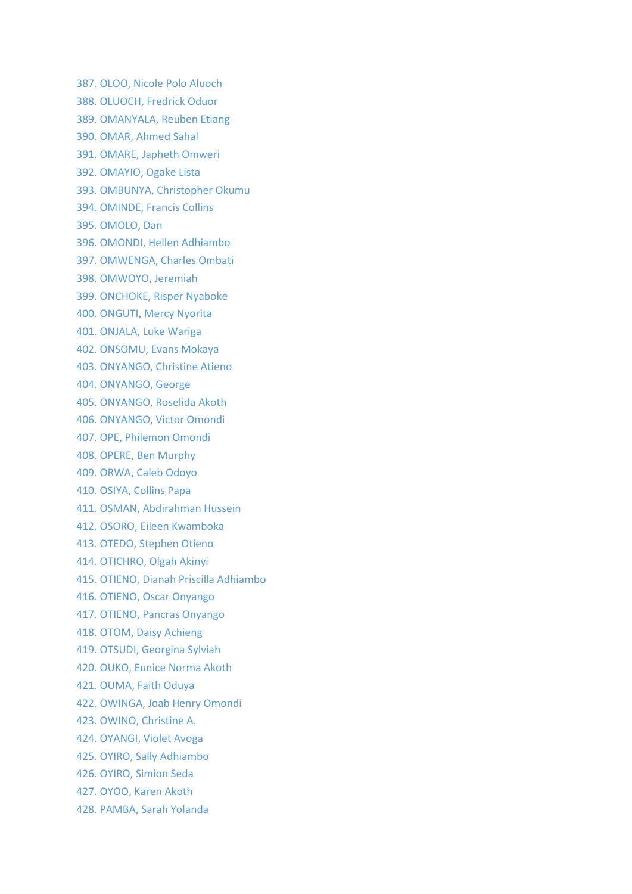387. OLOO, Nicole Polo Aluoch
388. OLUOCH, Fredrick Oduor
389. OMANYALA, Reuben Etiang
390. OMAR, Ahmed Sahal
391. OMARE, Japheth Omweri
392. OMAYIO, Ogake Lista
393. OMBUNYA, Christopher Okumu
394. OMINDE, Francis Collins
395. OMOLO, Dan
396. OMONDI, Hellen Adhiambo
397. OMWENGA, Charles Ombati
398. OMWOYO, Jeremiah
399. ONCHOKE, Risper Nyaboke
400. ONGUTI, Mercy Nyorita
401. ONJALA, Luke Wariga
402. ONSOMU, Evans Mokaya
403. ONYANGO, Christine Atieno
404. ONYANGO, George
405. ONYANGO, Roselida Akoth
406. ONYANGO, Victor Omondi
407. OPE, Philemon Omondi
408. OPERE, Ben Murphy
409. ORWA, Caleb Odoyo
410. OSIYA, Collins Papa
411. OSMAN, Abdirahman Hussein
412. OSORO, Eileen Kwamboka
413. OTEDO, Stephen Otieno
414. OTICHRO, Olgah Akinyi
415. OTIENO, Dianah Priscilla Adhiambo
416. OTIENO, Oscar Onyango
417. OTIENO, Pancras Onyango
418. OTOM, Daisy Achieng
419. OTSUDI, Georgina Sylviah
420. OUKO, Eunice Norma Akoth
421. OUMA, Faith Oduya
422. OWINGA, Joab Henry Omondi
423. OWINO, Christine A.
424. OYANGI, Violet Avoga
425. OYIRO, Sally Adhiambo
426. OYIRO, Simion Seda
427. OYOO, Karen Akoth
428. PAMBA, Sarah Yolanda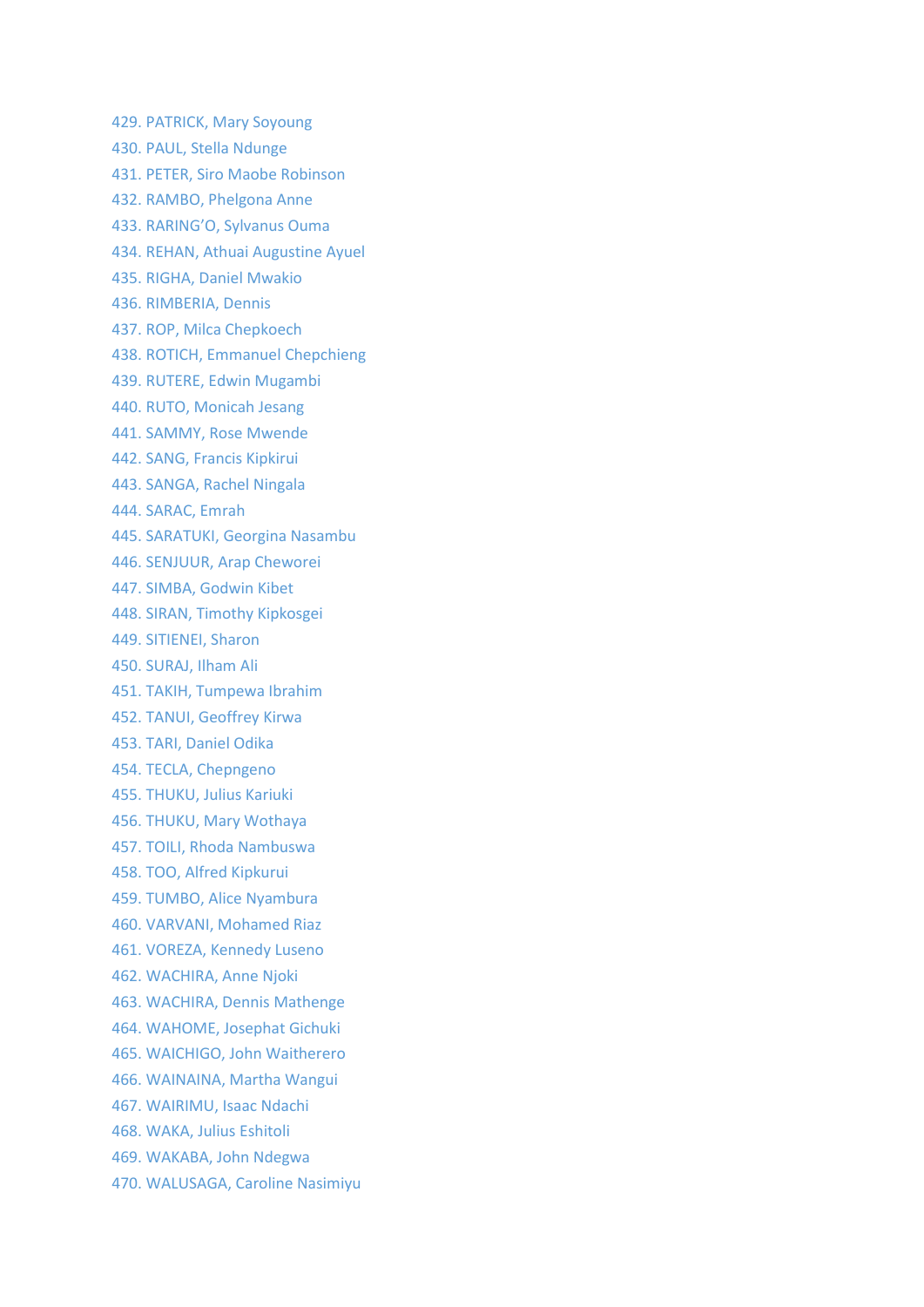429. PATRICK, Mary Soyoung
430. PAUL, Stella Ndunge
431. PETER, Siro Maobe Robinson
432. RAMBO, Phelgona Anne
433. RARING'O, Sylvanus Ouma
434. REHAN, Athuai Augustine Ayuel
435. RIGHA, Daniel Mwakio
436. RIMBERIA, Dennis
437. ROP, Milca Chepkoech
438. ROTICH, Emmanuel Chepchieng
439. RUTERE, Edwin Mugambi
440. RUTO, Monicah Jesang
441. SAMMY, Rose Mwende
442. SANG, Francis Kipkirui
443. SANGA, Rachel Ningala
444. SARAC, Emrah
445. SARATUKI, Georgina Nasambu
446. SENJUUR, Arap Cheworei
447. SIMBA, Godwin Kibet
448. SIRAN, Timothy Kipkosgei
449. SITIENEI, Sharon
450. SURAJ, Ilham Ali
451. TAKIH, Tumpewa Ibrahim
452. TANUI, Geoffrey Kirwa
453. TARI, Daniel Odika
454. TECLA, Chepngeno
455. THUKU, Julius Kariuki
456. THUKU, Mary Wothaya
457. TOILI, Rhoda Nambuswa
458. TOO, Alfred Kipkurui
459. TUMBO, Alice Nyambura
460. VARVANI, Mohamed Riaz
461. VOREZA, Kennedy Luseno
462. WACHIRA, Anne Njoki
463. WACHIRA, Dennis Mathenge
464. WAHOME, Josephat Gichuki
465. WAICHIGO, John Waitherero
466. WAINAINA, Martha Wangui
467. WAIRIMU, Isaac Ndachi
468. WAKA, Julius Eshitoli
469. WAKABA, John Ndegwa
470. WALUSAGA, Caroline Nasimiyu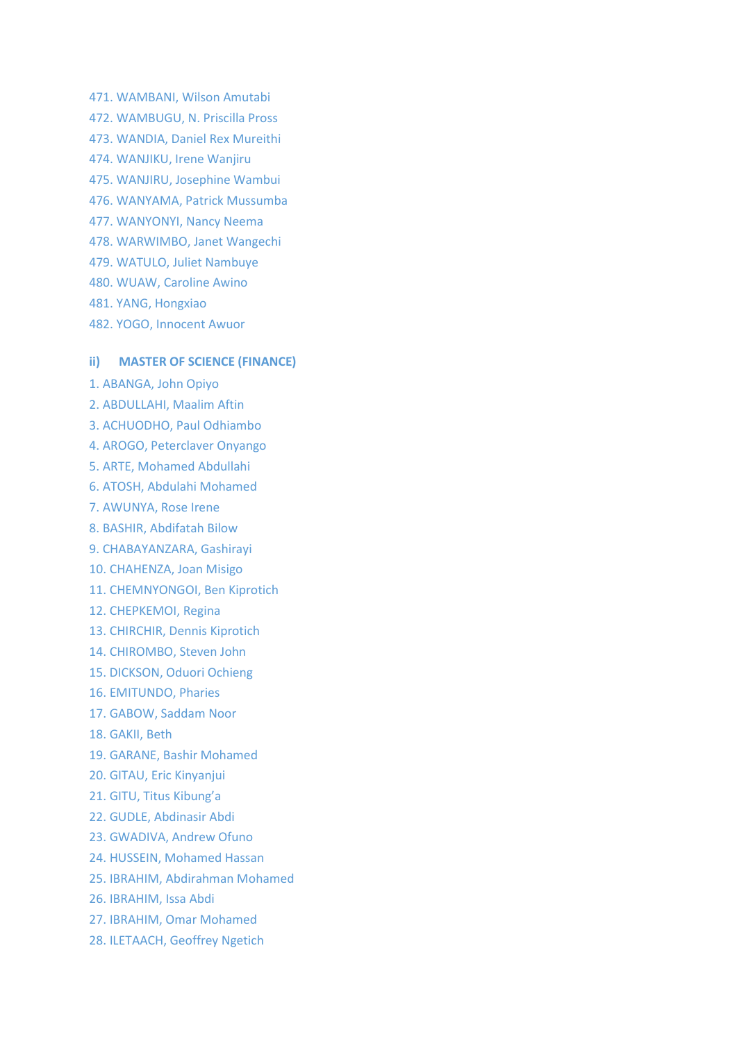471. WAMBANI, Wilson Amutabi
472. WAMBUGU, N. Priscilla Pross
473. WANDIA, Daniel Rex Mureithi
474. WANJIKU, Irene Wanjiru
475. WANJIRU, Josephine Wambui
476. WANYAMA, Patrick Mussumba
477. WANYONYI, Nancy Neema
478. WARWIMBO, Janet Wangechi
479. WATULO, Juliet Nambuye
480. WUAW, Caroline Awino
481. YANG, Hongxiao
482. YOGO, Innocent Awuor

### ii) MASTER OF SCIENCE (FINANCE)

1. ABANGA, John Opiyo
2. ABDULLAHI, Maalim Aftin
3. ACHUODHO, Paul Odhiambo
4. AROGO, Peterclaver Onyango
5. ARTE, Mohamed Abdullahi
6. ATOSH, Abdulahi Mohamed
7. AWUNYA, Rose Irene
8. BASHIR, Abdifatah Bilow
9. CHABAYANZARA, Gashirayi
10. CHAHENZA, Joan Misigo
11. CHEMNYONGOI, Ben Kiprotich
12. CHEPKEMOI, Regina
13. CHIRCHIR, Dennis Kiprotich
14. CHIROMBO, Steven John
15. DICKSON, Oduori Ochieng
16. EMITUNDO, Pharies
17. GABOW, Saddam Noor
18. GAKII, Beth
19. GARANE, Bashir Mohamed
20. GITAU, Eric Kinyanjui
21. GITU, Titus Kibung'a
22. GUDLE, Abdinasir Abdi
23. GWADIVA, Andrew Ofuno
24. HUSSEIN, Mohamed Hassan
25. IBRAHIM, Abdirahman Mohamed
26. IBRAHIM, Issa Abdi
27. IBRAHIM, Omar Mohamed
28. ILETAACH, Geoffrey Ngetich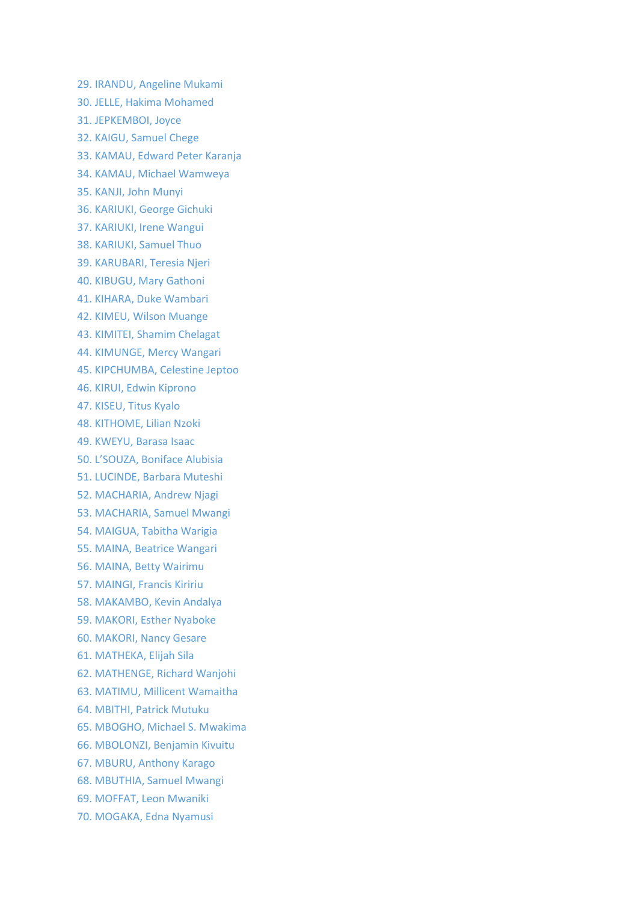29. IRANDU, Angeline Mukami
30. JELLE, Hakima Mohamed
31. JEPKEMBOI, Joyce
32. KAIGU, Samuel Chege
33. KAMAU, Edward Peter Karanja
34. KAMAU, Michael Wamweya
35. KANJI, John Munyi
36. KARIUKI, George Gichuki
37. KARIUKI, Irene Wangui
38. KARIUKI, Samuel Thuo
39. KARUBARI, Teresia Njeri
40. KIBUGU, Mary Gathoni
41. KIHARA, Duke Wambari
42. KIMEU, Wilson Muange
43. KIMITEI, Shamim Chelagat
44. KIMUNGE, Mercy Wangari
45. KIPCHUMBA, Celestine Jeptoo
46. KIRUI, Edwin Kiprono
47. KISEU, Titus Kyalo
48. KITHOME, Lilian Nzoki
49. KWEYU, Barasa Isaac
50. L'SOUZA, Boniface Alubisia
51. LUCINDE, Barbara Muteshi
52. MACHARIA, Andrew Njagi
53. MACHARIA, Samuel Mwangi
54. MAIGUA, Tabitha Warigia
55. MAINA, Beatrice Wangari
56. MAINA, Betty Wairimu
57. MAINGI, Francis Kiririu
58. MAKAMBO, Kevin Andalya
59. MAKORI, Esther Nyaboke
60. MAKORI, Nancy Gesare
61. MATHEKA, Elijah Sila
62. MATHENGE, Richard Wanjohi
63. MATIMU, Millicent Wamaitha
64. MBITHI, Patrick Mutuku
65. MBOGHO, Michael S. Mwakima
66. MBOLONZI, Benjamin Kivuitu
67. MBURU, Anthony Karago
68. MBUTHIA, Samuel Mwangi
69. MOFFAT, Leon Mwaniki
70. MOGAKA, Edna Nyamusi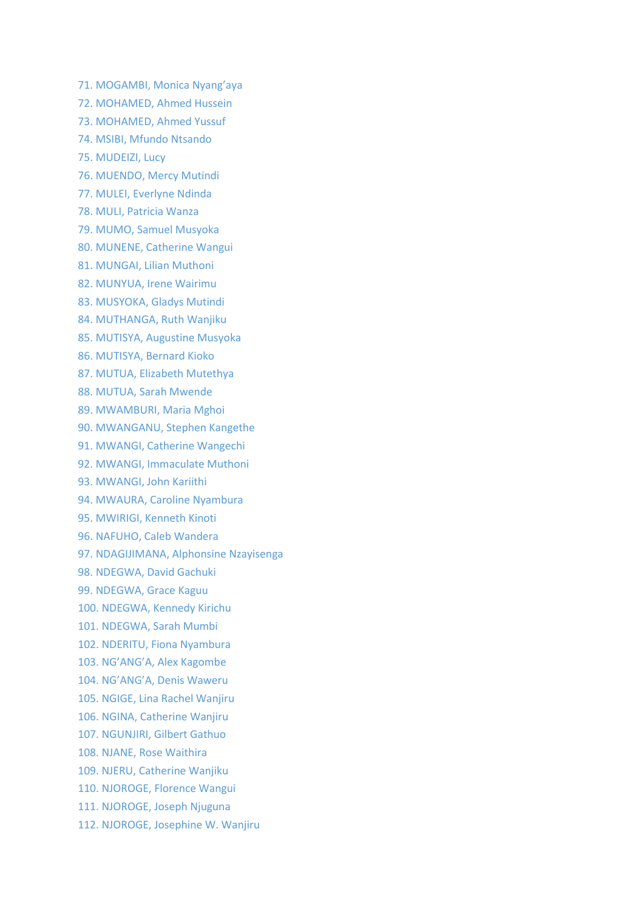71. MOGAMBI, Monica Nyang'aya
72. MOHAMED, Ahmed Hussein
73. MOHAMED, Ahmed Yussuf
74. MSIBI, Mfundo Ntsando
75. MUDEIZI, Lucy
76. MUENDO, Mercy Mutindi
77. MULEI, Everlyne Ndinda
78. MULI, Patricia Wanza
79. MUMO, Samuel Musyoka
80. MUNENE, Catherine Wangui
81. MUNGAI, Lilian Muthoni
82. MUNYUA, Irene Wairimu
83. MUSYOKA, Gladys Mutindi
84. MUTHANGA, Ruth Wanjiku
85. MUTISYA, Augustine Musyoka
86. MUTISYA, Bernard Kioko
87. MUTUA, Elizabeth Mutethya
88. MUTUA, Sarah Mwende
89. MWAMBURI, Maria Mghoi
90. MWANGANU, Stephen Kangethe
91. MWANGI, Catherine Wangechi
92. MWANGI, Immaculate Muthoni
93. MWANGI, John Kariithi
94. MWAURA, Caroline Nyambura
95. MWIRIGI, Kenneth Kinoti
96. NAFUHO, Caleb Wandera
97. NDAGIJIMANA, Alphonsine Nzayisenga
98. NDEGWA, David Gachuki
99. NDEGWA, Grace Kaguu
100. NDEGWA, Kennedy Kirichu
101. NDEGWA, Sarah Mumbi
102. NDERITU, Fiona Nyambura
103. NG'ANG'A, Alex Kagombe
104. NG'ANG'A, Denis Waweru
105. NGIGE, Lina Rachel Wanjiru
106. NGINA, Catherine Wanjiru
107. NGUNJIRI, Gilbert Gathuo
108. NJANE, Rose Waithira
109. NJERU, Catherine Wanjiku
110. NJOROGE, Florence Wangui
111. NJOROGE, Joseph Njuguna
112. NJOROGE, Josephine W. Wanjiru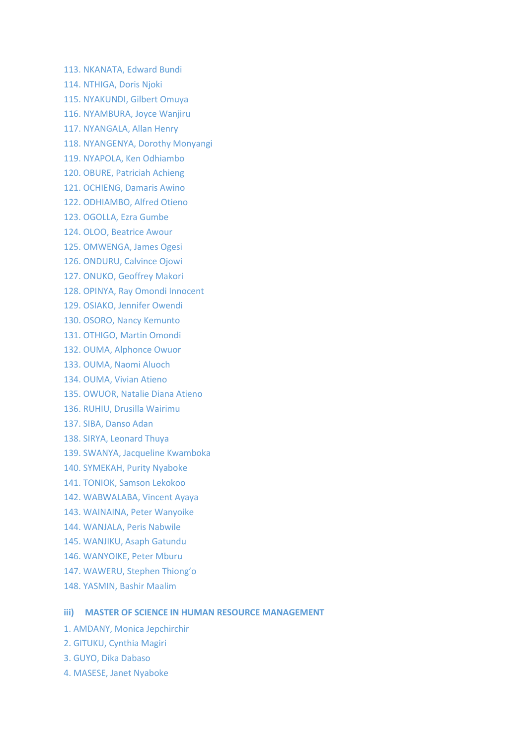113. NKANATA, Edward Bundi
114. NTHIGA, Doris Njoki
115. NYAKUNDI, Gilbert Omuya
116. NYAMBURA, Joyce Wanjiru
117. NYANGALA, Allan Henry
118. NYANGENYA, Dorothy Monyangi
119. NYAPOLA, Ken Odhiambo
120. OBURE, Patriciah Achieng
121. OCHIENG, Damaris Awino
122. ODHIAMBO, Alfred Otieno
123. OGOLLA, Ezra Gumbe
124. OLOO, Beatrice Awour
125. OMWENGA, James Ogesi
126. ONDURU, Calvince Ojowi
127. ONUKO, Geoffrey Makori
128. OPINYA, Ray Omondi Innocent
129. OSIAKO, Jennifer Owendi
130. OSORO, Nancy Kemunto
131. OTHIGO, Martin Omondi
132. OUMA, Alphonce Owuor
133. OUMA, Naomi Aluoch
134. OUMA, Vivian Atieno
135. OWUOR, Natalie Diana Atieno
136. RUHIU, Drusilla Wairimu
137. SIBA, Danso Adan
138. SIRYA, Leonard Thuya
139. SWANYA, Jacqueline Kwamboka
140. SYMEKAH, Purity Nyaboke
141. TONIOK, Samson Lekokoo
142. WABWALABA, Vincent Ayaya
143. WAINAINA, Peter Wanyoike
144. WANJALA, Peris Nabwile
145. WANJIKU, Asaph Gatundu
146. WANYOIKE, Peter Mburu
147. WAWERU, Stephen Thiong'o
148. YASMIN, Bashir Maalim

### iii) MASTER OF SCIENCE IN HUMAN RESOURCE MANAGEMENT

1. AMDANY, Monica Jepchirchir
2. GITUKU, Cynthia Magiri
3. GUYO, Dika Dabaso
4. MASESE, Janet Nyaboke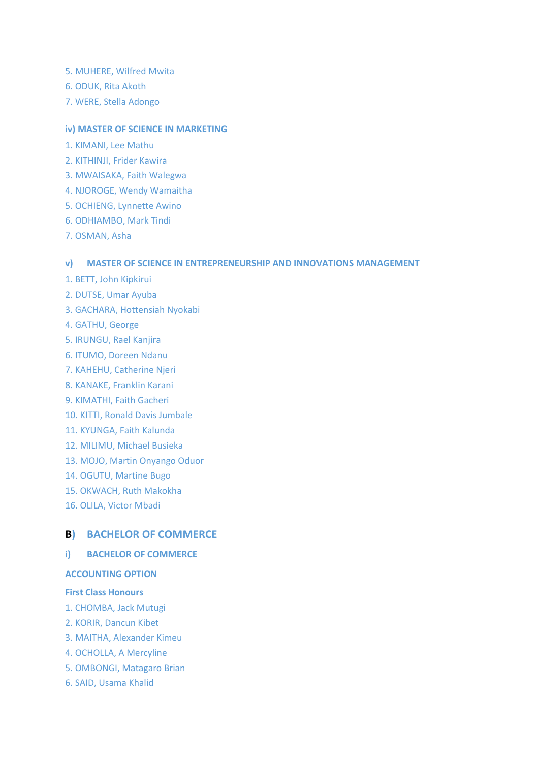5. MUHERE, Wilfred Mwita
6. ODUK, Rita Akoth
7. WERE, Stella Adongo

### iv) MASTER OF SCIENCE IN MARKETING

1. KIMANI, Lee Mathu
2. KITHINJI, Frider Kawira
3. MWAISAKA, Faith Walegwa
4. NJOROGE, Wendy Wamaitha
5. OCHIENG, Lynnette Awino
6. ODHIAMBO, Mark Tindi
7. OSMAN, Asha

### v) MASTER OF SCIENCE IN ENTREPRENEURSHIP AND INNOVATIONS MANAGEMENT

1. BETT, John Kipkirui
2. DUTSE, Umar Ayuba
3. GACHARA, Hottensiah Nyokabi
4. GATHU, George
5. IRUNGU, Rael Kanjira
6. ITUMO, Doreen Ndanu
7. KAHEHU, Catherine Njeri
8. KANAKE, Franklin Karani
9. KIMATHI, Faith Gacheri
10. KITTI, Ronald Davis Jumbale
11. KYUNGA, Faith Kalunda
12. MILIMU, Michael Busieka
13. MOJO, Martin Onyango Oduor
14. OGUTU, Martine Bugo
15. OKWACH, Ruth Makokha
16. OLILA, Victor Mbadi

## B) BACHELOR OF COMMERCE

### i) BACHELOR OF COMMERCE

### ACCOUNTING OPTION

#### First Class Honours

1. CHOMBA, Jack Mutugi
2. KORIR, Dancun Kibet
3. MAITHA, Alexander Kimeu
4. OCHOLLA, A Mercyline
5. OMBONGI, Matagaro Brian
6. SAID, Usama Khalid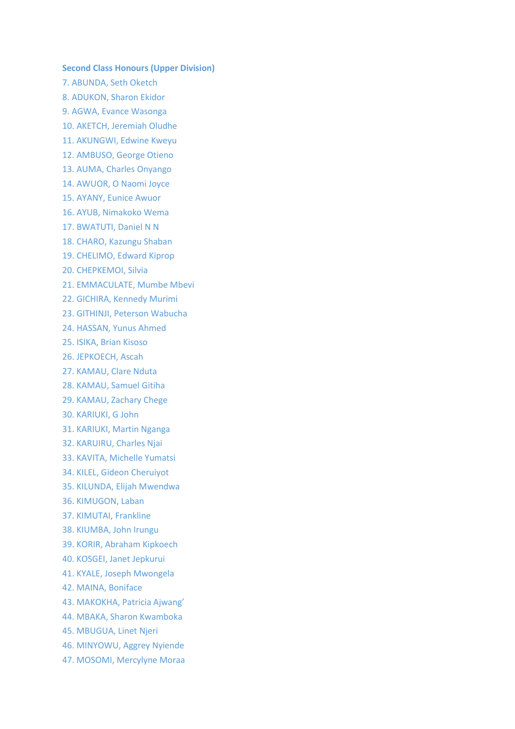**Second Class Honours (Upper Division)**

7. ABUNDA, Seth Oketch
8. ADUKON, Sharon Ekidor
9. AGWA, Evance Wasonga
10. AKETCH, Jeremiah Oludhe
11. AKUNGWI, Edwine Kweyu
12. AMBUSO, George Otieno
13. AUMA, Charles Onyango
14. AWUOR, O Naomi Joyce
15. AYANY, Eunice Awuor
16. AYUB, Nimakoko Wema
17. BWATUTI, Daniel N N
18. CHARO, Kazungu Shaban
19. CHELIMO, Edward Kiprop
20. CHEPKEMOI, Silvia
21. EMMACULATE, Mumbe Mbevi
22. GICHIRA, Kennedy Murimi
23. GITHINJI, Peterson Wabucha
24. HASSAN, Yunus Ahmed
25. ISIKA, Brian Kisoso
26. JEPKOECH, Ascah
27. KAMAU, Clare Nduta
28. KAMAU, Samuel Gitiha
29. KAMAU, Zachary Chege
30. KARIUKI, G John
31. KARIUKI, Martin Nganga
32. KARUIRU, Charles Njai
33. KAVITA, Michelle Yumatsi
34. KILEL, Gideon Cheruiyot
35. KILUNDA, Elijah Mwendwa
36. KIMUGON, Laban
37. KIMUTAI, Frankline
38. KIUMBA, John Irungu
39. KORIR, Abraham Kipkoech
40. KOSGEI, Janet Jepkurui
41. KYALE, Joseph Mwongela
42. MAINA, Boniface
43. MAKOKHA, Patricia Ajwang'
44. MBAKA, Sharon Kwamboka
45. MBUGUA, Linet Njeri
46. MINYOWU, Aggrey Nyiende
47. MOSOMI, Mercylyne Moraa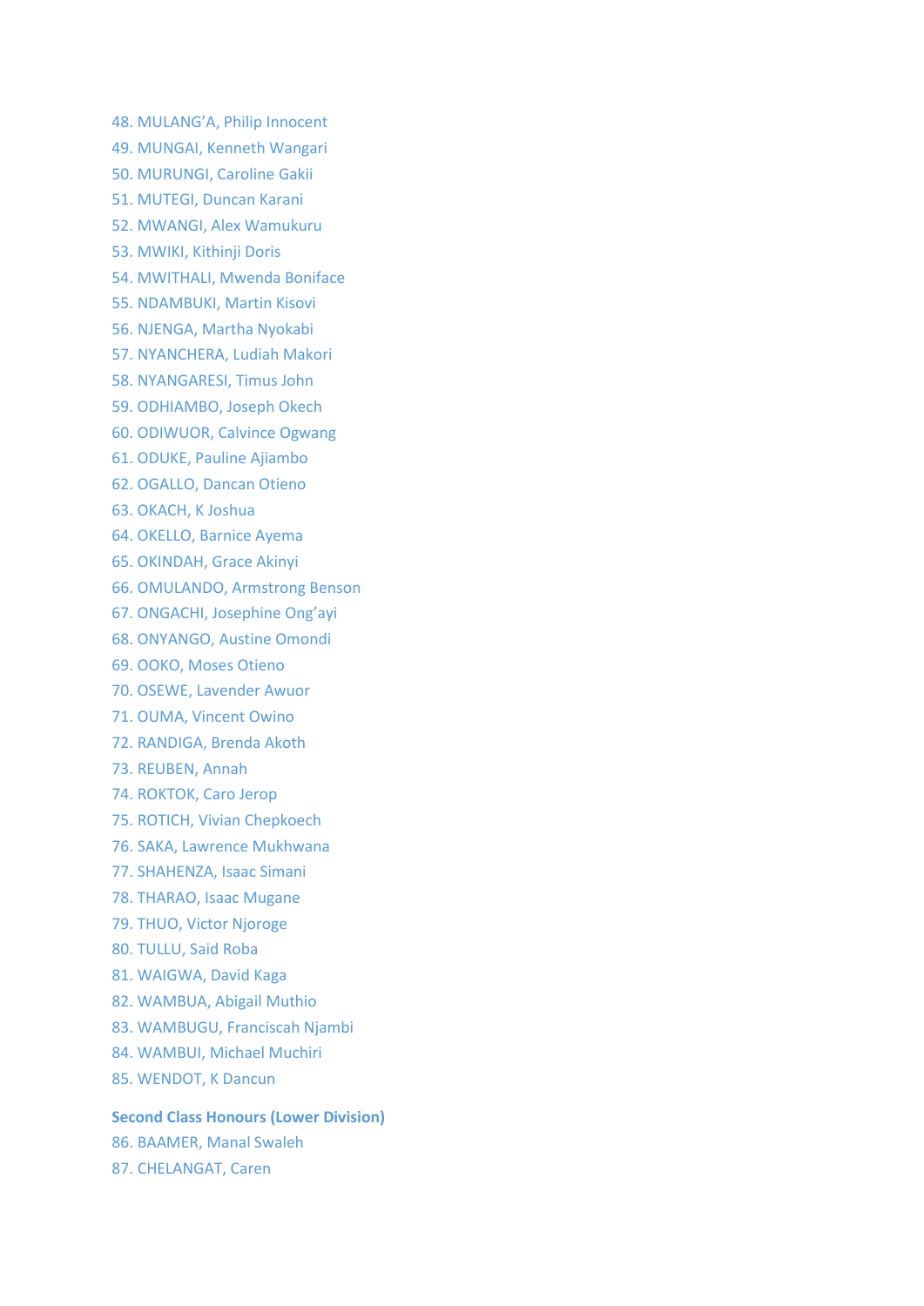48. MULANG'A, Philip Innocent
49. MUNGAI, Kenneth Wangari
50. MURUNGI, Caroline Gakii
51. MUTEGI, Duncan Karani
52. MWANGI, Alex Wamukuru
53. MWIKI, Kithinji Doris
54. MWITHALI, Mwenda Boniface
55. NDAMBUKI, Martin Kisovi
56. NJENGA, Martha Nyokabi
57. NYANCHERA, Ludiah Makori
58. NYANGARESI, Timus John
59. ODHIAMBO, Joseph Okech
60. ODIWUOR, Calvince Ogwang
61. ODUKE, Pauline Ajiambo
62. OGALLO, Dancan Otieno
63. OKACH, K Joshua
64. OKELLO, Barnice Ayema
65. OKINDAH, Grace Akinyi
66. OMULANDO, Armstrong Benson
67. ONGACHI, Josephine Ong'ayi
68. ONYANGO, Austine Omondi
69. OOKO, Moses Otieno
70. OSEWE, Lavender Awuor
71. OUMA, Vincent Owino
72. RANDIGA, Brenda Akoth
73. REUBEN, Annah
74. ROKTOK, Caro Jerop
75. ROTICH, Vivian Chepkoech
76. SAKA, Lawrence Mukhwana
77. SHAHENZA, Isaac Simani
78. THARAO, Isaac Mugane
79. THUO, Victor Njoroge
80. TULLU, Said Roba
81. WAIGWA, David Kaga
82. WAMBUA, Abigail Muthio
83. WAMBUGU, Franciscah Njambi
84. WAMBUI, Michael Muchiri
85. WENDOT, K Dancun

**Second Class Honours (Lower Division)**

86. BAAMER, Manal Swaleh
87. CHELANGAT, Caren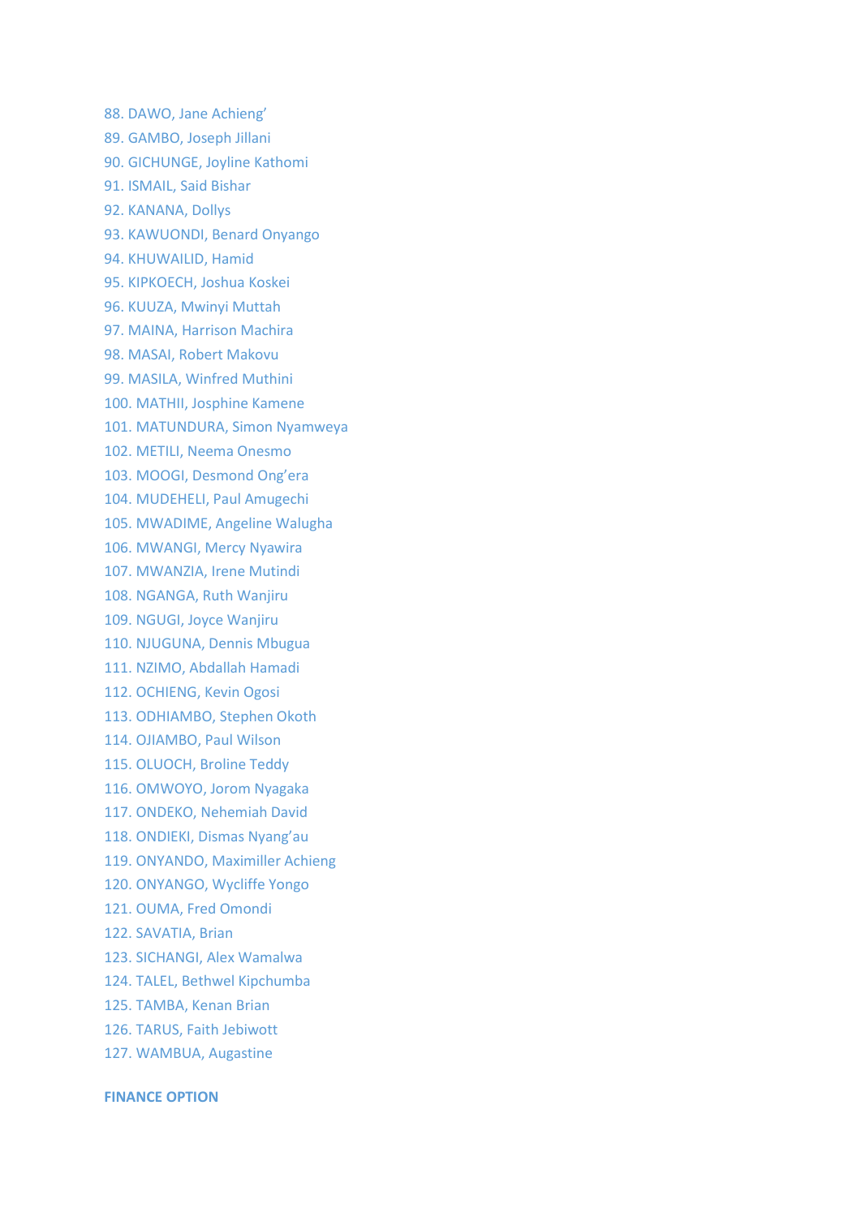88. DAWO, Jane Achieng’
89. GAMBO, Joseph Jillani
90. GICHUNGE, Joyline Kathomi
91. ISMAIL, Said Bishar
92. KANANA, Dollys
93. KAWUONDI, Benard Onyango
94. KHUWAILID, Hamid
95. KIPKOECH, Joshua Koskei
96. KUUZA, Mwinyi Muttah
97. MAINA, Harrison Machira
98. MASAI, Robert Makovu
99. MASILA, Winfred Muthini
100. MATHII, Josphine Kamene
101. MATUNDURA, Simon Nyamweya
102. METILI, Neema Onesmo
103. MOOGI, Desmond Ong’era
104. MUDEHELI, Paul Amugechi
105. MWADIME, Angeline Walugha
106. MWANGI, Mercy Nyawira
107. MWANZIA, Irene Mutindi
108. NGANGA, Ruth Wanjiru
109. NGUGI, Joyce Wanjiru
110. NJUGUNA, Dennis Mbugua
111. NZIMO, Abdallah Hamadi
112. OCHIENG, Kevin Ogosi
113. ODHIAMBO, Stephen Okoth
114. OJIAMBO, Paul Wilson
115. OLUOCH, Broline Teddy
116. OMWOYO, Jorom Nyagaka
117. ONDEKO, Nehemiah David
118. ONDIEKI, Dismas Nyang’au
119. ONYANDO, Maximiller Achieng
120. ONYANGO, Wycliffe Yongo
121. OUMA, Fred Omondi
122. SAVATIA, Brian
123. SICHANGI, Alex Wamalwa
124. TALEL, Bethwel Kipchumba
125. TAMBA, Kenan Brian
126. TARUS, Faith Jebiwott
127. WAMBUA, Augastine

**FINANCE OPTION**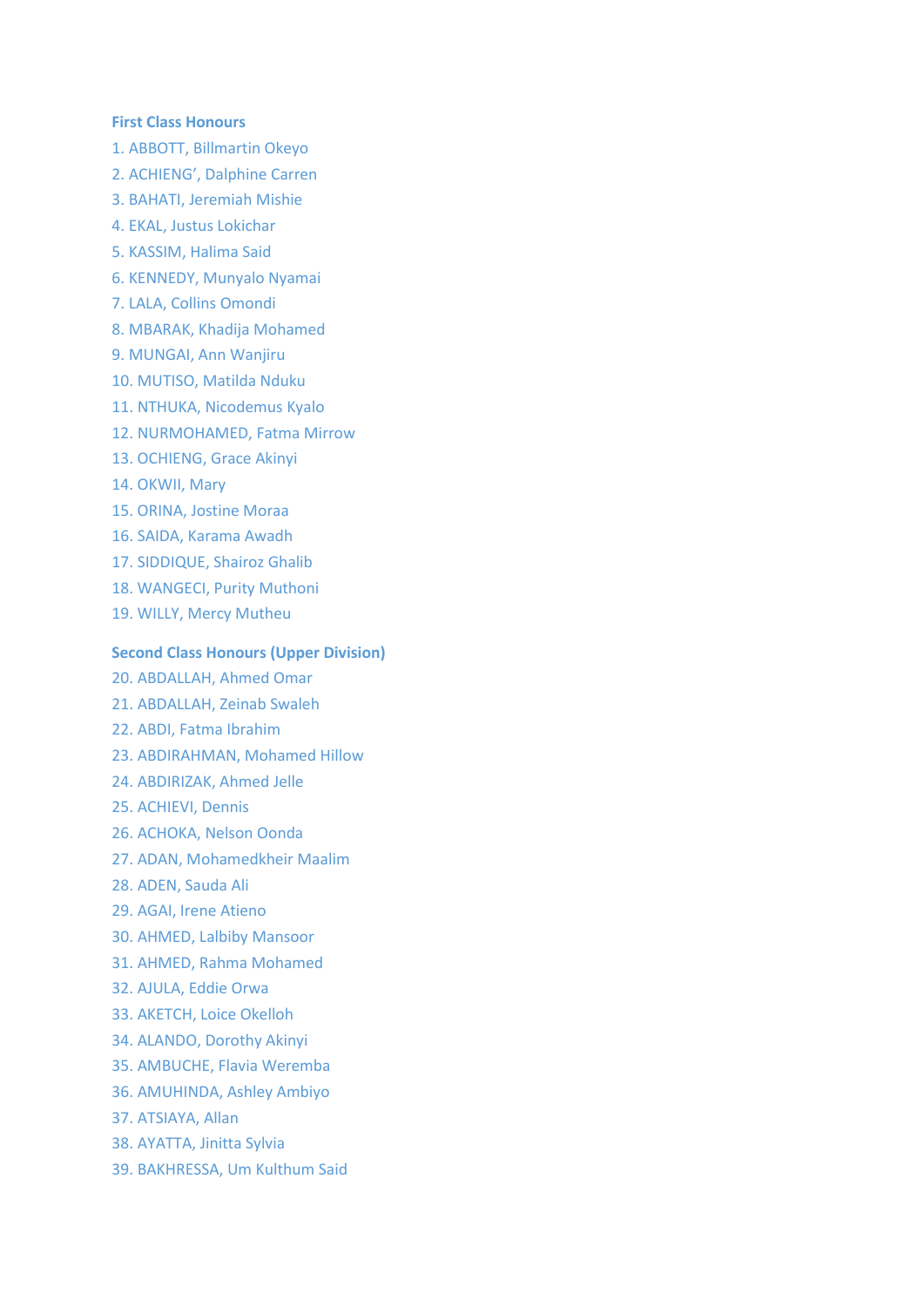### First Class Honours

1. ABBOTT, Billmartin Okeyo
2. ACHIENG', Dalphine Carren
3. BAHATI, Jeremiah Mishie
4. EKAL, Justus Lokichar
5. KASSIM, Halima Said
6. KENNEDY, Munyalo Nyamai
7. LALA, Collins Omondi
8. MBARAK, Khadija Mohamed
9. MUNGAI, Ann Wanjiru
10. MUTISO, Matilda Nduku
11. NTHUKA, Nicodemus Kyalo
12. NURMOHAMED, Fatma Mirrow
13. OCHIENG, Grace Akinyi
14. OKWII, Mary
15. ORINA, Jostine Moraa
16. SAIDA, Karama Awadh
17. SIDDIQUE, Shairoz Ghalib
18. WANGECI, Purity Muthoni
19. WILLY, Mercy Mutheu

### Second Class Honours (Upper Division)

20. ABDALLAH, Ahmed Omar
21. ABDALLAH, Zeinab Swaleh
22. ABDI, Fatma Ibrahim
23. ABDIRAHMAN, Mohamed Hillow
24. ABDIRIZAK, Ahmed Jelle
25. ACHIEVI, Dennis
26. ACHOKA, Nelson Oonda
27. ADAN, Mohamedkheir Maalim
28. ADEN, Sauda Ali
29. AGAI, Irene Atieno
30. AHMED, Lalbiby Mansoor
31. AHMED, Rahma Mohamed
32. AJULA, Eddie Orwa
33. AKETCH, Loice Okelloh
34. ALANDO, Dorothy Akinyi
35. AMBUCHE, Flavia Weremba
36. AMUHINDA, Ashley Ambiyo
37. ATSIAYA, Allan
38. AYATTA, Jinitta Sylvia
39. BAKHRESSA, Um Kulthum Said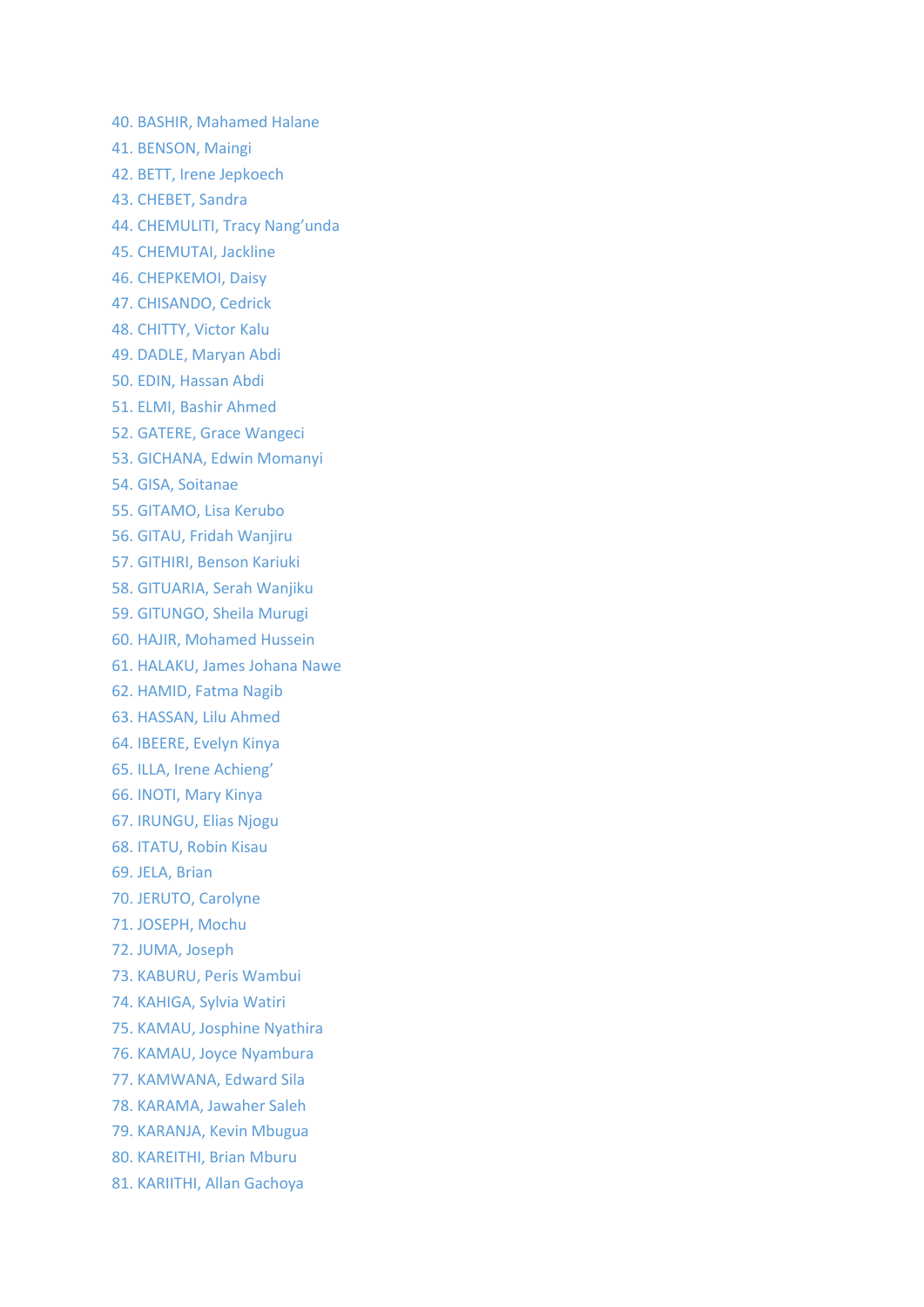40. BASHIR, Mahamed Halane
41. BENSON, Maingi
42. BETT, Irene Jepkoech
43. CHEBET, Sandra
44. CHEMULITI, Tracy Nang'unda
45. CHEMUTAI, Jackline
46. CHEPKEMOI, Daisy
47. CHISANDO, Cedrick
48. CHITTY, Victor Kalu
49. DADLE, Maryan Abdi
50. EDIN, Hassan Abdi
51. ELMI, Bashir Ahmed
52. GATERE, Grace Wangeci
53. GICHANA, Edwin Momanyi
54. GISA, Soitanae
55. GITAMO, Lisa Kerubo
56. GITAU, Fridah Wanjiru
57. GITHIRI, Benson Kariuki
58. GITUARIA, Serah Wanjiku
59. GITUNGO, Sheila Murugi
60. HAJIR, Mohamed Hussein
61. HALAKU, James Johana Nawe
62. HAMID, Fatma Nagib
63. HASSAN, Lilu Ahmed
64. IBEERE, Evelyn Kinya
65. ILLA, Irene Achieng'
66. INOTI, Mary Kinya
67. IRUNGU, Elias Njogu
68. ITATU, Robin Kisau
69. JELA, Brian
70. JERUTO, Carolyne
71. JOSEPH, Mochu
72. JUMA, Joseph
73. KABURU, Peris Wambui
74. KAHIGA, Sylvia Watiri
75. KAMAU, Josphine Nyathira
76. KAMAU, Joyce Nyambura
77. KAMWANA, Edward Sila
78. KARAMA, Jawaher Saleh
79. KARANJA, Kevin Mbugua
80. KAREITHI, Brian Mburu
81. KARIITHI, Allan Gachoya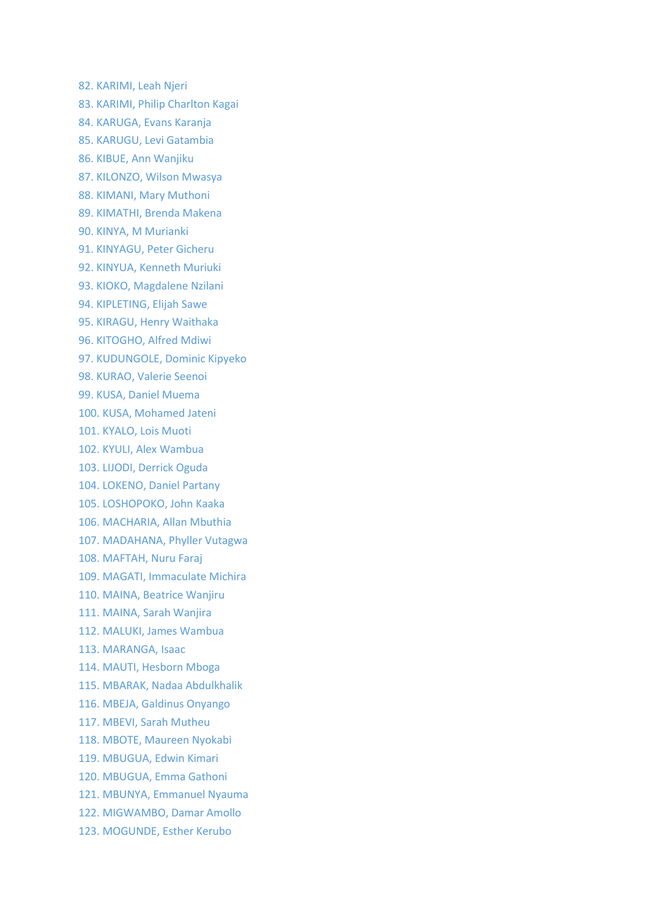82. KARIMI, Leah Njeri
83. KARIMI, Philip Charlton Kagai
84. KARUGA, Evans Karanja
85. KARUGU, Levi Gatambia
86. KIBUE, Ann Wanjiku
87. KILONZO, Wilson Mwasya
88. KIMANI, Mary Muthoni
89. KIMATHI, Brenda Makena
90. KINYA, M Murianki
91. KINYAGU, Peter Gicheru
92. KINYUA, Kenneth Muriuki
93. KIOKO, Magdalene Nzilani
94. KIPLETING, Elijah Sawe
95. KIRAGU, Henry Waithaka
96. KITOGHO, Alfred Mdiwi
97. KUDUNGOLE, Dominic Kipyeko
98. KURAO, Valerie Seenoi
99. KUSA, Daniel Muema
100. KUSA, Mohamed Jateni
101. KYALO, Lois Muoti
102. KYULI, Alex Wambua
103. LIJODI, Derrick Oguda
104. LOKENO, Daniel Partany
105. LOSHOPOKO, John Kaaka
106. MACHARIA, Allan Mbuthia
107. MADAHANA, Phyller Vutagwa
108. MAFTAH, Nuru Faraj
109. MAGATI, Immaculate Michira
110. MAINA, Beatrice Wanjiru
111. MAINA, Sarah Wanjira
112. MALUKI, James Wambua
113. MARANGA, Isaac
114. MAUTI, Hesborn Mboga
115. MBARAK, Nadaa Abdulkhalik
116. MBEJA, Galdinus Onyango
117. MBEVI, Sarah Mutheu
118. MBOTE, Maureen Nyokabi
119. MBUGUA, Edwin Kimari
120. MBUGUA, Emma Gathoni
121. MBUNYA, Emmanuel Nyauma
122. MIGWAMBO, Damar Amollo
123. MOGUNDE, Esther Kerubo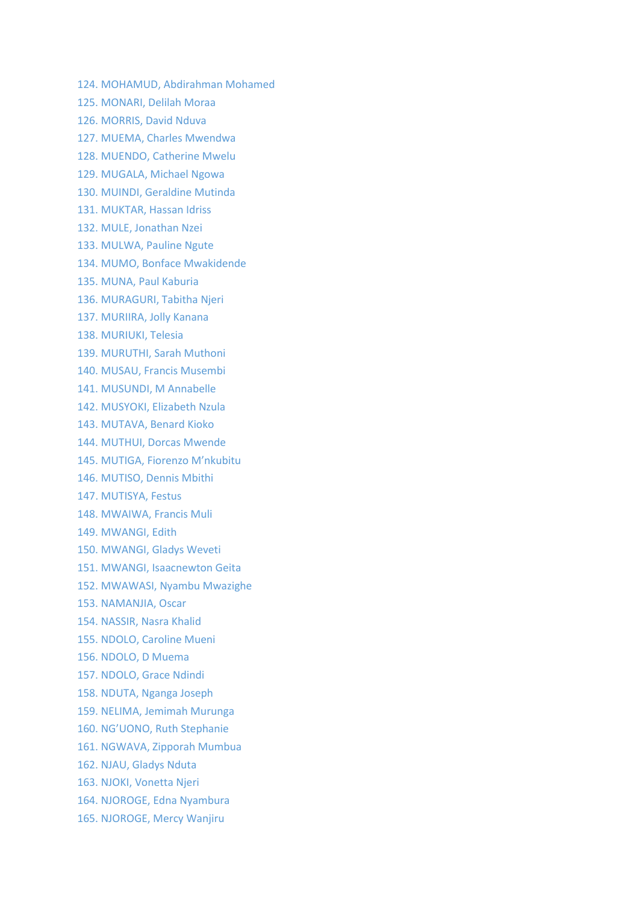124. MOHAMUD, Abdirahman Mohamed
125. MONARI, Delilah Moraa
126. MORRIS, David Nduva
127. MUEMA, Charles Mwendwa
128. MUENDO, Catherine Mwelu
129. MUGALA, Michael Ngowa
130. MUINDI, Geraldine Mutinda
131. MUKTAR, Hassan Idriss
132. MULE, Jonathan Nzei
133. MULWA, Pauline Ngute
134. MUMO, Bonface Mwakidende
135. MUNA, Paul Kaburia
136. MURAGURI, Tabitha Njeri
137. MURIIRA, Jolly Kanana
138. MURIUKI, Telesia
139. MURUTHI, Sarah Muthoni
140. MUSAU, Francis Musembi
141. MUSUNDI, M Annabelle
142. MUSYOKI, Elizabeth Nzula
143. MUTAVA, Benard Kioko
144. MUTHUI, Dorcas Mwende
145. MUTIGA, Fiorenzo M'nkubitu
146. MUTISO, Dennis Mbithi
147. MUTISYA, Festus
148. MWAIWA, Francis Muli
149. MWANGI, Edith
150. MWANGI, Gladys Weveti
151. MWANGI, Isaacnewton Geita
152. MWAWASI, Nyambu Mwazighe
153. NAMANJIA, Oscar
154. NASSIR, Nasra Khalid
155. NDOLO, Caroline Mueni
156. NDOLO, D Muema
157. NDOLO, Grace Ndindi
158. NDUTA, Nganga Joseph
159. NELIMA, Jemimah Murunga
160. NG'UONO, Ruth Stephanie
161. NGWAVA, Zipporah Mumbua
162. NJAU, Gladys Nduta
163. NJOKI, Vonetta Njeri
164. NJOROGE, Edna Nyambura
165. NJOROGE, Mercy Wanjiru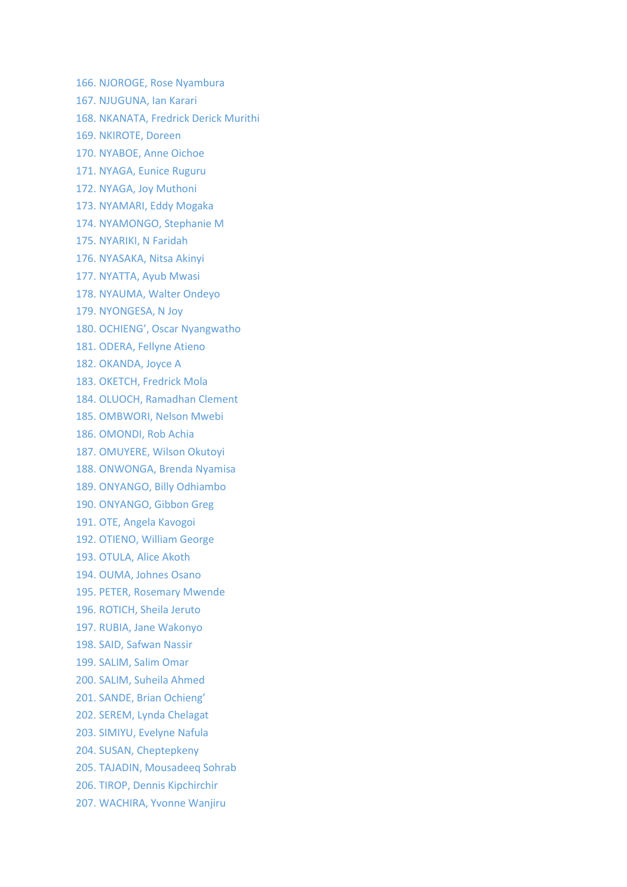166. NJOROGE, Rose Nyambura
167. NJUGUNA, Ian Karari
168. NKANATA, Fredrick Derick Murithi
169. NKIROTE, Doreen
170. NYABOE, Anne Oichoe
171. NYAGA, Eunice Ruguru
172. NYAGA, Joy Muthoni
173. NYAMARI, Eddy Mogaka
174. NYAMONGO, Stephanie M
175. NYARIKI, N Faridah
176. NYASAKA, Nitsa Akinyi
177. NYATTA, Ayub Mwasi
178. NYAUMA, Walter Ondeyo
179. NYONGESA, N Joy
180. OCHIENG', Oscar Nyangwatho
181. ODERA, Fellyne Atieno
182. OKANDA, Joyce A
183. OKETCH, Fredrick Mola
184. OLUOCH, Ramadhan Clement
185. OMBWORI, Nelson Mwebi
186. OMONDI, Rob Achia
187. OMUYERE, Wilson Okutoyi
188. ONWONGA, Brenda Nyamisa
189. ONYANGO, Billy Odhiambo
190. ONYANGO, Gibbon Greg
191. OTE, Angela Kavogoi
192. OTIENO, William George
193. OTULA, Alice Akoth
194. OUMA, Johnes Osano
195. PETER, Rosemary Mwende
196. ROTICH, Sheila Jeruto
197. RUBIA, Jane Wakonyo
198. SAID, Safwan Nassir
199. SALIM, Salim Omar
200. SALIM, Suheila Ahmed
201. SANDE, Brian Ochieng'
202. SEREM, Lynda Chelagat
203. SIMIYU, Evelyne Nafula
204. SUSAN, Cheptepkeny
205. TAJADIN, Mousadeeq Sohrab
206. TIROP, Dennis Kipchirchir
207. WACHIRA, Yvonne Wanjiru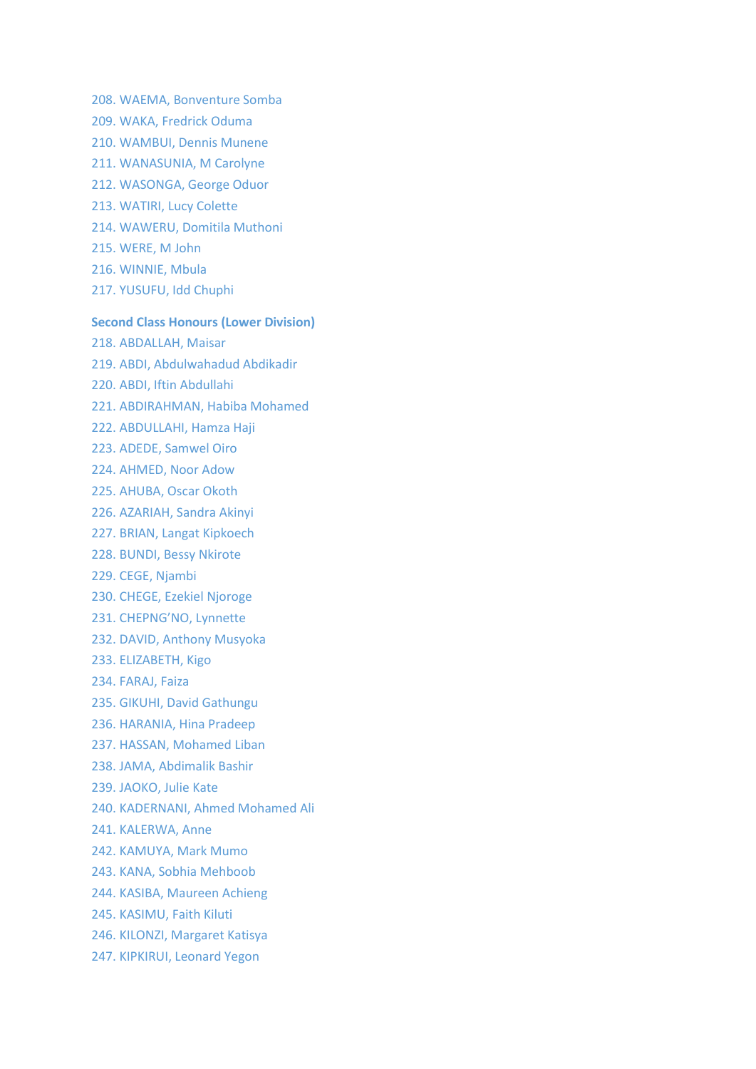208. WAEMA, Bonventure Somba
209. WAKA, Fredrick Oduma
210. WAMBUI, Dennis Munene
211. WANASUNIA, M Carolyne
212. WASONGA, George Oduor
213. WATIRI, Lucy Colette
214. WAWERU, Domitila Muthoni
215. WERE, M John
216. WINNIE, Mbula
217. YUSUFU, Idd Chuphi

**Second Class Honours (Lower Division)**

218. ABDALLAH, Maisar
219. ABDI, Abdulwahadud Abdikadir
220. ABDI, Iftin Abdullahi
221. ABDIRAHMAN, Habiba Mohamed
222. ABDULLAHI, Hamza Haji
223. ADEDE, Samwel Oiro
224. AHMED, Noor Adow
225. AHUBA, Oscar Okoth
226. AZARIAH, Sandra Akinyi
227. BRIAN, Langat Kipkoech
228. BUNDI, Bessy Nkirote
229. CEGE, Njambi
230. CHEGE, Ezekiel Njoroge
231. CHEPNG'NO, Lynnette
232. DAVID, Anthony Musyoka
233. ELIZABETH, Kigo
234. FARAJ, Faiza
235. GIKUHI, David Gathungu
236. HARANIA, Hina Pradeep
237. HASSAN, Mohamed Liban
238. JAMA, Abdimalik Bashir
239. JAOKO, Julie Kate
240. KADERNANI, Ahmed Mohamed Ali
241. KALERWA, Anne
242. KAMUYA, Mark Mumo
243. KANA, Sobhia Mehboob
244. KASIBA, Maureen Achieng
245. KASIMU, Faith Kiluti
246. KILONZI, Margaret Katisya
247. KIPKIRUI, Leonard Yegon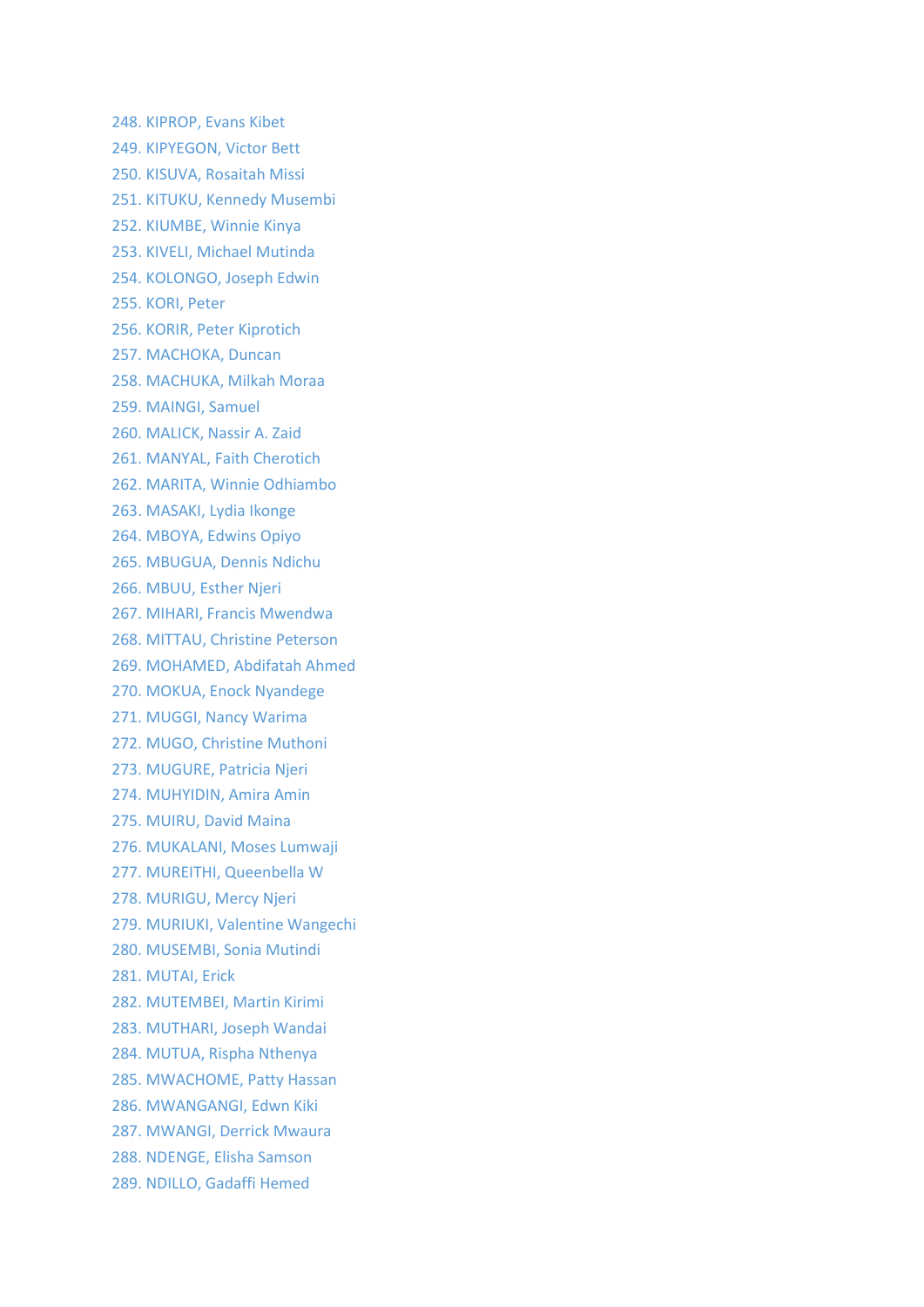248. KIPROP, Evans Kibet
249. KIPYEGON, Victor Bett
250. KISUVA, Rosaitah Missi
251. KITUKU, Kennedy Musembi
252. KIUMBE, Winnie Kinya
253. KIVELI, Michael Mutinda
254. KOLONGO, Joseph Edwin
255. KORI, Peter
256. KORIR, Peter Kiprotich
257. MACHOKA, Duncan
258. MACHUKA, Milkah Moraa
259. MAINGI, Samuel
260. MALICK, Nassir A. Zaid
261. MANYAL, Faith Cherotich
262. MARITA, Winnie Odhiambo
263. MASAKI, Lydia Ikonge
264. MBOYA, Edwins Opiyo
265. MBUGUA, Dennis Ndichu
266. MBUU, Esther Njeri
267. MIHARI, Francis Mwendwa
268. MITTAU, Christine Peterson
269. MOHAMED, Abdifatah Ahmed
270. MOKUA, Enock Nyandege
271. MUGGI, Nancy Warima
272. MUGO, Christine Muthoni
273. MUGURE, Patricia Njeri
274. MUHYIDIN, Amira Amin
275. MUIRU, David Maina
276. MUKALANI, Moses Lumwaji
277. MUREITHI, Queenbella W
278. MURIGU, Mercy Njeri
279. MURIUKI, Valentine Wangechi
280. MUSEMBI, Sonia Mutindi
281. MUTAI, Erick
282. MUTEMBEI, Martin Kirimi
283. MUTHARI, Joseph Wandai
284. MUTUA, Rispha Nthenya
285. MWACHOME, Patty Hassan
286. MWANGANGI, Edwn Kiki
287. MWANGI, Derrick Mwaura
288. NDENGE, Elisha Samson
289. NDILLO, Gadaffi Hemed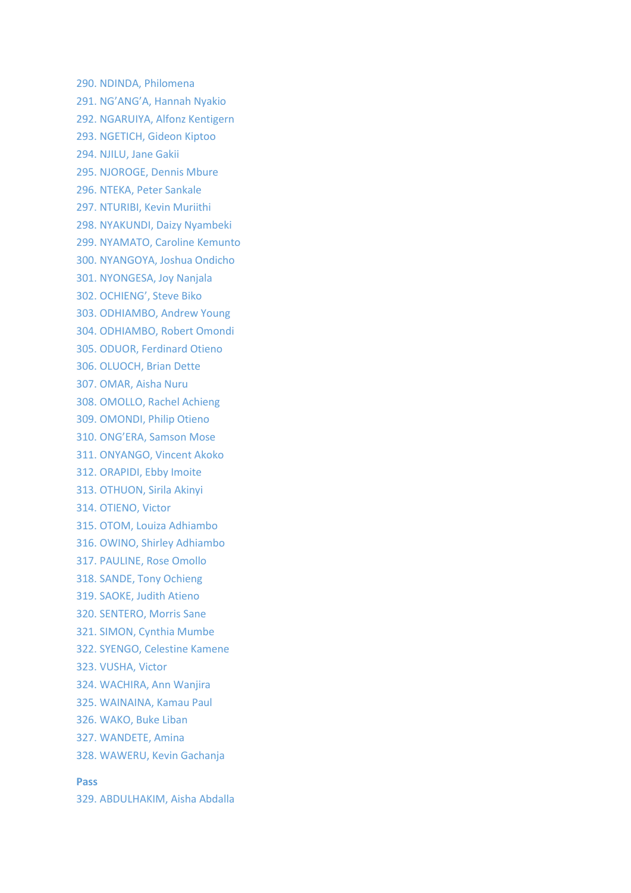290. NDINDA, Philomena
291. NG'ANG'A, Hannah Nyakio
292. NGARUIYA, Alfonz Kentigern
293. NGETICH, Gideon Kiptoo
294. NJILU, Jane Gakii
295. NJOROGE, Dennis Mbure
296. NTEKA, Peter Sankale
297. NTURIBI, Kevin Muriithi
298. NYAKUNDI, Daizy Nyambeki
299. NYAMATO, Caroline Kemunto
300. NYANGOYA, Joshua Ondicho
301. NYONGESA, Joy Nanjala
302. OCHIENG', Steve Biko
303. ODHIAMBO, Andrew Young
304. ODHIAMBO, Robert Omondi
305. ODUOR, Ferdinard Otieno
306. OLUOCH, Brian Dette
307. OMAR, Aisha Nuru
308. OMOLLO, Rachel Achieng
309. OMONDI, Philip Otieno
310. ONG'ERA, Samson Mose
311. ONYANGO, Vincent Akoko
312. ORAPIDI, Ebby Imoite
313. OTHUON, Sirila Akinyi
314. OTIENO, Victor
315. OTOM, Louiza Adhiambo
316. OWINO, Shirley Adhiambo
317. PAULINE, Rose Omollo
318. SANDE, Tony Ochieng
319. SAOKE, Judith Atieno
320. SENTERO, Morris Sane
321. SIMON, Cynthia Mumbe
322. SYENGO, Celestine Kamene
323. VUSHA, Victor
324. WACHIRA, Ann Wanjira
325. WAINAINA, Kamau Paul
326. WAKO, Buke Liban
327. WANDETE, Amina
328. WAWERU, Kevin Gachanja

**Pass**

329. ABDULHAKIM, Aisha Abdalla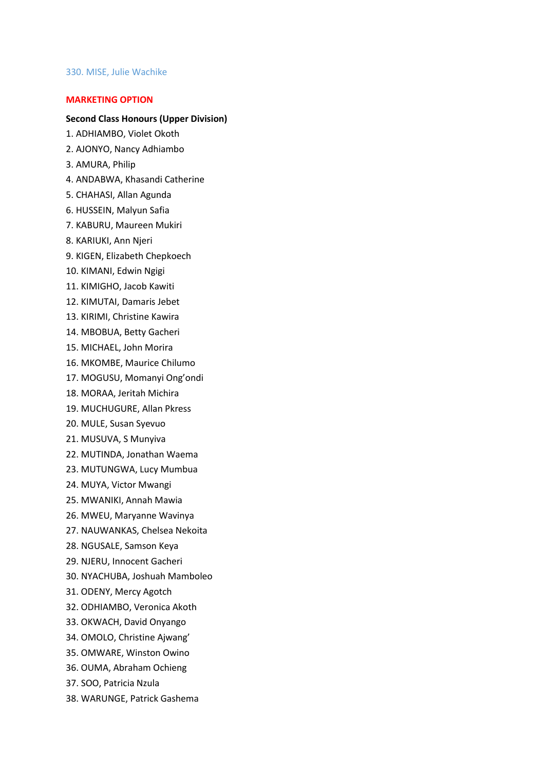330. MISE, Julie Wachike

## MARKETING OPTION

**Second Class Honours (Upper Division)**

1. ADHIAMBO, Violet Okoth
2. AJONYO, Nancy Adhiambo
3. AMURA, Philip
4. ANDABWA, Khasandi Catherine
5. CHAHASI, Allan Agunda
6. HUSSEIN, Malyun Safia
7. KABURU, Maureen Mukiri
8. KARIUKI, Ann Njeri
9. KIGEN, Elizabeth Chepkoech
10. KIMANI, Edwin Ngigi
11. KIMIGHO, Jacob Kawiti
12. KIMUTAI, Damaris Jebet
13. KIRIMI, Christine Kawira
14. MBOBUA, Betty Gacheri
15. MICHAEL, John Morira
16. MKOMBE, Maurice Chilumo
17. MOGUSU, Momanyi Ong'ondi
18. MORAA, Jeritah Michira
19. MUCHUGURE, Allan Pkress
20. MULE, Susan Syevuo
21. MUSUVA, S Munyiva
22. MUTINDA, Jonathan Waema
23. MUTUNGWA, Lucy Mumbua
24. MUYA, Victor Mwangi
25. MWANIKI, Annah Mawia
26. MWEU, Maryanne Wavinya
27. NAUWANKAS, Chelsea Nekoita
28. NGUSALE, Samson Keya
29. NJERU, Innocent Gacheri
30. NYACHUBA, Joshuah Mamboleo
31. ODENY, Mercy Agotch
32. ODHIAMBO, Veronica Akoth
33. OKWACH, David Onyango
34. OMOLO, Christine Ajwang'
35. OMWARE, Winston Owino
36. OUMA, Abraham Ochieng
37. SOO, Patricia Nzula
38. WARUNGE, Patrick Gashema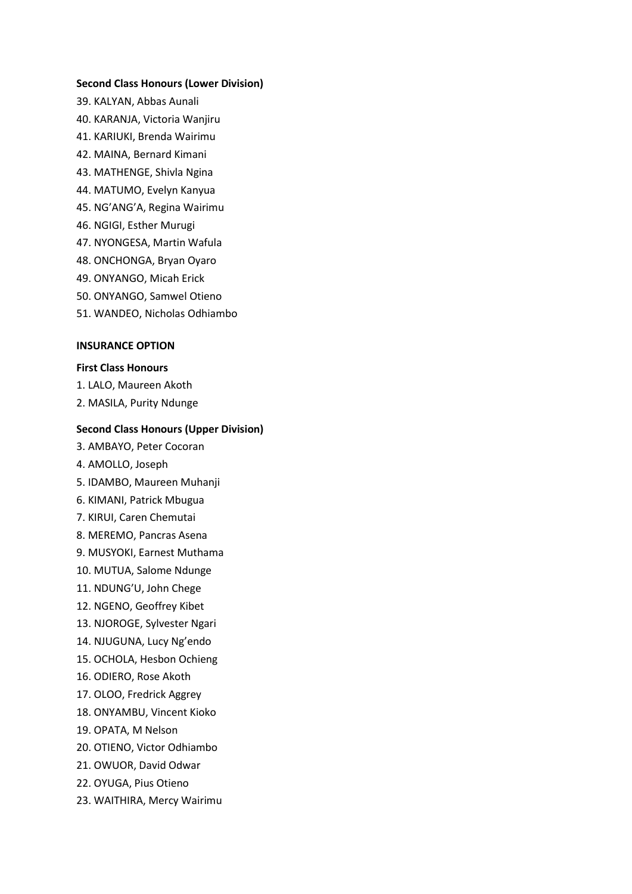**Second Class Honours (Lower Division)**

39. KALYAN, Abbas Aunali
40. KARANJA, Victoria Wanjiru
41. KARIUKI, Brenda Wairimu
42. MAINA, Bernard Kimani
43. MATHENGE, Shivla Ngina
44. MATUMO, Evelyn Kanyua
45. NG'ANG'A, Regina Wairimu
46. NGIGI, Esther Murugi
47. NYONGESA, Martin Wafula
48. ONCHONGA, Bryan Oyaro
49. ONYANGO, Micah Erick
50. ONYANGO, Samwel Otieno
51. WANDEO, Nicholas Odhiambo

**INSURANCE OPTION**

**First Class Honours**

1. LALO, Maureen Akoth
2. MASILA, Purity Ndunge

**Second Class Honours (Upper Division)**

3. AMBAYO, Peter Cocoran
4. AMOLLO, Joseph
5. IDAMBO, Maureen Muhanji
6. KIMANI, Patrick Mbugua
7. KIRUI, Caren Chemutai
8. MEREMO, Pancras Asena
9. MUSYOKI, Earnest Muthama
10. MUTUA, Salome Ndunge
11. NDUNG'U, John Chege
12. NGENO, Geoffrey Kibet
13. NJOROGE, Sylvester Ngari
14. NJUGUNA, Lucy Ng'endo
15. OCHOLA, Hesbon Ochieng
16. ODIERO, Rose Akoth
17. OLOO, Fredrick Aggrey
18. ONYAMBU, Vincent Kioko
19. OPATA, M Nelson
20. OTIENO, Victor Odhiambo
21. OWUOR, David Odwar
22. OYUGA, Pius Otieno
23. WAITHIRA, Mercy Wairimu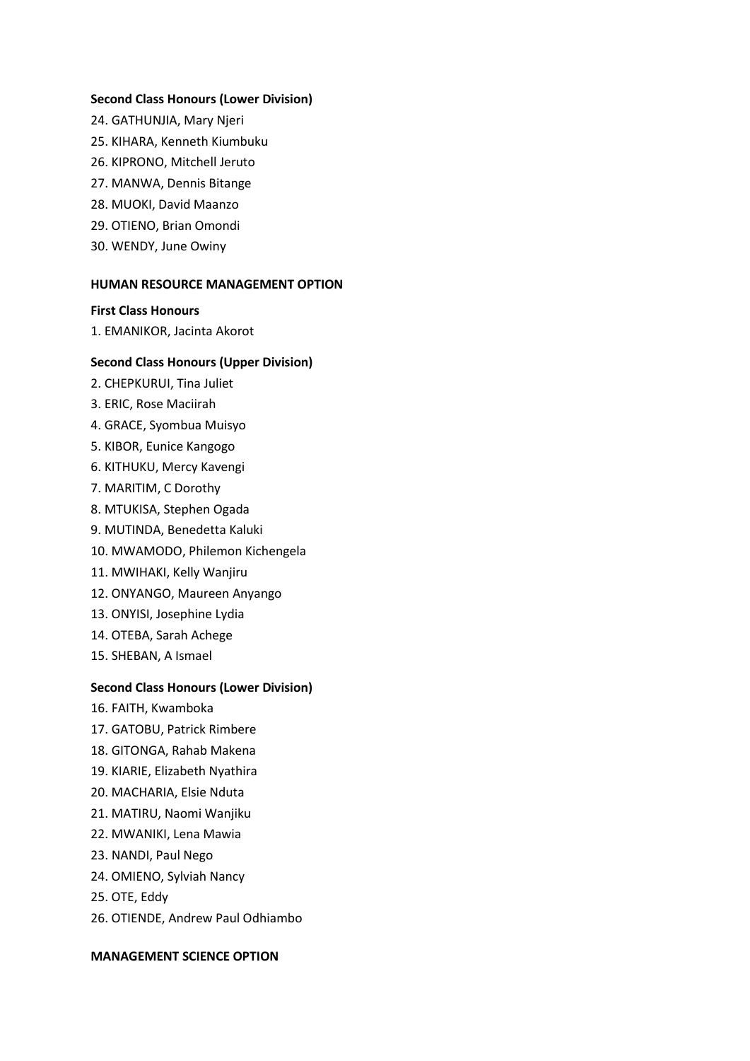**Second Class Honours (Lower Division)**

24. GATHUNJIA, Mary Njeri
25. KIHARA, Kenneth Kiumbuku
26. KIPRONO, Mitchell Jeruto
27. MANWA, Dennis Bitange
28. MUOKI, David Maanzo
29. OTIENO, Brian Omondi
30. WENDY, June Owiny

**HUMAN RESOURCE MANAGEMENT OPTION**

**First Class Honours**

1. EMANIKOR, Jacinta Akorot

**Second Class Honours (Upper Division)**

2. CHEPKURUI, Tina Juliet
3. ERIC, Rose Maciirah
4. GRACE, Syombua Muisyo
5. KIBOR, Eunice Kangogo
6. KITHUKU, Mercy Kavengi
7. MARITIM, C Dorothy
8. MTUKISA, Stephen Ogada
9. MUTINDA, Benedetta Kaluki
10. MWAMODO, Philemon Kichengela
11. MWIHAKI, Kelly Wanjiru
12. ONYANGO, Maureen Anyango
13. ONYISI, Josephine Lydia
14. OTEBA, Sarah Achege
15. SHEBAN, A Ismael

**Second Class Honours (Lower Division)**

16. FAITH, Kwamboka
17. GATOBU, Patrick Rimbere
18. GITONGA, Rahab Makena
19. KIARIE, Elizabeth Nyathira
20. MACHARIA, Elsie Nduta
21. MATIRU, Naomi Wanjiku
22. MWANIKI, Lena Mawia
23. NANDI, Paul Nego
24. OMIENO, Sylviah Nancy
25. OTE, Eddy
26. OTIENDE, Andrew Paul Odhiambo

**MANAGEMENT SCIENCE OPTION**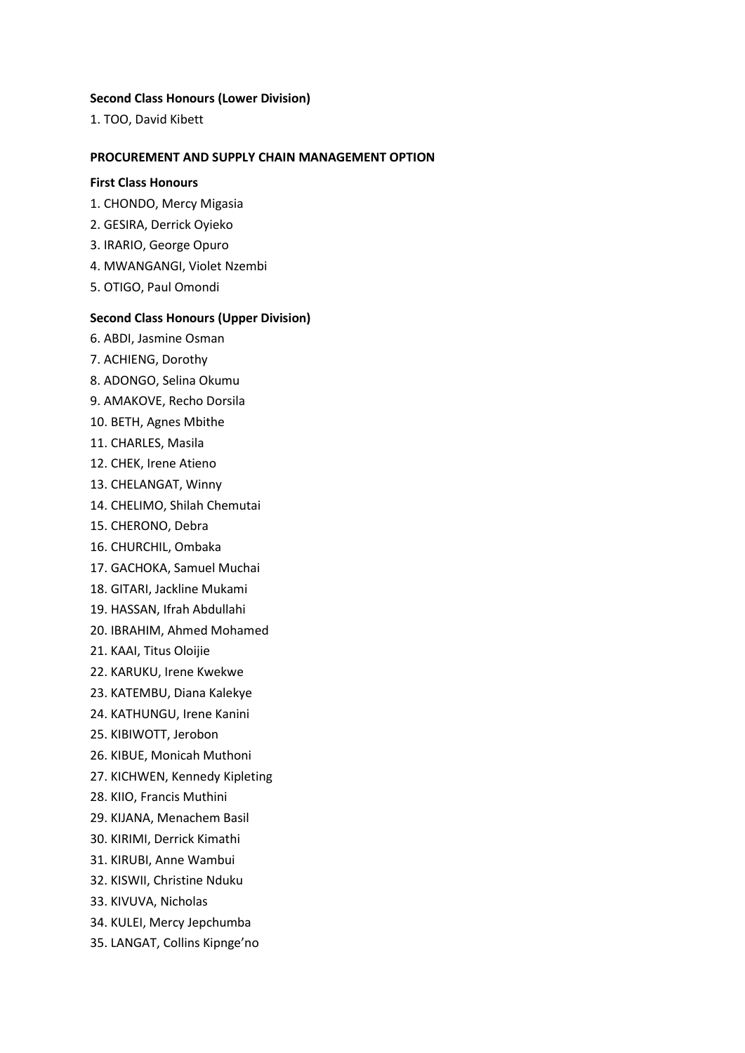**Second Class Honours (Lower Division)**

1. TOO, David Kibett

**PROCUREMENT AND SUPPLY CHAIN MANAGEMENT OPTION**

**First Class Honours**

1. CHONDO, Mercy Migasia
2. GESIRA, Derrick Oyieko
3. IRARIO, George Opuro
4. MWANGANGI, Violet Nzembi
5. OTIGO, Paul Omondi

**Second Class Honours (Upper Division)**

6. ABDI, Jasmine Osman
7. ACHIENG, Dorothy
8. ADONGO, Selina Okumu
9. AMAKOVE, Recho Dorsila
10. BETH, Agnes Mbithe
11. CHARLES, Masila
12. CHEK, Irene Atieno
13. CHELANGAT, Winny
14. CHELIMO, Shilah Chemutai
15. CHERONO, Debra
16. CHURCHIL, Ombaka
17. GACHOKA, Samuel Muchai
18. GITARI, Jackline Mukami
19. HASSAN, Ifrah Abdullahi
20. IBRAHIM, Ahmed Mohamed
21. KAAI, Titus Oloijie
22. KARUKU, Irene Kwekwe
23. KATEMBU, Diana Kalekye
24. KATHUNGU, Irene Kanini
25. KIBIWOTT, Jerobon
26. KIBUE, Monicah Muthoni
27. KICHWEN, Kennedy Kipleting
28. KIIO, Francis Muthini
29. KIJANA, Menachem Basil
30. KIRIMI, Derrick Kimathi
31. KIRUBI, Anne Wambui
32. KISWII, Christine Nduku
33. KIVUVA, Nicholas
34. KULEI, Mercy Jepchumba
35. LANGAT, Collins Kipnge'no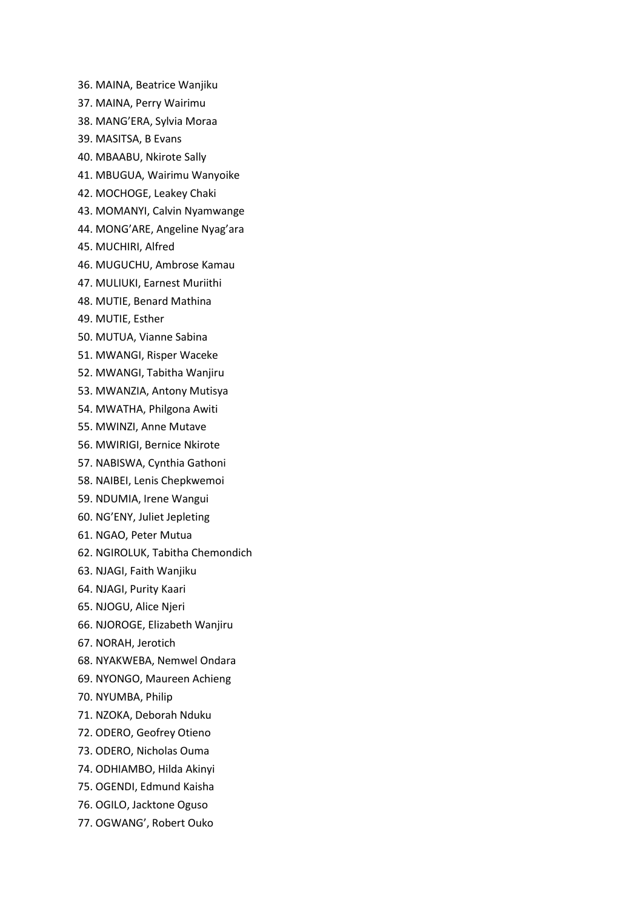36. MAINA, Beatrice Wanjiku
37. MAINA, Perry Wairimu
38. MANG'ERA, Sylvia Moraa
39. MASITSA, B Evans
40. MBAABU, Nkirote Sally
41. MBUGUA, Wairimu Wanyoike
42. MOCHOGE, Leakey Chaki
43. MOMANYI, Calvin Nyamwange
44. MONG'ARE, Angeline Nyag'ara
45. MUCHIRI, Alfred
46. MUGUCHU, Ambrose Kamau
47. MULIUKI, Earnest Muriithi
48. MUTIE, Benard Mathina
49. MUTIE, Esther
50. MUTUA, Vianne Sabina
51. MWANGI, Risper Waceke
52. MWANGI, Tabitha Wanjiru
53. MWANZIA, Antony Mutisya
54. MWATHA, Philgona Awiti
55. MWINZI, Anne Mutave
56. MWIRIGI, Bernice Nkirote
57. NABISWA, Cynthia Gathoni
58. NAIBEI, Lenis Chepkwemoi
59. NDUMIA, Irene Wangui
60. NG'ENY, Juliet Jepleting
61. NGAO, Peter Mutua
62. NGIROLUK, Tabitha Chemondich
63. NJAGI, Faith Wanjiku
64. NJAGI, Purity Kaari
65. NJOGU, Alice Njeri
66. NJOROGE, Elizabeth Wanjiru
67. NORAH, Jerotich
68. NYAKWEBA, Nemwel Ondara
69. NYONGO, Maureen Achieng
70. NYUMBA, Philip
71. NZOKA, Deborah Nduku
72. ODERO, Geofrey Otieno
73. ODERO, Nicholas Ouma
74. ODHIAMBO, Hilda Akinyi
75. OGENDI, Edmund Kaisha
76. OGILO, Jacktone Oguso
77. OGWANG', Robert Ouko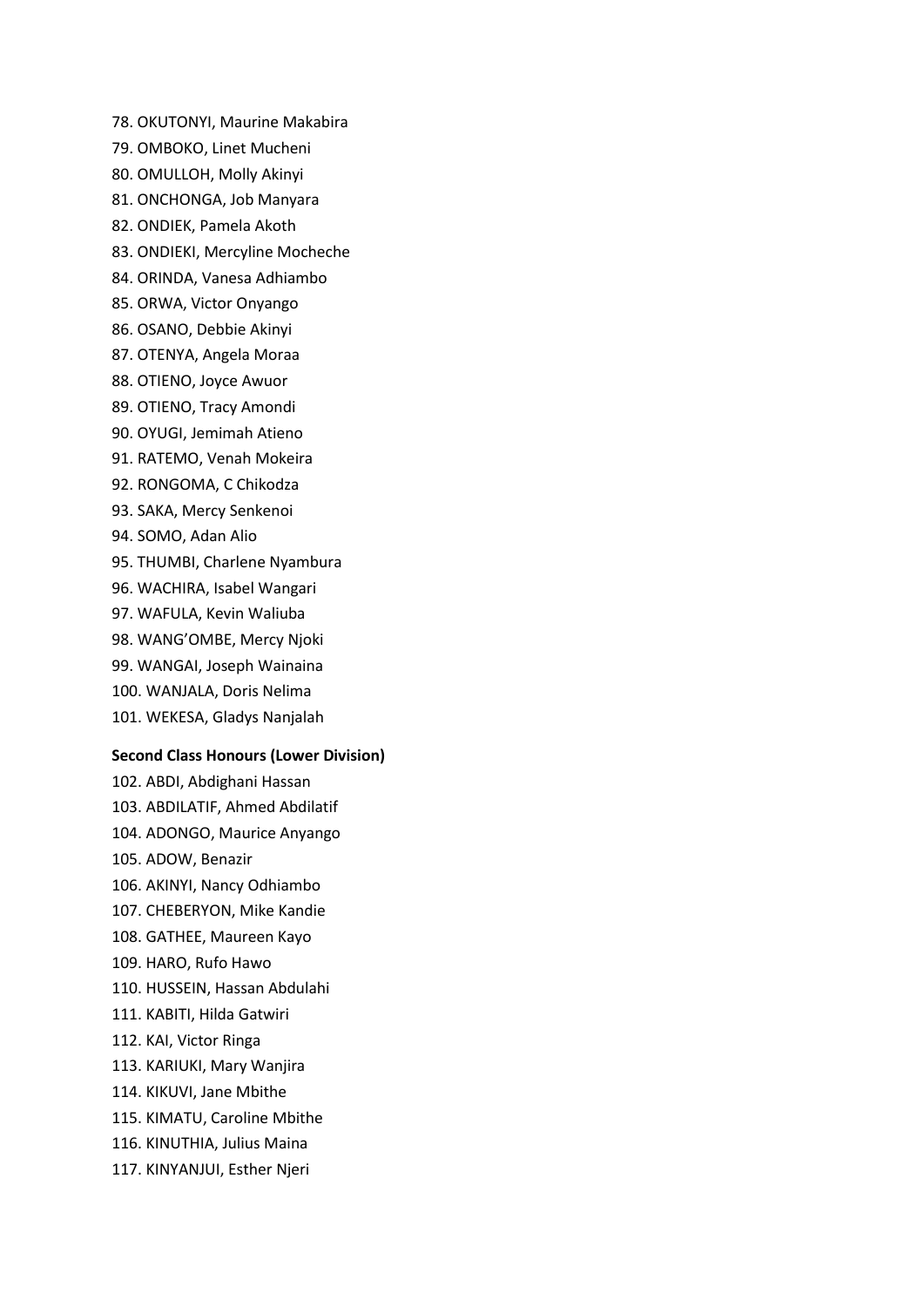78. OKUTONYI, Maurine Makabira
79. OMBOKO, Linet Mucheni
80. OMULLOH, Molly Akinyi
81. ONCHONGA, Job Manyara
82. ONDIEK, Pamela Akoth
83. ONDIEKI, Mercyline Mocheche
84. ORINDA, Vanesa Adhiambo
85. ORWA, Victor Onyango
86. OSANO, Debbie Akinyi
87. OTENYA, Angela Moraa
88. OTIENO, Joyce Awuor
89. OTIENO, Tracy Amondi
90. OYUGI, Jemimah Atieno
91. RATEMO, Venah Mokeira
92. RONGOMA, C Chikodza
93. SAKA, Mercy Senkenoi
94. SOMO, Adan Alio
95. THUMBI, Charlene Nyambura
96. WACHIRA, Isabel Wangari
97. WAFULA, Kevin Waliuba
98. WANG'OMBE, Mercy Njoki
99. WANGAI, Joseph Wainaina
100. WANJALA, Doris Nelima
101. WEKESA, Gladys Nanjalah

**Second Class Honours (Lower Division)**

102. ABDI, Abdighani Hassan
103. ABDILATIF, Ahmed Abdilatif
104. ADONGO, Maurice Anyango
105. ADOW, Benazir
106. AKINYI, Nancy Odhiambo
107. CHEBERYON, Mike Kandie
108. GATHEE, Maureen Kayo
109. HARO, Rufo Hawo
110. HUSSEIN, Hassan Abdulahi
111. KABITI, Hilda Gatwiri
112. KAI, Victor Ringa
113. KARIUKI, Mary Wanjira
114. KIKUVI, Jane Mbithe
115. KIMATU, Caroline Mbithe
116. KINUTHIA, Julius Maina
117. KINYANJUI, Esther Njeri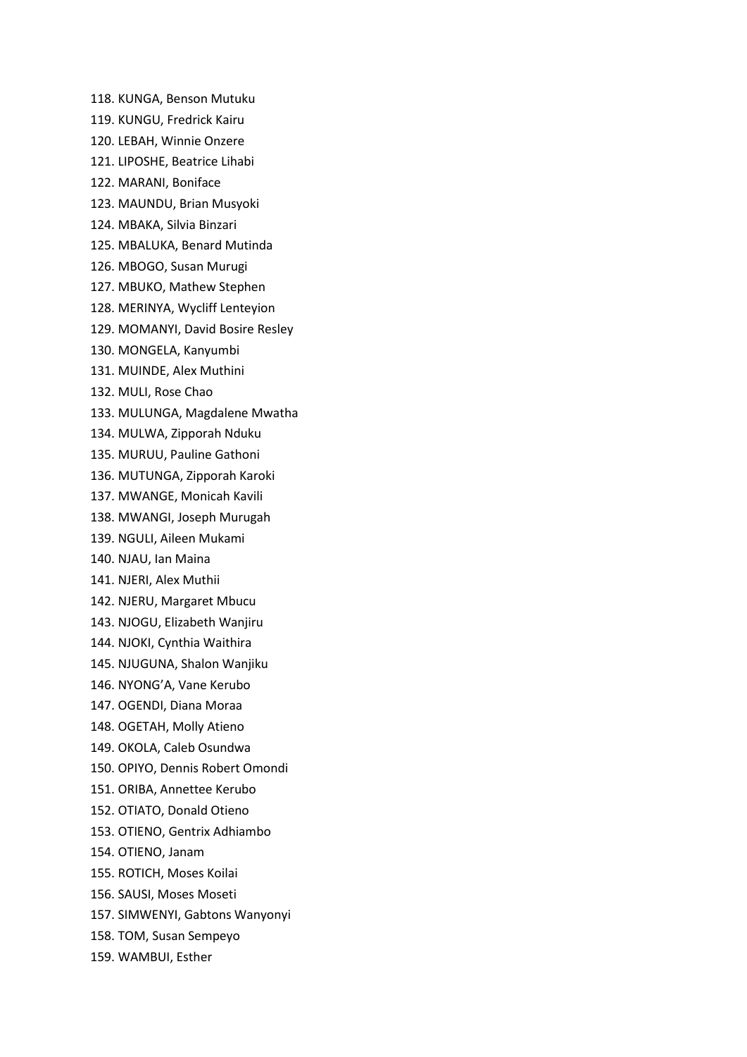118. KUNGA, Benson Mutuku
119. KUNGU, Fredrick Kairu
120. LEBAH, Winnie Onzere
121. LIPOSHE, Beatrice Lihabi
122. MARANI, Boniface
123. MAUNDU, Brian Musyoki
124. MBAKA, Silvia Binzari
125. MBALUKA, Benard Mutinda
126. MBOGO, Susan Murugi
127. MBUKO, Mathew Stephen
128. MERINYA, Wycliff Lenteyion
129. MOMANYI, David Bosire Resley
130. MONGELA, Kanyumbi
131. MUINDE, Alex Muthini
132. MULI, Rose Chao
133. MULUNGA, Magdalene Mwatha
134. MULWA, Zipporah Nduku
135. MURUU, Pauline Gathoni
136. MUTUNGA, Zipporah Karoki
137. MWANGE, Monicah Kavili
138. MWANGI, Joseph Murugah
139. NGULI, Aileen Mukami
140. NJAU, Ian Maina
141. NJERI, Alex Muthii
142. NJERU, Margaret Mbucu
143. NJOGU, Elizabeth Wanjiru
144. NJOKI, Cynthia Waithira
145. NJUGUNA, Shalon Wanjiku
146. NYONG'A, Vane Kerubo
147. OGENDI, Diana Moraa
148. OGETAH, Molly Atieno
149. OKOLA, Caleb Osundwa
150. OPIYO, Dennis Robert Omondi
151. ORIBA, Annettee Kerubo
152. OTIATO, Donald Otieno
153. OTIENO, Gentrix Adhiambo
154. OTIENO, Janam
155. ROTICH, Moses Koilai
156. SAUSI, Moses Moseti
157. SIMWENYI, Gabtons Wanyonyi
158. TOM, Susan Sempeyo
159. WAMBUI, Esther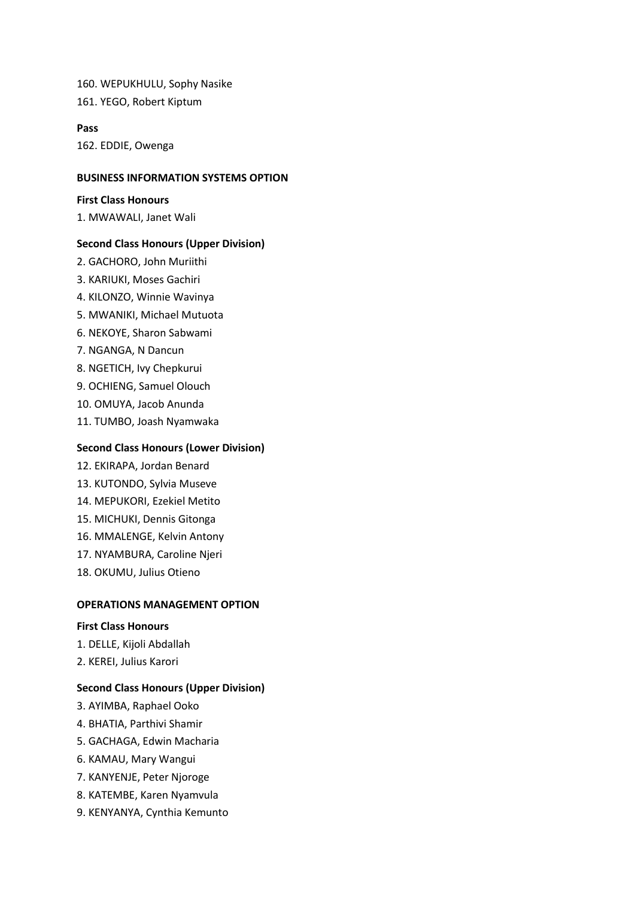160. WEPUKHULU, Sophy Nasike

161. YEGO, Robert Kiptum

**Pass**

162. EDDIE, Owenga

**BUSINESS INFORMATION SYSTEMS OPTION**

**First Class Honours**

1. MWAWALI, Janet Wali

**Second Class Honours (Upper Division)**

2. GACHORO, John Muriithi
3. KARIUKI, Moses Gachiri
4. KILONZO, Winnie Wavinya
5. MWANIKI, Michael Mutuota
6. NEKOYE, Sharon Sabwami
7. NGANGA, N Dancun
8. NGETICH, Ivy Chepkurui
9. OCHIENG, Samuel Olouch
10. OMUYA, Jacob Anunda
11. TUMBO, Joash Nyamwaka

**Second Class Honours (Lower Division)**

12. EKIRAPA, Jordan Benard
13. KUTONDO, Sylvia Museve
14. MEPUKORI, Ezekiel Metito
15. MICHUKI, Dennis Gitonga
16. MMALENGE, Kelvin Antony
17. NYAMBURA, Caroline Njeri
18. OKUMU, Julius Otieno

**OPERATIONS MANAGEMENT OPTION**

**First Class Honours**

1. DELLE, Kijoli Abdallah
2. KEREI, Julius Karori

**Second Class Honours (Upper Division)**

3. AYIMBA, Raphael Ooko
4. BHATIA, Parthivi Shamir
5. GACHAGA, Edwin Macharia
6. KAMAU, Mary Wangui
7. KANYENJE, Peter Njoroge
8. KATEMBE, Karen Nyamvula
9. KENYANYA, Cynthia Kemunto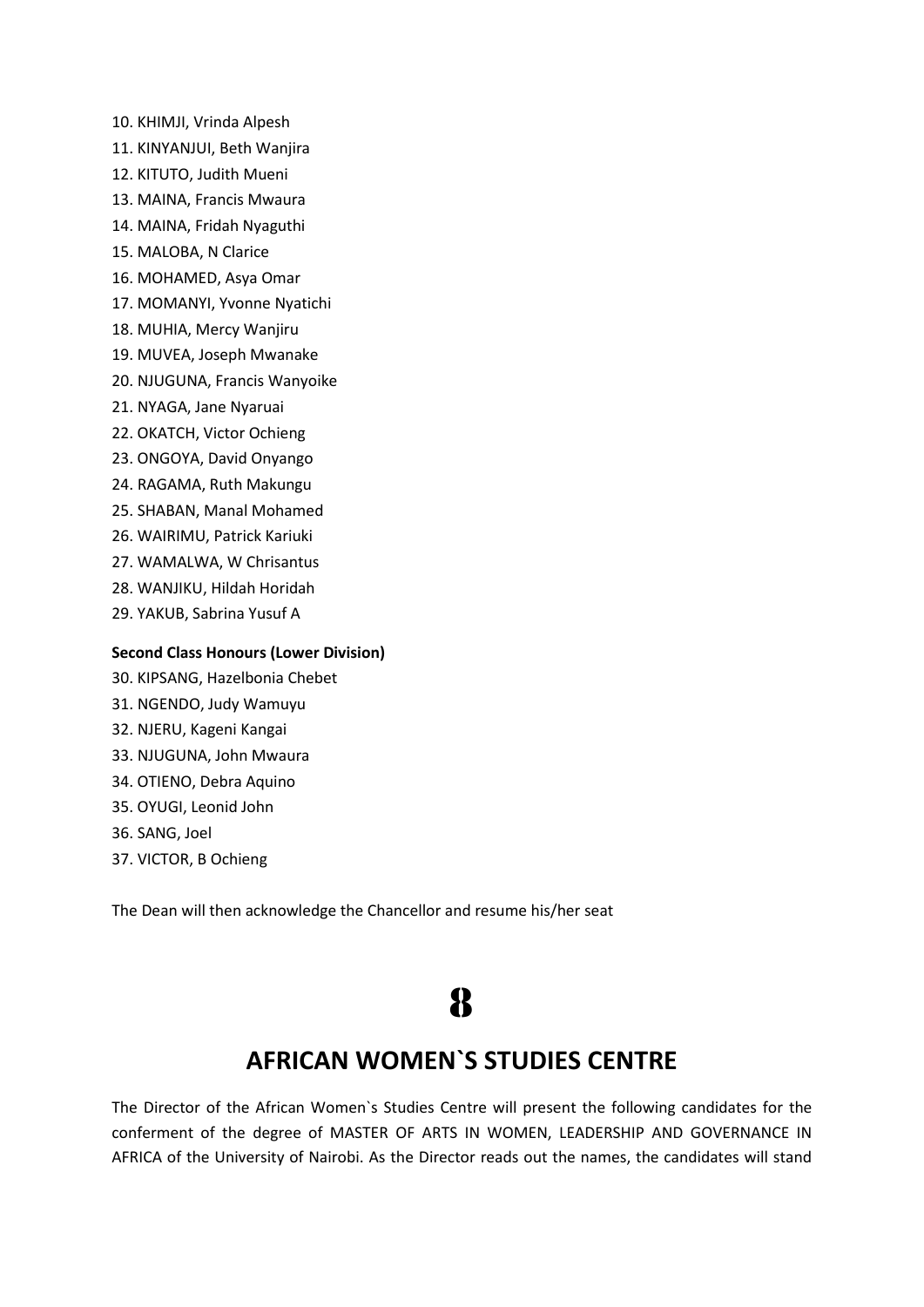10. KHIMJI, Vrinda Alpesh
11. KINYANJUI, Beth Wanjira
12. KITUTO, Judith Mueni
13. MAINA, Francis Mwaura
14. MAINA, Fridah Nyaguthi
15. MALOBA, N Clarice
16. MOHAMED, Asya Omar
17. MOMANYI, Yvonne Nyatichi
18. MUHIA, Mercy Wanjiru
19. MUVEA, Joseph Mwanake
20. NJUGUNA, Francis Wanyoike
21. NYAGA, Jane Nyaruai
22. OKATCH, Victor Ochieng
23. ONGOYA, David Onyango
24. RAGAMA, Ruth Makungu
25. SHABAN, Manal Mohamed
26. WAIRIMU, Patrick Kariuki
27. WAMALWA, W Chrisantus
28. WANJIKU, Hildah Horidah
29. YAKUB, Sabrina Yusuf A

**Second Class Honours (Lower Division)**

30. KIPSANG, Hazelbonia Chebet
31. NGENDO, Judy Wamuyu
32. NJERU, Kageni Kangai
33. NJUGUNA, John Mwaura
34. OTIENO, Debra Aquino
35. OYUGI, Leonid John
36. SANG, Joel
37. VICTOR, B Ochieng

The Dean will then acknowledge the Chancellor and resume his/her seat

# 8

## AFRICAN WOMEN`S STUDIES CENTRE

The Director of the African Women`s Studies Centre will present the following candidates for the conferment of the degree of MASTER OF ARTS IN WOMEN, LEADERSHIP AND GOVERNANCE IN AFRICA of the University of Nairobi. As the Director reads out the names, the candidates will stand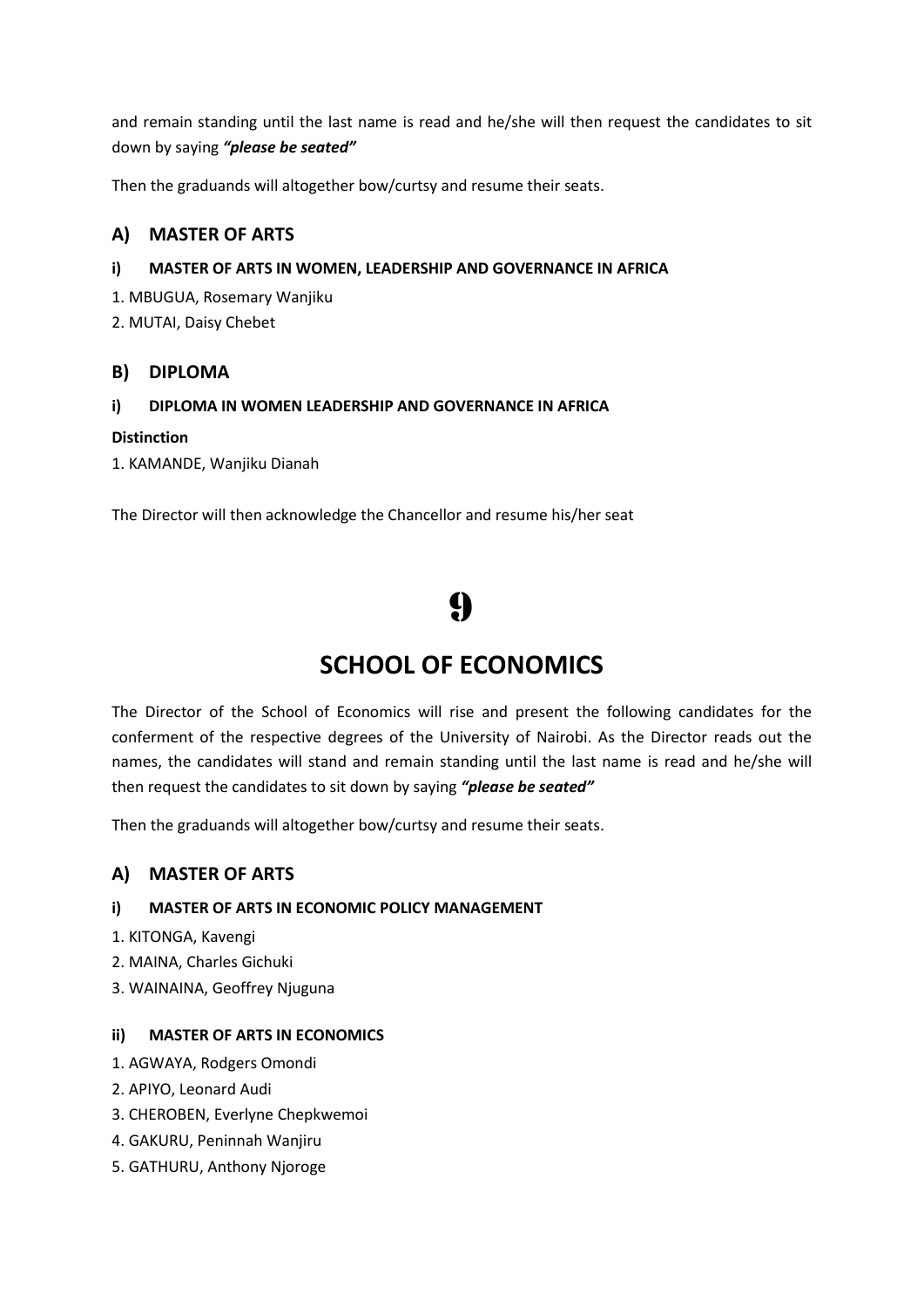and remain standing until the last name is read and he/she will then request the candidates to sit down by saying ***"please be seated"***

Then the graduands will altogether bow/curtsy and resume their seats.

## A) MASTER OF ARTS

### i) MASTER OF ARTS IN WOMEN, LEADERSHIP AND GOVERNANCE IN AFRICA

1. MBUGUA, Rosemary Wanjiku
2. MUTAI, Daisy Chebet

## B) DIPLOMA

### i) DIPLOMA IN WOMEN LEADERSHIP AND GOVERNANCE IN AFRICA

**Distinction**

1. KAMANDE, Wanjiku Dianah

The Director will then acknowledge the Chancellor and resume his/her seat

# 9

# SCHOOL OF ECONOMICS

The Director of the School of Economics will rise and present the following candidates for the conferment of the respective degrees of the University of Nairobi. As the Director reads out the names, the candidates will stand and remain standing until the last name is read and he/she will then request the candidates to sit down by saying ***"please be seated"***

Then the graduands will altogether bow/curtsy and resume their seats.

## A) MASTER OF ARTS

### i) MASTER OF ARTS IN ECONOMIC POLICY MANAGEMENT

1. KITONGA, Kavengi
2. MAINA, Charles Gichuki
3. WAINAINA, Geoffrey Njuguna

### ii) MASTER OF ARTS IN ECONOMICS

1. AGWAYA, Rodgers Omondi
2. APIYO, Leonard Audi
3. CHEROBEN, Everlyne Chepkwemoi
4. GAKURU, Peninnah Wanjiru
5. GATHURU, Anthony Njoroge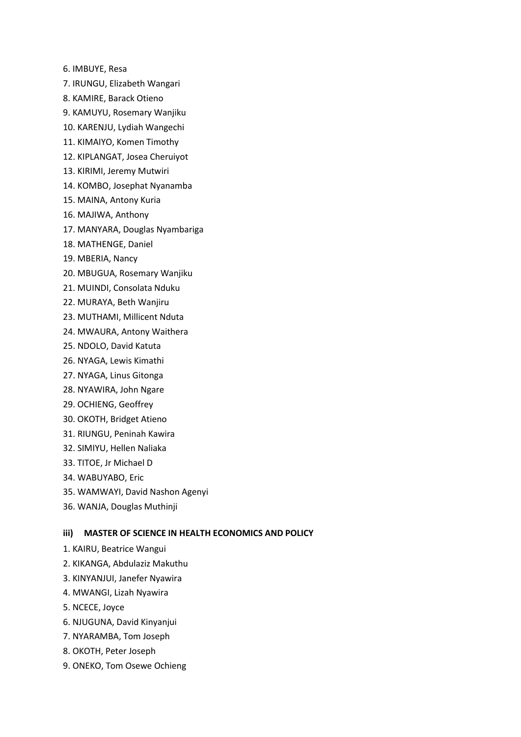6. IMBUYE, Resa
7. IRUNGU, Elizabeth Wangari
8. KAMIRE, Barack Otieno
9. KAMUYU, Rosemary Wanjiku
10. KARENJU, Lydiah Wangechi
11. KIMAIYO, Komen Timothy
12. KIPLANGAT, Josea Cheruiyot
13. KIRIMI, Jeremy Mutwiri
14. KOMBO, Josephat Nyanamba
15. MAINA, Antony Kuria
16. MAJIWA, Anthony
17. MANYARA, Douglas Nyambariga
18. MATHENGE, Daniel
19. MBERIA, Nancy
20. MBUGUA, Rosemary Wanjiku
21. MUINDI, Consolata Nduku
22. MURAYA, Beth Wanjiru
23. MUTHAMI, Millicent Nduta
24. MWAURA, Antony Waithera
25. NDOLO, David Katuta
26. NYAGA, Lewis Kimathi
27. NYAGA, Linus Gitonga
28. NYAWIRA, John Ngare
29. OCHIENG, Geoffrey
30. OKOTH, Bridget Atieno
31. RIUNGU, Peninah Kawira
32. SIMIYU, Hellen Naliaka
33. TITOE, Jr Michael D
34. WABUYABO, Eric
35. WAMWAYI, David Nashon Agenyi
36. WANJA, Douglas Muthinji

**iii) MASTER OF SCIENCE IN HEALTH ECONOMICS AND POLICY**

1. KAIRU, Beatrice Wangui
2. KIKANGA, Abdulaziz Makuthu
3. KINYANJUI, Janefer Nyawira
4. MWANGI, Lizah Nyawira
5. NCECE, Joyce
6. NJUGUNA, David Kinyanjui
7. NYARAMBA, Tom Joseph
8. OKOTH, Peter Joseph
9. ONEKO, Tom Osewe Ochieng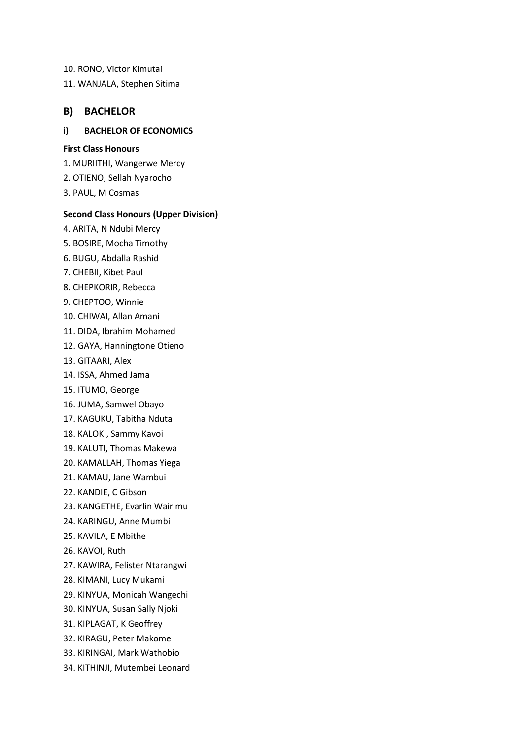10. RONO, Victor Kimutai
11. WANJALA, Stephen Sitima

## B) BACHELOR

### i) BACHELOR OF ECONOMICS

**First Class Honours**

1. MURIITHI, Wangerwe Mercy
2. OTIENO, Sellah Nyarocho
3. PAUL, M Cosmas

**Second Class Honours (Upper Division)**

4. ARITA, N Ndubi Mercy
5. BOSIRE, Mocha Timothy
6. BUGU, Abdalla Rashid
7. CHEBII, Kibet Paul
8. CHEPKORIR, Rebecca
9. CHEPTOO, Winnie
10. CHIWAI, Allan Amani
11. DIDA, Ibrahim Mohamed
12. GAYA, Hanningtone Otieno
13. GITAARI, Alex
14. ISSA, Ahmed Jama
15. ITUMO, George
16. JUMA, Samwel Obayo
17. KAGUKU, Tabitha Nduta
18. KALOKI, Sammy Kavoi
19. KALUTI, Thomas Makewa
20. KAMALLAH, Thomas Yiega
21. KAMAU, Jane Wambui
22. KANDIE, C Gibson
23. KANGETHE, Evarlin Wairimu
24. KARINGU, Anne Mumbi
25. KAVILA, E Mbithe
26. KAVOI, Ruth
27. KAWIRA, Felister Ntarangwi
28. KIMANI, Lucy Mukami
29. KINYUA, Monicah Wangechi
30. KINYUA, Susan Sally Njoki
31. KIPLAGAT, K Geoffrey
32. KIRAGU, Peter Makome
33. KIRINGAI, Mark Wathobio
34. KITHINJI, Mutembei Leonard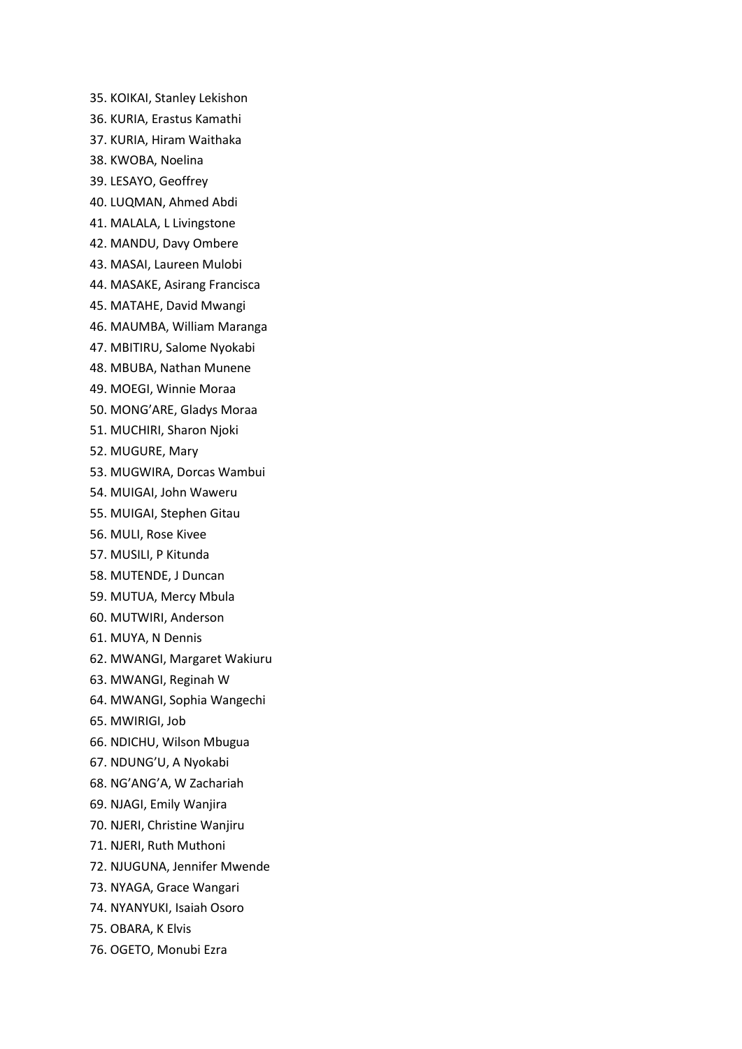35. KOIKAI, Stanley Lekishon
36. KURIA, Erastus Kamathi
37. KURIA, Hiram Waithaka
38. KWOBA, Noelina
39. LESAYO, Geoffrey
40. LUQMAN, Ahmed Abdi
41. MALALA, L Livingstone
42. MANDU, Davy Ombere
43. MASAI, Laureen Mulobi
44. MASAKE, Asirang Francisca
45. MATAHE, David Mwangi
46. MAUMBA, William Maranga
47. MBITIRU, Salome Nyokabi
48. MBUBA, Nathan Munene
49. MOEGI, Winnie Moraa
50. MONG'ARE, Gladys Moraa
51. MUCHIRI, Sharon Njoki
52. MUGURE, Mary
53. MUGWIRA, Dorcas Wambui
54. MUIGAI, John Waweru
55. MUIGAI, Stephen Gitau
56. MULI, Rose Kivee
57. MUSILI, P Kitunda
58. MUTENDE, J Duncan
59. MUTUA, Mercy Mbula
60. MUTWIRI, Anderson
61. MUYA, N Dennis
62. MWANGI, Margaret Wakiuru
63. MWANGI, Reginah W
64. MWANGI, Sophia Wangechi
65. MWIRIGI, Job
66. NDICHU, Wilson Mbugua
67. NDUNG'U, A Nyokabi
68. NG'ANG'A, W Zachariah
69. NJAGI, Emily Wanjira
70. NJERI, Christine Wanjiru
71. NJERI, Ruth Muthoni
72. NJUGUNA, Jennifer Mwende
73. NYAGA, Grace Wangari
74. NYANYUKI, Isaiah Osoro
75. OBARA, K Elvis
76. OGETO, Monubi Ezra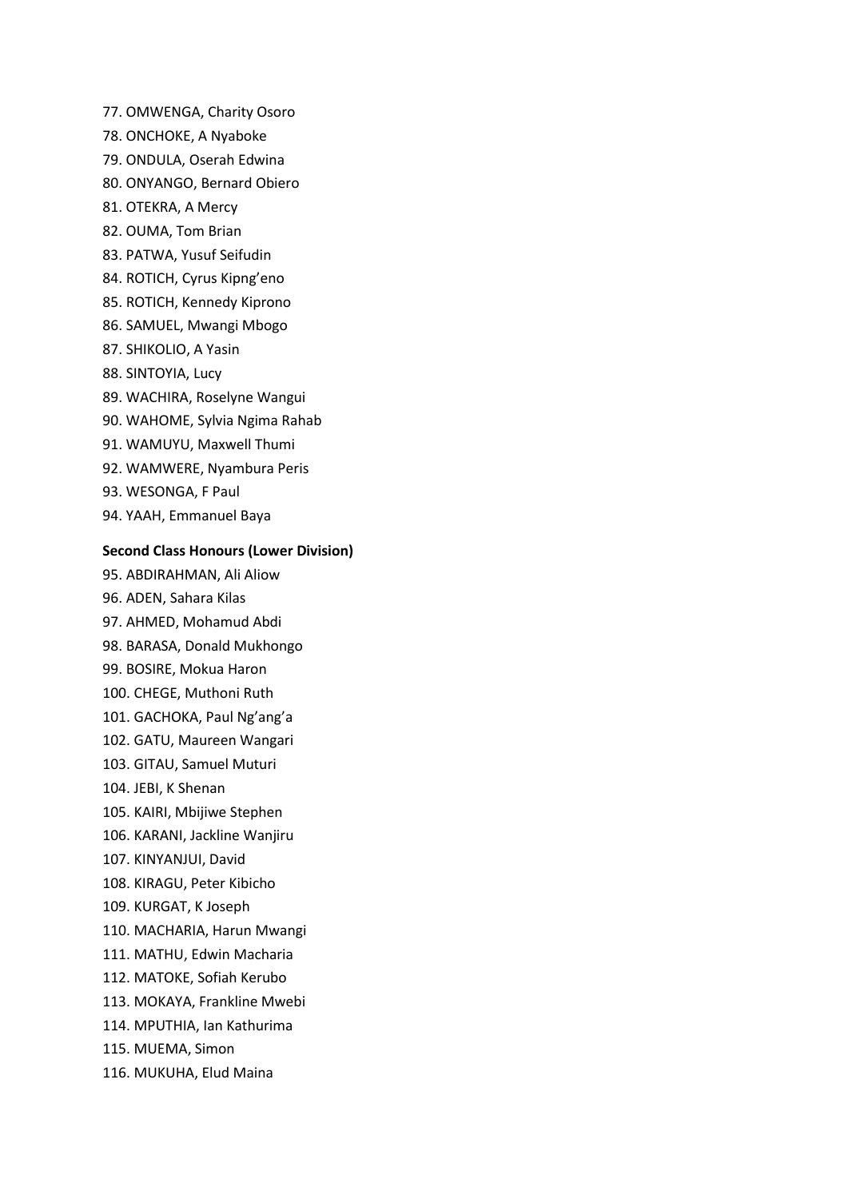77. OMWENGA, Charity Osoro
78. ONCHOKE, A Nyaboke
79. ONDULA, Oserah Edwina
80. ONYANGO, Bernard Obiero
81. OTEKRA, A Mercy
82. OUMA, Tom Brian
83. PATWA, Yusuf Seifudin
84. ROTICH, Cyrus Kipng'eno
85. ROTICH, Kennedy Kiprono
86. SAMUEL, Mwangi Mbogo
87. SHIKOLIO, A Yasin
88. SINTOYIA, Lucy
89. WACHIRA, Roselyne Wangui
90. WAHOME, Sylvia Ngima Rahab
91. WAMUYU, Maxwell Thumi
92. WAMWERE, Nyambura Peris
93. WESONGA, F Paul
94. YAAH, Emmanuel Baya

**Second Class Honours (Lower Division)**

95. ABDIRAHMAN, Ali Aliow
96. ADEN, Sahara Kilas
97. AHMED, Mohamud Abdi
98. BARASA, Donald Mukhongo
99. BOSIRE, Mokua Haron
100. CHEGE, Muthoni Ruth
101. GACHOKA, Paul Ng'ang'a
102. GATU, Maureen Wangari
103. GITAU, Samuel Muturi
104. JEBI, K Shenan
105. KAIRI, Mbijiwe Stephen
106. KARANI, Jackline Wanjiru
107. KINYANJUI, David
108. KIRAGU, Peter Kibicho
109. KURGAT, K Joseph
110. MACHARIA, Harun Mwangi
111. MATHU, Edwin Macharia
112. MATOKE, Sofiah Kerubo
113. MOKAYA, Frankline Mwebi
114. MPUTHIA, Ian Kathurima
115. MUEMA, Simon
116. MUKUHA, Elud Maina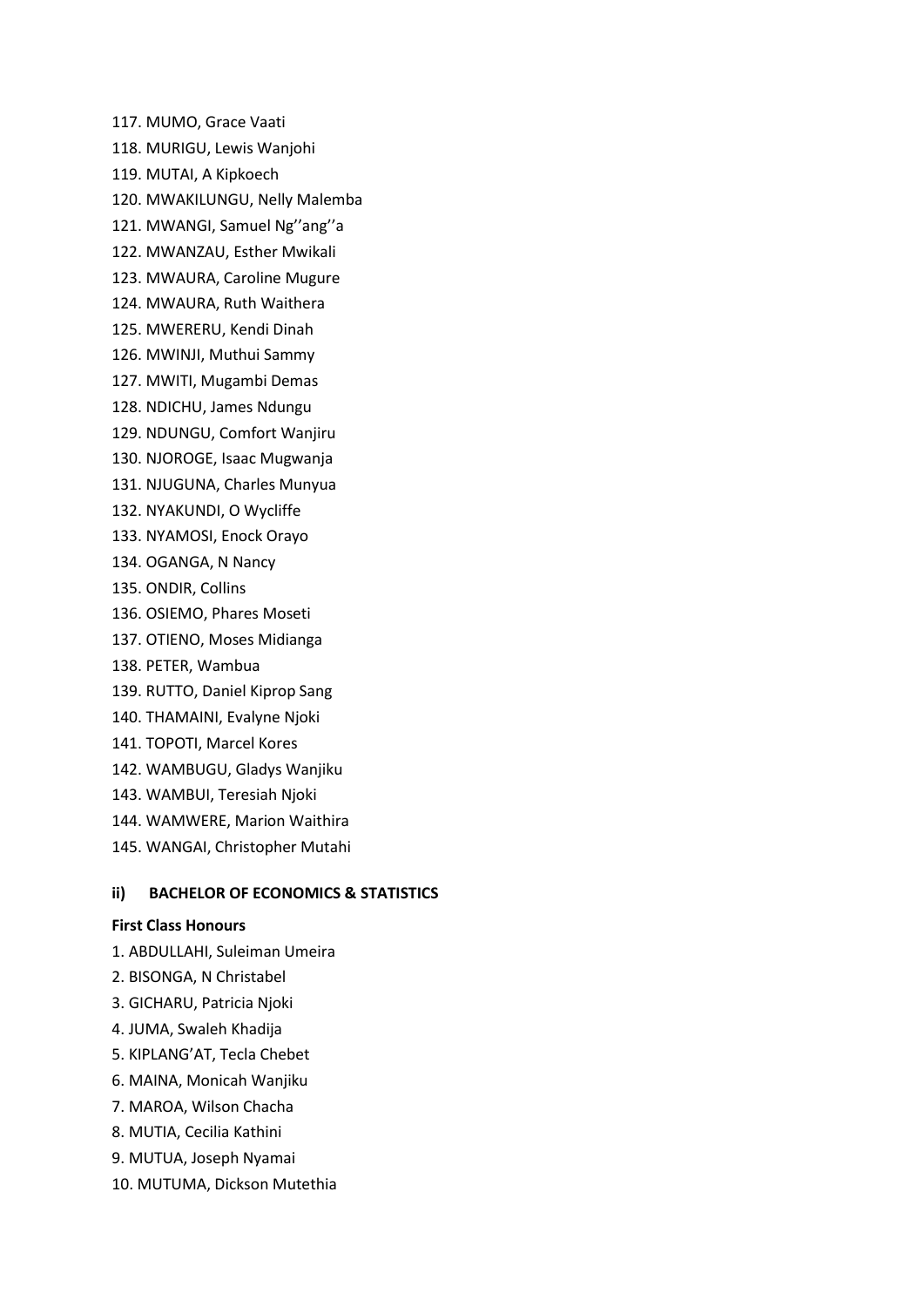117. MUMO, Grace Vaati
118. MURIGU, Lewis Wanjohi
119. MUTAI, A Kipkoech
120. MWAKILUNGU, Nelly Malemba
121. MWANGI, Samuel Ng’’ang’’a
122. MWANZAU, Esther Mwikali
123. MWAURA, Caroline Mugure
124. MWAURA, Ruth Waithera
125. MWERERU, Kendi Dinah
126. MWINJI, Muthui Sammy
127. MWITI, Mugambi Demas
128. NDICHU, James Ndungu
129. NDUNGU, Comfort Wanjiru
130. NJOROGE, Isaac Mugwanja
131. NJUGUNA, Charles Munyua
132. NYAKUNDI, O Wycliffe
133. NYAMOSI, Enock Orayo
134. OGANGA, N Nancy
135. ONDIR, Collins
136. OSIEMO, Phares Moseti
137. OTIENO, Moses Midianga
138. PETER, Wambua
139. RUTTO, Daniel Kiprop Sang
140. THAMAINI, Evalyne Njoki
141. TOPOTI, Marcel Kores
142. WAMBUGU, Gladys Wanjiku
143. WAMBUI, Teresiah Njoki
144. WAMWERE, Marion Waithira
145. WANGAI, Christopher Mutahi

**ii) BACHELOR OF ECONOMICS & STATISTICS**

**First Class Honours**

1. ABDULLAHI, Suleiman Umeira
2. BISONGA, N Christabel
3. GICHARU, Patricia Njoki
4. JUMA, Swaleh Khadija
5. KIPLANG’AT, Tecla Chebet
6. MAINA, Monicah Wanjiku
7. MAROA, Wilson Chacha
8. MUTIA, Cecilia Kathini
9. MUTUA, Joseph Nyamai
10. MUTUMA, Dickson Mutethia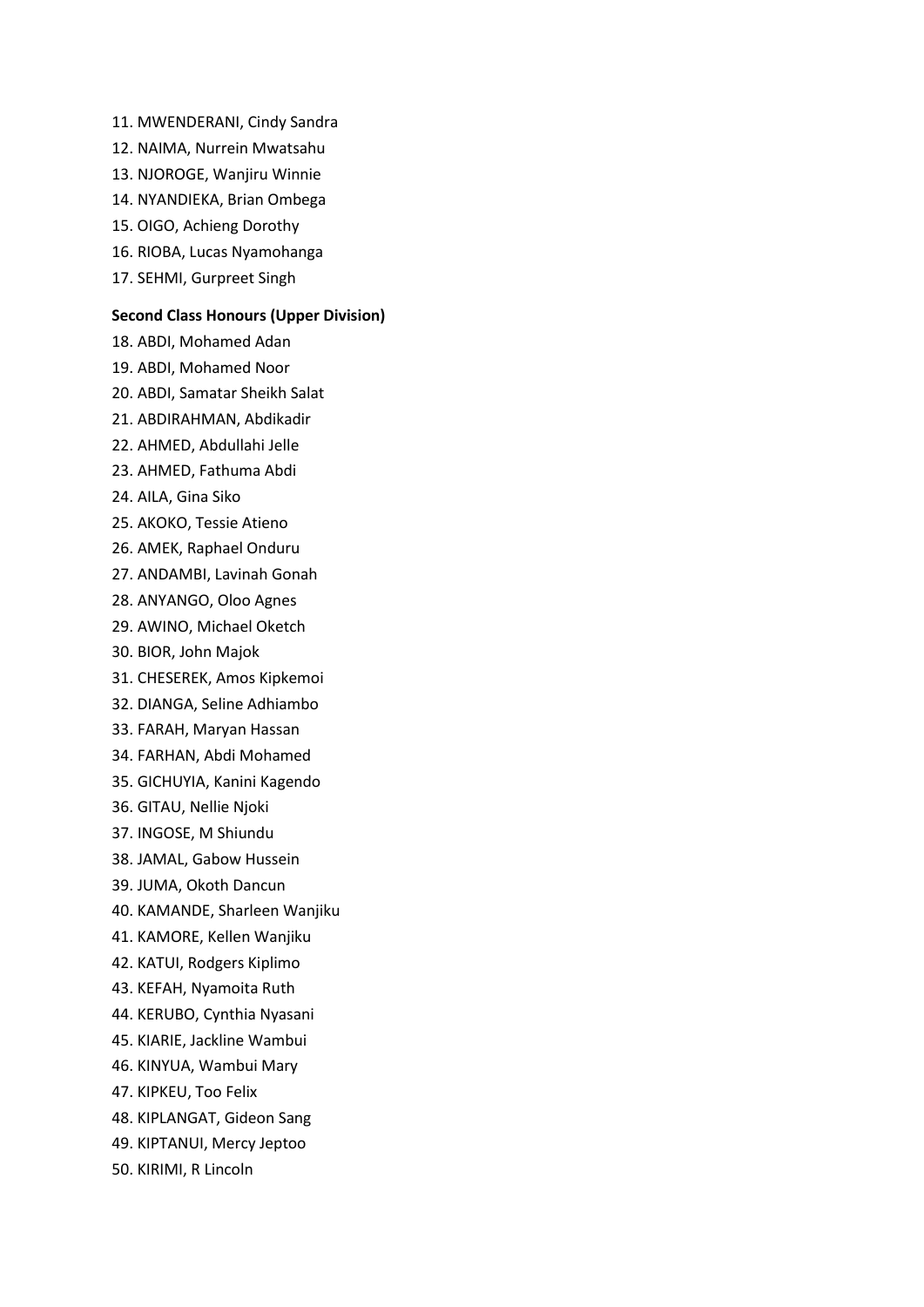11. MWENDERANI, Cindy Sandra
12. NAIMA, Nurrein Mwatsahu
13. NJOROGE, Wanjiru Winnie
14. NYANDIEKA, Brian Ombega
15. OIGO, Achieng Dorothy
16. RIOBA, Lucas Nyamohanga
17. SEHMI, Gurpreet Singh

**Second Class Honours (Upper Division)**

18. ABDI, Mohamed Adan
19. ABDI, Mohamed Noor
20. ABDI, Samatar Sheikh Salat
21. ABDIRAHMAN, Abdikadir
22. AHMED, Abdullahi Jelle
23. AHMED, Fathuma Abdi
24. AILA, Gina Siko
25. AKOKO, Tessie Atieno
26. AMEK, Raphael Onduru
27. ANDAMBI, Lavinah Gonah
28. ANYANGO, Oloo Agnes
29. AWINO, Michael Oketch
30. BIOR, John Majok
31. CHESEREK, Amos Kipkemoi
32. DIANGA, Seline Adhiambo
33. FARAH, Maryan Hassan
34. FARHAN, Abdi Mohamed
35. GICHUYIA, Kanini Kagendo
36. GITAU, Nellie Njoki
37. INGOSE, M Shiundu
38. JAMAL, Gabow Hussein
39. JUMA, Okoth Dancun
40. KAMANDE, Sharleen Wanjiku
41. KAMORE, Kellen Wanjiku
42. KATUI, Rodgers Kiplimo
43. KEFAH, Nyamoita Ruth
44. KERUBO, Cynthia Nyasani
45. KIARIE, Jackline Wambui
46. KINYUA, Wambui Mary
47. KIPKEU, Too Felix
48. KIPLANGAT, Gideon Sang
49. KIPTANUI, Mercy Jeptoo
50. KIRIMI, R Lincoln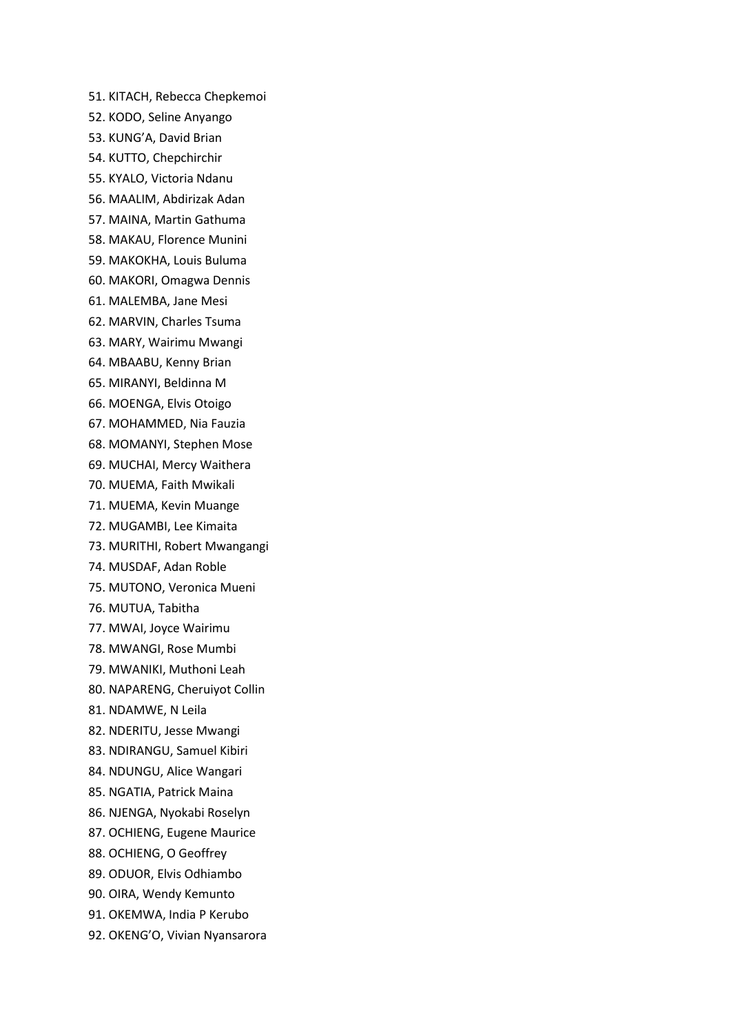51. KITACH, Rebecca Chepkemoi
52. KODO, Seline Anyango
53. KUNG'A, David Brian
54. KUTTO, Chepchirchir
55. KYALO, Victoria Ndanu
56. MAALIM, Abdirizak Adan
57. MAINA, Martin Gathuma
58. MAKAU, Florence Munini
59. MAKOKHA, Louis Buluma
60. MAKORI, Omagwa Dennis
61. MALEMBA, Jane Mesi
62. MARVIN, Charles Tsuma
63. MARY, Wairimu Mwangi
64. MBAABU, Kenny Brian
65. MIRANYI, Beldinna M
66. MOENGA, Elvis Otoigo
67. MOHAMMED, Nia Fauzia
68. MOMANYI, Stephen Mose
69. MUCHAI, Mercy Waithera
70. MUEMA, Faith Mwikali
71. MUEMA, Kevin Muange
72. MUGAMBI, Lee Kimaita
73. MURITHI, Robert Mwangangi
74. MUSDAF, Adan Roble
75. MUTONO, Veronica Mueni
76. MUTUA, Tabitha
77. MWAI, Joyce Wairimu
78. MWANGI, Rose Mumbi
79. MWANIKI, Muthoni Leah
80. NAPARENG, Cheruiyot Collin
81. NDAMWE, N Leila
82. NDERITU, Jesse Mwangi
83. NDIRANGU, Samuel Kibiri
84. NDUNGU, Alice Wangari
85. NGATIA, Patrick Maina
86. NJENGA, Nyokabi Roselyn
87. OCHIENG, Eugene Maurice
88. OCHIENG, O Geoffrey
89. ODUOR, Elvis Odhiambo
90. OIRA, Wendy Kemunto
91. OKEMWA, India P Kerubo
92. OKENG'O, Vivian Nyansarora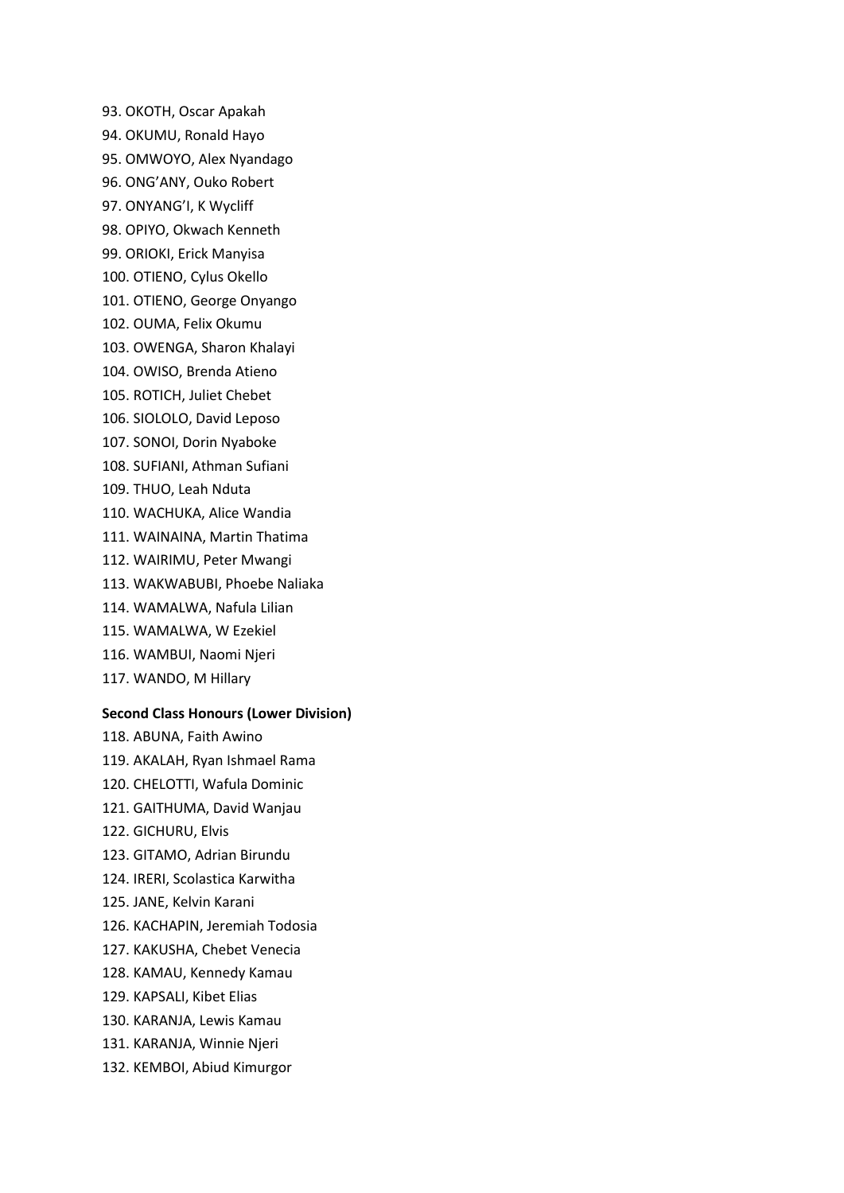93. OKOTH, Oscar Apakah
94. OKUMU, Ronald Hayo
95. OMWOYO, Alex Nyandago
96. ONG'ANY, Ouko Robert
97. ONYANG'I, K Wycliff
98. OPIYO, Okwach Kenneth
99. ORIOKI, Erick Manyisa
100. OTIENO, Cylus Okello
101. OTIENO, George Onyango
102. OUMA, Felix Okumu
103. OWENGA, Sharon Khalayi
104. OWISO, Brenda Atieno
105. ROTICH, Juliet Chebet
106. SIOLOLO, David Leposo
107. SONOI, Dorin Nyaboke
108. SUFIANI, Athman Sufiani
109. THUO, Leah Nduta
110. WACHUKA, Alice Wandia
111. WAINAINA, Martin Thatima
112. WAIRIMU, Peter Mwangi
113. WAKWABUBI, Phoebe Naliaka
114. WAMALWA, Nafula Lilian
115. WAMALWA, W Ezekiel
116. WAMBUI, Naomi Njeri
117. WANDO, M Hillary

**Second Class Honours (Lower Division)**

118. ABUNA, Faith Awino
119. AKALAH, Ryan Ishmael Rama
120. CHELOTTI, Wafula Dominic
121. GAITHUMA, David Wanjau
122. GICHURU, Elvis
123. GITAMO, Adrian Birundu
124. IRERI, Scolastica Karwitha
125. JANE, Kelvin Karani
126. KACHAPIN, Jeremiah Todosia
127. KAKUSHA, Chebet Venecia
128. KAMAU, Kennedy Kamau
129. KAPSALI, Kibet Elias
130. KARANJA, Lewis Kamau
131. KARANJA, Winnie Njeri
132. KEMBOI, Abiud Kimurgor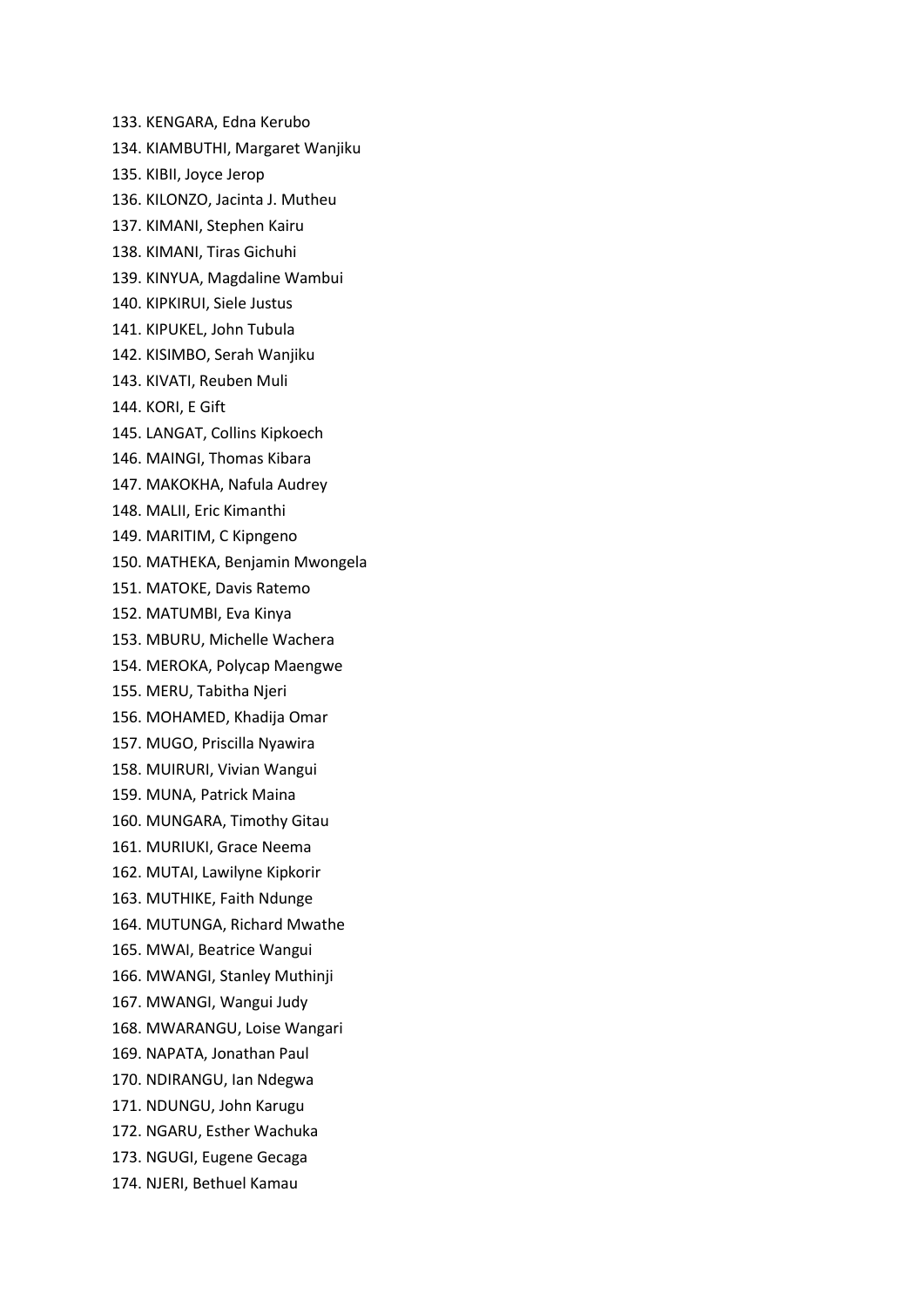133. KENGARA, Edna Kerubo
134. KIAMBUTHI, Margaret Wanjiku
135. KIBII, Joyce Jerop
136. KILONZO, Jacinta J. Mutheu
137. KIMANI, Stephen Kairu
138. KIMANI, Tiras Gichuhi
139. KINYUA, Magdaline Wambui
140. KIPKIRUI, Siele Justus
141. KIPUKEL, John Tubula
142. KISIMBO, Serah Wanjiku
143. KIVATI, Reuben Muli
144. KORI, E Gift
145. LANGAT, Collins Kipkoech
146. MAINGI, Thomas Kibara
147. MAKOKHA, Nafula Audrey
148. MALII, Eric Kimanthi
149. MARITIM, C Kipngeno
150. MATHEKA, Benjamin Mwongela
151. MATOKE, Davis Ratemo
152. MATUMBI, Eva Kinya
153. MBURU, Michelle Wachera
154. MEROKA, Polycap Maengwe
155. MERU, Tabitha Njeri
156. MOHAMED, Khadija Omar
157. MUGO, Priscilla Nyawira
158. MUIRURI, Vivian Wangui
159. MUNA, Patrick Maina
160. MUNGARA, Timothy Gitau
161. MURIUKI, Grace Neema
162. MUTAI, Lawilyne Kipkorir
163. MUTHIKE, Faith Ndunge
164. MUTUNGA, Richard Mwathe
165. MWAI, Beatrice Wangui
166. MWANGI, Stanley Muthinji
167. MWANGI, Wangui Judy
168. MWARANGU, Loise Wangari
169. NAPATA, Jonathan Paul
170. NDIRANGU, Ian Ndegwa
171. NDUNGU, John Karugu
172. NGARU, Esther Wachuka
173. NGUGI, Eugene Gecaga
174. NJERI, Bethuel Kamau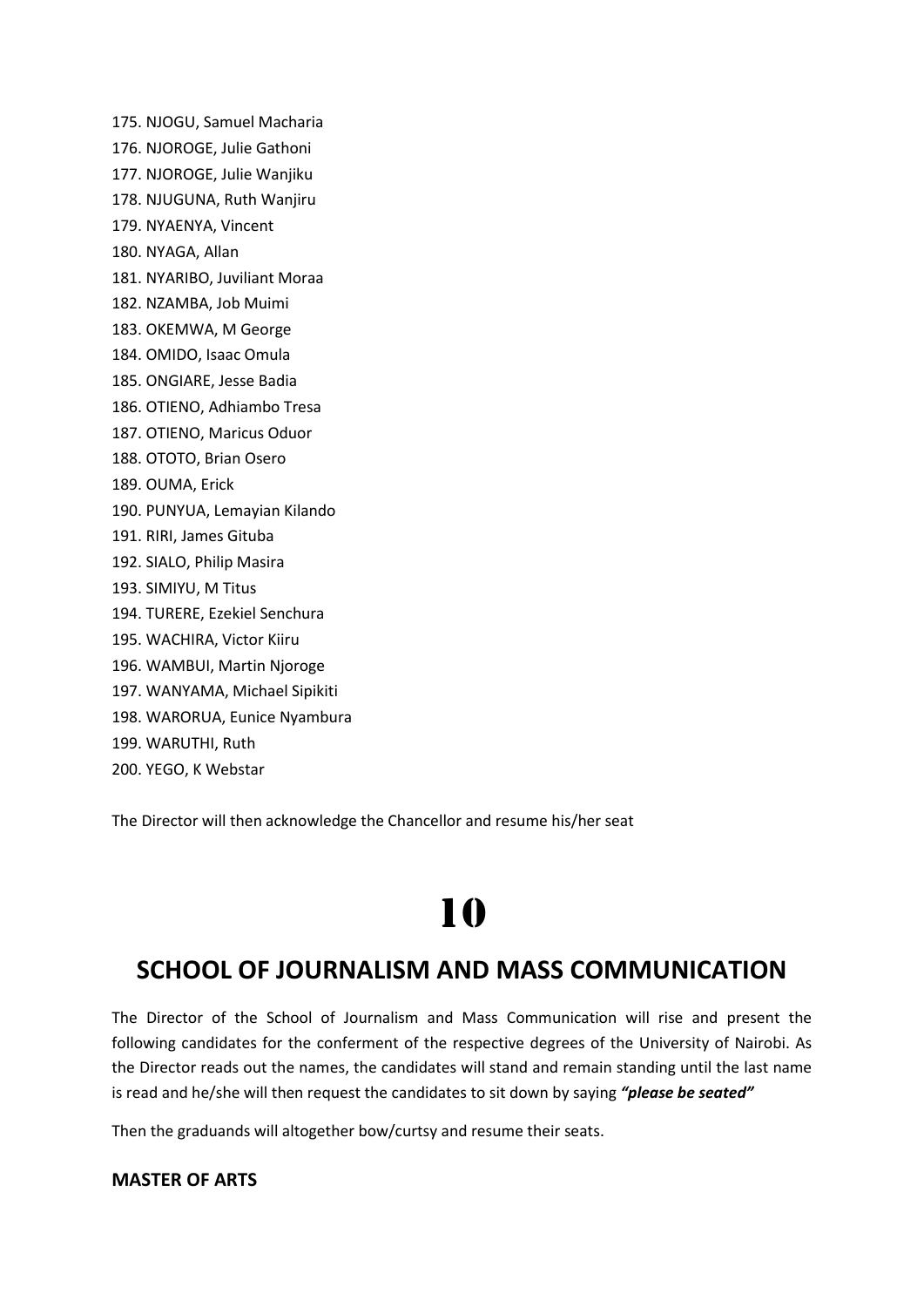175. NJOGU, Samuel Macharia
176. NJOROGE, Julie Gathoni
177. NJOROGE, Julie Wanjiku
178. NJUGUNA, Ruth Wanjiru
179. NYAENYA, Vincent
180. NYAGA, Allan
181. NYARIBO, Juviliant Moraa
182. NZAMBA, Job Muimi
183. OKEMWA, M George
184. OMIDO, Isaac Omula
185. ONGIARE, Jesse Badia
186. OTIENO, Adhiambo Tresa
187. OTIENO, Maricus Oduor
188. OTOTO, Brian Osero
189. OUMA, Erick
190. PUNYUA, Lemayian Kilando
191. RIRI, James Gituba
192. SIALO, Philip Masira
193. SIMIYU, M Titus
194. TURERE, Ezekiel Senchura
195. WACHIRA, Victor Kiiru
196. WAMBUI, Martin Njoroge
197. WANYAMA, Michael Sipikiti
198. WARORUA, Eunice Nyambura
199. WARUTHI, Ruth
200. YEGO, K Webstar

The Director will then acknowledge the Chancellor and resume his/her seat

# 10

## SCHOOL OF JOURNALISM AND MASS COMMUNICATION

The Director of the School of Journalism and Mass Communication will rise and present the following candidates for the conferment of the respective degrees of the University of Nairobi. As the Director reads out the names, the candidates will stand and remain standing until the last name is read and he/she will then request the candidates to sit down by saying ***"please be seated"***

Then the graduands will altogether bow/curtsy and resume their seats.

### MASTER OF ARTS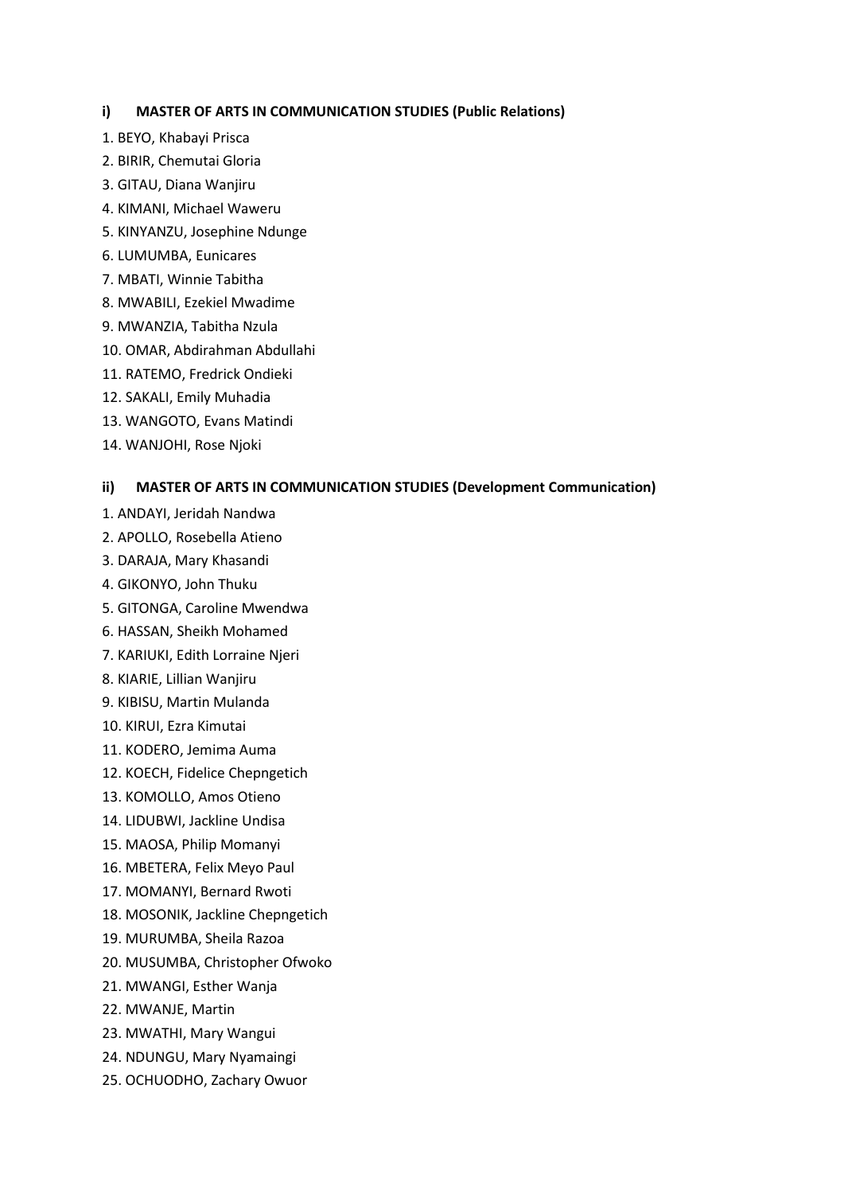### i) MASTER OF ARTS IN COMMUNICATION STUDIES (Public Relations)

1. BEYO, Khabayi Prisca
2. BIRIR, Chemutai Gloria
3. GITAU, Diana Wanjiru
4. KIMANI, Michael Waweru
5. KINYANZU, Josephine Ndunge
6. LUMUMBA, Eunicares
7. MBATI, Winnie Tabitha
8. MWABILI, Ezekiel Mwadime
9. MWANZIA, Tabitha Nzula
10. OMAR, Abdirahman Abdullahi
11. RATEMO, Fredrick Ondieki
12. SAKALI, Emily Muhadia
13. WANGOTO, Evans Matindi
14. WANJOHI, Rose Njoki

### ii) MASTER OF ARTS IN COMMUNICATION STUDIES (Development Communication)

1. ANDAYI, Jeridah Nandwa
2. APOLLO, Rosebella Atieno
3. DARAJA, Mary Khasandi
4. GIKONYO, John Thuku
5. GITONGA, Caroline Mwendwa
6. HASSAN, Sheikh Mohamed
7. KARIUKI, Edith Lorraine Njeri
8. KIARIE, Lillian Wanjiru
9. KIBISU, Martin Mulanda
10. KIRUI, Ezra Kimutai
11. KODERO, Jemima Auma
12. KOECH, Fidelice Chepngetich
13. KOMOLLO, Amos Otieno
14. LIDUBWI, Jackline Undisa
15. MAOSA, Philip Momanyi
16. MBETERA, Felix Meyo Paul
17. MOMANYI, Bernard Rwoti
18. MOSONIK, Jackline Chepngetich
19. MURUMBA, Sheila Razoa
20. MUSUMBA, Christopher Ofwoko
21. MWANGI, Esther Wanja
22. MWANJE, Martin
23. MWATHI, Mary Wangui
24. NDUNGU, Mary Nyamaingi
25. OCHUODHO, Zachary Owuor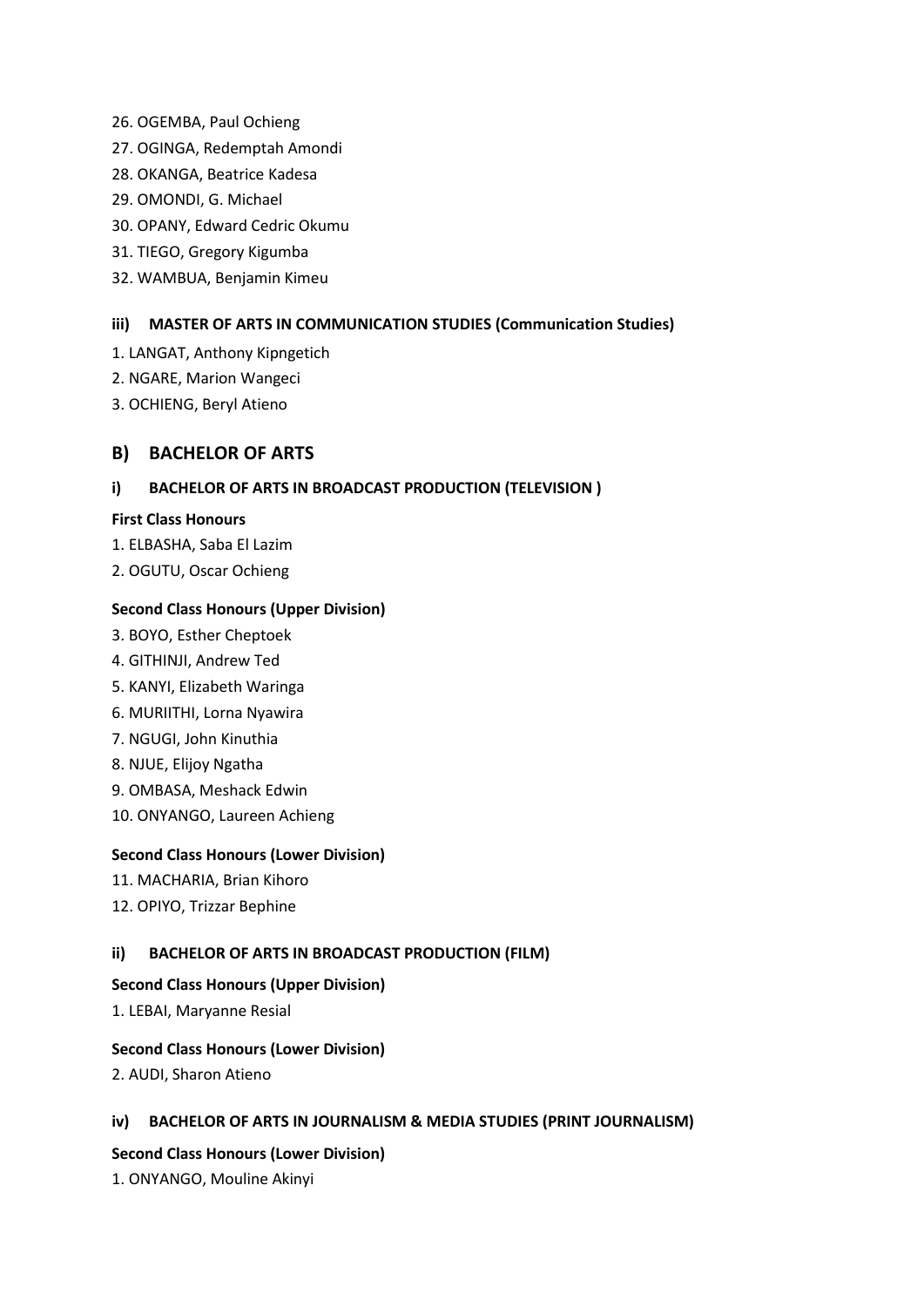26. OGEMBA, Paul Ochieng
27. OGINGA, Redemptah Amondi
28. OKANGA, Beatrice Kadesa
29. OMONDI, G. Michael
30. OPANY, Edward Cedric Okumu
31. TIEGO, Gregory Kigumba
32. WAMBUA, Benjamin Kimeu

#### iii) MASTER OF ARTS IN COMMUNICATION STUDIES (Communication Studies)

1. LANGAT, Anthony Kipngetich
2. NGARE, Marion Wangeci
3. OCHIENG, Beryl Atieno

## B) BACHELOR OF ARTS

#### i) BACHELOR OF ARTS IN BROADCAST PRODUCTION (TELEVISION )

**First Class Honours**

1. ELBASHA, Saba El Lazim
2. OGUTU, Oscar Ochieng

**Second Class Honours (Upper Division)**

3. BOYO, Esther Cheptoek
4. GITHINJI, Andrew Ted
5. KANYI, Elizabeth Waringa
6. MURIITHI, Lorna Nyawira
7. NGUGI, John Kinuthia
8. NJUE, Elijoy Ngatha
9. OMBASA, Meshack Edwin
10. ONYANGO, Laureen Achieng

**Second Class Honours (Lower Division)**

11. MACHARIA, Brian Kihoro
12. OPIYO, Trizzar Bephine

#### ii) BACHELOR OF ARTS IN BROADCAST PRODUCTION (FILM)

**Second Class Honours (Upper Division)**

1. LEBAI, Maryanne Resial

**Second Class Honours (Lower Division)**

2. AUDI, Sharon Atieno

#### iv) BACHELOR OF ARTS IN JOURNALISM & MEDIA STUDIES (PRINT JOURNALISM)

**Second Class Honours (Lower Division)**

1. ONYANGO, Mouline Akinyi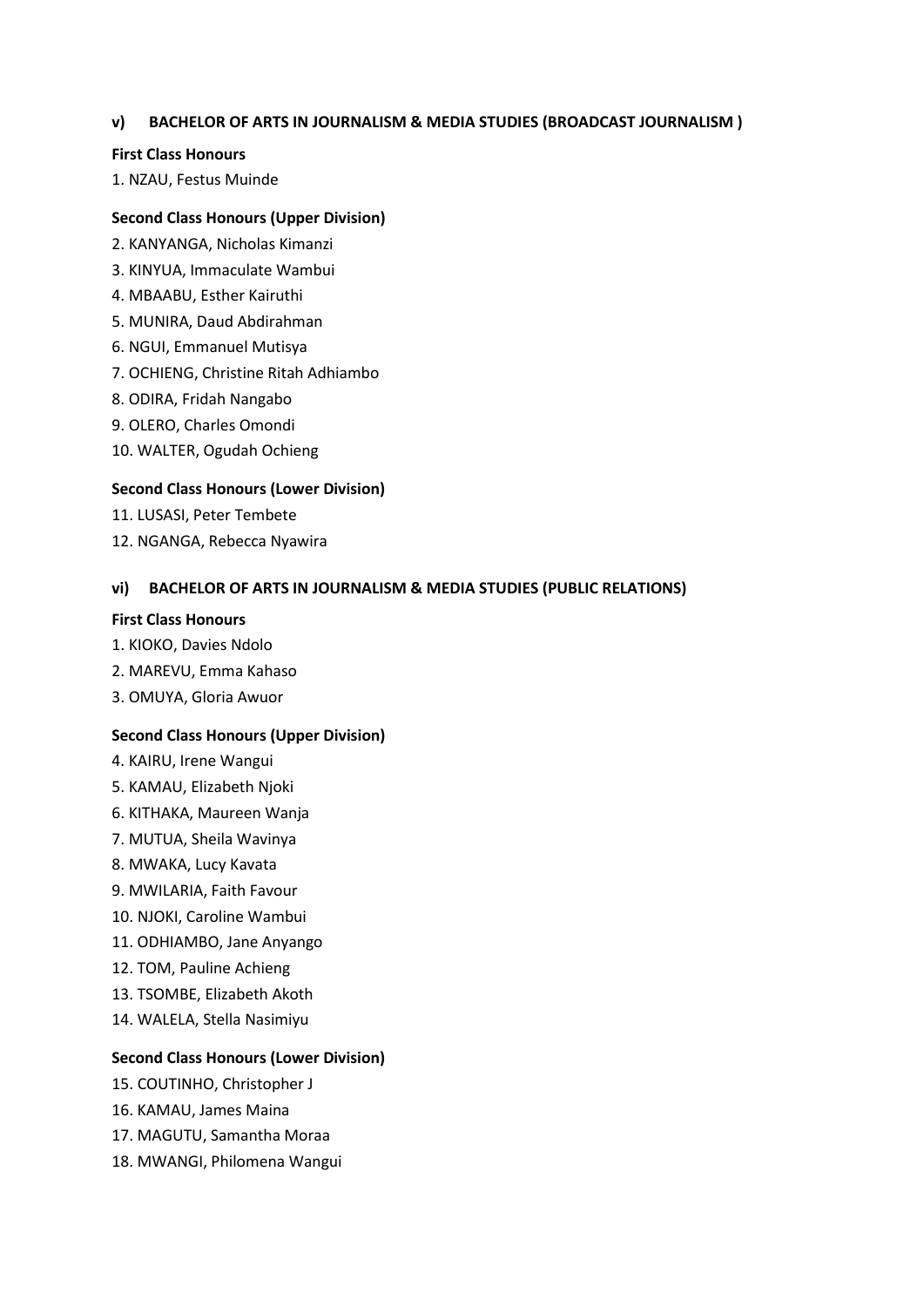### v) BACHELOR OF ARTS IN JOURNALISM & MEDIA STUDIES (BROADCAST JOURNALISM )

**First Class Honours**

1. NZAU, Festus Muinde

**Second Class Honours (Upper Division)**

2. KANYANGA, Nicholas Kimanzi
3. KINYUA, Immaculate Wambui
4. MBAABU, Esther Kairuthi
5. MUNIRA, Daud Abdirahman
6. NGUI, Emmanuel Mutisya
7. OCHIENG, Christine Ritah Adhiambo
8. ODIRA, Fridah Nangabo
9. OLERO, Charles Omondi
10. WALTER, Ogudah Ochieng

**Second Class Honours (Lower Division)**

11. LUSASI, Peter Tembete
12. NGANGA, Rebecca Nyawira

### vi) BACHELOR OF ARTS IN JOURNALISM & MEDIA STUDIES (PUBLIC RELATIONS)

**First Class Honours**

1. KIOKO, Davies Ndolo
2. MAREVU, Emma Kahaso
3. OMUYA, Gloria Awuor

**Second Class Honours (Upper Division)**

4. KAIRU, Irene Wangui
5. KAMAU, Elizabeth Njoki
6. KITHAKA, Maureen Wanja
7. MUTUA, Sheila Wavinya
8. MWAKA, Lucy Kavata
9. MWILARIA, Faith Favour
10. NJOKI, Caroline Wambui
11. ODHIAMBO, Jane Anyango
12. TOM, Pauline Achieng
13. TSOMBE, Elizabeth Akoth
14. WALELA, Stella Nasimiyu

**Second Class Honours (Lower Division)**

15. COUTINHO, Christopher J
16. KAMAU, James Maina
17. MAGUTU, Samantha Moraa
18. MWANGI, Philomena Wangui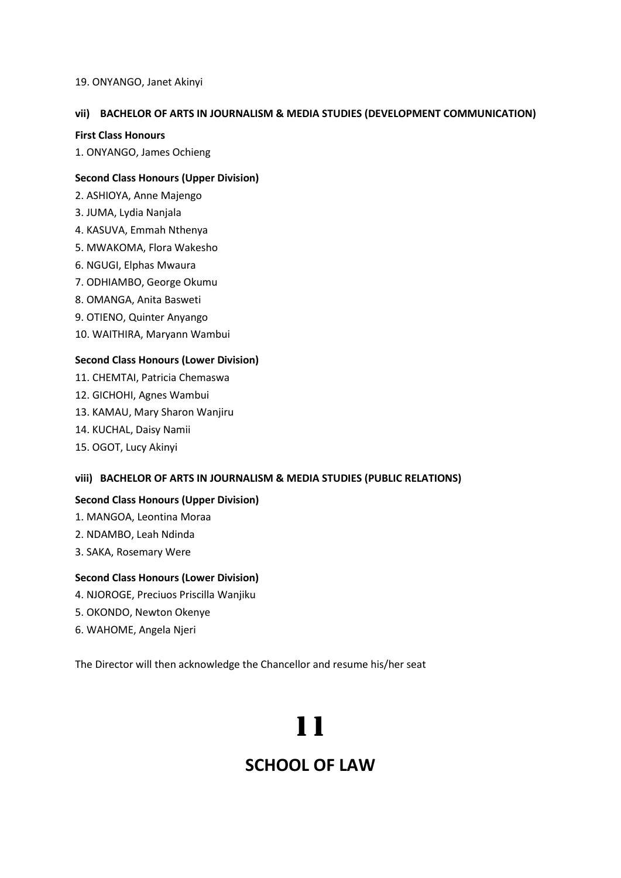19. ONYANGO, Janet Akinyi

### vii) BACHELOR OF ARTS IN JOURNALISM & MEDIA STUDIES (DEVELOPMENT COMMUNICATION)

**First Class Honours**

1. ONYANGO, James Ochieng

**Second Class Honours (Upper Division)**

2. ASHIOYA, Anne Majengo
3. JUMA, Lydia Nanjala
4. KASUVA, Emmah Nthenya
5. MWAKOMA, Flora Wakesho
6. NGUGI, Elphas Mwaura
7. ODHIAMBO, George Okumu
8. OMANGA, Anita Basweti
9. OTIENO, Quinter Anyango
10. WAITHIRA, Maryann Wambui

**Second Class Honours (Lower Division)**

11. CHEMTAI, Patricia Chemaswa
12. GICHOHI, Agnes Wambui
13. KAMAU, Mary Sharon Wanjiru
14. KUCHAL, Daisy Namii
15. OGOT, Lucy Akinyi

### viii) BACHELOR OF ARTS IN JOURNALISM & MEDIA STUDIES (PUBLIC RELATIONS)

**Second Class Honours (Upper Division)**

1. MANGOA, Leontina Moraa
2. NDAMBO, Leah Ndinda
3. SAKA, Rosemary Were

**Second Class Honours (Lower Division)**

4. NJOROGE, Preciuos Priscilla Wanjiku
5. OKONDO, Newton Okenye
6. WAHOME, Angela Njeri

The Director will then acknowledge the Chancellor and resume his/her seat

# 11

## SCHOOL OF LAW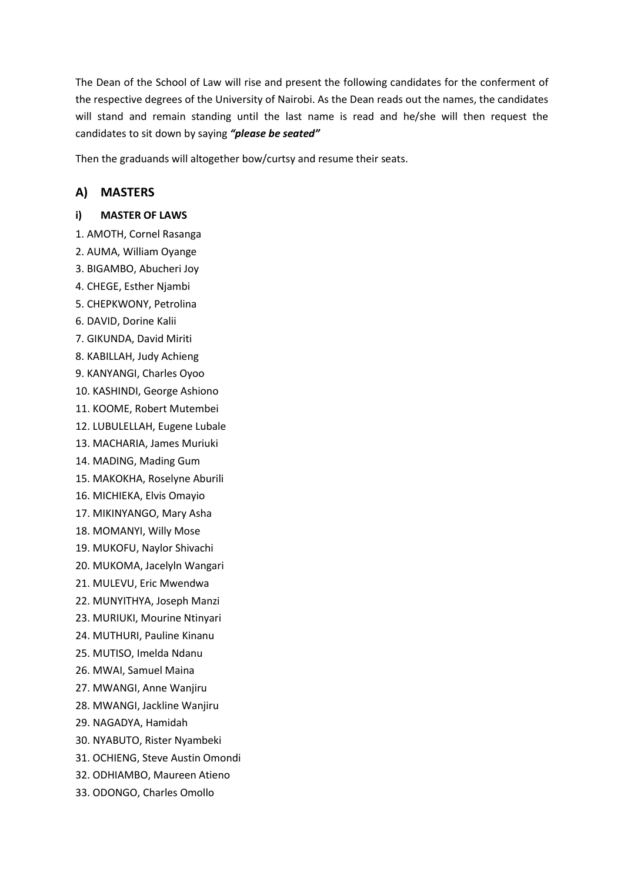The Dean of the School of Law will rise and present the following candidates for the conferment of the respective degrees of the University of Nairobi. As the Dean reads out the names, the candidates will stand and remain standing until the last name is read and he/she will then request the candidates to sit down by saying ***"please be seated"***

Then the graduands will altogether bow/curtsy and resume their seats.

## A) MASTERS

### i) MASTER OF LAWS

1. AMOTH, Cornel Rasanga
2. AUMA, William Oyange
3. BIGAMBO, Abucheri Joy
4. CHEGE, Esther Njambi
5. CHEPKWONY, Petrolina
6. DAVID, Dorine Kalii
7. GIKUNDA, David Miriti
8. KABILLAH, Judy Achieng
9. KANYANGI, Charles Oyoo
10. KASHINDI, George Ashiono
11. KOOME, Robert Mutembei
12. LUBULELLAH, Eugene Lubale
13. MACHARIA, James Muriuki
14. MADING, Mading Gum
15. MAKOKHA, Roselyne Aburili
16. MICHIEKA, Elvis Omayio
17. MIKINYANGO, Mary Asha
18. MOMANYI, Willy Mose
19. MUKOFU, Naylor Shivachi
20. MUKOMA, Jacelyln Wangari
21. MULEVU, Eric Mwendwa
22. MUNYITHYA, Joseph Manzi
23. MURIUKI, Mourine Ntinyari
24. MUTHURI, Pauline Kinanu
25. MUTISO, Imelda Ndanu
26. MWAI, Samuel Maina
27. MWANGI, Anne Wanjiru
28. MWANGI, Jackline Wanjiru
29. NAGADYA, Hamidah
30. NYABUTO, Rister Nyambeki
31. OCHIENG, Steve Austin Omondi
32. ODHIAMBO, Maureen Atieno
33. ODONGO, Charles Omollo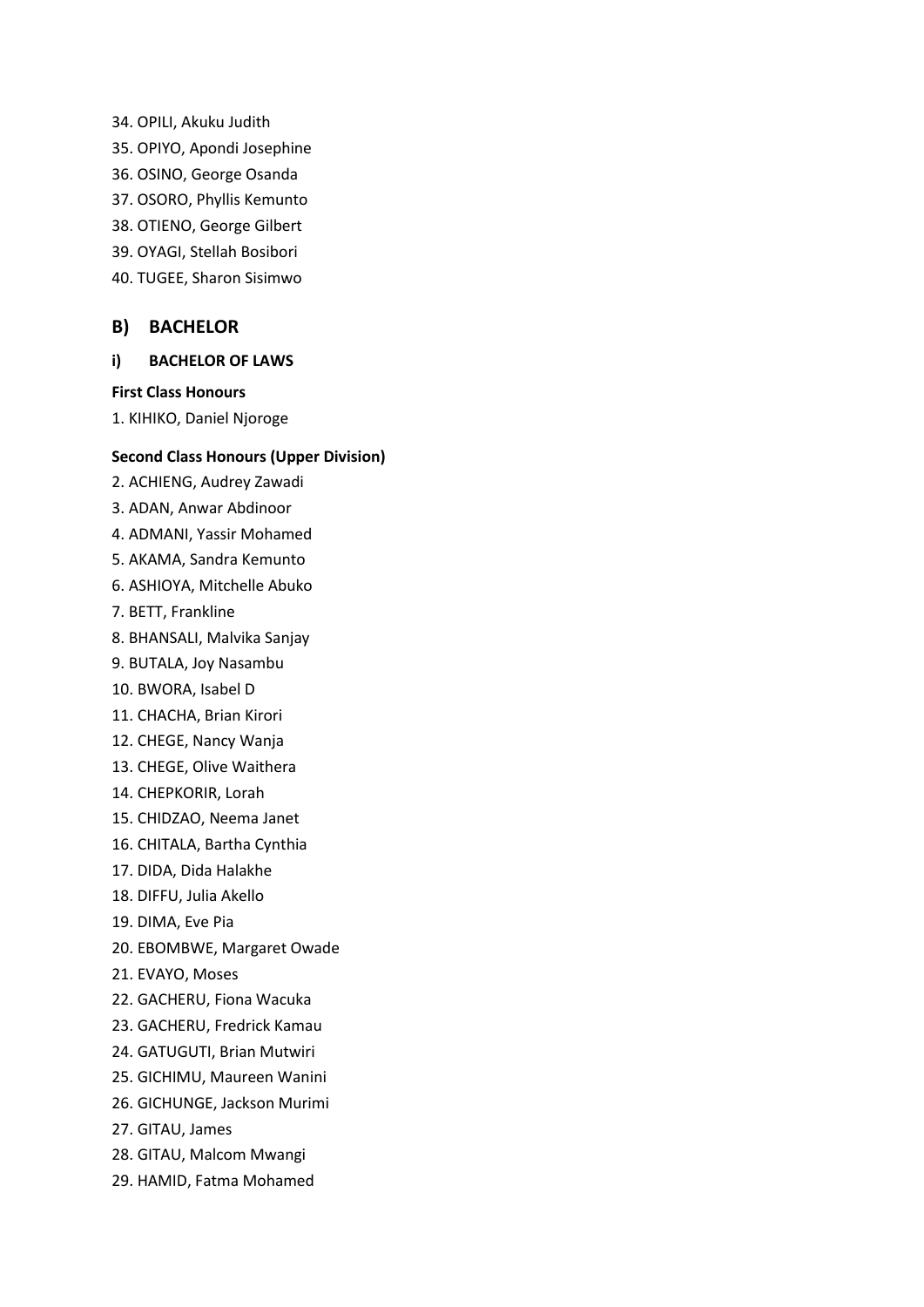34. OPILI, Akuku Judith
35. OPIYO, Apondi Josephine
36. OSINO, George Osanda
37. OSORO, Phyllis Kemunto
38. OTIENO, George Gilbert
39. OYAGI, Stellah Bosibori
40. TUGEE, Sharon Sisimwo

## B) BACHELOR

### i) BACHELOR OF LAWS

**First Class Honours**

1. KIHIKO, Daniel Njoroge

**Second Class Honours (Upper Division)**

2. ACHIENG, Audrey Zawadi
3. ADAN, Anwar Abdinoor
4. ADMANI, Yassir Mohamed
5. AKAMA, Sandra Kemunto
6. ASHIOYA, Mitchelle Abuko
7. BETT, Frankline
8. BHANSALI, Malvika Sanjay
9. BUTALA, Joy Nasambu
10. BWORA, Isabel D
11. CHACHA, Brian Kirori
12. CHEGE, Nancy Wanja
13. CHEGE, Olive Waithera
14. CHEPKORIR, Lorah
15. CHIDZAO, Neema Janet
16. CHITALA, Bartha Cynthia
17. DIDA, Dida Halakhe
18. DIFFU, Julia Akello
19. DIMA, Eve Pia
20. EBOMBWE, Margaret Owade
21. EVAYO, Moses
22. GACHERU, Fiona Wacuka
23. GACHERU, Fredrick Kamau
24. GATUGUTI, Brian Mutwiri
25. GICHIMU, Maureen Wanini
26. GICHUNGE, Jackson Murimi
27. GITAU, James
28. GITAU, Malcom Mwangi
29. HAMID, Fatma Mohamed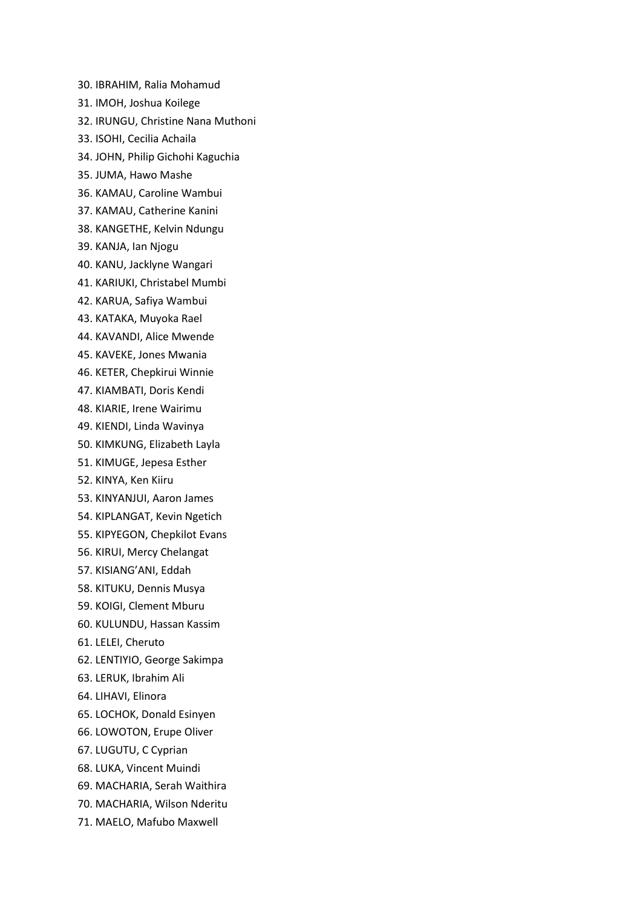30. IBRAHIM, Ralia Mohamud
31. IMOH, Joshua Koilege
32. IRUNGU, Christine Nana Muthoni
33. ISOHI, Cecilia Achaila
34. JOHN, Philip Gichohi Kaguchia
35. JUMA, Hawo Mashe
36. KAMAU, Caroline Wambui
37. KAMAU, Catherine Kanini
38. KANGETHE, Kelvin Ndungu
39. KANJA, Ian Njogu
40. KANU, Jacklyne Wangari
41. KARIUKI, Christabel Mumbi
42. KARUA, Safiya Wambui
43. KATAKA, Muyoka Rael
44. KAVANDI, Alice Mwende
45. KAVEKE, Jones Mwania
46. KETER, Chepkirui Winnie
47. KIAMBATI, Doris Kendi
48. KIARIE, Irene Wairimu
49. KIENDI, Linda Wavinya
50. KIMKUNG, Elizabeth Layla
51. KIMUGE, Jepesa Esther
52. KINYA, Ken Kiiru
53. KINYANJUI, Aaron James
54. KIPLANGAT, Kevin Ngetich
55. KIPYEGON, Chepkilot Evans
56. KIRUI, Mercy Chelangat
57. KISIANG'ANI, Eddah
58. KITUKU, Dennis Musya
59. KOIGI, Clement Mburu
60. KULUNDU, Hassan Kassim
61. LELEI, Cheruto
62. LENTIYIO, George Sakimpa
63. LERUK, Ibrahim Ali
64. LIHAVI, Elinora
65. LOCHOK, Donald Esinyen
66. LOWOTON, Erupe Oliver
67. LUGUTU, C Cyprian
68. LUKA, Vincent Muindi
69. MACHARIA, Serah Waithira
70. MACHARIA, Wilson Nderitu
71. MAELO, Mafubo Maxwell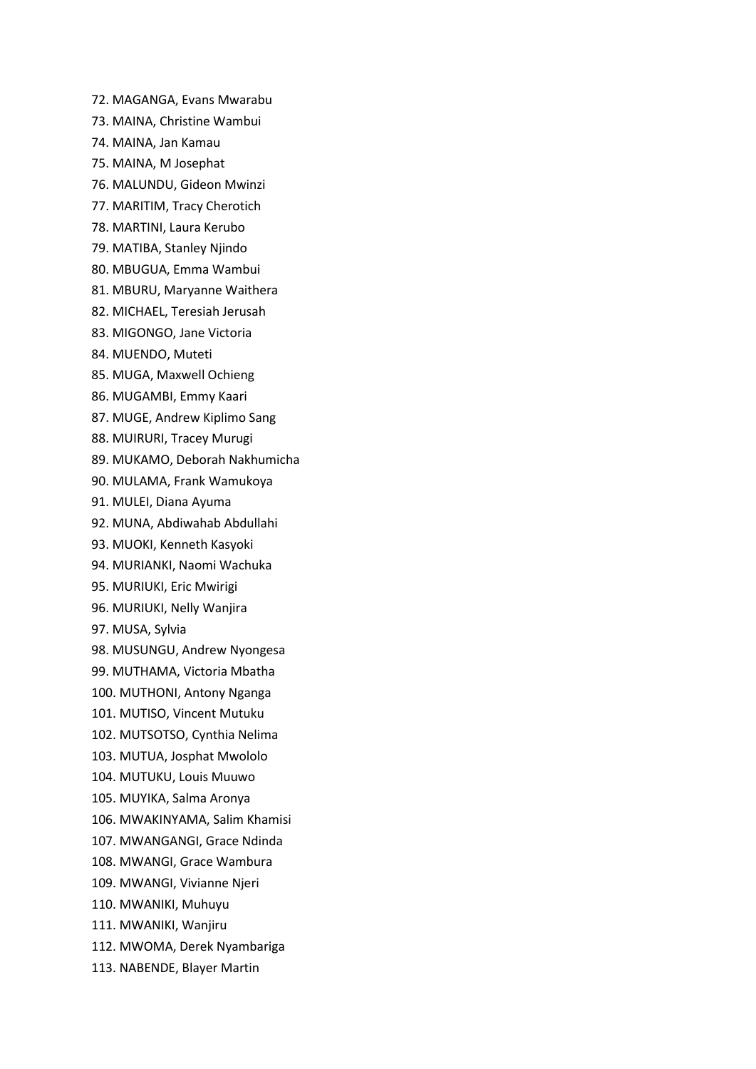72. MAGANGA, Evans Mwarabu
73. MAINA, Christine Wambui
74. MAINA, Jan Kamau
75. MAINA, M Josephat
76. MALUNDU, Gideon Mwinzi
77. MARITIM, Tracy Cherotich
78. MARTINI, Laura Kerubo
79. MATIBA, Stanley Njindo
80. MBUGUA, Emma Wambui
81. MBURU, Maryanne Waithera
82. MICHAEL, Teresiah Jerusah
83. MIGONGO, Jane Victoria
84. MUENDO, Muteti
85. MUGA, Maxwell Ochieng
86. MUGAMBI, Emmy Kaari
87. MUGE, Andrew Kiplimo Sang
88. MUIRURI, Tracey Murugi
89. MUKAMO, Deborah Nakhumicha
90. MULAMA, Frank Wamukoya
91. MULEI, Diana Ayuma
92. MUNA, Abdiwahab Abdullahi
93. MUOKI, Kenneth Kasyoki
94. MURIANKI, Naomi Wachuka
95. MURIUKI, Eric Mwirigi
96. MURIUKI, Nelly Wanjira
97. MUSA, Sylvia
98. MUSUNGU, Andrew Nyongesa
99. MUTHAMA, Victoria Mbatha
100. MUTHONI, Antony Nganga
101. MUTISO, Vincent Mutuku
102. MUTSOTSO, Cynthia Nelima
103. MUTUA, Josphat Mwololo
104. MUTUKU, Louis Muuwo
105. MUYIKA, Salma Aronya
106. MWAKINYAMA, Salim Khamisi
107. MWANGANGI, Grace Ndinda
108. MWANGI, Grace Wambura
109. MWANGI, Vivianne Njeri
110. MWANIKI, Muhuyu
111. MWANIKI, Wanjiru
112. MWOMA, Derek Nyambariga
113. NABENDE, Blayer Martin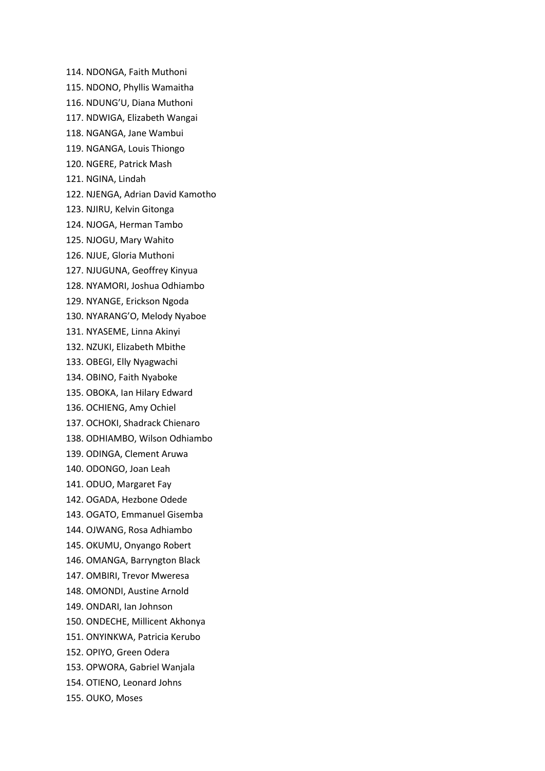114. NDONGA, Faith Muthoni
115. NDONO, Phyllis Wamaitha
116. NDUNG'U, Diana Muthoni
117. NDWIGA, Elizabeth Wangai
118. NGANGA, Jane Wambui
119. NGANGA, Louis Thiongo
120. NGERE, Patrick Mash
121. NGINA, Lindah
122. NJENGA, Adrian David Kamotho
123. NJIRU, Kelvin Gitonga
124. NJOGA, Herman Tambo
125. NJOGU, Mary Wahito
126. NJUE, Gloria Muthoni
127. NJUGUNA, Geoffrey Kinyua
128. NYAMORI, Joshua Odhiambo
129. NYANGE, Erickson Ngoda
130. NYARANG'O, Melody Nyaboe
131. NYASEME, Linna Akinyi
132. NZUKI, Elizabeth Mbithe
133. OBEGI, Elly Nyagwachi
134. OBINO, Faith Nyaboke
135. OBOKA, Ian Hilary Edward
136. OCHIENG, Amy Ochiel
137. OCHOKI, Shadrack Chienaro
138. ODHIAMBO, Wilson Odhiambo
139. ODINGA, Clement Aruwa
140. ODONGO, Joan Leah
141. ODUO, Margaret Fay
142. OGADA, Hezbone Odede
143. OGATO, Emmanuel Gisemba
144. OJWANG, Rosa Adhiambo
145. OKUMU, Onyango Robert
146. OMANGA, Barryngton Black
147. OMBIRI, Trevor Mweresa
148. OMONDI, Austine Arnold
149. ONDARI, Ian Johnson
150. ONDECHE, Millicent Akhonya
151. ONYINKWA, Patricia Kerubo
152. OPIYO, Green Odera
153. OPWORA, Gabriel Wanjala
154. OTIENO, Leonard Johns
155. OUKO, Moses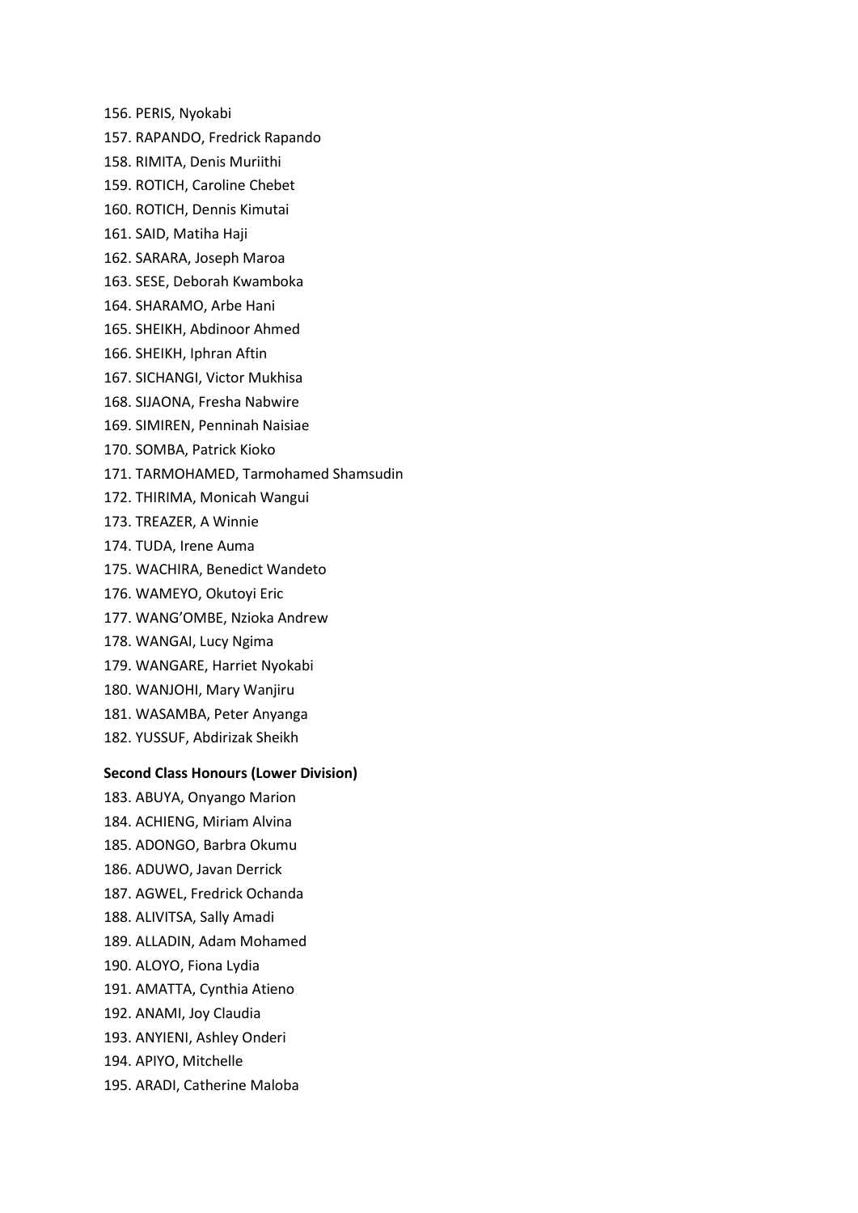156. PERIS, Nyokabi
157. RAPANDO, Fredrick Rapando
158. RIMITA, Denis Muriithi
159. ROTICH, Caroline Chebet
160. ROTICH, Dennis Kimutai
161. SAID, Matiha Haji
162. SARARA, Joseph Maroa
163. SESE, Deborah Kwamboka
164. SHARAMO, Arbe Hani
165. SHEIKH, Abdinoor Ahmed
166. SHEIKH, Iphran Aftin
167. SICHANGI, Victor Mukhisa
168. SIJAONA, Fresha Nabwire
169. SIMIREN, Penninah Naisiae
170. SOMBA, Patrick Kioko
171. TARMOHAMED, Tarmohamed Shamsudin
172. THIRIMA, Monicah Wangui
173. TREAZER, A Winnie
174. TUDA, Irene Auma
175. WACHIRA, Benedict Wandeto
176. WAMEYO, Okutoyi Eric
177. WANG'OMBE, Nzioka Andrew
178. WANGAI, Lucy Ngima
179. WANGARE, Harriet Nyokabi
180. WANJOHI, Mary Wanjiru
181. WASAMBA, Peter Anyanga
182. YUSSUF, Abdirizak Sheikh

**Second Class Honours (Lower Division)**

183. ABUYA, Onyango Marion
184. ACHIENG, Miriam Alvina
185. ADONGO, Barbra Okumu
186. ADUWO, Javan Derrick
187. AGWEL, Fredrick Ochanda
188. ALIVITSA, Sally Amadi
189. ALLADIN, Adam Mohamed
190. ALOYO, Fiona Lydia
191. AMATTA, Cynthia Atieno
192. ANAMI, Joy Claudia
193. ANYIENI, Ashley Onderi
194. APIYO, Mitchelle
195. ARADI, Catherine Maloba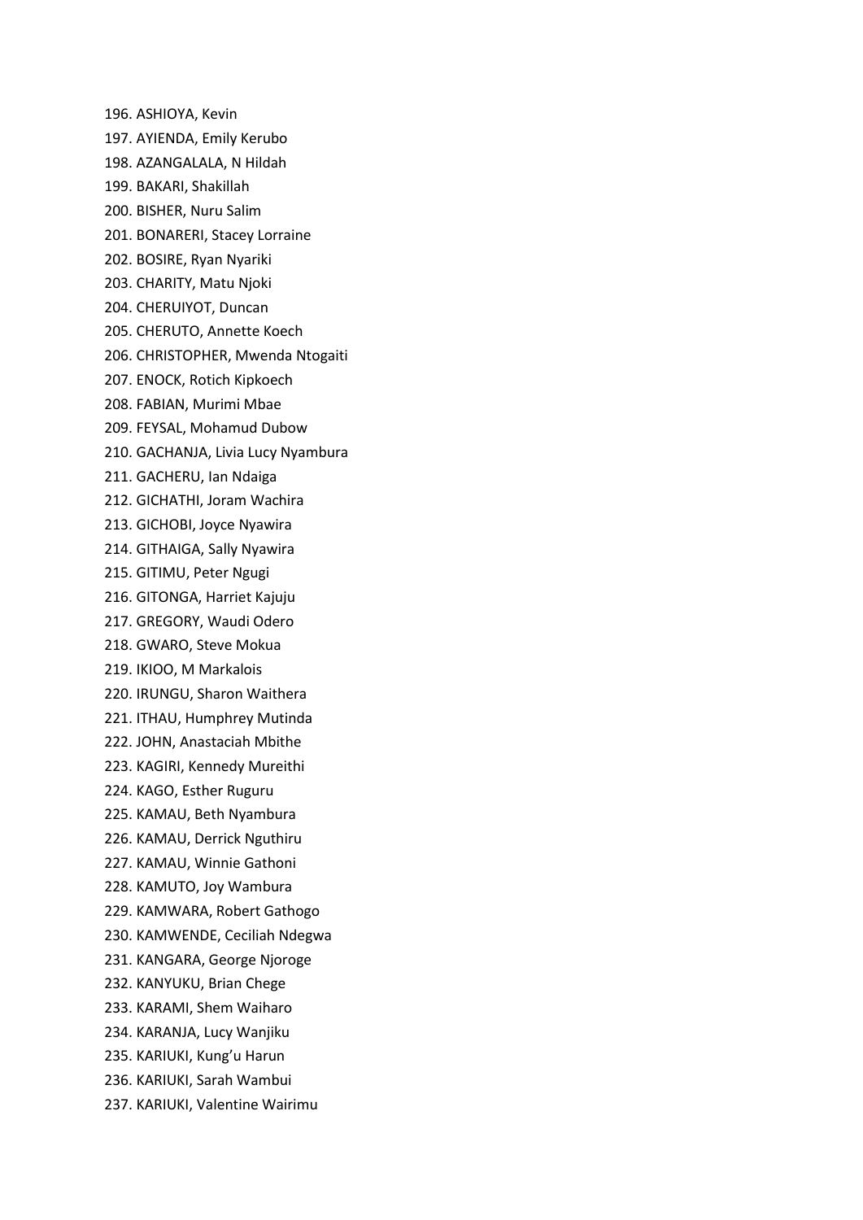196. ASHIOYA, Kevin
197. AYIENDA, Emily Kerubo
198. AZANGALALA, N Hildah
199. BAKARI, Shakillah
200. BISHER, Nuru Salim
201. BONARERI, Stacey Lorraine
202. BOSIRE, Ryan Nyariki
203. CHARITY, Matu Njoki
204. CHERUIYOT, Duncan
205. CHERUTO, Annette Koech
206. CHRISTOPHER, Mwenda Ntogaiti
207. ENOCK, Rotich Kipkoech
208. FABIAN, Murimi Mbae
209. FEYSAL, Mohamud Dubow
210. GACHANJA, Livia Lucy Nyambura
211. GACHERU, Ian Ndaiga
212. GICHATHI, Joram Wachira
213. GICHOBI, Joyce Nyawira
214. GITHAIGA, Sally Nyawira
215. GITIMU, Peter Ngugi
216. GITONGA, Harriet Kajuju
217. GREGORY, Waudi Odero
218. GWARO, Steve Mokua
219. IKIOO, M Markalois
220. IRUNGU, Sharon Waithera
221. ITHAU, Humphrey Mutinda
222. JOHN, Anastaciah Mbithe
223. KAGIRI, Kennedy Mureithi
224. KAGO, Esther Ruguru
225. KAMAU, Beth Nyambura
226. KAMAU, Derrick Nguthiru
227. KAMAU, Winnie Gathoni
228. KAMUTO, Joy Wambura
229. KAMWARA, Robert Gathogo
230. KAMWENDE, Ceciliah Ndegwa
231. KANGARA, George Njoroge
232. KANYUKU, Brian Chege
233. KARAMI, Shem Waiharo
234. KARANJA, Lucy Wanjiku
235. KARIUKI, Kung'u Harun
236. KARIUKI, Sarah Wambui
237. KARIUKI, Valentine Wairimu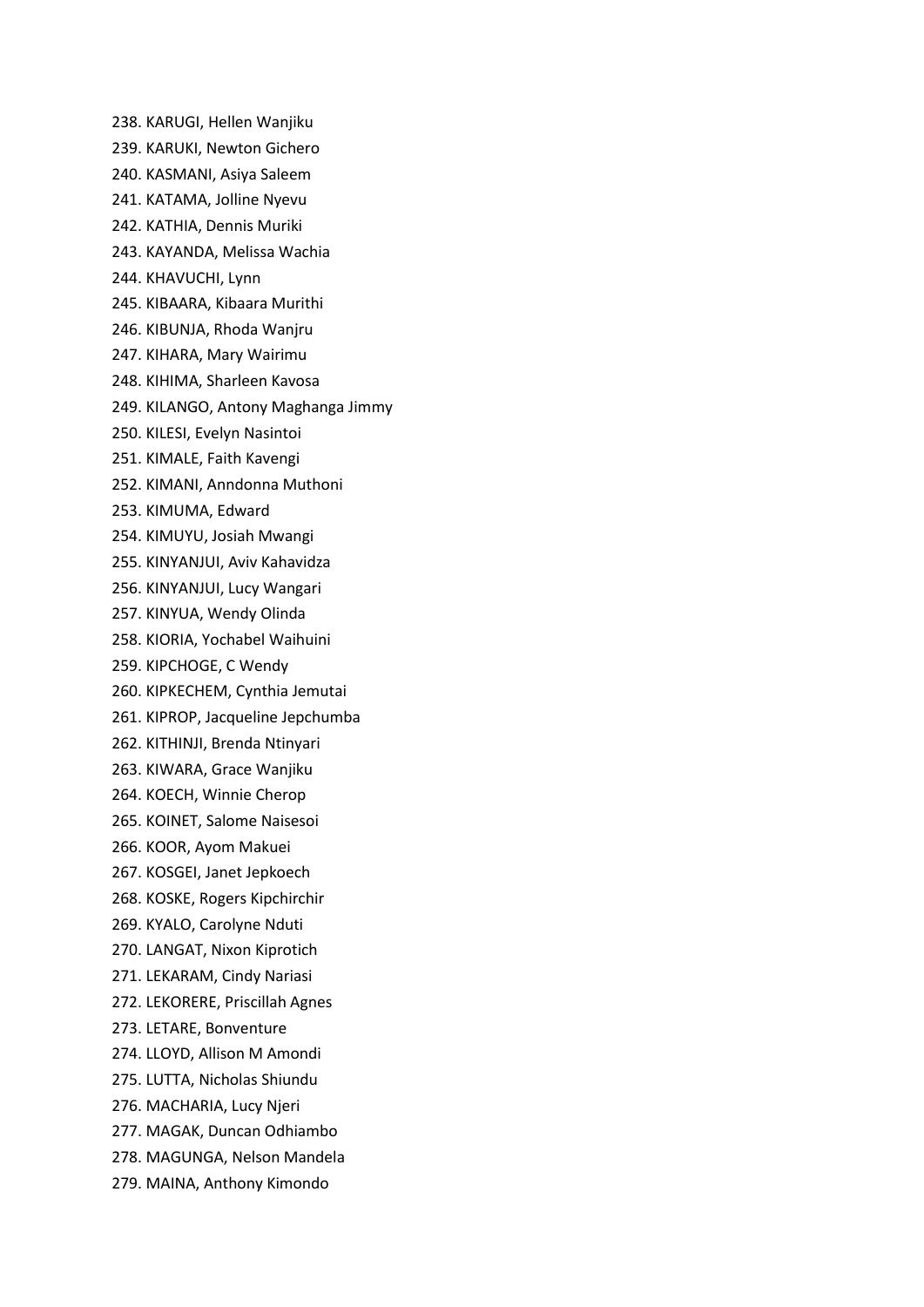238. KARUGI, Hellen Wanjiku
239. KARUKI, Newton Gichero
240. KASMANI, Asiya Saleem
241. KATAMA, Jolline Nyevu
242. KATHIA, Dennis Muriki
243. KAYANDA, Melissa Wachia
244. KHAVUCHI, Lynn
245. KIBAARA, Kibaara Murithi
246. KIBUNJA, Rhoda Wanjru
247. KIHARA, Mary Wairimu
248. KIHIMA, Sharleen Kavosa
249. KILANGO, Antony Maghanga Jimmy
250. KILESI, Evelyn Nasintoi
251. KIMALE, Faith Kavengi
252. KIMANI, Anndonna Muthoni
253. KIMUMA, Edward
254. KIMUYU, Josiah Mwangi
255. KINYANJUI, Aviv Kahavidza
256. KINYANJUI, Lucy Wangari
257. KINYUA, Wendy Olinda
258. KIORIA, Yochabel Waihuini
259. KIPCHOGE, C Wendy
260. KIPKECHEM, Cynthia Jemutai
261. KIPROP, Jacqueline Jepchumba
262. KITHINJI, Brenda Ntinyari
263. KIWARA, Grace Wanjiku
264. KOECH, Winnie Cherop
265. KOINET, Salome Naisesoi
266. KOOR, Ayom Makuei
267. KOSGEI, Janet Jepkoech
268. KOSKE, Rogers Kipchirchir
269. KYALO, Carolyne Nduti
270. LANGAT, Nixon Kiprotich
271. LEKARAM, Cindy Nariasi
272. LEKORERE, Priscillah Agnes
273. LETARE, Bonventure
274. LLOYD, Allison M Amondi
275. LUTTA, Nicholas Shiundu
276. MACHARIA, Lucy Njeri
277. MAGAK, Duncan Odhiambo
278. MAGUNGA, Nelson Mandela
279. MAINA, Anthony Kimondo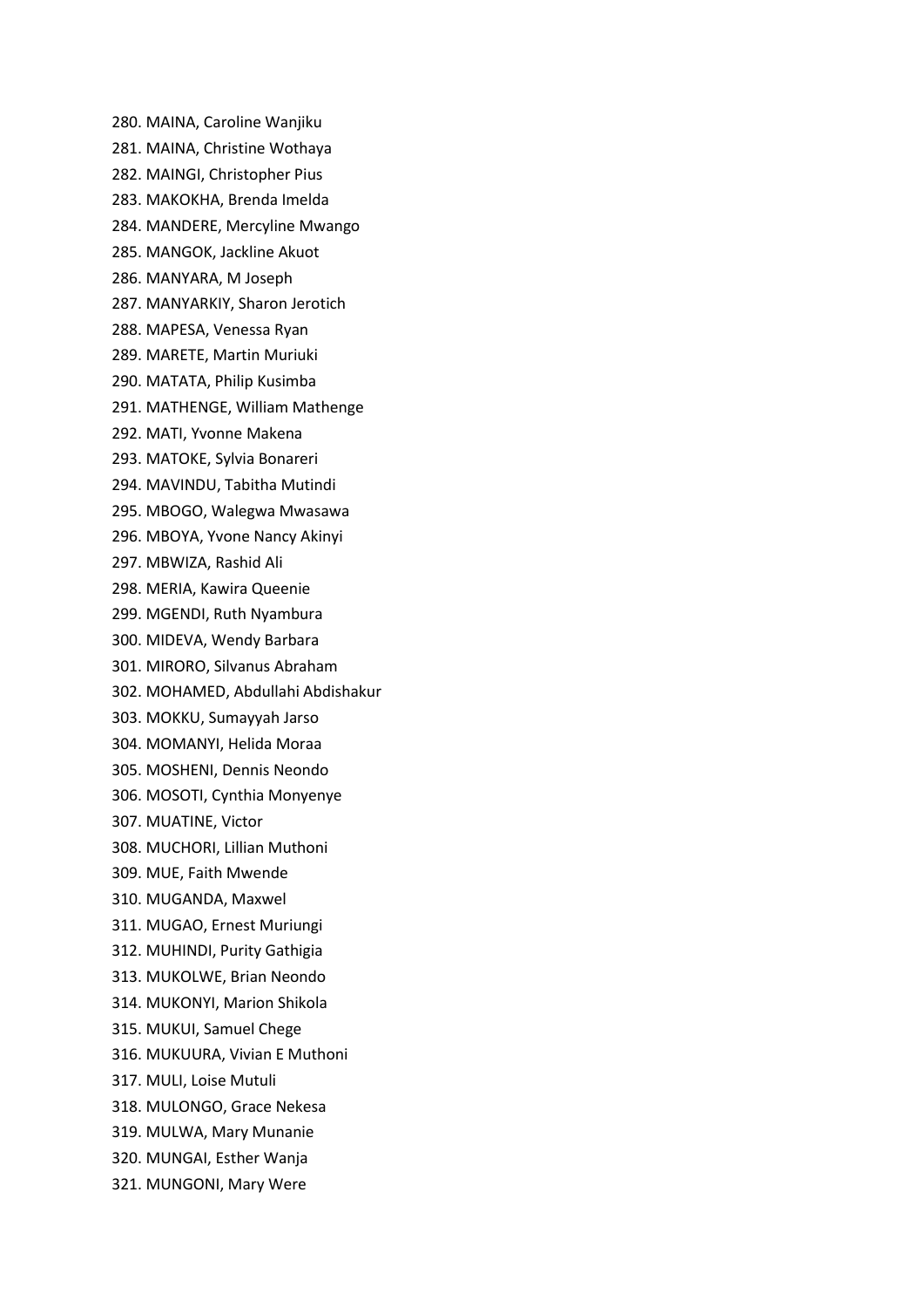280. MAINA, Caroline Wanjiku
281. MAINA, Christine Wothaya
282. MAINGI, Christopher Pius
283. MAKOKHA, Brenda Imelda
284. MANDERE, Mercyline Mwango
285. MANGOK, Jackline Akuot
286. MANYARA, M Joseph
287. MANYARKIY, Sharon Jerotich
288. MAPESA, Venessa Ryan
289. MARETE, Martin Muriuki
290. MATATA, Philip Kusimba
291. MATHENGE, William Mathenge
292. MATI, Yvonne Makena
293. MATOKE, Sylvia Bonareri
294. MAVINDU, Tabitha Mutindi
295. MBOGO, Walegwa Mwasawa
296. MBOYA, Yvone Nancy Akinyi
297. MBWIZA, Rashid Ali
298. MERIA, Kawira Queenie
299. MGENDI, Ruth Nyambura
300. MIDEVA, Wendy Barbara
301. MIRORO, Silvanus Abraham
302. MOHAMED, Abdullahi Abdishakur
303. MOKKU, Sumayyah Jarso
304. MOMANYI, Helida Moraa
305. MOSHENI, Dennis Neondo
306. MOSOTI, Cynthia Monyenye
307. MUATINE, Victor
308. MUCHORI, Lillian Muthoni
309. MUE, Faith Mwende
310. MUGANDA, Maxwel
311. MUGAO, Ernest Muriungi
312. MUHINDI, Purity Gathigia
313. MUKOLWE, Brian Neondo
314. MUKONYI, Marion Shikola
315. MUKUI, Samuel Chege
316. MUKUURA, Vivian E Muthoni
317. MULI, Loise Mutuli
318. MULONGO, Grace Nekesa
319. MULWA, Mary Munanie
320. MUNGAI, Esther Wanja
321. MUNGONI, Mary Were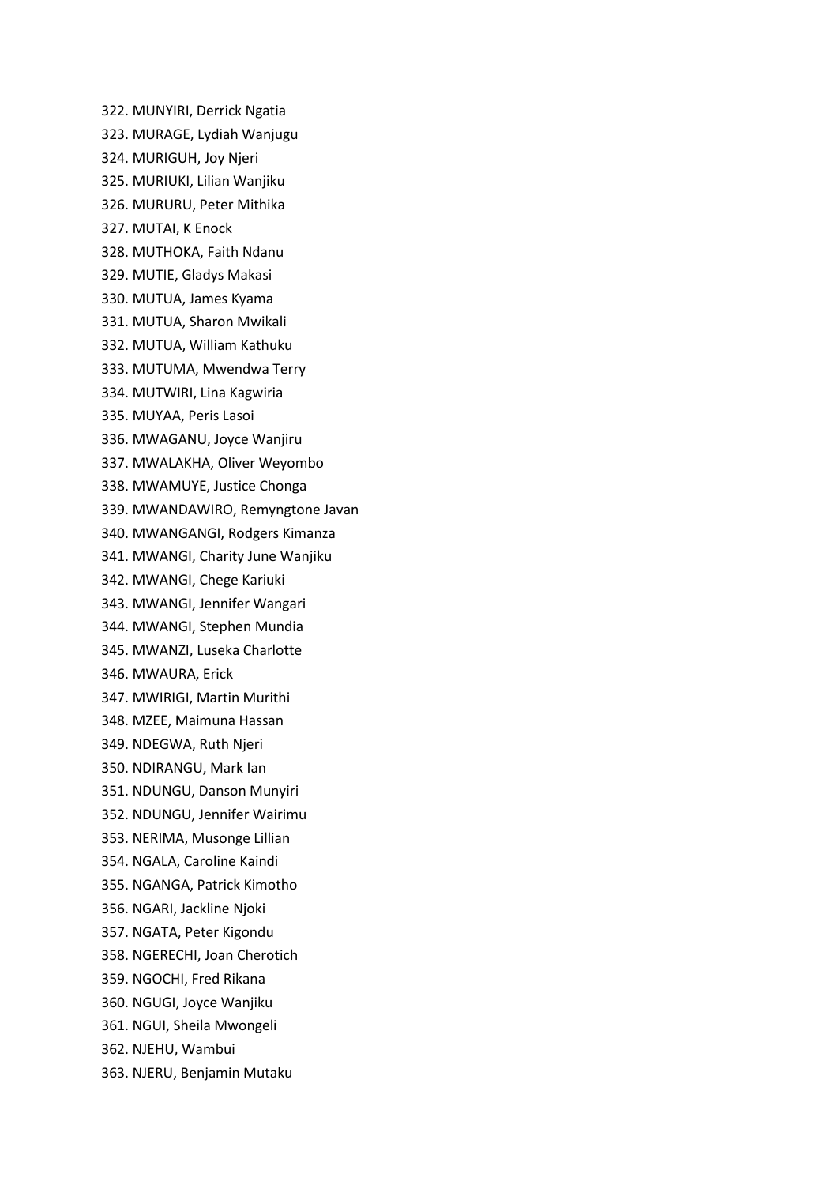322. MUNYIRI, Derrick Ngatia
323. MURAGE, Lydiah Wanjugu
324. MURIGUH, Joy Njeri
325. MURIUKI, Lilian Wanjiku
326. MURURU, Peter Mithika
327. MUTAI, K Enock
328. MUTHOKA, Faith Ndanu
329. MUTIE, Gladys Makasi
330. MUTUA, James Kyama
331. MUTUA, Sharon Mwikali
332. MUTUA, William Kathuku
333. MUTUMA, Mwendwa Terry
334. MUTWIRI, Lina Kagwiria
335. MUYAA, Peris Lasoi
336. MWAGANU, Joyce Wanjiru
337. MWALAKHA, Oliver Weyombo
338. MWAMUYE, Justice Chonga
339. MWANDAWIRO, Remyngtone Javan
340. MWANGANGI, Rodgers Kimanza
341. MWANGI, Charity June Wanjiku
342. MWANGI, Chege Kariuki
343. MWANGI, Jennifer Wangari
344. MWANGI, Stephen Mundia
345. MWANZI, Luseka Charlotte
346. MWAURA, Erick
347. MWIRIGI, Martin Murithi
348. MZEE, Maimuna Hassan
349. NDEGWA, Ruth Njeri
350. NDIRANGU, Mark Ian
351. NDUNGU, Danson Munyiri
352. NDUNGU, Jennifer Wairimu
353. NERIMA, Musonge Lillian
354. NGALA, Caroline Kaindi
355. NGANGA, Patrick Kimotho
356. NGARI, Jackline Njoki
357. NGATA, Peter Kigondu
358. NGERECHI, Joan Cherotich
359. NGOCHI, Fred Rikana
360. NGUGI, Joyce Wanjiku
361. NGUI, Sheila Mwongeli
362. NJEHU, Wambui
363. NJERU, Benjamin Mutaku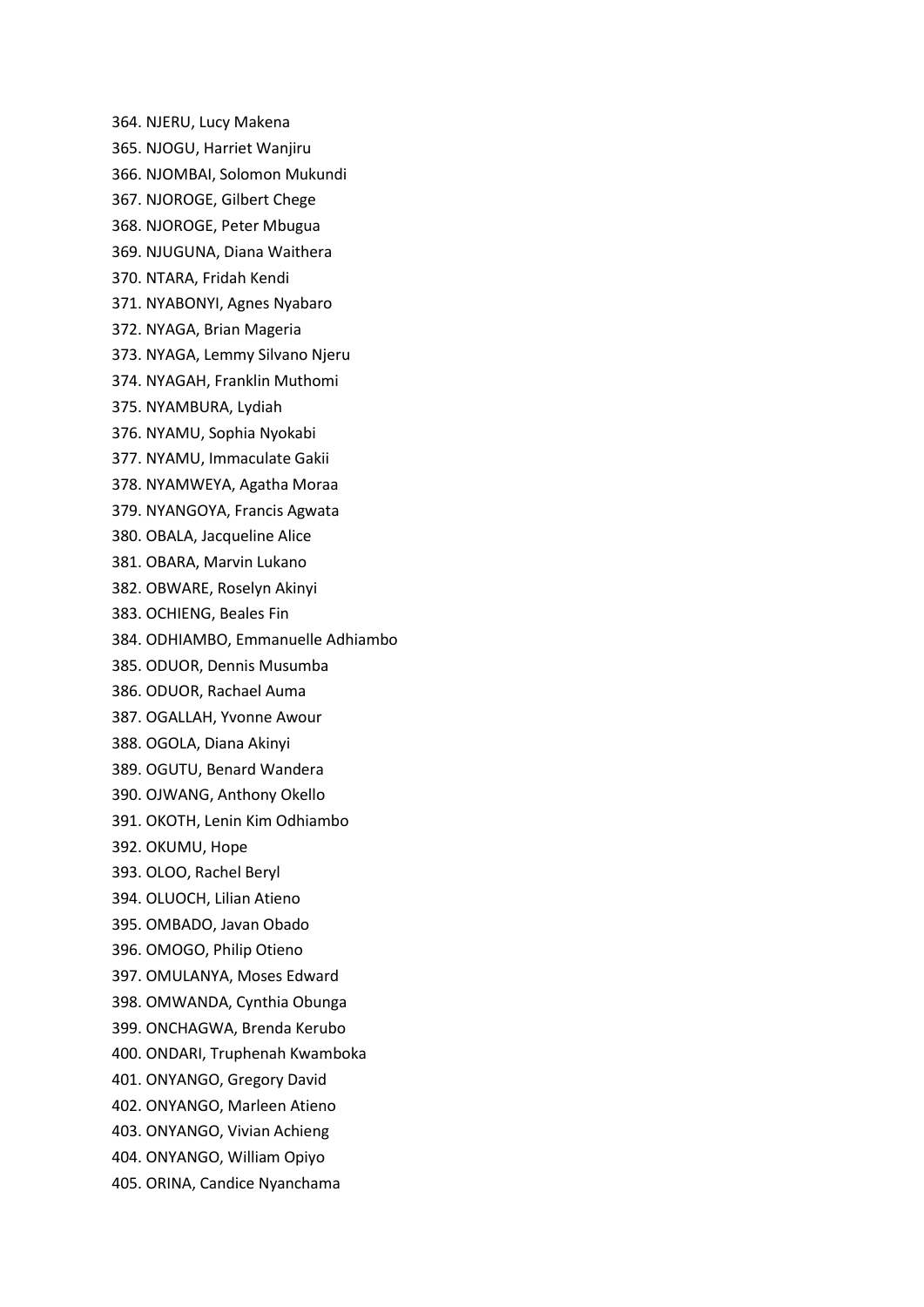364. NJERU, Lucy Makena
365. NJOGU, Harriet Wanjiru
366. NJOMBAI, Solomon Mukundi
367. NJOROGE, Gilbert Chege
368. NJOROGE, Peter Mbugua
369. NJUGUNA, Diana Waithera
370. NTARA, Fridah Kendi
371. NYABONYI, Agnes Nyabaro
372. NYAGA, Brian Mageria
373. NYAGA, Lemmy Silvano Njeru
374. NYAGAH, Franklin Muthomi
375. NYAMBURA, Lydiah
376. NYAMU, Sophia Nyokabi
377. NYAMU, Immaculate Gakii
378. NYAMWEYA, Agatha Moraa
379. NYANGOYA, Francis Agwata
380. OBALA, Jacqueline Alice
381. OBARA, Marvin Lukano
382. OBWARE, Roselyn Akinyi
383. OCHIENG, Beales Fin
384. ODHIAMBO, Emmanuelle Adhiambo
385. ODUOR, Dennis Musumba
386. ODUOR, Rachael Auma
387. OGALLAH, Yvonne Awour
388. OGOLA, Diana Akinyi
389. OGUTU, Benard Wandera
390. OJWANG, Anthony Okello
391. OKOTH, Lenin Kim Odhiambo
392. OKUMU, Hope
393. OLOO, Rachel Beryl
394. OLUOCH, Lilian Atieno
395. OMBADO, Javan Obado
396. OMOGO, Philip Otieno
397. OMULANYA, Moses Edward
398. OMWANDA, Cynthia Obunga
399. ONCHAGWA, Brenda Kerubo
400. ONDARI, Truphenah Kwamboka
401. ONYANGO, Gregory David
402. ONYANGO, Marleen Atieno
403. ONYANGO, Vivian Achieng
404. ONYANGO, William Opiyo
405. ORINA, Candice Nyanchama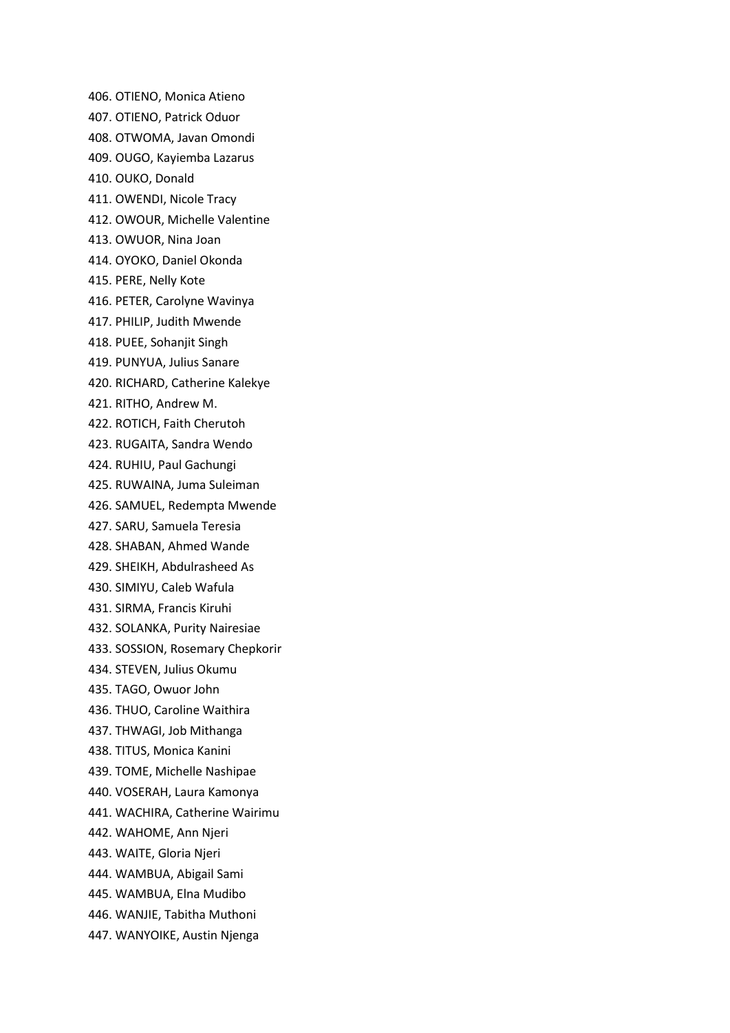406. OTIENO, Monica Atieno
407. OTIENO, Patrick Oduor
408. OTWOMA, Javan Omondi
409. OUGO, Kayiemba Lazarus
410. OUKO, Donald
411. OWENDI, Nicole Tracy
412. OWOUR, Michelle Valentine
413. OWUOR, Nina Joan
414. OYOKO, Daniel Okonda
415. PERE, Nelly Kote
416. PETER, Carolyne Wavinya
417. PHILIP, Judith Mwende
418. PUEE, Sohanjit Singh
419. PUNYUA, Julius Sanare
420. RICHARD, Catherine Kalekye
421. RITHO, Andrew M.
422. ROTICH, Faith Cherutoh
423. RUGAITA, Sandra Wendo
424. RUHIU, Paul Gachungi
425. RUWAINA, Juma Suleiman
426. SAMUEL, Redempta Mwende
427. SARU, Samuela Teresia
428. SHABAN, Ahmed Wande
429. SHEIKH, Abdulrasheed As
430. SIMIYU, Caleb Wafula
431. SIRMA, Francis Kiruhi
432. SOLANKA, Purity Nairesiae
433. SOSSION, Rosemary Chepkorir
434. STEVEN, Julius Okumu
435. TAGO, Owuor John
436. THUO, Caroline Waithira
437. THWAGI, Job Mithanga
438. TITUS, Monica Kanini
439. TOME, Michelle Nashipae
440. VOSERAH, Laura Kamonya
441. WACHIRA, Catherine Wairimu
442. WAHOME, Ann Njeri
443. WAITE, Gloria Njeri
444. WAMBUA, Abigail Sami
445. WAMBUA, Elna Mudibo
446. WANJIE, Tabitha Muthoni
447. WANYOIKE, Austin Njenga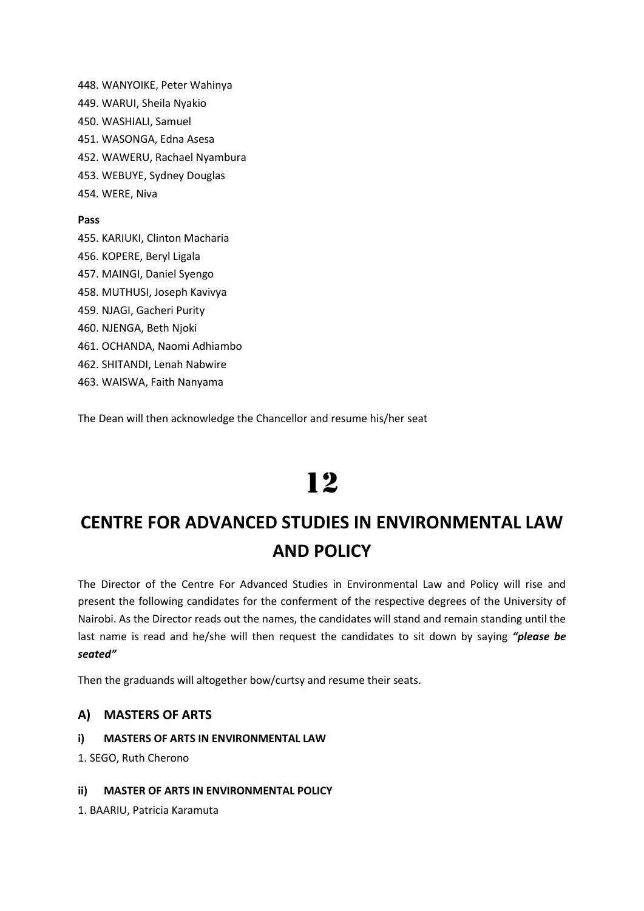448. WANYOIKE, Peter Wahinya
449. WARUI, Sheila Nyakio
450. WASHIALI, Samuel
451. WASONGA, Edna Asesa
452. WAWERU, Rachael Nyambura
453. WEBUYE, Sydney Douglas
454. WERE, Niva

**Pass**

455. KARIUKI, Clinton Macharia
456. KOPERE, Beryl Ligala
457. MAINGI, Daniel Syengo
458. MUTHUSI, Joseph Kavivya
459. NJAGI, Gacheri Purity
460. NJENGA, Beth Njoki
461. OCHANDA, Naomi Adhiambo
462. SHITANDI, Lenah Nabwire
463. WAISWA, Faith Nanyama

The Dean will then acknowledge the Chancellor and resume his/her seat

# 12

# CENTRE FOR ADVANCED STUDIES IN ENVIRONMENTAL LAW AND POLICY

The Director of the Centre For Advanced Studies in Environmental Law and Policy will rise and present the following candidates for the conferment of the respective degrees of the University of Nairobi. As the Director reads out the names, the candidates will stand and remain standing until the last name is read and he/she will then request the candidates to sit down by saying ***"please be seated"***

Then the graduands will altogether bow/curtsy and resume their seats.

## A) MASTERS OF ARTS

### i) MASTERS OF ARTS IN ENVIRONMENTAL LAW

1. SEGO, Ruth Cherono

### ii) MASTER OF ARTS IN ENVIRONMENTAL POLICY

1. BAARIU, Patricia Karamuta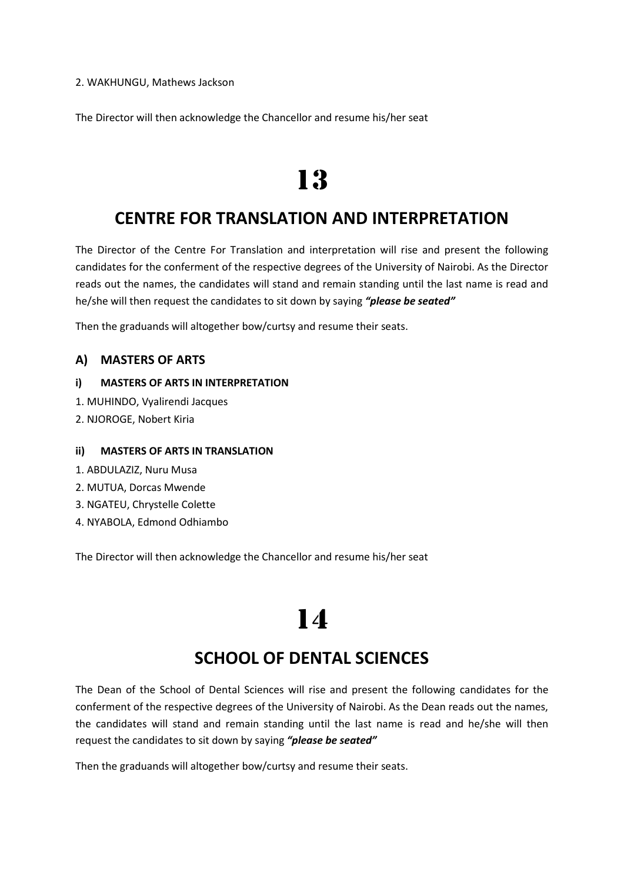2. WAKHUNGU, Mathews Jackson

The Director will then acknowledge the Chancellor and resume his/her seat

# 13

## CENTRE FOR TRANSLATION AND INTERPRETATION

The Director of the Centre For Translation and interpretation will rise and present the following candidates for the conferment of the respective degrees of the University of Nairobi. As the Director reads out the names, the candidates will stand and remain standing until the last name is read and he/she will then request the candidates to sit down by saying ***"please be seated"***

Then the graduands will altogether bow/curtsy and resume their seats.

### A) MASTERS OF ARTS

#### i) MASTERS OF ARTS IN INTERPRETATION

1. MUHINDO, Vyalirendi Jacques
2. NJOROGE, Nobert Kiria

#### ii) MASTERS OF ARTS IN TRANSLATION

1. ABDULAZIZ, Nuru Musa
2. MUTUA, Dorcas Mwende
3. NGATEU, Chrystelle Colette
4. NYABOLA, Edmond Odhiambo

The Director will then acknowledge the Chancellor and resume his/her seat

# 14

## SCHOOL OF DENTAL SCIENCES

The Dean of the School of Dental Sciences will rise and present the following candidates for the conferment of the respective degrees of the University of Nairobi. As the Dean reads out the names, the candidates will stand and remain standing until the last name is read and he/she will then request the candidates to sit down by saying ***"please be seated"***

Then the graduands will altogether bow/curtsy and resume their seats.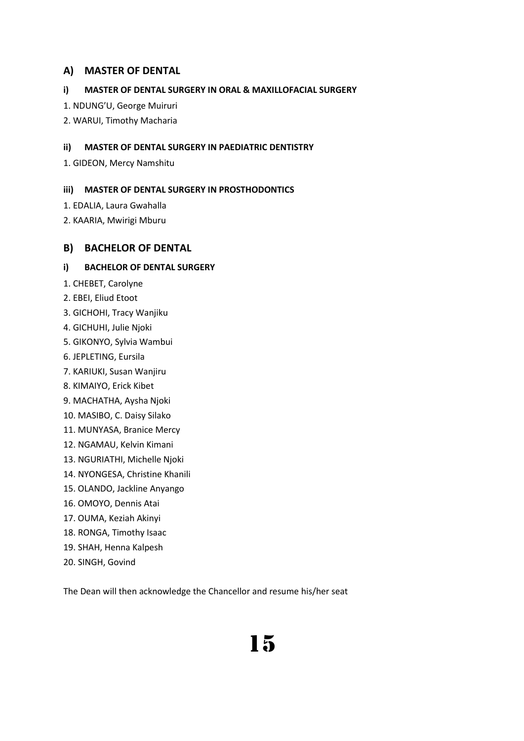## A) MASTER OF DENTAL

### i) MASTER OF DENTAL SURGERY IN ORAL & MAXILLOFACIAL SURGERY

1. NDUNG'U, George Muiruri
2. WARUI, Timothy Macharia

### ii) MASTER OF DENTAL SURGERY IN PAEDIATRIC DENTISTRY

1. GIDEON, Mercy Namshitu

### iii) MASTER OF DENTAL SURGERY IN PROSTHODONTICS

1. EDALIA, Laura Gwahalla
2. KAARIA, Mwirigi Mburu

## B) BACHELOR OF DENTAL

### i) BACHELOR OF DENTAL SURGERY

1. CHEBET, Carolyne
2. EBEI, Eliud Etoot
3. GICHOHI, Tracy Wanjiku
4. GICHUHI, Julie Njoki
5. GIKONYO, Sylvia Wambui
6. JEPLETING, Eursila
7. KARIUKI, Susan Wanjiru
8. KIMAIYO, Erick Kibet
9. MACHATHA, Aysha Njoki
10. MASIBO, C. Daisy Silako
11. MUNYASA, Branice Mercy
12. NGAMAU, Kelvin Kimani
13. NGURIATHI, Michelle Njoki
14. NYONGESA, Christine Khanili
15. OLANDO, Jackline Anyango
16. OMOYO, Dennis Atai
17. OUMA, Keziah Akinyi
18. RONGA, Timothy Isaac
19. SHAH, Henna Kalpesh
20. SINGH, Govind

The Dean will then acknowledge the Chancellor and resume his/her seat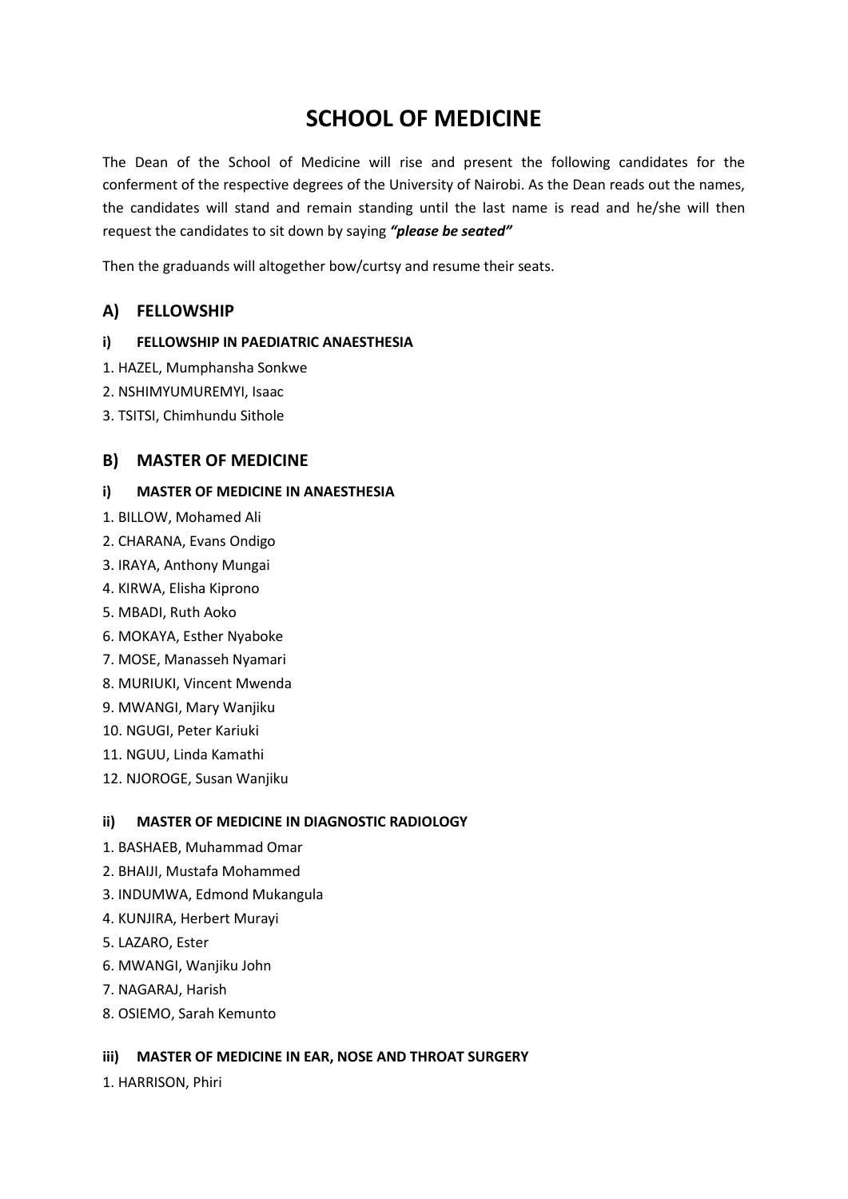# SCHOOL OF MEDICINE

The Dean of the School of Medicine will rise and present the following candidates for the conferment of the respective degrees of the University of Nairobi. As the Dean reads out the names, the candidates will stand and remain standing until the last name is read and he/she will then request the candidates to sit down by saying ***"please be seated"***

Then the graduands will altogether bow/curtsy and resume their seats.

## A) FELLOWSHIP

### i) FELLOWSHIP IN PAEDIATRIC ANAESTHESIA

1. HAZEL, Mumphansha Sonkwe
2. NSHIMYUMUREMYI, Isaac
3. TSITSI, Chimhundu Sithole

## B) MASTER OF MEDICINE

### i) MASTER OF MEDICINE IN ANAESTHESIA

1. BILLOW, Mohamed Ali
2. CHARANA, Evans Ondigo
3. IRAYA, Anthony Mungai
4. KIRWA, Elisha Kiprono
5. MBADI, Ruth Aoko
6. MOKAYA, Esther Nyaboke
7. MOSE, Manasseh Nyamari
8. MURIUKI, Vincent Mwenda
9. MWANGI, Mary Wanjiku
10. NGUGI, Peter Kariuki
11. NGUU, Linda Kamathi
12. NJOROGE, Susan Wanjiku

### ii) MASTER OF MEDICINE IN DIAGNOSTIC RADIOLOGY

1. BASHAEB, Muhammad Omar
2. BHAIJI, Mustafa Mohammed
3. INDUMWA, Edmond Mukangula
4. KUNJIRA, Herbert Murayi
5. LAZARO, Ester
6. MWANGI, Wanjiku John
7. NAGARAJ, Harish
8. OSIEMO, Sarah Kemunto

### iii) MASTER OF MEDICINE IN EAR, NOSE AND THROAT SURGERY

1. HARRISON, Phiri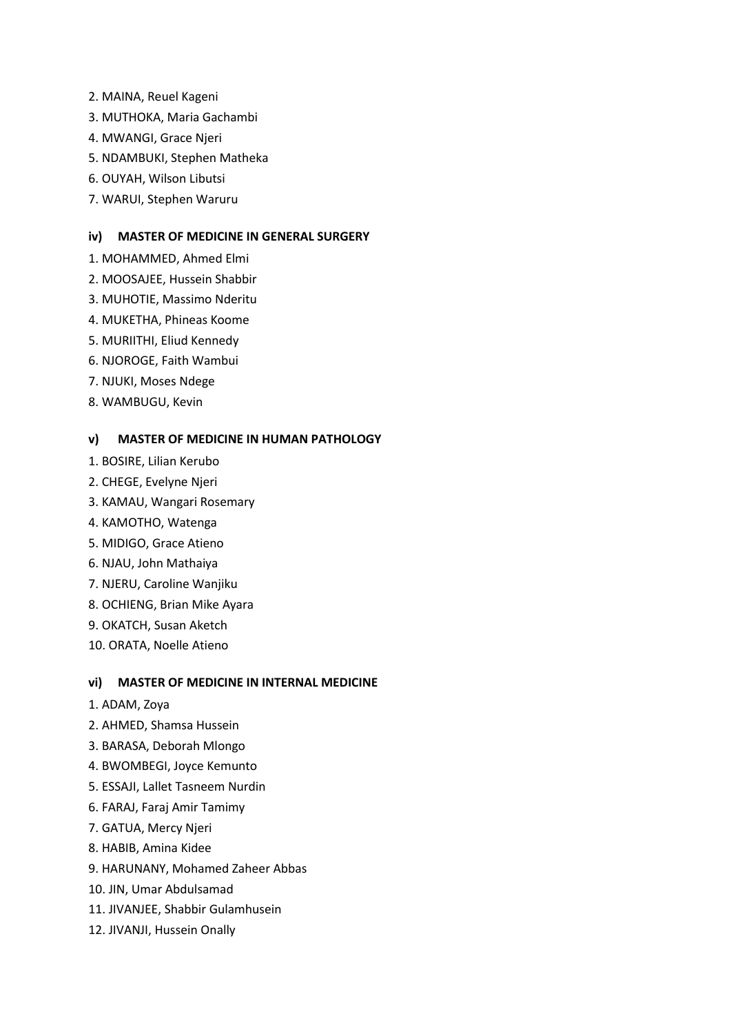2. MAINA, Reuel Kageni
3. MUTHOKA, Maria Gachambi
4. MWANGI, Grace Njeri
5. NDAMBUKI, Stephen Matheka
6. OUYAH, Wilson Libutsi
7. WARUI, Stephen Waruru

#### iv) MASTER OF MEDICINE IN GENERAL SURGERY

1. MOHAMMED, Ahmed Elmi
2. MOOSAJEE, Hussein Shabbir
3. MUHOTIE, Massimo Nderitu
4. MUKETHA, Phineas Koome
5. MURIITHI, Eliud Kennedy
6. NJOROGE, Faith Wambui
7. NJUKI, Moses Ndege
8. WAMBUGU, Kevin

#### v) MASTER OF MEDICINE IN HUMAN PATHOLOGY

1. BOSIRE, Lilian Kerubo
2. CHEGE, Evelyne Njeri
3. KAMAU, Wangari Rosemary
4. KAMOTHO, Watenga
5. MIDIGO, Grace Atieno
6. NJAU, John Mathaiya
7. NJERU, Caroline Wanjiku
8. OCHIENG, Brian Mike Ayara
9. OKATCH, Susan Aketch
10. ORATA, Noelle Atieno

#### vi) MASTER OF MEDICINE IN INTERNAL MEDICINE

1. ADAM, Zoya
2. AHMED, Shamsa Hussein
3. BARASA, Deborah Mlongo
4. BWOMBEGI, Joyce Kemunto
5. ESSAJI, Lallet Tasneem Nurdin
6. FARAJ, Faraj Amir Tamimy
7. GATUA, Mercy Njeri
8. HABIB, Amina Kidee
9. HARUNANY, Mohamed Zaheer Abbas
10. JIN, Umar Abdulsamad
11. JIVANJEE, Shabbir Gulamhusein
12. JIVANJI, Hussein Onally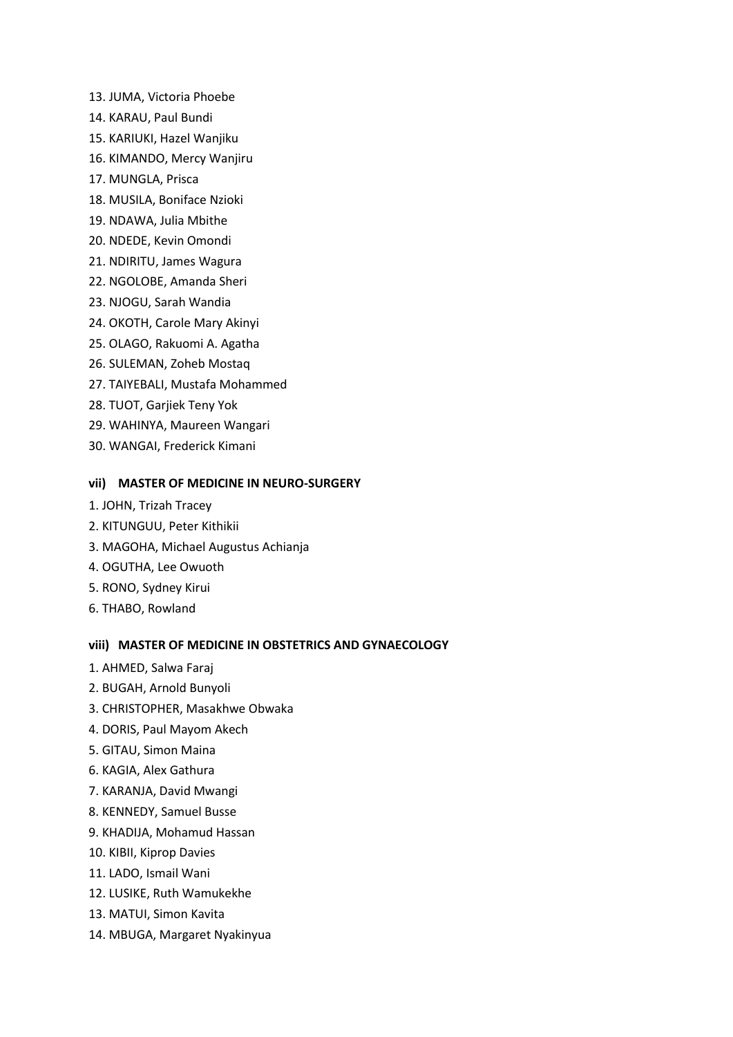13. JUMA, Victoria Phoebe
14. KARAU, Paul Bundi
15. KARIUKI, Hazel Wanjiku
16. KIMANDO, Mercy Wanjiru
17. MUNGLA, Prisca
18. MUSILA, Boniface Nzioki
19. NDAWA, Julia Mbithe
20. NDEDE, Kevin Omondi
21. NDIRITU, James Wagura
22. NGOLOBE, Amanda Sheri
23. NJOGU, Sarah Wandia
24. OKOTH, Carole Mary Akinyi
25. OLAGO, Rakuomi A. Agatha
26. SULEMAN, Zoheb Mostaq
27. TAIYEBALI, Mustafa Mohammed
28. TUOT, Garjiek Teny Yok
29. WAHINYA, Maureen Wangari
30. WANGAI, Frederick Kimani

**vii) MASTER OF MEDICINE IN NEURO-SURGERY**

1. JOHN, Trizah Tracey
2. KITUNGUU, Peter Kithikii
3. MAGOHA, Michael Augustus Achianja
4. OGUTHA, Lee Owuoth
5. RONO, Sydney Kirui
6. THABO, Rowland

**viii) MASTER OF MEDICINE IN OBSTETRICS AND GYNAECOLOGY**

1. AHMED, Salwa Faraj
2. BUGAH, Arnold Bunyoli
3. CHRISTOPHER, Masakhwe Obwaka
4. DORIS, Paul Mayom Akech
5. GITAU, Simon Maina
6. KAGIA, Alex Gathura
7. KARANJA, David Mwangi
8. KENNEDY, Samuel Busse
9. KHADIJA, Mohamud Hassan
10. KIBII, Kiprop Davies
11. LADO, Ismail Wani
12. LUSIKE, Ruth Wamukekhe
13. MATUI, Simon Kavita
14. MBUGA, Margaret Nyakinyua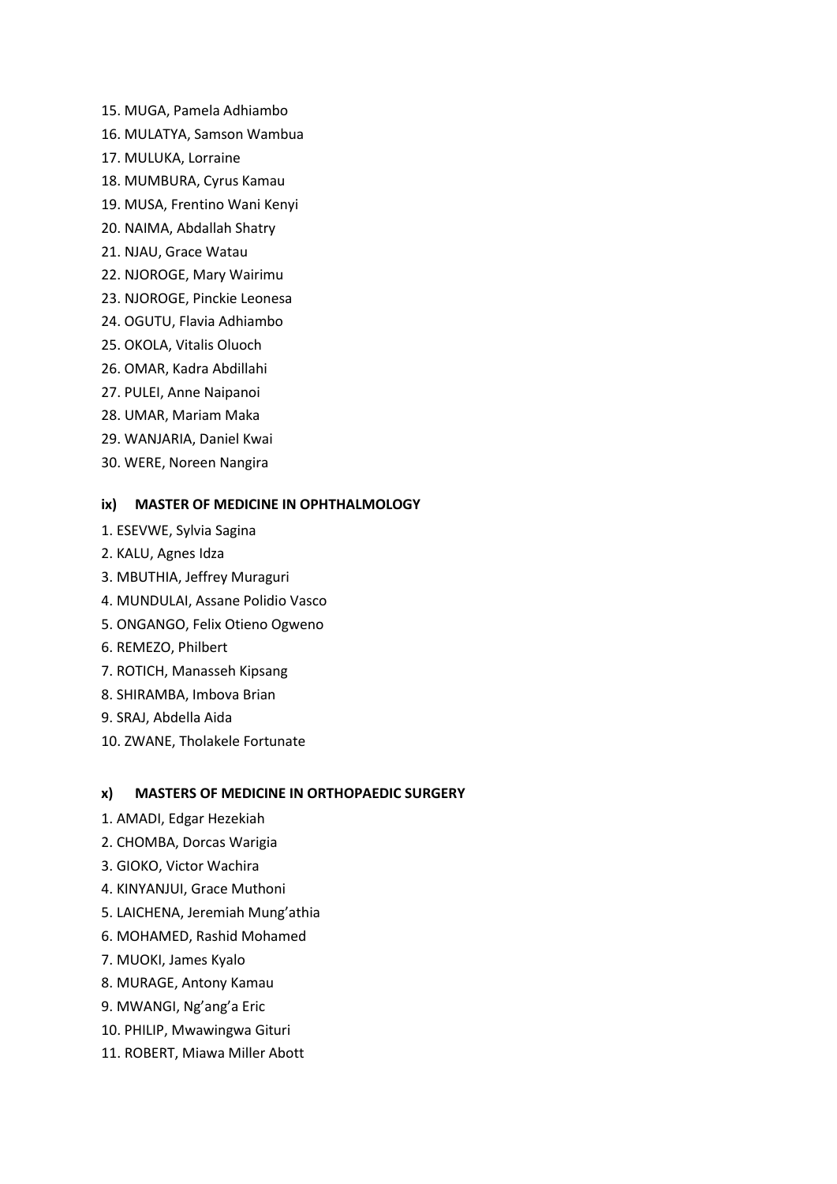15. MUGA, Pamela Adhiambo
16. MULATYA, Samson Wambua
17. MULUKA, Lorraine
18. MUMBURA, Cyrus Kamau
19. MUSA, Frentino Wani Kenyi
20. NAIMA, Abdallah Shatry
21. NJAU, Grace Watau
22. NJOROGE, Mary Wairimu
23. NJOROGE, Pinckie Leonesa
24. OGUTU, Flavia Adhiambo
25. OKOLA, Vitalis Oluoch
26. OMAR, Kadra Abdillahi
27. PULEI, Anne Naipanoi
28. UMAR, Mariam Maka
29. WANJARIA, Daniel Kwai
30. WERE, Noreen Nangira

#### ix) MASTER OF MEDICINE IN OPHTHALMOLOGY

1. ESEVWE, Sylvia Sagina
2. KALU, Agnes Idza
3. MBUTHIA, Jeffrey Muraguri
4. MUNDULAI, Assane Polidio Vasco
5. ONGANGO, Felix Otieno Ogweno
6. REMEZO, Philbert
7. ROTICH, Manasseh Kipsang
8. SHIRAMBA, Imbova Brian
9. SRAJ, Abdella Aida
10. ZWANE, Tholakele Fortunate

#### x) MASTERS OF MEDICINE IN ORTHOPAEDIC SURGERY

1. AMADI, Edgar Hezekiah
2. CHOMBA, Dorcas Warigia
3. GIOKO, Victor Wachira
4. KINYANJUI, Grace Muthoni
5. LAICHENA, Jeremiah Mung'athia
6. MOHAMED, Rashid Mohamed
7. MUOKI, James Kyalo
8. MURAGE, Antony Kamau
9. MWANGI, Ng'ang'a Eric
10. PHILIP, Mwawingwa Gituri
11. ROBERT, Miawa Miller Abott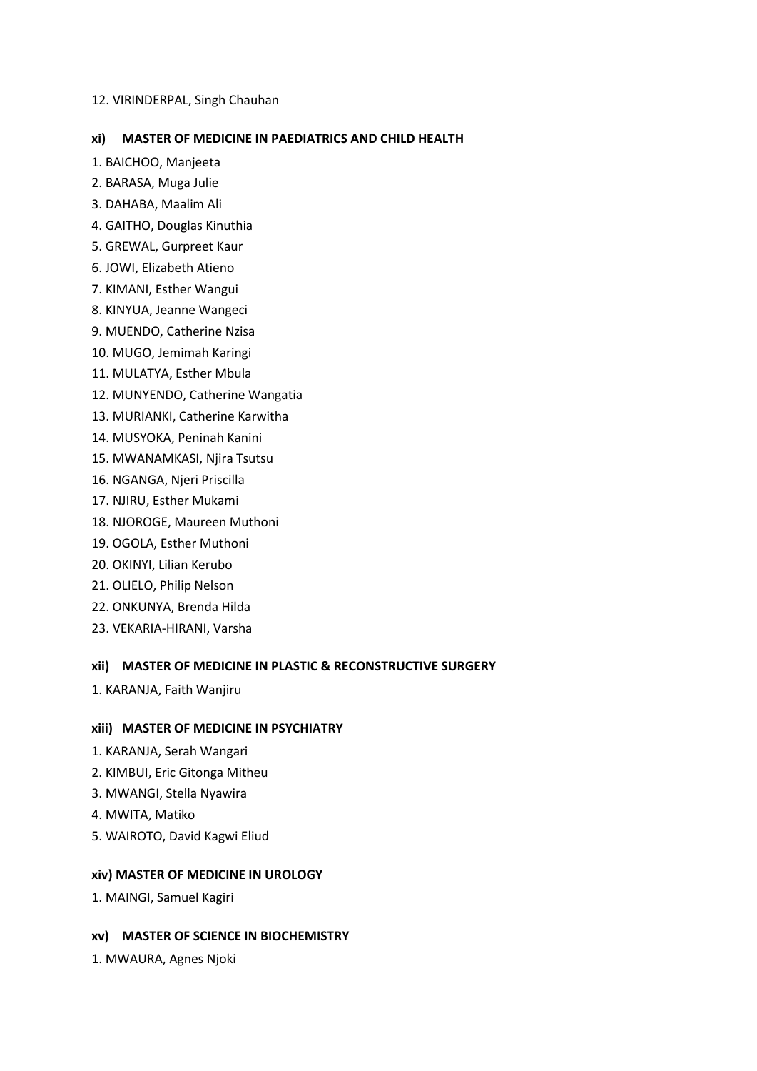12. VIRINDERPAL, Singh Chauhan

### xi) MASTER OF MEDICINE IN PAEDIATRICS AND CHILD HEALTH

1. BAICHOO, Manjeeta
2. BARASA, Muga Julie
3. DAHABA, Maalim Ali
4. GAITHO, Douglas Kinuthia
5. GREWAL, Gurpreet Kaur
6. JOWI, Elizabeth Atieno
7. KIMANI, Esther Wangui
8. KINYUA, Jeanne Wangeci
9. MUENDO, Catherine Nzisa
10. MUGO, Jemimah Karingi
11. MULATYA, Esther Mbula
12. MUNYENDO, Catherine Wangatia
13. MURIANKI, Catherine Karwitha
14. MUSYOKA, Peninah Kanini
15. MWANAMKASI, Njira Tsutsu
16. NGANGA, Njeri Priscilla
17. NJIRU, Esther Mukami
18. NJOROGE, Maureen Muthoni
19. OGOLA, Esther Muthoni
20. OKINYI, Lilian Kerubo
21. OLIELO, Philip Nelson
22. ONKUNYA, Brenda Hilda
23. VEKARIA-HIRANI, Varsha

### xii) MASTER OF MEDICINE IN PLASTIC & RECONSTRUCTIVE SURGERY

1. KARANJA, Faith Wanjiru

### xiii) MASTER OF MEDICINE IN PSYCHIATRY

1. KARANJA, Serah Wangari
2. KIMBUI, Eric Gitonga Mitheu
3. MWANGI, Stella Nyawira
4. MWITA, Matiko
5. WAIROTO, David Kagwi Eliud

### xiv) MASTER OF MEDICINE IN UROLOGY

1. MAINGI, Samuel Kagiri

### xv) MASTER OF SCIENCE IN BIOCHEMISTRY

1. MWAURA, Agnes Njoki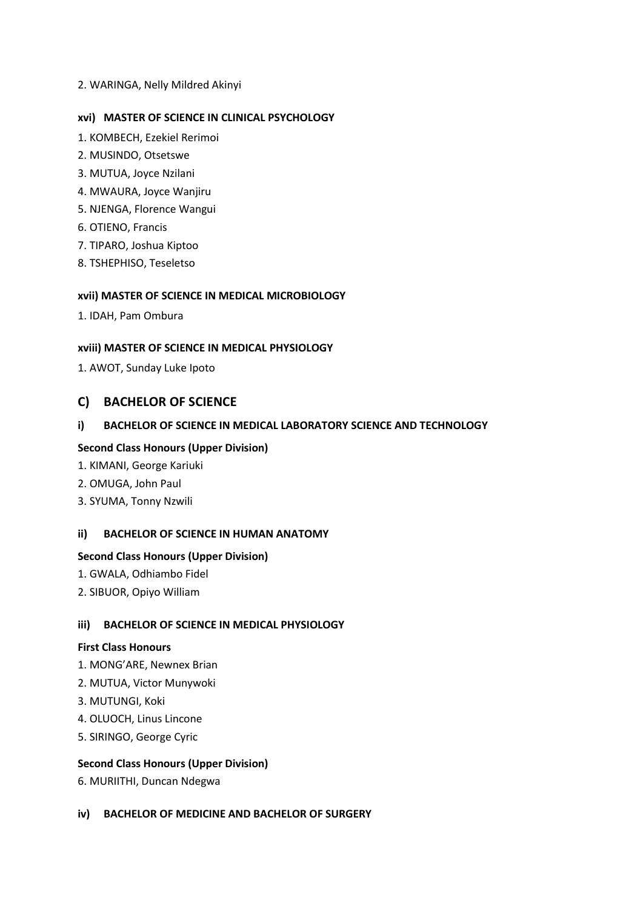2. WARINGA, Nelly Mildred Akinyi

#### xvi) MASTER OF SCIENCE IN CLINICAL PSYCHOLOGY

1. KOMBECH, Ezekiel Rerimoi
2. MUSINDO, Otsetswe
3. MUTUA, Joyce Nzilani
4. MWAURA, Joyce Wanjiru
5. NJENGA, Florence Wangui
6. OTIENO, Francis
7. TIPARO, Joshua Kiptoo
8. TSHEPHISO, Teseletso

#### xvii) MASTER OF SCIENCE IN MEDICAL MICROBIOLOGY

1. IDAH, Pam Ombura

#### xviii) MASTER OF SCIENCE IN MEDICAL PHYSIOLOGY

1. AWOT, Sunday Luke Ipoto

## C) BACHELOR OF SCIENCE

#### i) BACHELOR OF SCIENCE IN MEDICAL LABORATORY SCIENCE AND TECHNOLOGY

**Second Class Honours (Upper Division)**

1. KIMANI, George Kariuki
2. OMUGA, John Paul
3. SYUMA, Tonny Nzwili

#### ii) BACHELOR OF SCIENCE IN HUMAN ANATOMY

**Second Class Honours (Upper Division)**

1. GWALA, Odhiambo Fidel
2. SIBUOR, Opiyo William

#### iii) BACHELOR OF SCIENCE IN MEDICAL PHYSIOLOGY

**First Class Honours**

1. MONG'ARE, Newnex Brian
2. MUTUA, Victor Munywoki
3. MUTUNGI, Koki
4. OLUOCH, Linus Lincone
5. SIRINGO, George Cyric

**Second Class Honours (Upper Division)**

6. MURIITHI, Duncan Ndegwa

#### iv) BACHELOR OF MEDICINE AND BACHELOR OF SURGERY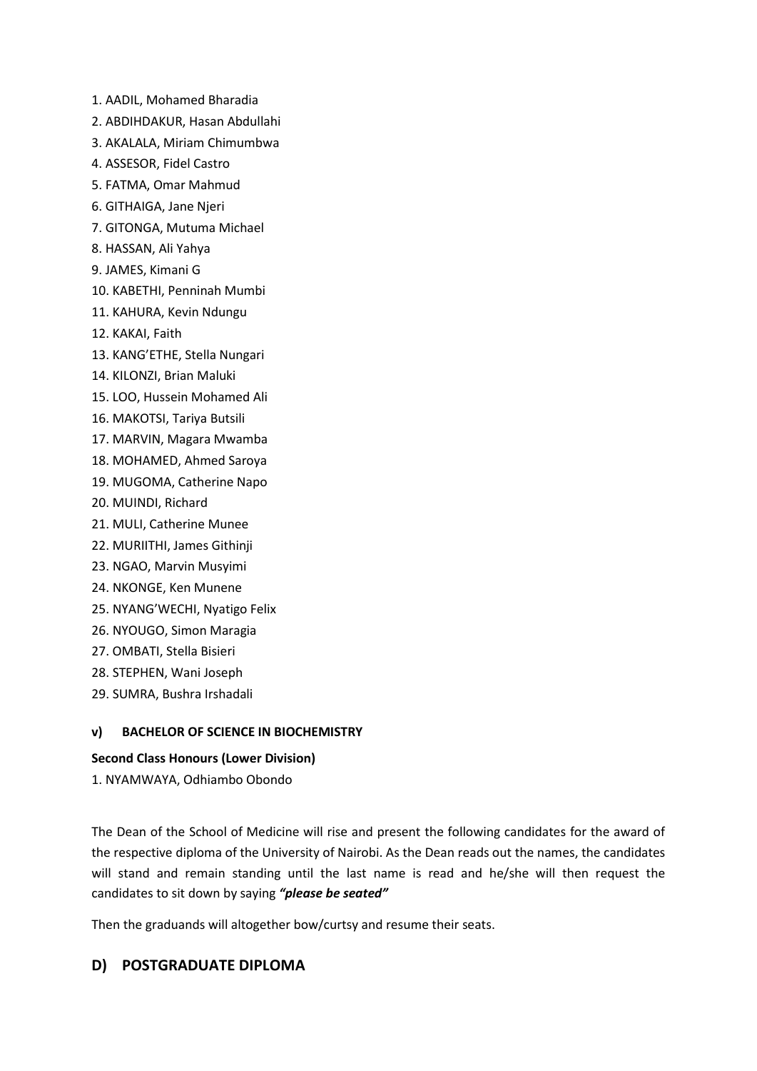1. AADIL, Mohamed Bharadia
2. ABDIHDAKUR, Hasan Abdullahi
3. AKALALA, Miriam Chimumbwa
4. ASSESOR, Fidel Castro
5. FATMA, Omar Mahmud
6. GITHAIGA, Jane Njeri
7. GITONGA, Mutuma Michael
8. HASSAN, Ali Yahya
9. JAMES, Kimani G
10. KABETHI, Penninah Mumbi
11. KAHURA, Kevin Ndungu
12. KAKAI, Faith
13. KANG'ETHE, Stella Nungari
14. KILONZI, Brian Maluki
15. LOO, Hussein Mohamed Ali
16. MAKOTSI, Tariya Butsili
17. MARVIN, Magara Mwamba
18. MOHAMED, Ahmed Saroya
19. MUGOMA, Catherine Napo
20. MUINDI, Richard
21. MULI, Catherine Munee
22. MURIITHI, James Githinji
23. NGAO, Marvin Musyimi
24. NKONGE, Ken Munene
25. NYANG'WECHI, Nyatigo Felix
26. NYOUGO, Simon Maragia
27. OMBATI, Stella Bisieri
28. STEPHEN, Wani Joseph
29. SUMRA, Bushra Irshadali

**v) BACHELOR OF SCIENCE IN BIOCHEMISTRY**

**Second Class Honours (Lower Division)**

1. NYAMWAYA, Odhiambo Obondo

The Dean of the School of Medicine will rise and present the following candidates for the award of the respective diploma of the University of Nairobi. As the Dean reads out the names, the candidates will stand and remain standing until the last name is read and he/she will then request the candidates to sit down by saying ***"please be seated"***

Then the graduands will altogether bow/curtsy and resume their seats.

## D) POSTGRADUATE DIPLOMA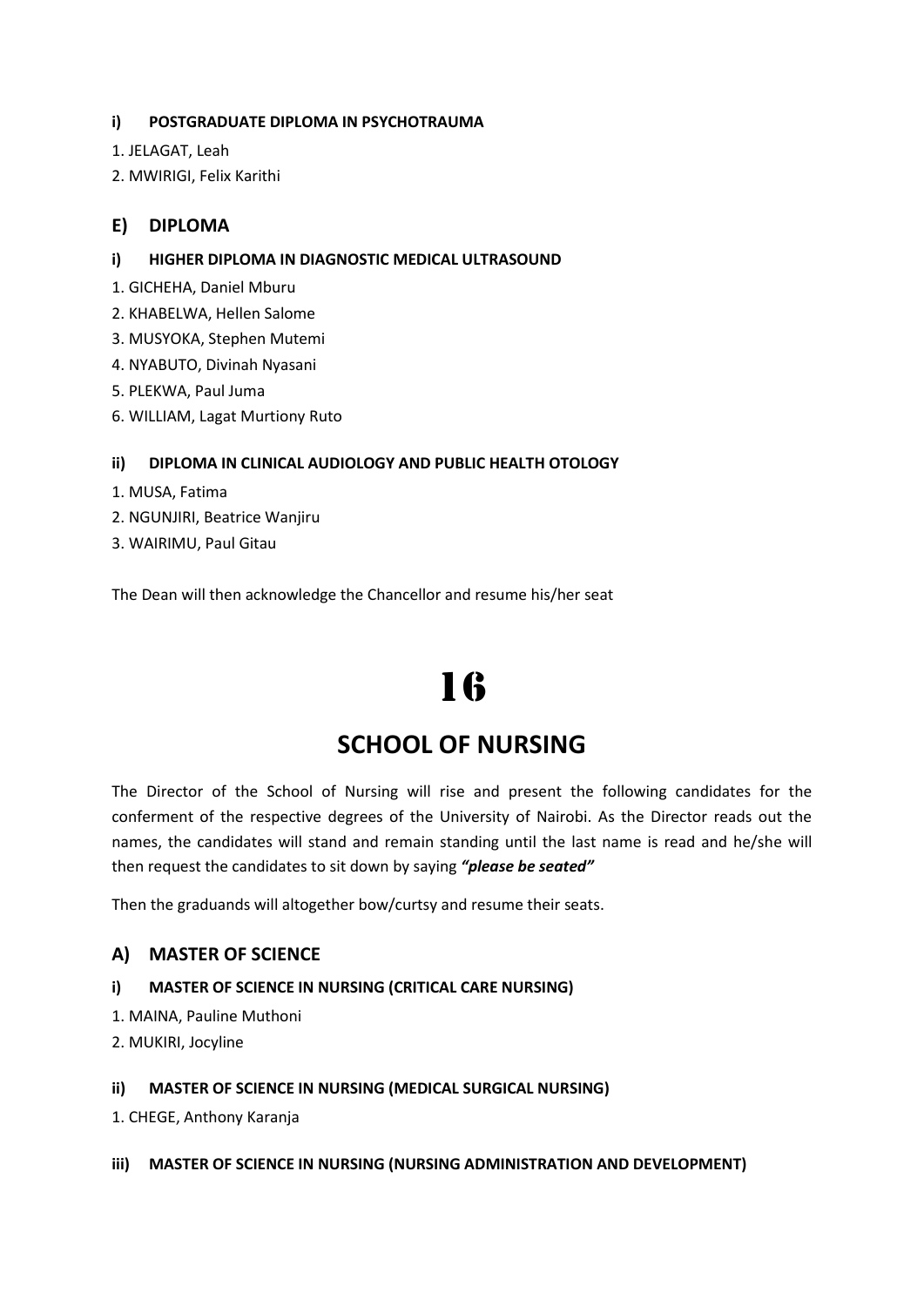#### i) POSTGRADUATE DIPLOMA IN PSYCHOTRAUMA

1. JELAGAT, Leah
2. MWIRIGI, Felix Karithi

### E) DIPLOMA

#### i) HIGHER DIPLOMA IN DIAGNOSTIC MEDICAL ULTRASOUND

1. GICHEHA, Daniel Mburu
2. KHABELWA, Hellen Salome
3. MUSYOKA, Stephen Mutemi
4. NYABUTO, Divinah Nyasani
5. PLEKWA, Paul Juma
6. WILLIAM, Lagat Murtiony Ruto

#### ii) DIPLOMA IN CLINICAL AUDIOLOGY AND PUBLIC HEALTH OTOLOGY

1. MUSA, Fatima
2. NGUNJIRI, Beatrice Wanjiru
3. WAIRIMU, Paul Gitau

The Dean will then acknowledge the Chancellor and resume his/her seat

# 16

## SCHOOL OF NURSING

The Director of the School of Nursing will rise and present the following candidates for the conferment of the respective degrees of the University of Nairobi. As the Director reads out the names, the candidates will stand and remain standing until the last name is read and he/she will then request the candidates to sit down by saying ***"please be seated"***

Then the graduands will altogether bow/curtsy and resume their seats.

### A) MASTER OF SCIENCE

#### i) MASTER OF SCIENCE IN NURSING (CRITICAL CARE NURSING)

1. MAINA, Pauline Muthoni
2. MUKIRI, Jocyline

#### ii) MASTER OF SCIENCE IN NURSING (MEDICAL SURGICAL NURSING)

1. CHEGE, Anthony Karanja

#### iii) MASTER OF SCIENCE IN NURSING (NURSING ADMINISTRATION AND DEVELOPMENT)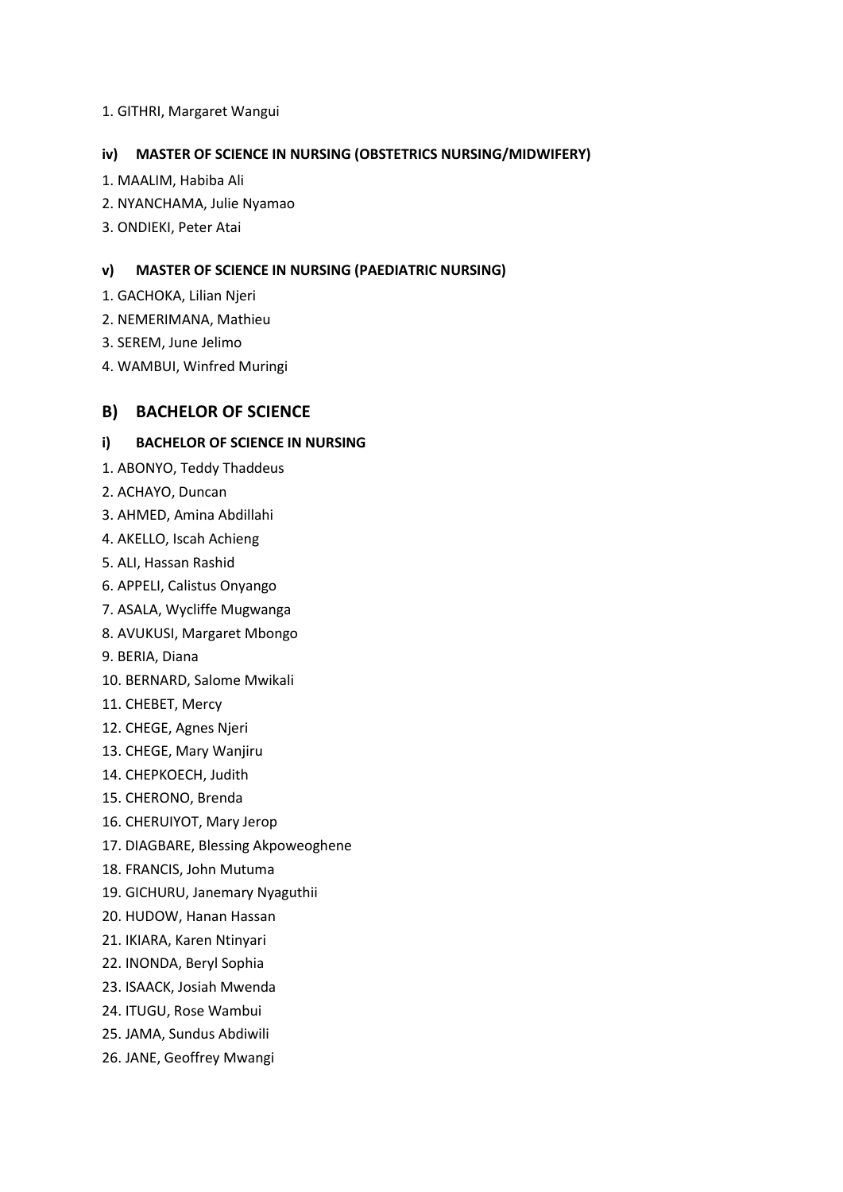1. GITHRI, Margaret Wangui

#### iv) MASTER OF SCIENCE IN NURSING (OBSTETRICS NURSING/MIDWIFERY)

1. MAALIM, Habiba Ali
2. NYANCHAMA, Julie Nyamao
3. ONDIEKI, Peter Atai

#### v) MASTER OF SCIENCE IN NURSING (PAEDIATRIC NURSING)

1. GACHOKA, Lilian Njeri
2. NEMERIMANA, Mathieu
3. SEREM, June Jelimo
4. WAMBUI, Winfred Muringi

## B) BACHELOR OF SCIENCE

#### i) BACHELOR OF SCIENCE IN NURSING

1. ABONYO, Teddy Thaddeus
2. ACHAYO, Duncan
3. AHMED, Amina Abdillahi
4. AKELLO, Iscah Achieng
5. ALI, Hassan Rashid
6. APPELI, Calistus Onyango
7. ASALA, Wycliffe Mugwanga
8. AVUKUSI, Margaret Mbongo
9. BERIA, Diana
10. BERNARD, Salome Mwikali
11. CHEBET, Mercy
12. CHEGE, Agnes Njeri
13. CHEGE, Mary Wanjiru
14. CHEPKOECH, Judith
15. CHERONO, Brenda
16. CHERUIYOT, Mary Jerop
17. DIAGBARE, Blessing Akpoweoghene
18. FRANCIS, John Mutuma
19. GICHURU, Janemary Nyaguthii
20. HUDOW, Hanan Hassan
21. IKIARA, Karen Ntinyari
22. INONDA, Beryl Sophia
23. ISAACK, Josiah Mwenda
24. ITUGU, Rose Wambui
25. JAMA, Sundus Abdiwili
26. JANE, Geoffrey Mwangi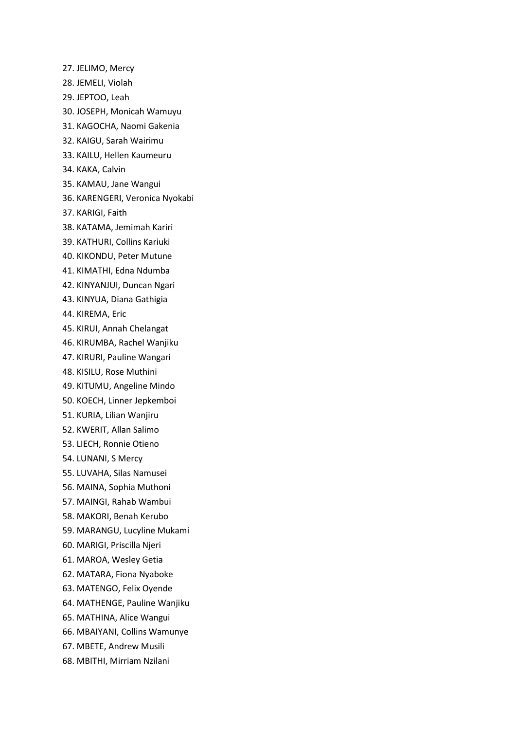27. JELIMO, Mercy
28. JEMELI, Violah
29. JEPTOO, Leah
30. JOSEPH, Monicah Wamuyu
31. KAGOCHA, Naomi Gakenia
32. KAIGU, Sarah Wairimu
33. KAILU, Hellen Kaumeuru
34. KAKA, Calvin
35. KAMAU, Jane Wangui
36. KARENGERI, Veronica Nyokabi
37. KARIGI, Faith
38. KATAMA, Jemimah Kariri
39. KATHURI, Collins Kariuki
40. KIKONDU, Peter Mutune
41. KIMATHI, Edna Ndumba
42. KINYANJUI, Duncan Ngari
43. KINYUA, Diana Gathigia
44. KIREMA, Eric
45. KIRUI, Annah Chelangat
46. KIRUMBA, Rachel Wanjiku
47. KIRURI, Pauline Wangari
48. KISILU, Rose Muthini
49. KITUMU, Angeline Mindo
50. KOECH, Linner Jepkemboi
51. KURIA, Lilian Wanjiru
52. KWERIT, Allan Salimo
53. LIECH, Ronnie Otieno
54. LUNANI, S Mercy
55. LUVAHA, Silas Namusei
56. MAINA, Sophia Muthoni
57. MAINGI, Rahab Wambui
58. MAKORI, Benah Kerubo
59. MARANGU, Lucyline Mukami
60. MARIGI, Priscilla Njeri
61. MAROA, Wesley Getia
62. MATARA, Fiona Nyaboke
63. MATENGO, Felix Oyende
64. MATHENGE, Pauline Wanjiku
65. MATHINA, Alice Wangui
66. MBAIYANI, Collins Wamunye
67. MBETE, Andrew Musili
68. MBITHI, Mirriam Nzilani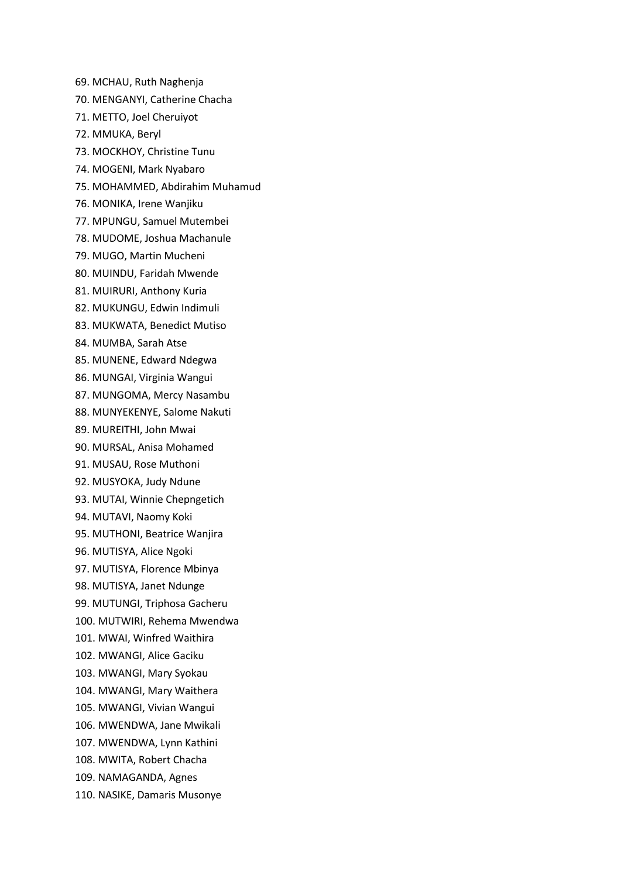69. MCHAU, Ruth Naghenja
70. MENGANYI, Catherine Chacha
71. METTO, Joel Cheruiyot
72. MMUKA, Beryl
73. MOCKHOY, Christine Tunu
74. MOGENI, Mark Nyabaro
75. MOHAMMED, Abdirahim Muhamud
76. MONIKA, Irene Wanjiku
77. MPUNGU, Samuel Mutembei
78. MUDOME, Joshua Machanule
79. MUGO, Martin Mucheni
80. MUINDU, Faridah Mwende
81. MUIRURI, Anthony Kuria
82. MUKUNGU, Edwin Indimuli
83. MUKWATA, Benedict Mutiso
84. MUMBA, Sarah Atse
85. MUNENE, Edward Ndegwa
86. MUNGAI, Virginia Wangui
87. MUNGOMA, Mercy Nasambu
88. MUNYEKENYE, Salome Nakuti
89. MUREITHI, John Mwai
90. MURSAL, Anisa Mohamed
91. MUSAU, Rose Muthoni
92. MUSYOKA, Judy Ndune
93. MUTAI, Winnie Chepngetich
94. MUTAVI, Naomy Koki
95. MUTHONI, Beatrice Wanjira
96. MUTISYA, Alice Ngoki
97. MUTISYA, Florence Mbinya
98. MUTISYA, Janet Ndunge
99. MUTUNGI, Triphosa Gacheru
100. MUTWIRI, Rehema Mwendwa
101. MWAI, Winfred Waithira
102. MWANGI, Alice Gaciku
103. MWANGI, Mary Syokau
104. MWANGI, Mary Waithera
105. MWANGI, Vivian Wangui
106. MWENDWA, Jane Mwikali
107. MWENDWA, Lynn Kathini
108. MWITA, Robert Chacha
109. NAMAGANDA, Agnes
110. NASIKE, Damaris Musonye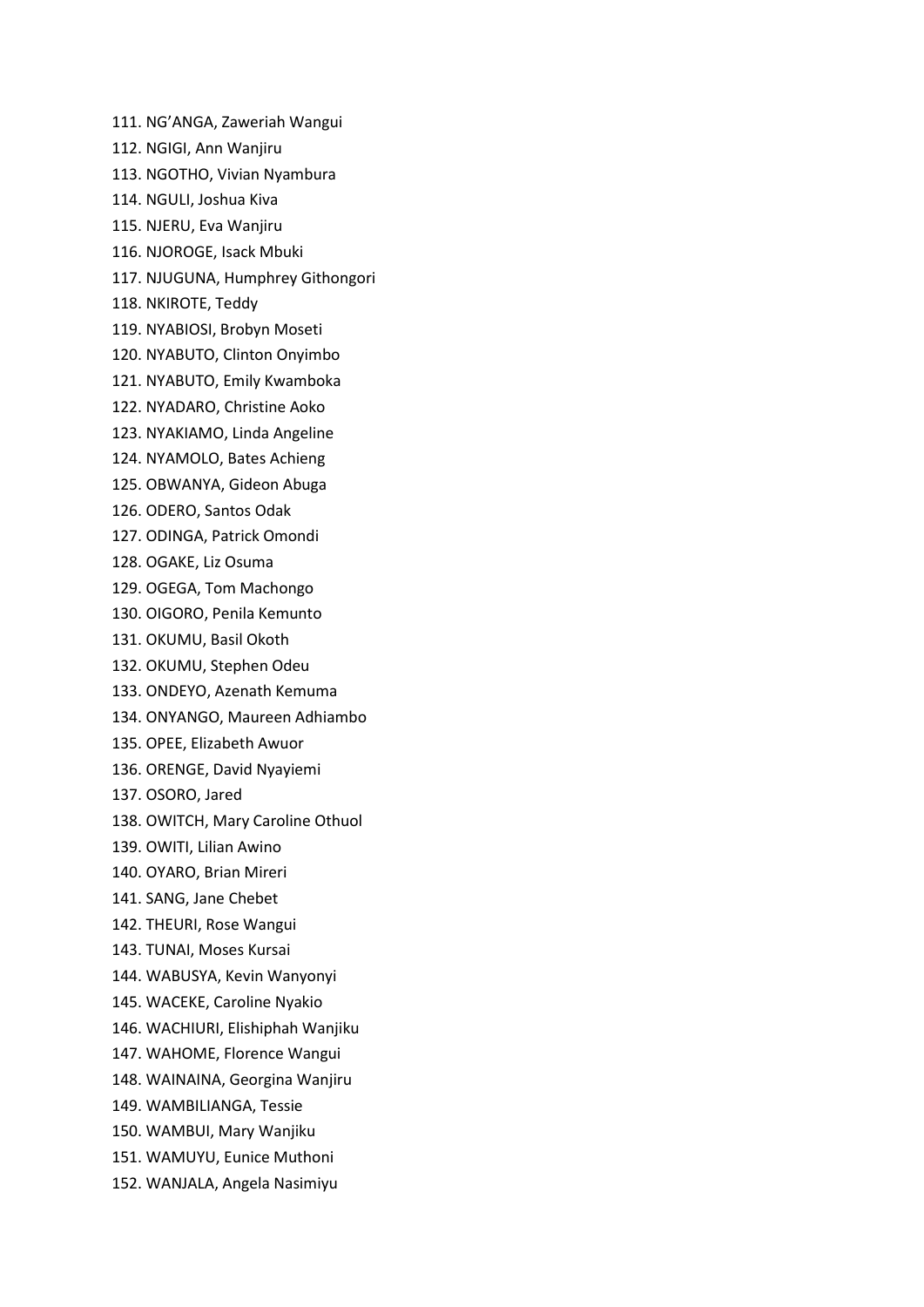111. NG’ANGA, Zaweriah Wangui
112. NGIGI, Ann Wanjiru
113. NGOTHO, Vivian Nyambura
114. NGULI, Joshua Kiva
115. NJERU, Eva Wanjiru
116. NJOROGE, Isack Mbuki
117. NJUGUNA, Humphrey Githongori
118. NKIROTE, Teddy
119. NYABIOSI, Brobyn Moseti
120. NYABUTO, Clinton Onyimbo
121. NYABUTO, Emily Kwamboka
122. NYADARO, Christine Aoko
123. NYAKIAMO, Linda Angeline
124. NYAMOLO, Bates Achieng
125. OBWANYA, Gideon Abuga
126. ODERO, Santos Odak
127. ODINGA, Patrick Omondi
128. OGAKE, Liz Osuma
129. OGEGA, Tom Machongo
130. OIGORO, Penila Kemunto
131. OKUMU, Basil Okoth
132. OKUMU, Stephen Odeu
133. ONDEYO, Azenath Kemuma
134. ONYANGO, Maureen Adhiambo
135. OPEE, Elizabeth Awuor
136. ORENGE, David Nyayiemi
137. OSORO, Jared
138. OWITCH, Mary Caroline Othuol
139. OWITI, Lilian Awino
140. OYARO, Brian Mireri
141. SANG, Jane Chebet
142. THEURI, Rose Wangui
143. TUNAI, Moses Kursai
144. WABUSYA, Kevin Wanyonyi
145. WACEKE, Caroline Nyakio
146. WACHIURI, Elishiphah Wanjiku
147. WAHOME, Florence Wangui
148. WAINAINA, Georgina Wanjiru
149. WAMBILIANGA, Tessie
150. WAMBUI, Mary Wanjiku
151. WAMUYU, Eunice Muthoni
152. WANJALA, Angela Nasimiyu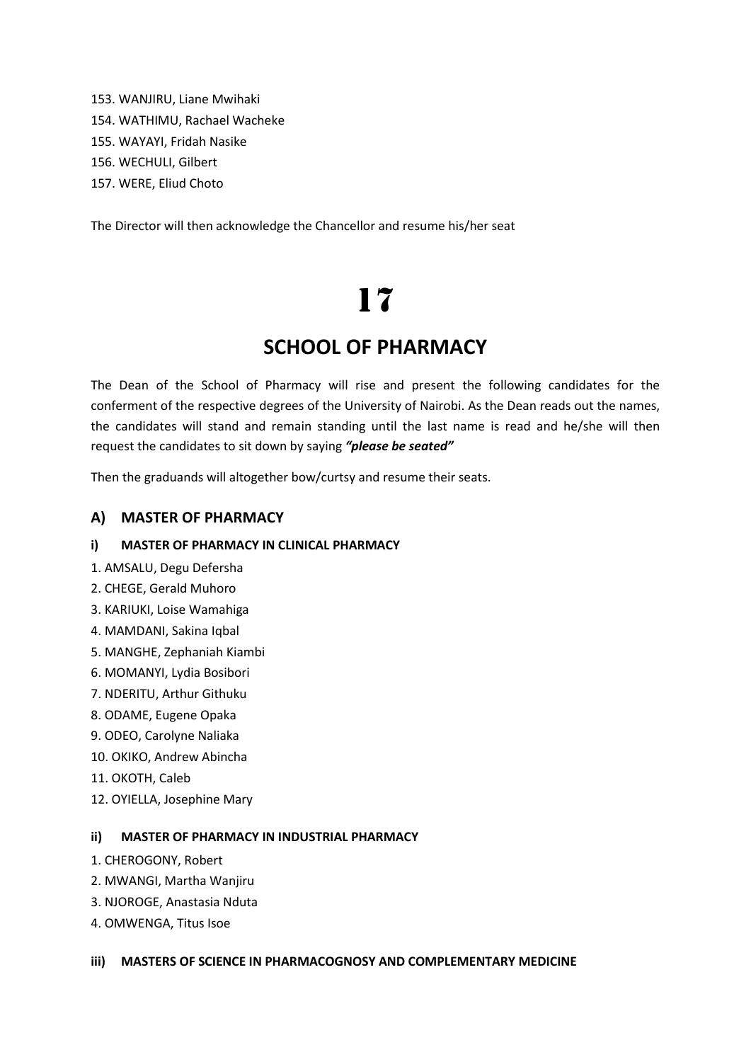153. WANJIRU, Liane Mwihaki
154. WATHIMU, Rachael Wacheke
155. WAYAYI, Fridah Nasike
156. WECHULI, Gilbert
157. WERE, Eliud Choto

The Director will then acknowledge the Chancellor and resume his/her seat

# 17

## SCHOOL OF PHARMACY

The Dean of the School of Pharmacy will rise and present the following candidates for the conferment of the respective degrees of the University of Nairobi. As the Dean reads out the names, the candidates will stand and remain standing until the last name is read and he/she will then request the candidates to sit down by saying ***"please be seated"***

Then the graduands will altogether bow/curtsy and resume their seats.

### A) MASTER OF PHARMACY

#### i) MASTER OF PHARMACY IN CLINICAL PHARMACY

1. AMSALU, Degu Defersha
2. CHEGE, Gerald Muhoro
3. KARIUKI, Loise Wamahiga
4. MAMDANI, Sakina Iqbal
5. MANGHE, Zephaniah Kiambi
6. MOMANYI, Lydia Bosibori
7. NDERITU, Arthur Githuku
8. ODAME, Eugene Opaka
9. ODEO, Carolyne Naliaka
10. OKIKO, Andrew Abincha
11. OKOTH, Caleb
12. OYIELLA, Josephine Mary

#### ii) MASTER OF PHARMACY IN INDUSTRIAL PHARMACY

1. CHEROGONY, Robert
2. MWANGI, Martha Wanjiru
3. NJOROGE, Anastasia Nduta
4. OMWENGA, Titus Isoe

#### iii) MASTERS OF SCIENCE IN PHARMACOGNOSY AND COMPLEMENTARY MEDICINE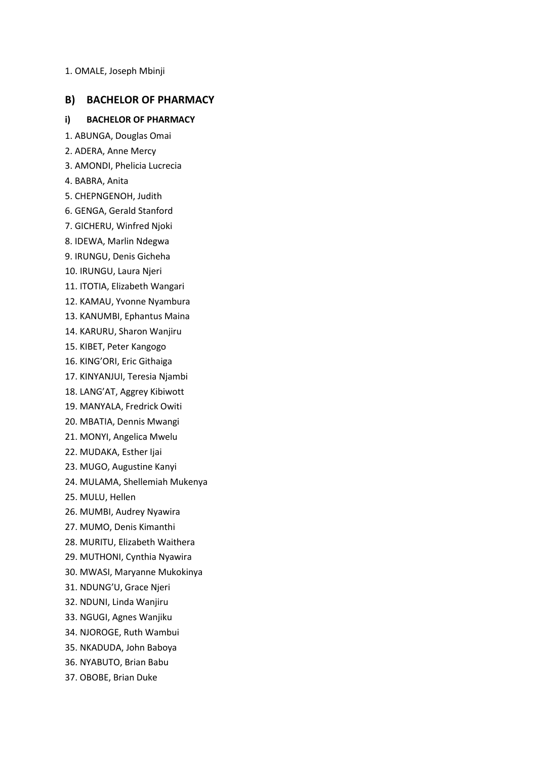1. OMALE, Joseph Mbinji

## B) BACHELOR OF PHARMACY

### i) BACHELOR OF PHARMACY

1. ABUNGA, Douglas Omai
2. ADERA, Anne Mercy
3. AMONDI, Phelicia Lucrecia
4. BABRA, Anita
5. CHEPNGENOH, Judith
6. GENGA, Gerald Stanford
7. GICHERU, Winfred Njoki
8. IDEWA, Marlin Ndegwa
9. IRUNGU, Denis Gicheha
10. IRUNGU, Laura Njeri
11. ITOTIA, Elizabeth Wangari
12. KAMAU, Yvonne Nyambura
13. KANUMBI, Ephantus Maina
14. KARURU, Sharon Wanjiru
15. KIBET, Peter Kangogo
16. KING'ORI, Eric Githaiga
17. KINYANJUI, Teresia Njambi
18. LANG'AT, Aggrey Kibiwott
19. MANYALA, Fredrick Owiti
20. MBATIA, Dennis Mwangi
21. MONYI, Angelica Mwelu
22. MUDAKA, Esther Ijai
23. MUGO, Augustine Kanyi
24. MULAMA, Shellemiah Mukenya
25. MULU, Hellen
26. MUMBI, Audrey Nyawira
27. MUMO, Denis Kimanthi
28. MURITU, Elizabeth Waithera
29. MUTHONI, Cynthia Nyawira
30. MWASI, Maryanne Mukokinya
31. NDUNG'U, Grace Njeri
32. NDUNI, Linda Wanjiru
33. NGUGI, Agnes Wanjiku
34. NJOROGE, Ruth Wambui
35. NKADUDA, John Baboya
36. NYABUTO, Brian Babu
37. OBOBE, Brian Duke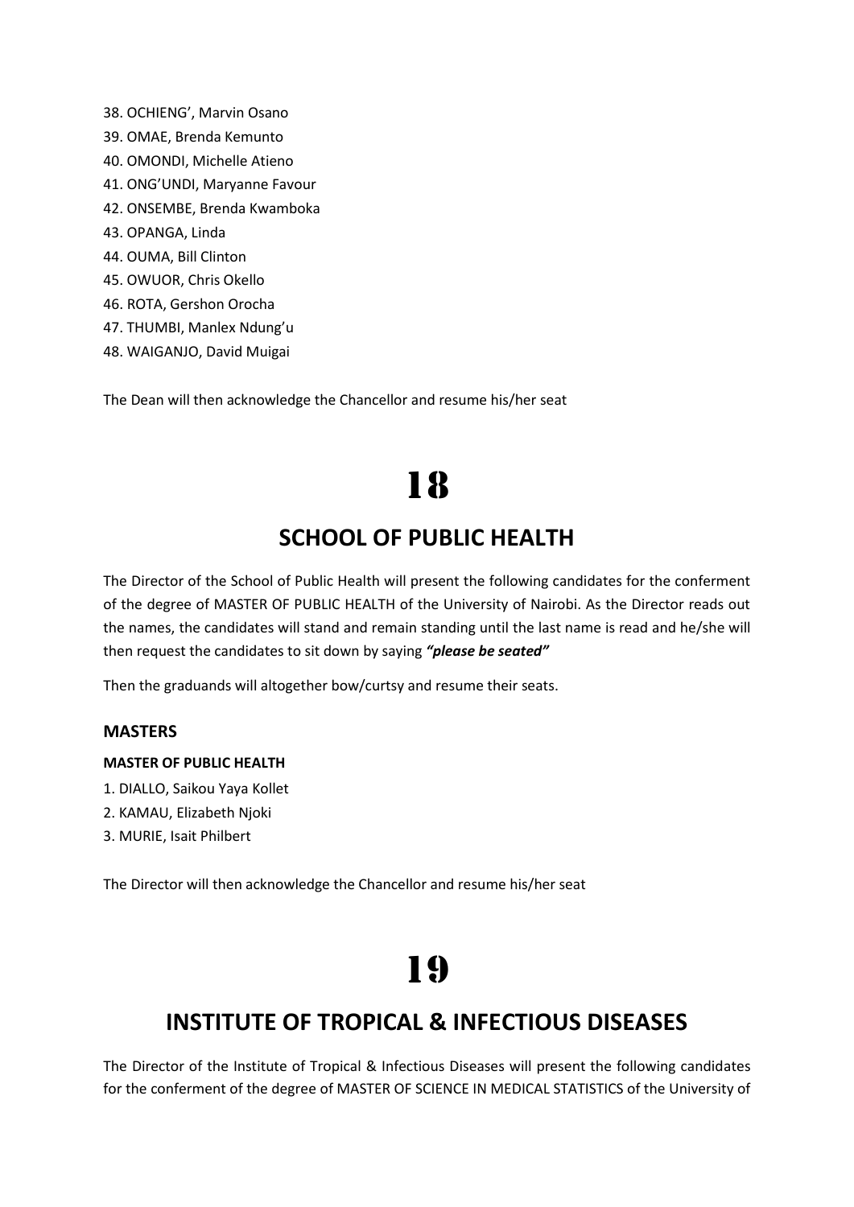38. OCHIENG’, Marvin Osano
39. OMAE, Brenda Kemunto
40. OMONDI, Michelle Atieno
41. ONG’UNDI, Maryanne Favour
42. ONSEMBE, Brenda Kwamboka
43. OPANGA, Linda
44. OUMA, Bill Clinton
45. OWUOR, Chris Okello
46. ROTA, Gershon Orocha
47. THUMBI, Manlex Ndung’u
48. WAIGANJO, David Muigai

The Dean will then acknowledge the Chancellor and resume his/her seat

# 18

## SCHOOL OF PUBLIC HEALTH

The Director of the School of Public Health will present the following candidates for the conferment of the degree of MASTER OF PUBLIC HEALTH of the University of Nairobi. As the Director reads out the names, the candidates will stand and remain standing until the last name is read and he/she will then request the candidates to sit down by saying ***“please be seated”***

Then the graduands will altogether bow/curtsy and resume their seats.

### MASTERS

#### MASTER OF PUBLIC HEALTH

1. DIALLO, Saikou Yaya Kollet
2. KAMAU, Elizabeth Njoki
3. MURIE, Isait Philbert

The Director will then acknowledge the Chancellor and resume his/her seat

# 19

## INSTITUTE OF TROPICAL & INFECTIOUS DISEASES

The Director of the Institute of Tropical & Infectious Diseases will present the following candidates for the conferment of the degree of MASTER OF SCIENCE IN MEDICAL STATISTICS of the University of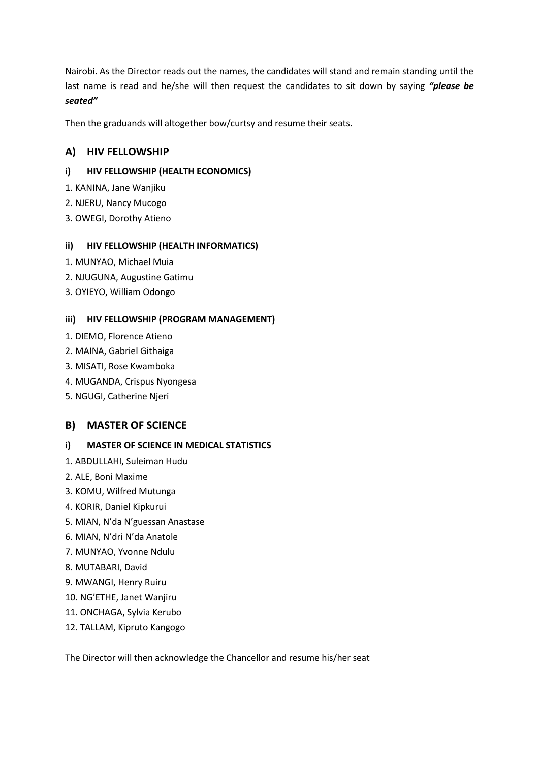Nairobi. As the Director reads out the names, the candidates will stand and remain standing until the last name is read and he/she will then request the candidates to sit down by saying ***"please be seated"***

Then the graduands will altogether bow/curtsy and resume their seats.

## A) HIV FELLOWSHIP

### i) HIV FELLOWSHIP (HEALTH ECONOMICS)

1. KANINA, Jane Wanjiku
2. NJERU, Nancy Mucogo
3. OWEGI, Dorothy Atieno

### ii) HIV FELLOWSHIP (HEALTH INFORMATICS)

1. MUNYAO, Michael Muia
2. NJUGUNA, Augustine Gatimu
3. OYIEYO, William Odongo

### iii) HIV FELLOWSHIP (PROGRAM MANAGEMENT)

1. DIEMO, Florence Atieno
2. MAINA, Gabriel Githaiga
3. MISATI, Rose Kwamboka
4. MUGANDA, Crispus Nyongesa
5. NGUGI, Catherine Njeri

## B) MASTER OF SCIENCE

### i) MASTER OF SCIENCE IN MEDICAL STATISTICS

1. ABDULLAHI, Suleiman Hudu
2. ALE, Boni Maxime
3. KOMU, Wilfred Mutunga
4. KORIR, Daniel Kipkurui
5. MIAN, N'da N'guessan Anastase
6. MIAN, N'dri N'da Anatole
7. MUNYAO, Yvonne Ndulu
8. MUTABARI, David
9. MWANGI, Henry Ruiru
10. NG'ETHE, Janet Wanjiru
11. ONCHAGA, Sylvia Kerubo
12. TALLAM, Kipruto Kangogo

The Director will then acknowledge the Chancellor and resume his/her seat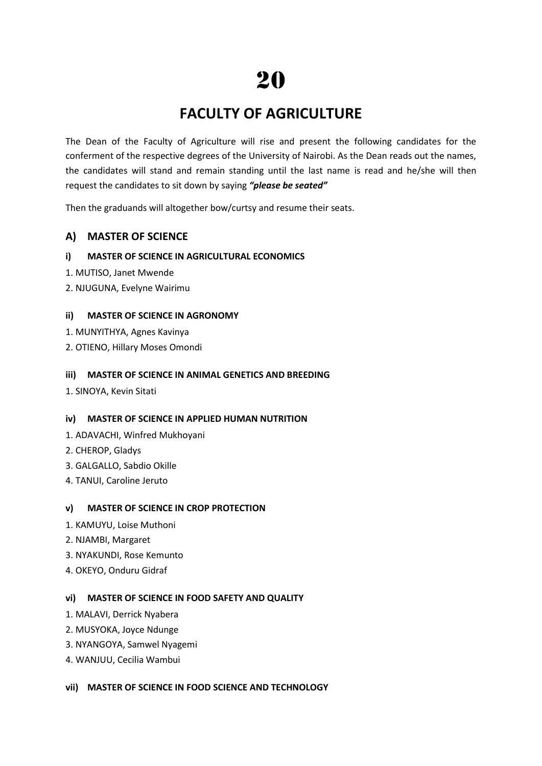# 20

## FACULTY OF AGRICULTURE

The Dean of the Faculty of Agriculture will rise and present the following candidates for the conferment of the respective degrees of the University of Nairobi. As the Dean reads out the names, the candidates will stand and remain standing until the last name is read and he/she will then request the candidates to sit down by saying ***"please be seated"***

Then the graduands will altogether bow/curtsy and resume their seats.

### A) MASTER OF SCIENCE

#### i) MASTER OF SCIENCE IN AGRICULTURAL ECONOMICS

1. MUTISO, Janet Mwende
2. NJUGUNA, Evelyne Wairimu

#### ii) MASTER OF SCIENCE IN AGRONOMY

1. MUNYITHYA, Agnes Kavinya
2. OTIENO, Hillary Moses Omondi

#### iii) MASTER OF SCIENCE IN ANIMAL GENETICS AND BREEDING

1. SINOYA, Kevin Sitati

#### iv) MASTER OF SCIENCE IN APPLIED HUMAN NUTRITION

1. ADAVACHI, Winfred Mukhoyani
2. CHEROP, Gladys
3. GALGALLO, Sabdio Okille
4. TANUI, Caroline Jeruto

#### v) MASTER OF SCIENCE IN CROP PROTECTION

1. KAMUYU, Loise Muthoni
2. NJAMBI, Margaret
3. NYAKUNDI, Rose Kemunto
4. OKEYO, Onduru Gidraf

#### vi) MASTER OF SCIENCE IN FOOD SAFETY AND QUALITY

1. MALAVI, Derrick Nyabera
2. MUSYOKA, Joyce Ndunge
3. NYANGOYA, Samwel Nyagemi
4. WANJUU, Cecilia Wambui

#### vii) MASTER OF SCIENCE IN FOOD SCIENCE AND TECHNOLOGY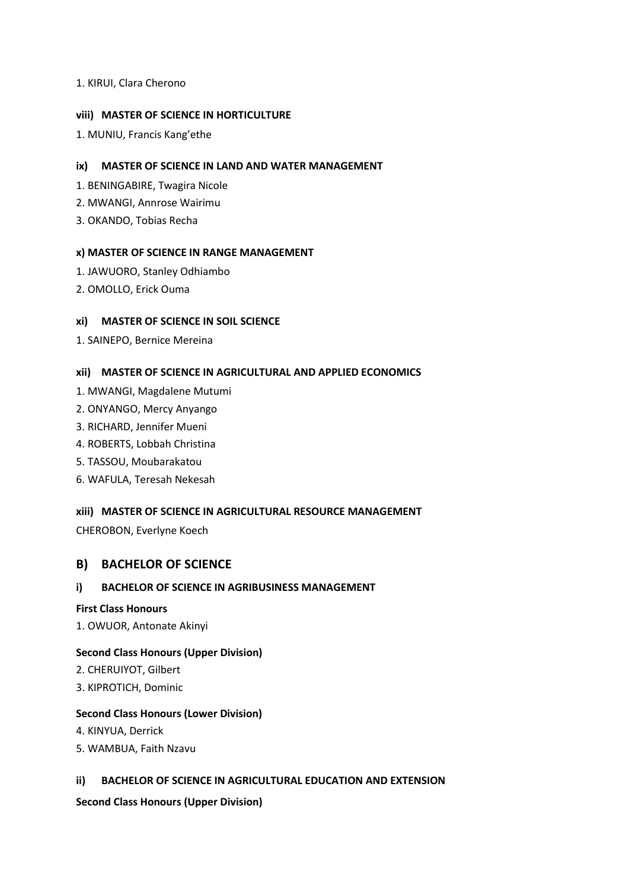1. KIRUI, Clara Cherono

#### viii) MASTER OF SCIENCE IN HORTICULTURE

1. MUNIU, Francis Kang'ethe

#### ix) MASTER OF SCIENCE IN LAND AND WATER MANAGEMENT

1. BENINGABIRE, Twagira Nicole
2. MWANGI, Annrose Wairimu
3. OKANDO, Tobias Recha

#### x) MASTER OF SCIENCE IN RANGE MANAGEMENT

1. JAWUORO, Stanley Odhiambo
2. OMOLLO, Erick Ouma

#### xi) MASTER OF SCIENCE IN SOIL SCIENCE

1. SAINEPO, Bernice Mereina

#### xii) MASTER OF SCIENCE IN AGRICULTURAL AND APPLIED ECONOMICS

1. MWANGI, Magdalene Mutumi
2. ONYANGO, Mercy Anyango
3. RICHARD, Jennifer Mueni
4. ROBERTS, Lobbah Christina
5. TASSOU, Moubarakatou
6. WAFULA, Teresah Nekesah

#### xiii) MASTER OF SCIENCE IN AGRICULTURAL RESOURCE MANAGEMENT

CHEROBON, Everlyne Koech

## B) BACHELOR OF SCIENCE

#### i) BACHELOR OF SCIENCE IN AGRIBUSINESS MANAGEMENT

**First Class Honours**

1. OWUOR, Antonate Akinyi

**Second Class Honours (Upper Division)**

2. CHERUIYOT, Gilbert
3. KIPROTICH, Dominic

**Second Class Honours (Lower Division)**

4. KINYUA, Derrick
5. WAMBUA, Faith Nzavu

#### ii) BACHELOR OF SCIENCE IN AGRICULTURAL EDUCATION AND EXTENSION

**Second Class Honours (Upper Division)**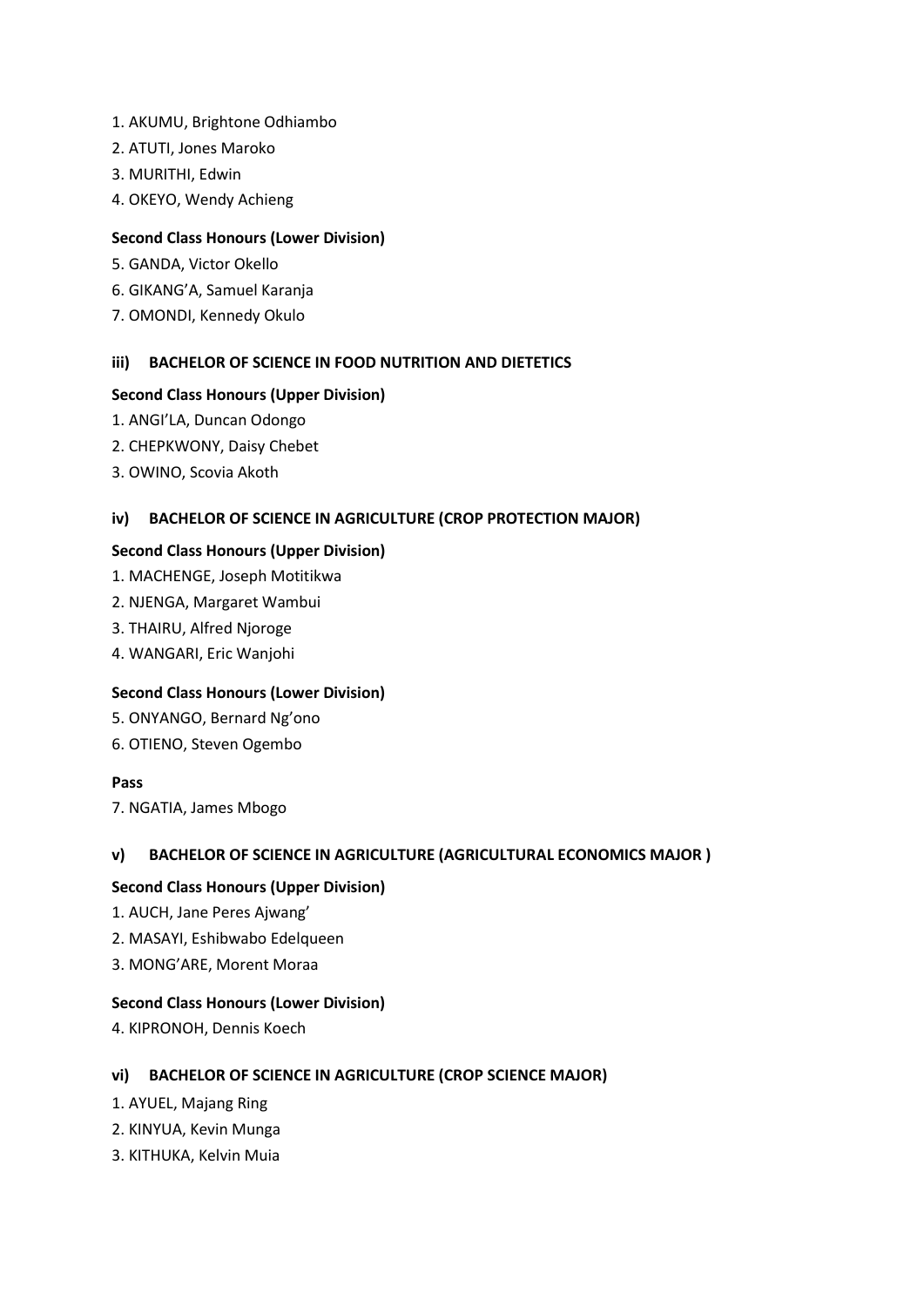1. AKUMU, Brightone Odhiambo
2. ATUTI, Jones Maroko
3. MURITHI, Edwin
4. OKEYO, Wendy Achieng

**Second Class Honours (Lower Division)**

5. GANDA, Victor Okello
6. GIKANG'A, Samuel Karanja
7. OMONDI, Kennedy Okulo

### iii) BACHELOR OF SCIENCE IN FOOD NUTRITION AND DIETETICS

**Second Class Honours (Upper Division)**

1. ANGI'LA, Duncan Odongo
2. CHEPKWONY, Daisy Chebet
3. OWINO, Scovia Akoth

### iv) BACHELOR OF SCIENCE IN AGRICULTURE (CROP PROTECTION MAJOR)

**Second Class Honours (Upper Division)**

1. MACHENGE, Joseph Motitikwa
2. NJENGA, Margaret Wambui
3. THAIRU, Alfred Njoroge
4. WANGARI, Eric Wanjohi

**Second Class Honours (Lower Division)**

5. ONYANGO, Bernard Ng'ono
6. OTIENO, Steven Ogembo

**Pass**

7. NGATIA, James Mbogo

### v) BACHELOR OF SCIENCE IN AGRICULTURE (AGRICULTURAL ECONOMICS MAJOR )

**Second Class Honours (Upper Division)**

1. AUCH, Jane Peres Ajwang'
2. MASAYI, Eshibwabo Edelqueen
3. MONG'ARE, Morent Moraa

**Second Class Honours (Lower Division)**

4. KIPRONOH, Dennis Koech

### vi) BACHELOR OF SCIENCE IN AGRICULTURE (CROP SCIENCE MAJOR)

1. AYUEL, Majang Ring
2. KINYUA, Kevin Munga
3. KITHUKA, Kelvin Muia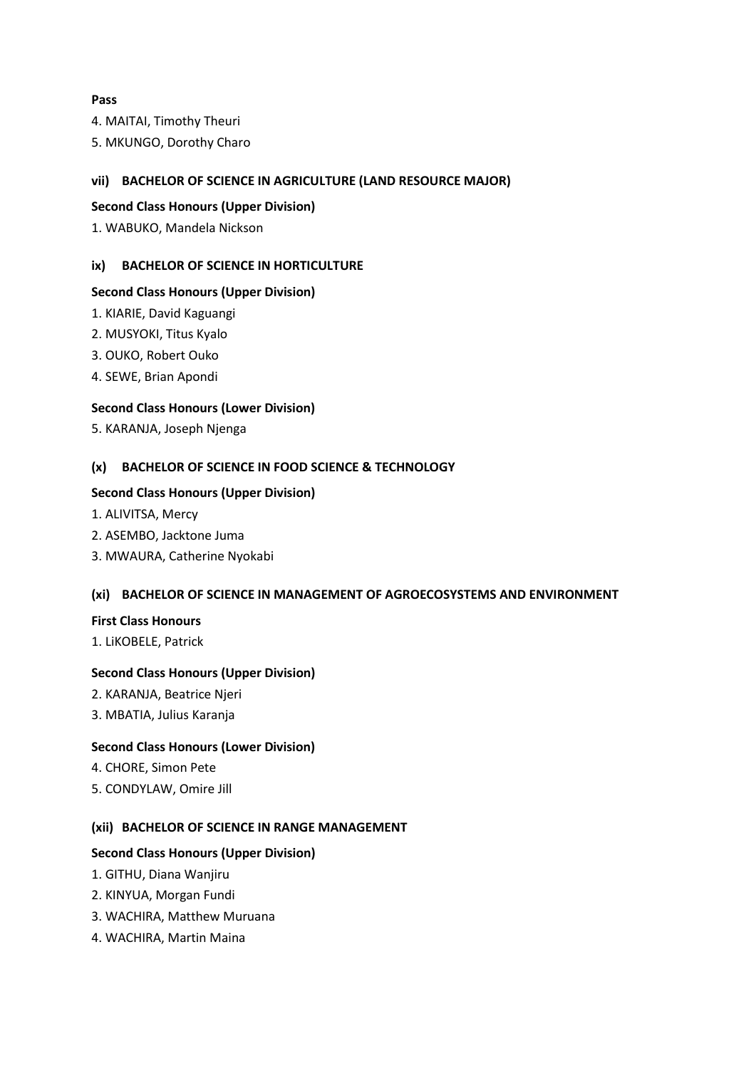**Pass**

4. MAITAI, Timothy Theuri
5. MKUNGO, Dorothy Charo

### vii) BACHELOR OF SCIENCE IN AGRICULTURE (LAND RESOURCE MAJOR)

**Second Class Honours (Upper Division)**

1. WABUKO, Mandela Nickson

### ix) BACHELOR OF SCIENCE IN HORTICULTURE

**Second Class Honours (Upper Division)**

1. KIARIE, David Kaguangi
2. MUSYOKI, Titus Kyalo
3. OUKO, Robert Ouko
4. SEWE, Brian Apondi

**Second Class Honours (Lower Division)**

5. KARANJA, Joseph Njenga

### (x) BACHELOR OF SCIENCE IN FOOD SCIENCE & TECHNOLOGY

**Second Class Honours (Upper Division)**

1. ALIVITSA, Mercy
2. ASEMBO, Jacktone Juma
3. MWAURA, Catherine Nyokabi

### (xi) BACHELOR OF SCIENCE IN MANAGEMENT OF AGROECOSYSTEMS AND ENVIRONMENT

**First Class Honours**

1. LiKOBELE, Patrick

**Second Class Honours (Upper Division)**

2. KARANJA, Beatrice Njeri
3. MBATIA, Julius Karanja

**Second Class Honours (Lower Division)**

4. CHORE, Simon Pete
5. CONDYLAW, Omire Jill

### (xii) BACHELOR OF SCIENCE IN RANGE MANAGEMENT

**Second Class Honours (Upper Division)**

1. GITHU, Diana Wanjiru
2. KINYUA, Morgan Fundi
3. WACHIRA, Matthew Muruana
4. WACHIRA, Martin Maina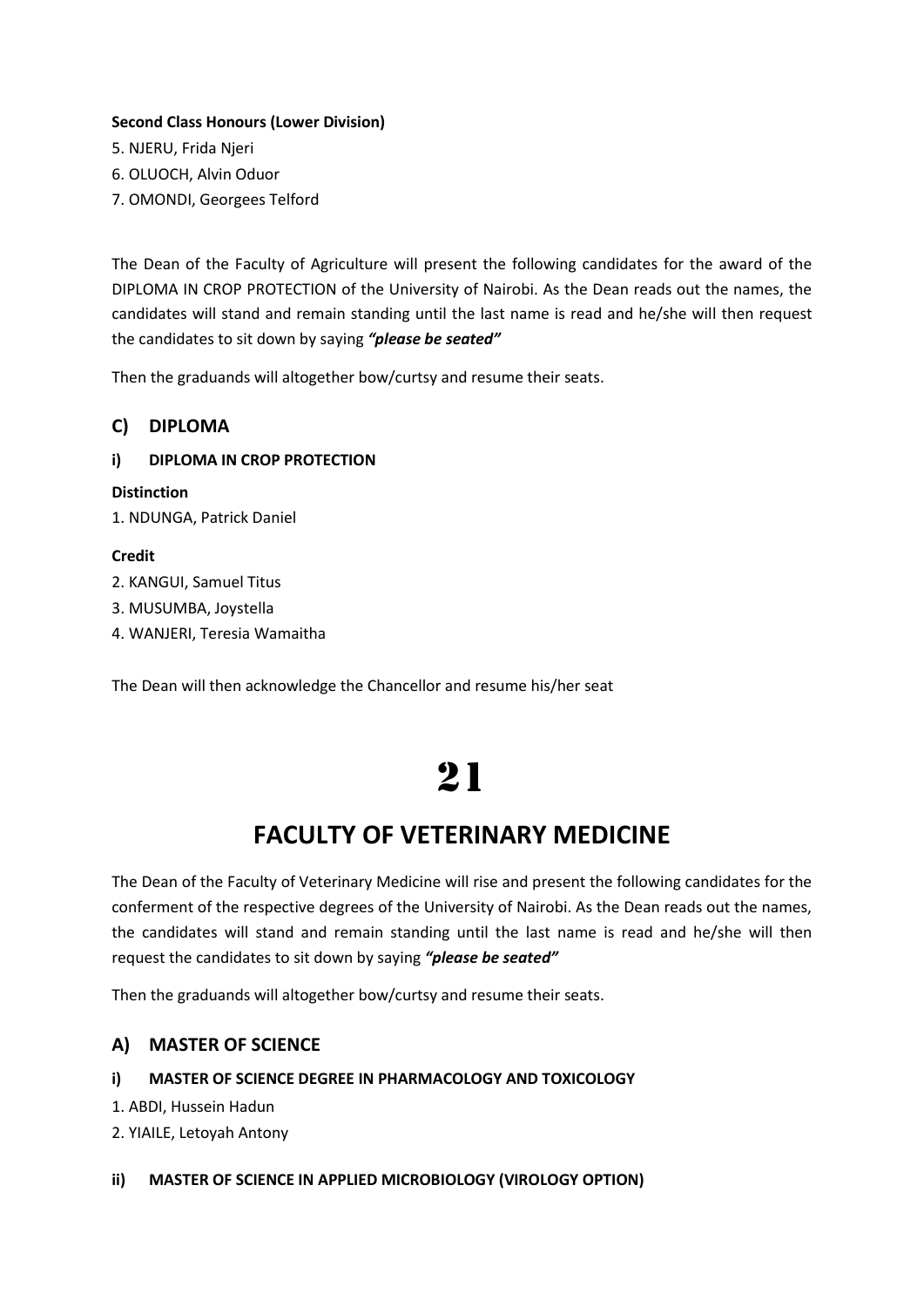**Second Class Honours (Lower Division)**

5. NJERU, Frida Njeri
6. OLUOCH, Alvin Oduor
7. OMONDI, Georgees Telford

The Dean of the Faculty of Agriculture will present the following candidates for the award of the DIPLOMA IN CROP PROTECTION of the University of Nairobi. As the Dean reads out the names, the candidates will stand and remain standing until the last name is read and he/she will then request the candidates to sit down by saying ***"please be seated"***

Then the graduands will altogether bow/curtsy and resume their seats.

## C) DIPLOMA

### i) DIPLOMA IN CROP PROTECTION

**Distinction**

1. NDUNGA, Patrick Daniel

**Credit**

2. KANGUI, Samuel Titus
3. MUSUMBA, Joystella
4. WANJERI, Teresia Wamaitha

The Dean will then acknowledge the Chancellor and resume his/her seat

# 21

# FACULTY OF VETERINARY MEDICINE

The Dean of the Faculty of Veterinary Medicine will rise and present the following candidates for the conferment of the respective degrees of the University of Nairobi. As the Dean reads out the names, the candidates will stand and remain standing until the last name is read and he/she will then request the candidates to sit down by saying ***"please be seated"***

Then the graduands will altogether bow/curtsy and resume their seats.

## A) MASTER OF SCIENCE

### i) MASTER OF SCIENCE DEGREE IN PHARMACOLOGY AND TOXICOLOGY

1. ABDI, Hussein Hadun
2. YIAILE, Letoyah Antony

### ii) MASTER OF SCIENCE IN APPLIED MICROBIOLOGY (VIROLOGY OPTION)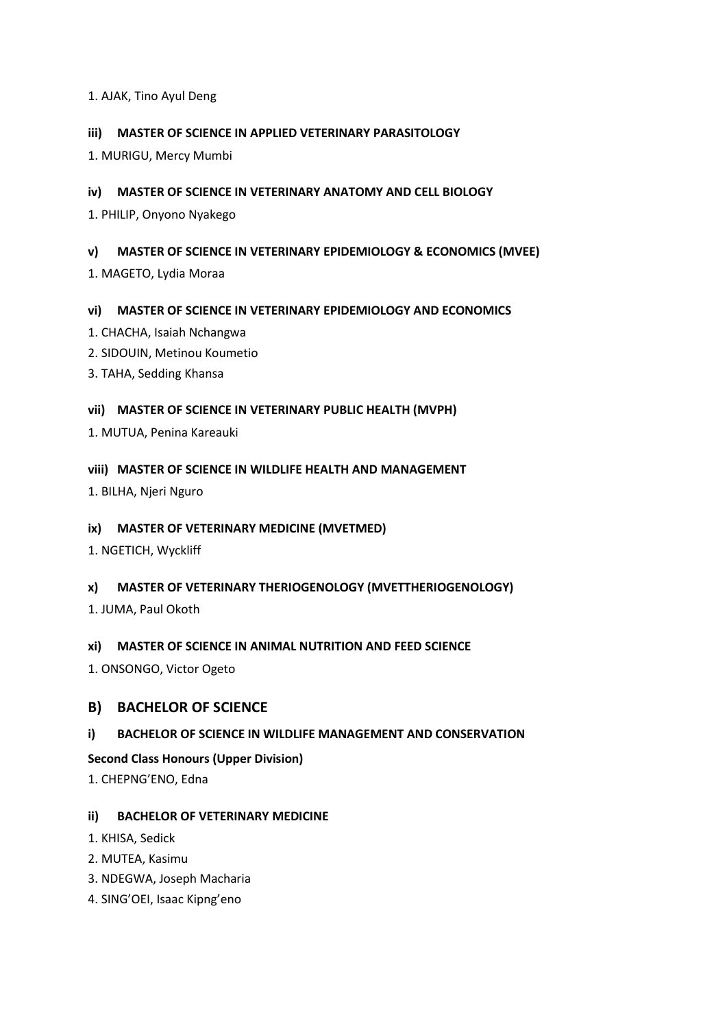1. AJAK, Tino Ayul Deng

#### iii) MASTER OF SCIENCE IN APPLIED VETERINARY PARASITOLOGY

1. MURIGU, Mercy Mumbi

#### iv) MASTER OF SCIENCE IN VETERINARY ANATOMY AND CELL BIOLOGY

1. PHILIP, Onyono Nyakego

#### v) MASTER OF SCIENCE IN VETERINARY EPIDEMIOLOGY & ECONOMICS (MVEE)

1. MAGETO, Lydia Moraa

#### vi) MASTER OF SCIENCE IN VETERINARY EPIDEMIOLOGY AND ECONOMICS

1. CHACHA, Isaiah Nchangwa
2. SIDOUIN, Metinou Koumetio
3. TAHA, Sedding Khansa

#### vii) MASTER OF SCIENCE IN VETERINARY PUBLIC HEALTH (MVPH)

1. MUTUA, Penina Kareauki

#### viii) MASTER OF SCIENCE IN WILDLIFE HEALTH AND MANAGEMENT

1. BILHA, Njeri Nguro

#### ix) MASTER OF VETERINARY MEDICINE (MVETMED)

1. NGETICH, Wyckliff

#### x) MASTER OF VETERINARY THERIOGENOLOGY (MVETTHERIOGENOLOGY)

1. JUMA, Paul Okoth

#### xi) MASTER OF SCIENCE IN ANIMAL NUTRITION AND FEED SCIENCE

1. ONSONGO, Victor Ogeto

## B) BACHELOR OF SCIENCE

#### i) BACHELOR OF SCIENCE IN WILDLIFE MANAGEMENT AND CONSERVATION

**Second Class Honours (Upper Division)**

1. CHEPNG'ENO, Edna

#### ii) BACHELOR OF VETERINARY MEDICINE

1. KHISA, Sedick
2. MUTEA, Kasimu
3. NDEGWA, Joseph Macharia
4. SING'OEI, Isaac Kipng'eno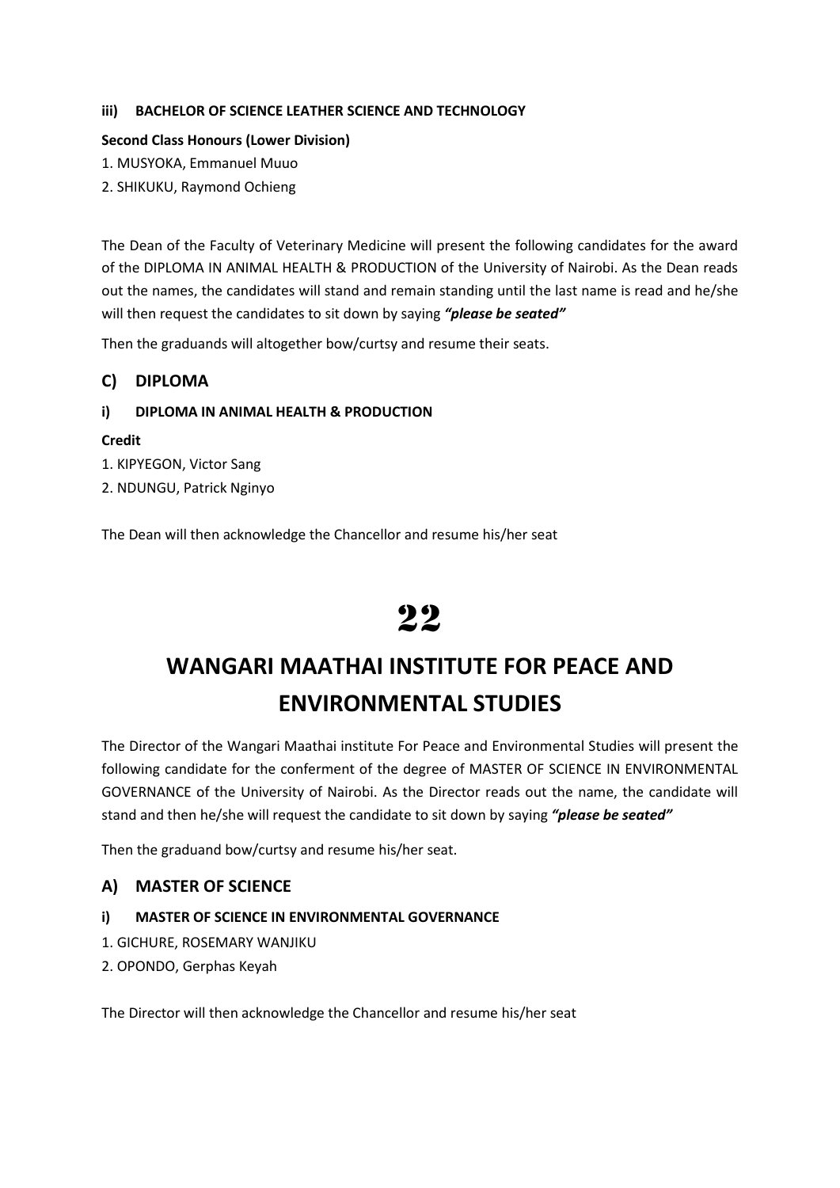#### iii) BACHELOR OF SCIENCE LEATHER SCIENCE AND TECHNOLOGY

**Second Class Honours (Lower Division)**

1. MUSYOKA, Emmanuel Muuo
2. SHIKUKU, Raymond Ochieng

The Dean of the Faculty of Veterinary Medicine will present the following candidates for the award of the DIPLOMA IN ANIMAL HEALTH & PRODUCTION of the University of Nairobi. As the Dean reads out the names, the candidates will stand and remain standing until the last name is read and he/she will then request the candidates to sit down by saying ***"please be seated"***

Then the graduands will altogether bow/curtsy and resume their seats.

### C) DIPLOMA

#### i) DIPLOMA IN ANIMAL HEALTH & PRODUCTION

**Credit**

1. KIPYEGON, Victor Sang
2. NDUNGU, Patrick Nginyo

The Dean will then acknowledge the Chancellor and resume his/her seat

# 22

# WANGARI MAATHAI INSTITUTE FOR PEACE AND ENVIRONMENTAL STUDIES

The Director of the Wangari Maathai institute For Peace and Environmental Studies will present the following candidate for the conferment of the degree of MASTER OF SCIENCE IN ENVIRONMENTAL GOVERNANCE of the University of Nairobi. As the Director reads out the name, the candidate will stand and then he/she will request the candidate to sit down by saying ***"please be seated"***

Then the graduand bow/curtsy and resume his/her seat.

### A) MASTER OF SCIENCE

#### i) MASTER OF SCIENCE IN ENVIRONMENTAL GOVERNANCE

1. GICHURE, ROSEMARY WANJIKU
2. OPONDO, Gerphas Keyah

The Director will then acknowledge the Chancellor and resume his/her seat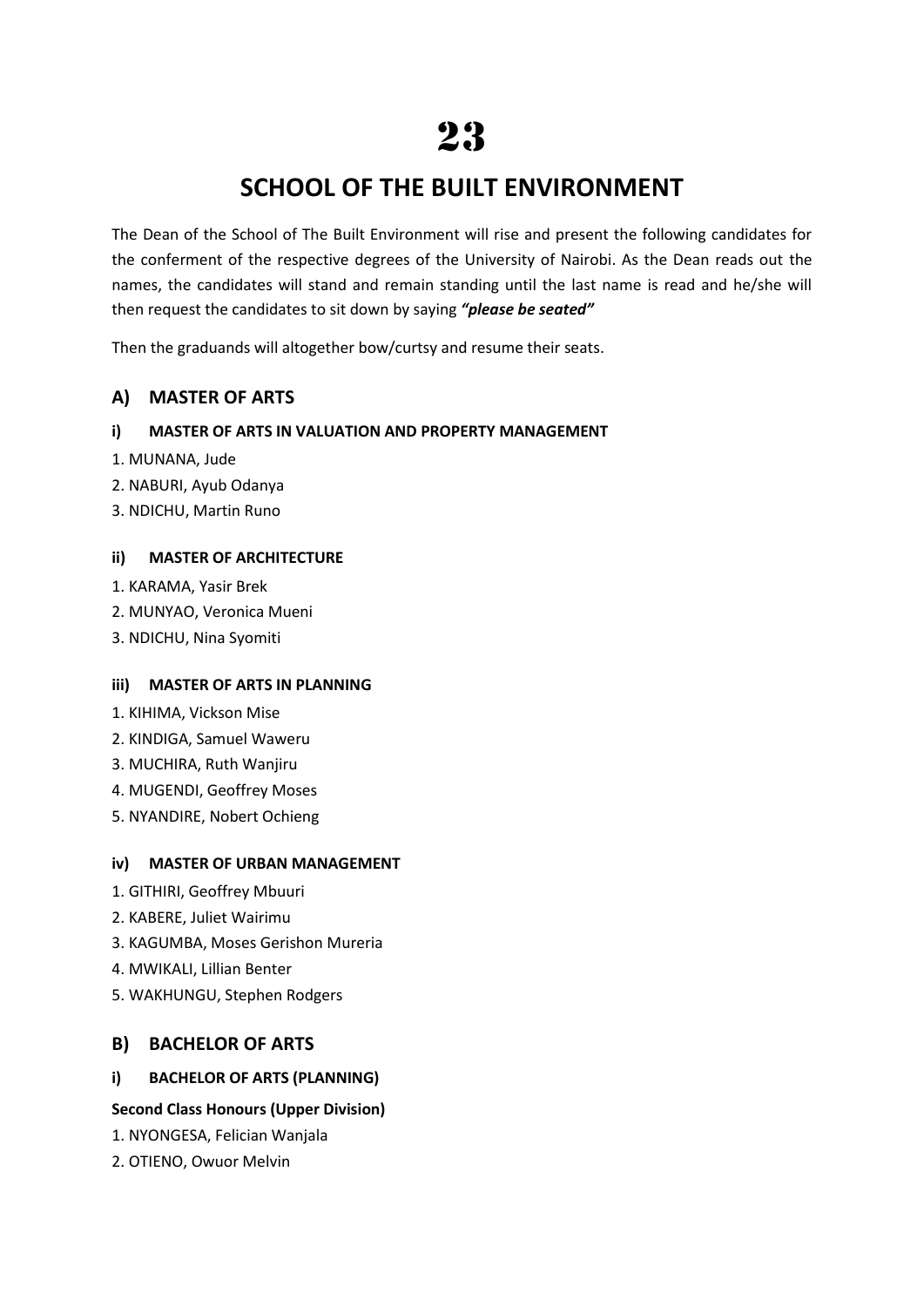# 23

# SCHOOL OF THE BUILT ENVIRONMENT

The Dean of the School of The Built Environment will rise and present the following candidates for the conferment of the respective degrees of the University of Nairobi. As the Dean reads out the names, the candidates will stand and remain standing until the last name is read and he/she will then request the candidates to sit down by saying ***"please be seated"***

Then the graduands will altogether bow/curtsy and resume their seats.

## A) MASTER OF ARTS

### i) MASTER OF ARTS IN VALUATION AND PROPERTY MANAGEMENT

1. MUNANA, Jude
2. NABURI, Ayub Odanya
3. NDICHU, Martin Runo

### ii) MASTER OF ARCHITECTURE

1. KARAMA, Yasir Brek
2. MUNYAO, Veronica Mueni
3. NDICHU, Nina Syomiti

### iii) MASTER OF ARTS IN PLANNING

1. KIHIMA, Vickson Mise
2. KINDIGA, Samuel Waweru
3. MUCHIRA, Ruth Wanjiru
4. MUGENDI, Geoffrey Moses
5. NYANDIRE, Nobert Ochieng

### iv) MASTER OF URBAN MANAGEMENT

1. GITHIRI, Geoffrey Mbuuri
2. KABERE, Juliet Wairimu
3. KAGUMBA, Moses Gerishon Mureria
4. MWIKALI, Lillian Benter
5. WAKHUNGU, Stephen Rodgers

## B) BACHELOR OF ARTS

### i) BACHELOR OF ARTS (PLANNING)

**Second Class Honours (Upper Division)**

1. NYONGESA, Felician Wanjala
2. OTIENO, Owuor Melvin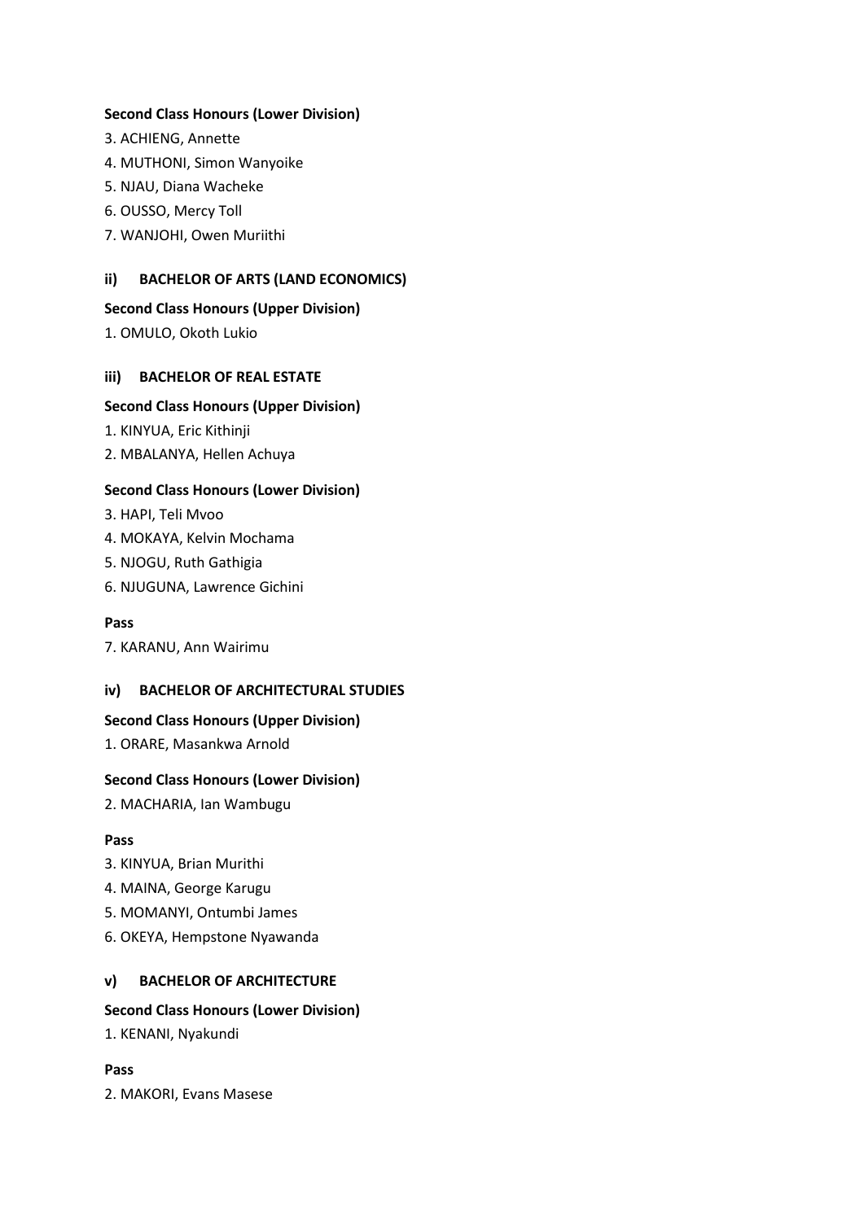**Second Class Honours (Lower Division)**

3. ACHIENG, Annette
4. MUTHONI, Simon Wanyoike
5. NJAU, Diana Wacheke
6. OUSSO, Mercy Toll
7. WANJOHI, Owen Muriithi

### ii) BACHELOR OF ARTS (LAND ECONOMICS)

**Second Class Honours (Upper Division)**

1. OMULO, Okoth Lukio

### iii) BACHELOR OF REAL ESTATE

**Second Class Honours (Upper Division)**

1. KINYUA, Eric Kithinji
2. MBALANYA, Hellen Achuya

**Second Class Honours (Lower Division)**

3. HAPI, Teli Mvoo
4. MOKAYA, Kelvin Mochama
5. NJOGU, Ruth Gathigia
6. NJUGUNA, Lawrence Gichini

**Pass**

7. KARANU, Ann Wairimu

### iv) BACHELOR OF ARCHITECTURAL STUDIES

**Second Class Honours (Upper Division)**

1. ORARE, Masankwa Arnold

**Second Class Honours (Lower Division)**

2. MACHARIA, Ian Wambugu

**Pass**

3. KINYUA, Brian Murithi
4. MAINA, George Karugu
5. MOMANYI, Ontumbi James
6. OKEYA, Hempstone Nyawanda

### v) BACHELOR OF ARCHITECTURE

**Second Class Honours (Lower Division)**

1. KENANI, Nyakundi

**Pass**

2. MAKORI, Evans Masese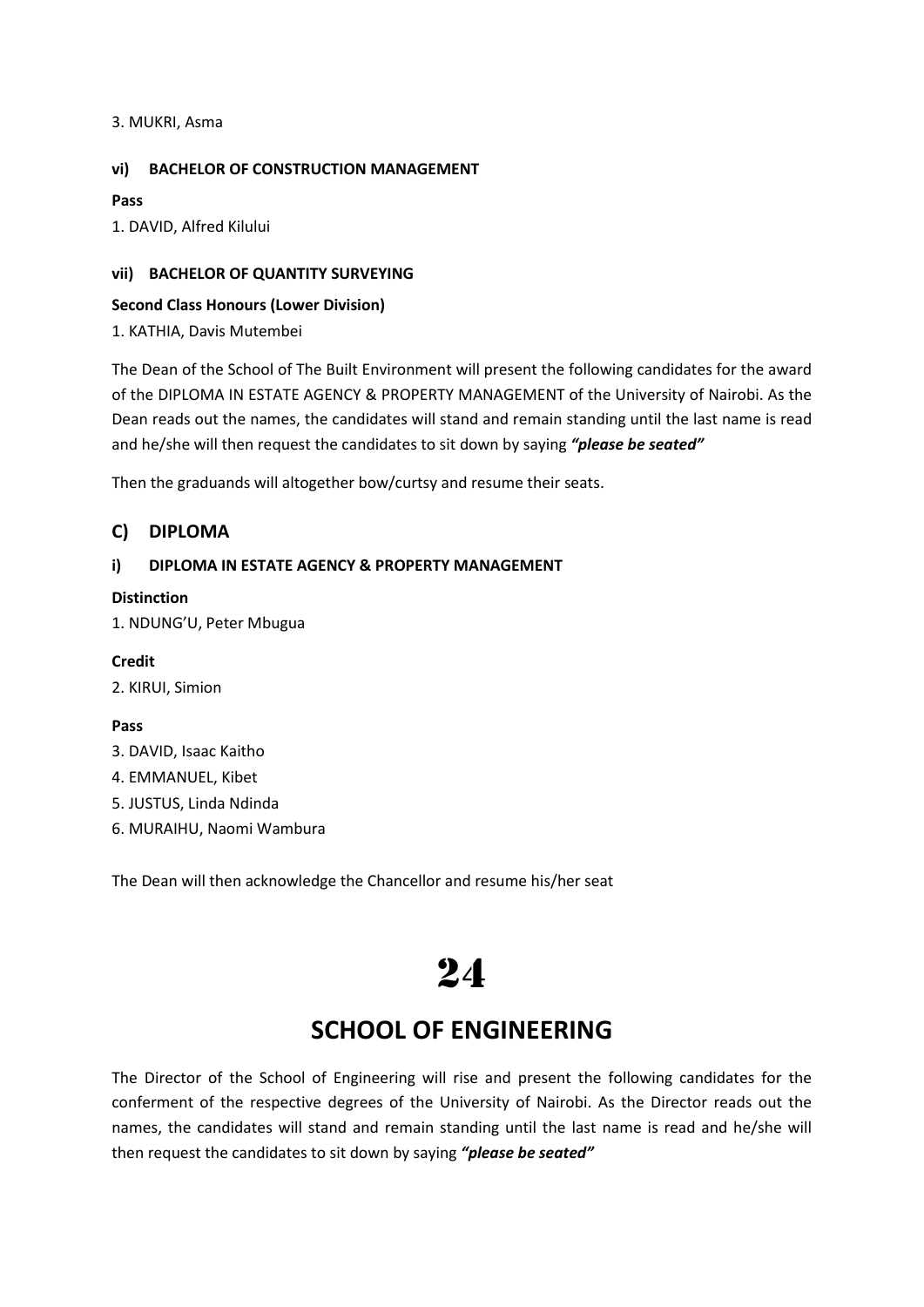3. MUKRI, Asma

#### vi) BACHELOR OF CONSTRUCTION MANAGEMENT

**Pass**

1. DAVID, Alfred Kilului

#### vii) BACHELOR OF QUANTITY SURVEYING

**Second Class Honours (Lower Division)**

1. KATHIA, Davis Mutembei

The Dean of the School of The Built Environment will present the following candidates for the award of the DIPLOMA IN ESTATE AGENCY & PROPERTY MANAGEMENT of the University of Nairobi. As the Dean reads out the names, the candidates will stand and remain standing until the last name is read and he/she will then request the candidates to sit down by saying ***"please be seated"***

Then the graduands will altogether bow/curtsy and resume their seats.

### C) DIPLOMA

#### i) DIPLOMA IN ESTATE AGENCY & PROPERTY MANAGEMENT

**Distinction**

1. NDUNG'U, Peter Mbugua

**Credit**

2. KIRUI, Simion

**Pass**

3. DAVID, Isaac Kaitho
4. EMMANUEL, Kibet
5. JUSTUS, Linda Ndinda
6. MURAIHU, Naomi Wambura

The Dean will then acknowledge the Chancellor and resume his/her seat

# 24

## SCHOOL OF ENGINEERING

The Director of the School of Engineering will rise and present the following candidates for the conferment of the respective degrees of the University of Nairobi. As the Director reads out the names, the candidates will stand and remain standing until the last name is read and he/she will then request the candidates to sit down by saying ***"please be seated"***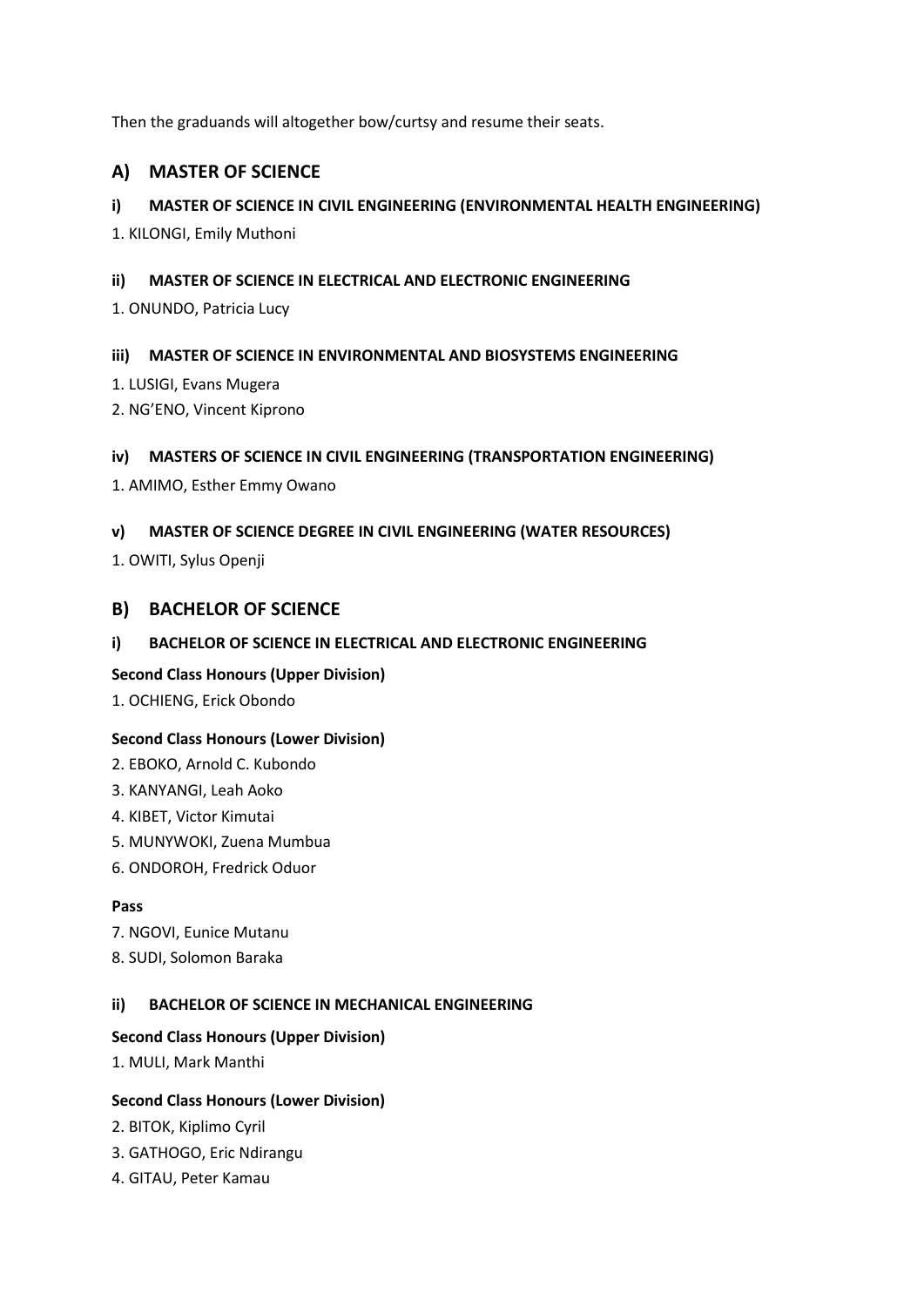Then the graduands will altogether bow/curtsy and resume their seats.

## A) MASTER OF SCIENCE

#### i) MASTER OF SCIENCE IN CIVIL ENGINEERING (ENVIRONMENTAL HEALTH ENGINEERING)

1. KILONGI, Emily Muthoni

#### ii) MASTER OF SCIENCE IN ELECTRICAL AND ELECTRONIC ENGINEERING

1. ONUNDO, Patricia Lucy

#### iii) MASTER OF SCIENCE IN ENVIRONMENTAL AND BIOSYSTEMS ENGINEERING

1. LUSIGI, Evans Mugera
2. NG'ENO, Vincent Kiprono

#### iv) MASTERS OF SCIENCE IN CIVIL ENGINEERING (TRANSPORTATION ENGINEERING)

1. AMIMO, Esther Emmy Owano

#### v) MASTER OF SCIENCE DEGREE IN CIVIL ENGINEERING (WATER RESOURCES)

1. OWITI, Sylus Openji

## B) BACHELOR OF SCIENCE

#### i) BACHELOR OF SCIENCE IN ELECTRICAL AND ELECTRONIC ENGINEERING

**Second Class Honours (Upper Division)**

1. OCHIENG, Erick Obondo

**Second Class Honours (Lower Division)**

2. EBOKO, Arnold C. Kubondo
3. KANYANGI, Leah Aoko
4. KIBET, Victor Kimutai
5. MUNYWOKI, Zuena Mumbua
6. ONDOROH, Fredrick Oduor

**Pass**

7. NGOVI, Eunice Mutanu
8. SUDI, Solomon Baraka

#### ii) BACHELOR OF SCIENCE IN MECHANICAL ENGINEERING

**Second Class Honours (Upper Division)**

1. MULI, Mark Manthi

**Second Class Honours (Lower Division)**

2. BITOK, Kiplimo Cyril
3. GATHOGO, Eric Ndirangu
4. GITAU, Peter Kamau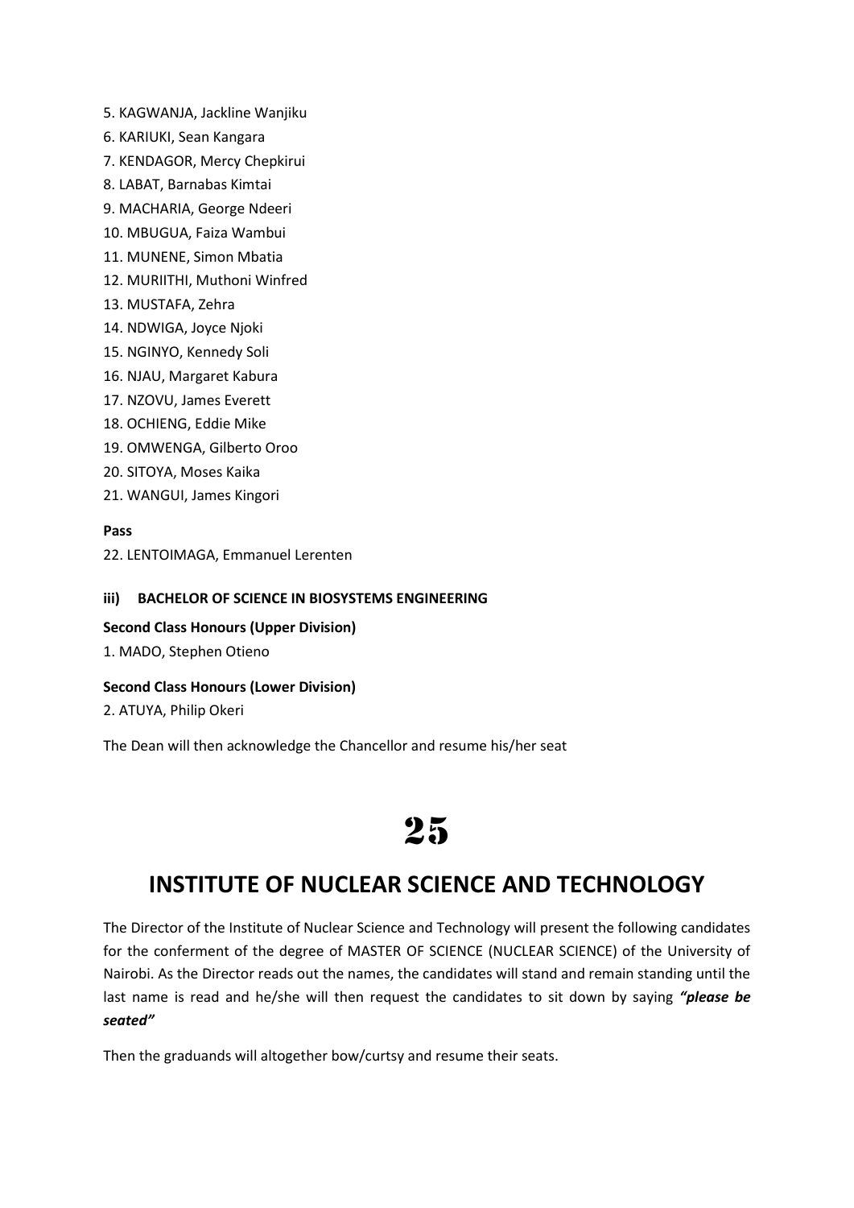5. KAGWANJA, Jackline Wanjiku
6. KARIUKI, Sean Kangara
7. KENDAGOR, Mercy Chepkirui
8. LABAT, Barnabas Kimtai
9. MACHARIA, George Ndeeri
10. MBUGUA, Faiza Wambui
11. MUNENE, Simon Mbatia
12. MURIITHI, Muthoni Winfred
13. MUSTAFA, Zehra
14. NDWIGA, Joyce Njoki
15. NGINYO, Kennedy Soli
16. NJAU, Margaret Kabura
17. NZOVU, James Everett
18. OCHIENG, Eddie Mike
19. OMWENGA, Gilberto Oroo
20. SITOYA, Moses Kaika
21. WANGUI, James Kingori

**Pass**

22. LENTOIMAGA, Emmanuel Lerenten

#### iii) BACHELOR OF SCIENCE IN BIOSYSTEMS ENGINEERING

**Second Class Honours (Upper Division)**

1. MADO, Stephen Otieno

**Second Class Honours (Lower Division)**

2. ATUYA, Philip Okeri

The Dean will then acknowledge the Chancellor and resume his/her seat

# 25

## INSTITUTE OF NUCLEAR SCIENCE AND TECHNOLOGY

The Director of the Institute of Nuclear Science and Technology will present the following candidates for the conferment of the degree of MASTER OF SCIENCE (NUCLEAR SCIENCE) of the University of Nairobi. As the Director reads out the names, the candidates will stand and remain standing until the last name is read and he/she will then request the candidates to sit down by saying ***"please be seated"***

Then the graduands will altogether bow/curtsy and resume their seats.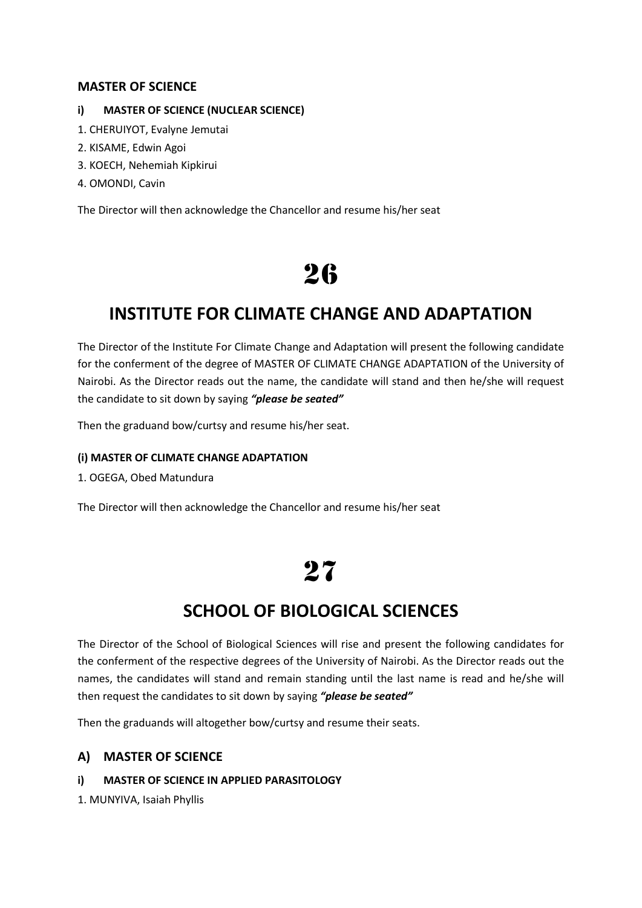### MASTER OF SCIENCE

#### i) MASTER OF SCIENCE (NUCLEAR SCIENCE)

1. CHERUIYOT, Evalyne Jemutai
2. KISAME, Edwin Agoi
3. KOECH, Nehemiah Kipkirui
4. OMONDI, Cavin

The Director will then acknowledge the Chancellor and resume his/her seat

# 26

## INSTITUTE FOR CLIMATE CHANGE AND ADAPTATION

The Director of the Institute For Climate Change and Adaptation will present the following candidate for the conferment of the degree of MASTER OF CLIMATE CHANGE ADAPTATION of the University of Nairobi. As the Director reads out the name, the candidate will stand and then he/she will request the candidate to sit down by saying ***"please be seated"***

Then the graduand bow/curtsy and resume his/her seat.

#### (i) MASTER OF CLIMATE CHANGE ADAPTATION

1. OGEGA, Obed Matundura

The Director will then acknowledge the Chancellor and resume his/her seat

# 27

## SCHOOL OF BIOLOGICAL SCIENCES

The Director of the School of Biological Sciences will rise and present the following candidates for the conferment of the respective degrees of the University of Nairobi. As the Director reads out the names, the candidates will stand and remain standing until the last name is read and he/she will then request the candidates to sit down by saying ***"please be seated"***

Then the graduands will altogether bow/curtsy and resume their seats.

### A) MASTER OF SCIENCE

#### i) MASTER OF SCIENCE IN APPLIED PARASITOLOGY

1. MUNYIVA, Isaiah Phyllis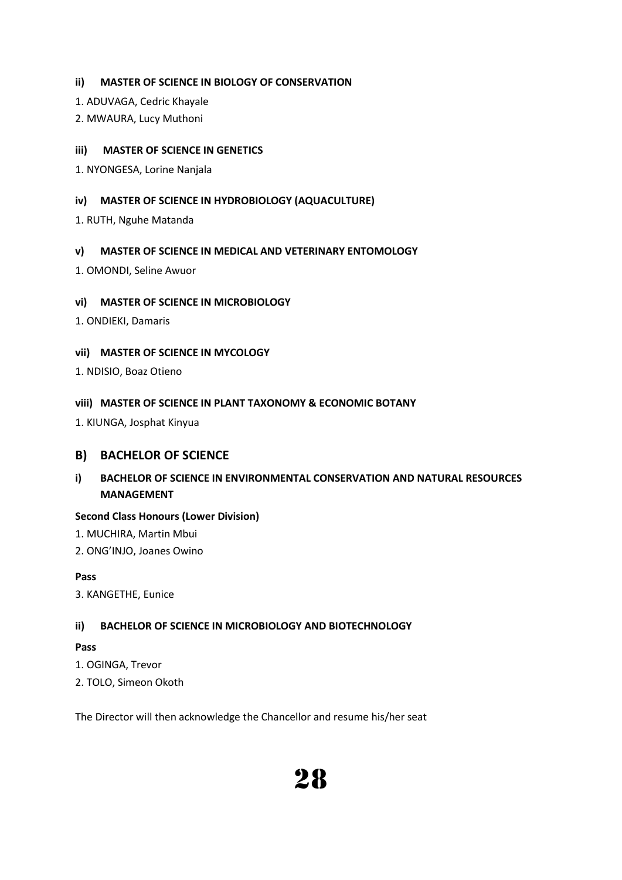#### ii) MASTER OF SCIENCE IN BIOLOGY OF CONSERVATION

1. ADUVAGA, Cedric Khayale
2. MWAURA, Lucy Muthoni

#### iii) MASTER OF SCIENCE IN GENETICS

1. NYONGESA, Lorine Nanjala

#### iv) MASTER OF SCIENCE IN HYDROBIOLOGY (AQUACULTURE)

1. RUTH, Nguhe Matanda

#### v) MASTER OF SCIENCE IN MEDICAL AND VETERINARY ENTOMOLOGY

1. OMONDI, Seline Awuor

#### vi) MASTER OF SCIENCE IN MICROBIOLOGY

1. ONDIEKI, Damaris

#### vii) MASTER OF SCIENCE IN MYCOLOGY

1. NDISIO, Boaz Otieno

#### viii) MASTER OF SCIENCE IN PLANT TAXONOMY & ECONOMIC BOTANY

1. KIUNGA, Josphat Kinyua

### B) BACHELOR OF SCIENCE

#### i) BACHELOR OF SCIENCE IN ENVIRONMENTAL CONSERVATION AND NATURAL RESOURCES MANAGEMENT

**Second Class Honours (Lower Division)**

1. MUCHIRA, Martin Mbui
2. ONG'INJO, Joanes Owino

**Pass**

3. KANGETHE, Eunice

#### ii) BACHELOR OF SCIENCE IN MICROBIOLOGY AND BIOTECHNOLOGY

**Pass**

1. OGINGA, Trevor
2. TOLO, Simeon Okoth

The Director will then acknowledge the Chancellor and resume his/her seat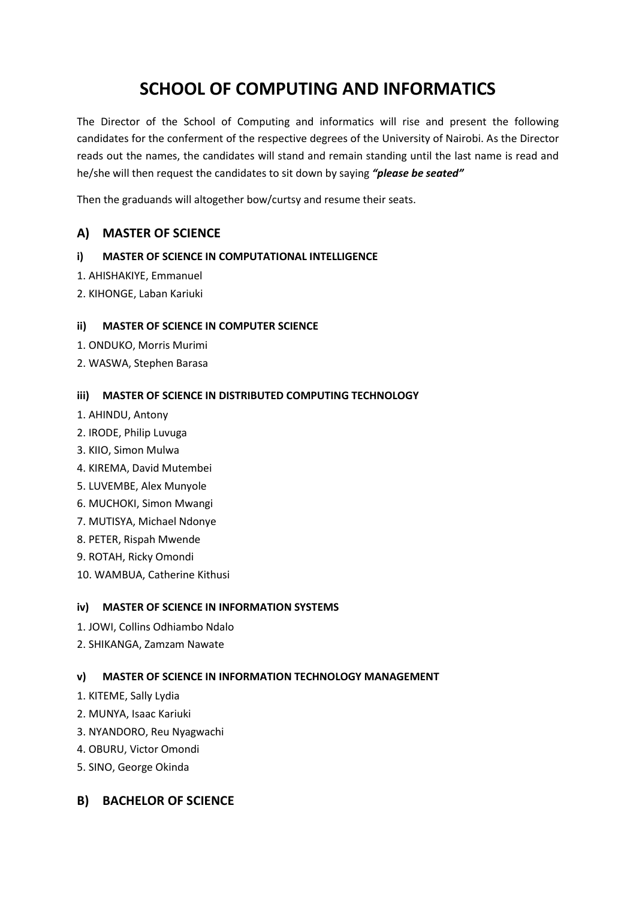# SCHOOL OF COMPUTING AND INFORMATICS

The Director of the School of Computing and informatics will rise and present the following candidates for the conferment of the respective degrees of the University of Nairobi. As the Director reads out the names, the candidates will stand and remain standing until the last name is read and he/she will then request the candidates to sit down by saying ***"please be seated"***

Then the graduands will altogether bow/curtsy and resume their seats.

## A) MASTER OF SCIENCE

#### i) MASTER OF SCIENCE IN COMPUTATIONAL INTELLIGENCE

1. AHISHAKIYE, Emmanuel
2. KIHONGE, Laban Kariuki

#### ii) MASTER OF SCIENCE IN COMPUTER SCIENCE

1. ONDUKO, Morris Murimi
2. WASWA, Stephen Barasa

#### iii) MASTER OF SCIENCE IN DISTRIBUTED COMPUTING TECHNOLOGY

1. AHINDU, Antony
2. IRODE, Philip Luvuga
3. KIIO, Simon Mulwa
4. KIREMA, David Mutembei
5. LUVEMBE, Alex Munyole
6. MUCHOKI, Simon Mwangi
7. MUTISYA, Michael Ndonye
8. PETER, Rispah Mwende
9. ROTAH, Ricky Omondi
10. WAMBUA, Catherine Kithusi

#### iv) MASTER OF SCIENCE IN INFORMATION SYSTEMS

1. JOWI, Collins Odhiambo Ndalo
2. SHIKANGA, Zamzam Nawate

#### v) MASTER OF SCIENCE IN INFORMATION TECHNOLOGY MANAGEMENT

1. KITEME, Sally Lydia
2. MUNYA, Isaac Kariuki
3. NYANDORO, Reu Nyagwachi
4. OBURU, Victor Omondi
5. SINO, George Okinda

## B) BACHELOR OF SCIENCE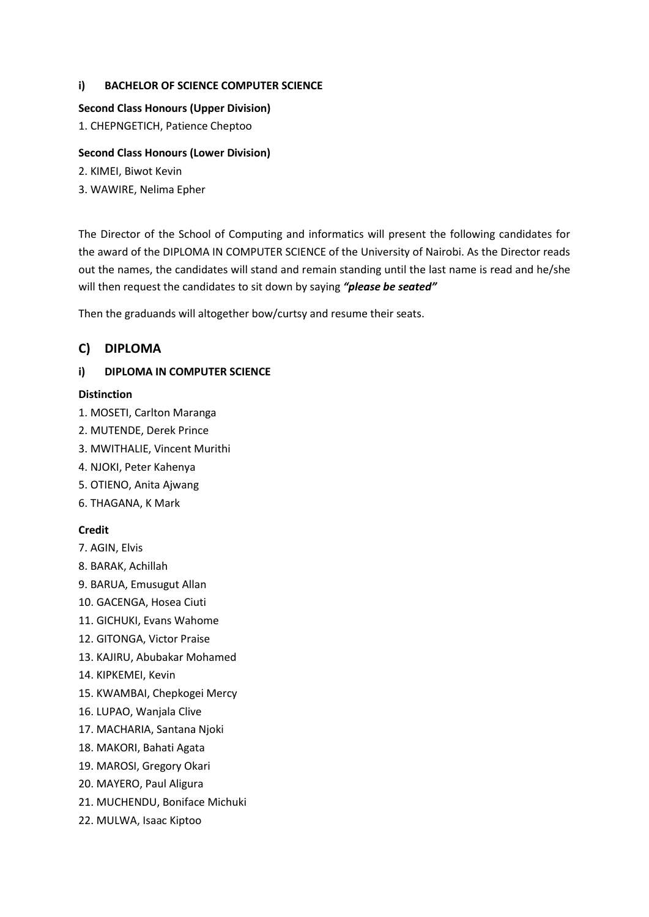#### i) BACHELOR OF SCIENCE COMPUTER SCIENCE

**Second Class Honours (Upper Division)**

1. CHEPNGETICH, Patience Cheptoo

**Second Class Honours (Lower Division)**

2. KIMEI, Biwot Kevin
3. WAWIRE, Nelima Epher

The Director of the School of Computing and informatics will present the following candidates for the award of the DIPLOMA IN COMPUTER SCIENCE of the University of Nairobi. As the Director reads out the names, the candidates will stand and remain standing until the last name is read and he/she will then request the candidates to sit down by saying ***"please be seated"***

Then the graduands will altogether bow/curtsy and resume their seats.

## C) DIPLOMA

#### i) DIPLOMA IN COMPUTER SCIENCE

**Distinction**

1. MOSETI, Carlton Maranga
2. MUTENDE, Derek Prince
3. MWITHALIE, Vincent Murithi
4. NJOKI, Peter Kahenya
5. OTIENO, Anita Ajwang
6. THAGANA, K Mark

**Credit**

7. AGIN, Elvis
8. BARAK, Achillah
9. BARUA, Emusugut Allan
10. GACENGA, Hosea Ciuti
11. GICHUKI, Evans Wahome
12. GITONGA, Victor Praise
13. KAJIRU, Abubakar Mohamed
14. KIPKEMEI, Kevin
15. KWAMBAI, Chepkogei Mercy
16. LUPAO, Wanjala Clive
17. MACHARIA, Santana Njoki
18. MAKORI, Bahati Agata
19. MAROSI, Gregory Okari
20. MAYERO, Paul Aligura
21. MUCHENDU, Boniface Michuki
22. MULWA, Isaac Kiptoo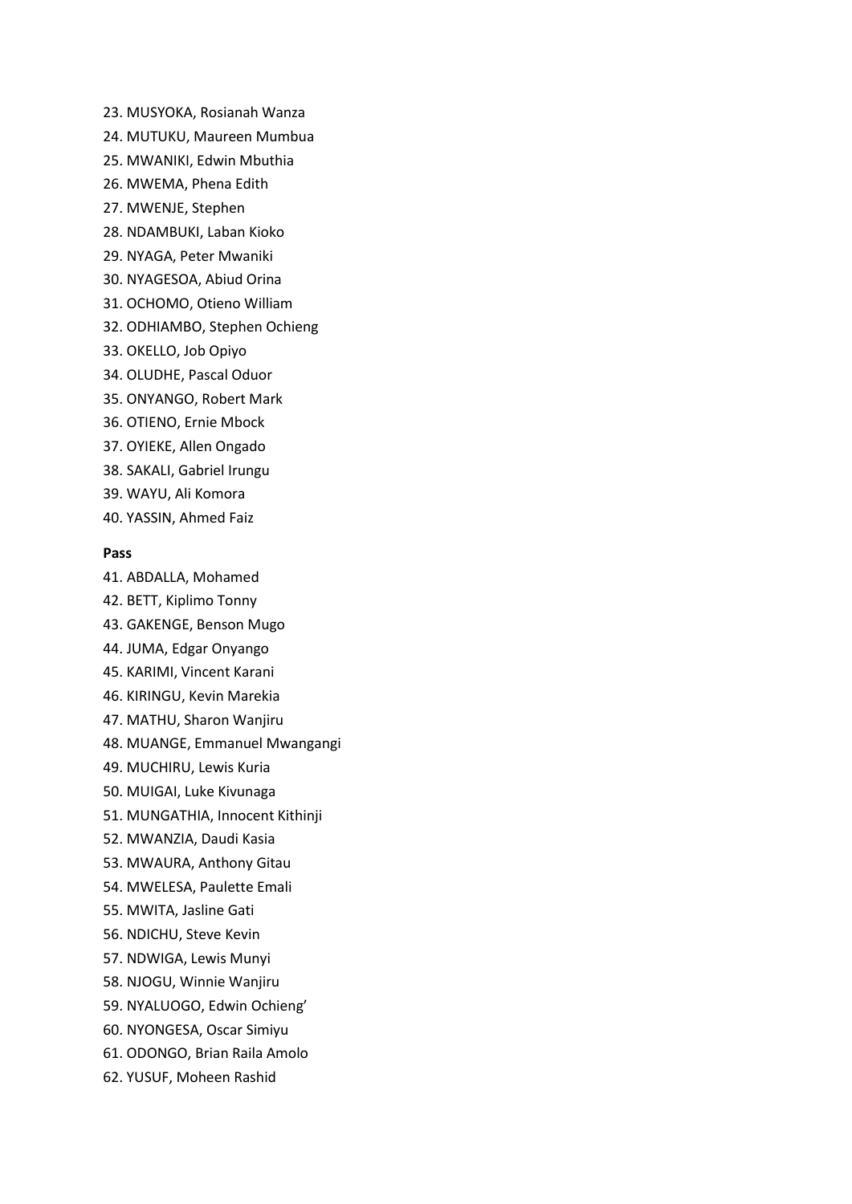23. MUSYOKA, Rosianah Wanza
24. MUTUKU, Maureen Mumbua
25. MWANIKI, Edwin Mbuthia
26. MWEMA, Phena Edith
27. MWENJE, Stephen
28. NDAMBUKI, Laban Kioko
29. NYAGA, Peter Mwaniki
30. NYAGESOA, Abiud Orina
31. OCHOMO, Otieno William
32. ODHIAMBO, Stephen Ochieng
33. OKELLO, Job Opiyo
34. OLUDHE, Pascal Oduor
35. ONYANGO, Robert Mark
36. OTIENO, Ernie Mbock
37. OYIEKE, Allen Ongado
38. SAKALI, Gabriel Irungu
39. WAYU, Ali Komora
40. YASSIN, Ahmed Faiz

**Pass**

41. ABDALLA, Mohamed
42. BETT, Kiplimo Tonny
43. GAKENGE, Benson Mugo
44. JUMA, Edgar Onyango
45. KARIMI, Vincent Karani
46. KIRINGU, Kevin Marekia
47. MATHU, Sharon Wanjiru
48. MUANGE, Emmanuel Mwangangi
49. MUCHIRU, Lewis Kuria
50. MUIGAI, Luke Kivunaga
51. MUNGATHIA, Innocent Kithinji
52. MWANZIA, Daudi Kasia
53. MWAURA, Anthony Gitau
54. MWELESA, Paulette Emali
55. MWITA, Jasline Gati
56. NDICHU, Steve Kevin
57. NDWIGA, Lewis Munyi
58. NJOGU, Winnie Wanjiru
59. NYALUOGO, Edwin Ochieng'
60. NYONGESA, Oscar Simiyu
61. ODONGO, Brian Raila Amolo
62. YUSUF, Moheen Rashid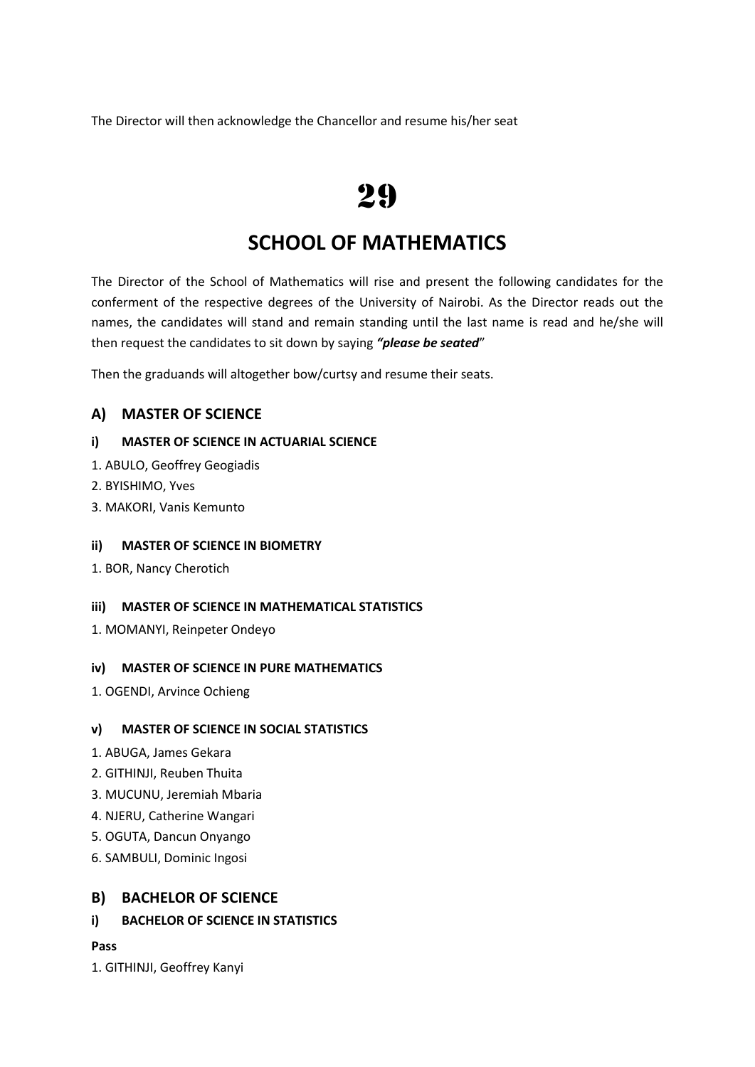The Director will then acknowledge the Chancellor and resume his/her seat

# 29

# SCHOOL OF MATHEMATICS

The Director of the School of Mathematics will rise and present the following candidates for the conferment of the respective degrees of the University of Nairobi. As the Director reads out the names, the candidates will stand and remain standing until the last name is read and he/she will then request the candidates to sit down by saying ***"please be seated"***

Then the graduands will altogether bow/curtsy and resume their seats.

## A) MASTER OF SCIENCE

### i) MASTER OF SCIENCE IN ACTUARIAL SCIENCE

1. ABULO, Geoffrey Geogiadis
2. BYISHIMO, Yves
3. MAKORI, Vanis Kemunto

### ii) MASTER OF SCIENCE IN BIOMETRY

1. BOR, Nancy Cherotich

### iii) MASTER OF SCIENCE IN MATHEMATICAL STATISTICS

1. MOMANYI, Reinpeter Ondeyo

### iv) MASTER OF SCIENCE IN PURE MATHEMATICS

1. OGENDI, Arvince Ochieng

### v) MASTER OF SCIENCE IN SOCIAL STATISTICS

1. ABUGA, James Gekara
2. GITHINJI, Reuben Thuita
3. MUCUNU, Jeremiah Mbaria
4. NJERU, Catherine Wangari
5. OGUTA, Dancun Onyango
6. SAMBULI, Dominic Ingosi

## B) BACHELOR OF SCIENCE

### i) BACHELOR OF SCIENCE IN STATISTICS

**Pass**

1. GITHINJI, Geoffrey Kanyi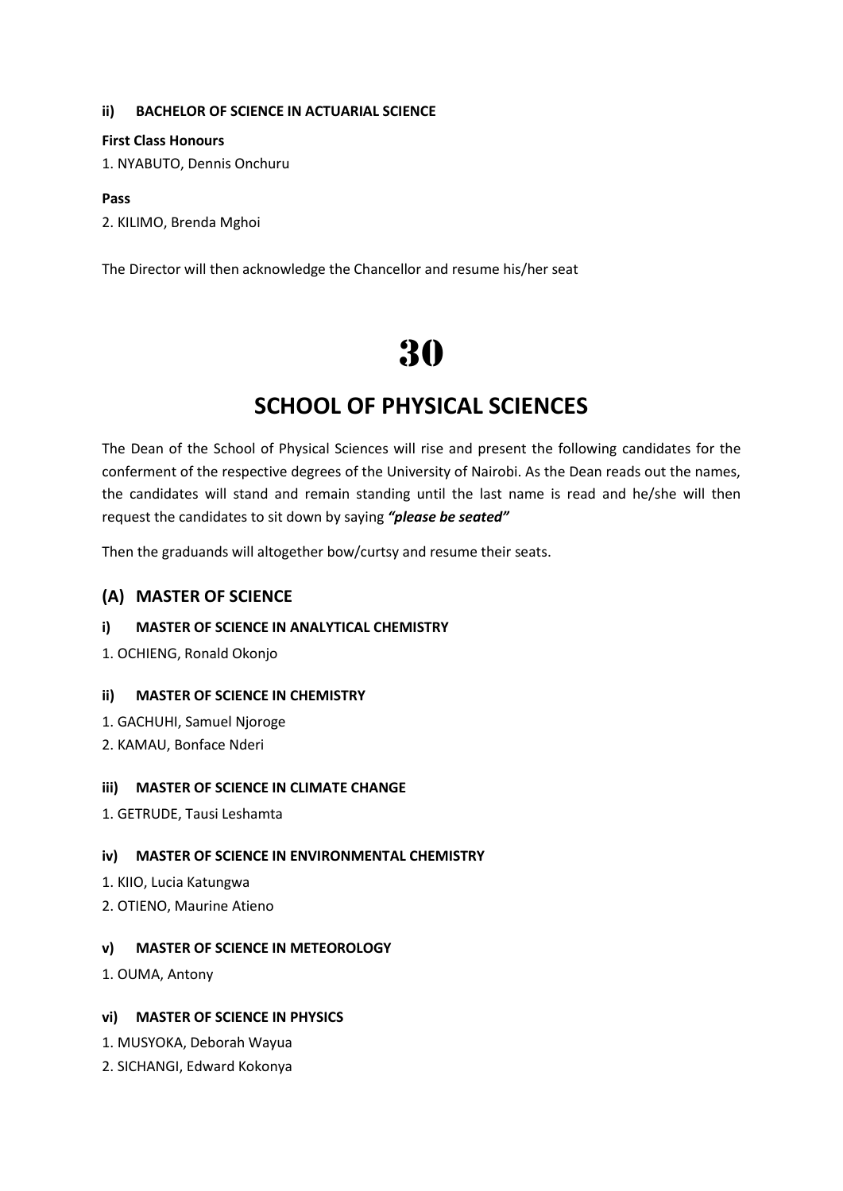#### ii) BACHELOR OF SCIENCE IN ACTUARIAL SCIENCE

**First Class Honours**

1. NYABUTO, Dennis Onchuru

**Pass**

2. KILIMO, Brenda Mghoi

The Director will then acknowledge the Chancellor and resume his/her seat

# 30

## SCHOOL OF PHYSICAL SCIENCES

The Dean of the School of Physical Sciences will rise and present the following candidates for the conferment of the respective degrees of the University of Nairobi. As the Dean reads out the names, the candidates will stand and remain standing until the last name is read and he/she will then request the candidates to sit down by saying ***"please be seated"***

Then the graduands will altogether bow/curtsy and resume their seats.

### (A) MASTER OF SCIENCE

#### i) MASTER OF SCIENCE IN ANALYTICAL CHEMISTRY

1. OCHIENG, Ronald Okonjo

#### ii) MASTER OF SCIENCE IN CHEMISTRY

1. GACHUHI, Samuel Njoroge
2. KAMAU, Bonface Nderi

#### iii) MASTER OF SCIENCE IN CLIMATE CHANGE

1. GETRUDE, Tausi Leshamta

#### iv) MASTER OF SCIENCE IN ENVIRONMENTAL CHEMISTRY

1. KIIO, Lucia Katungwa
2. OTIENO, Maurine Atieno

#### v) MASTER OF SCIENCE IN METEOROLOGY

1. OUMA, Antony

#### vi) MASTER OF SCIENCE IN PHYSICS

1. MUSYOKA, Deborah Wayua
2. SICHANGI, Edward Kokonya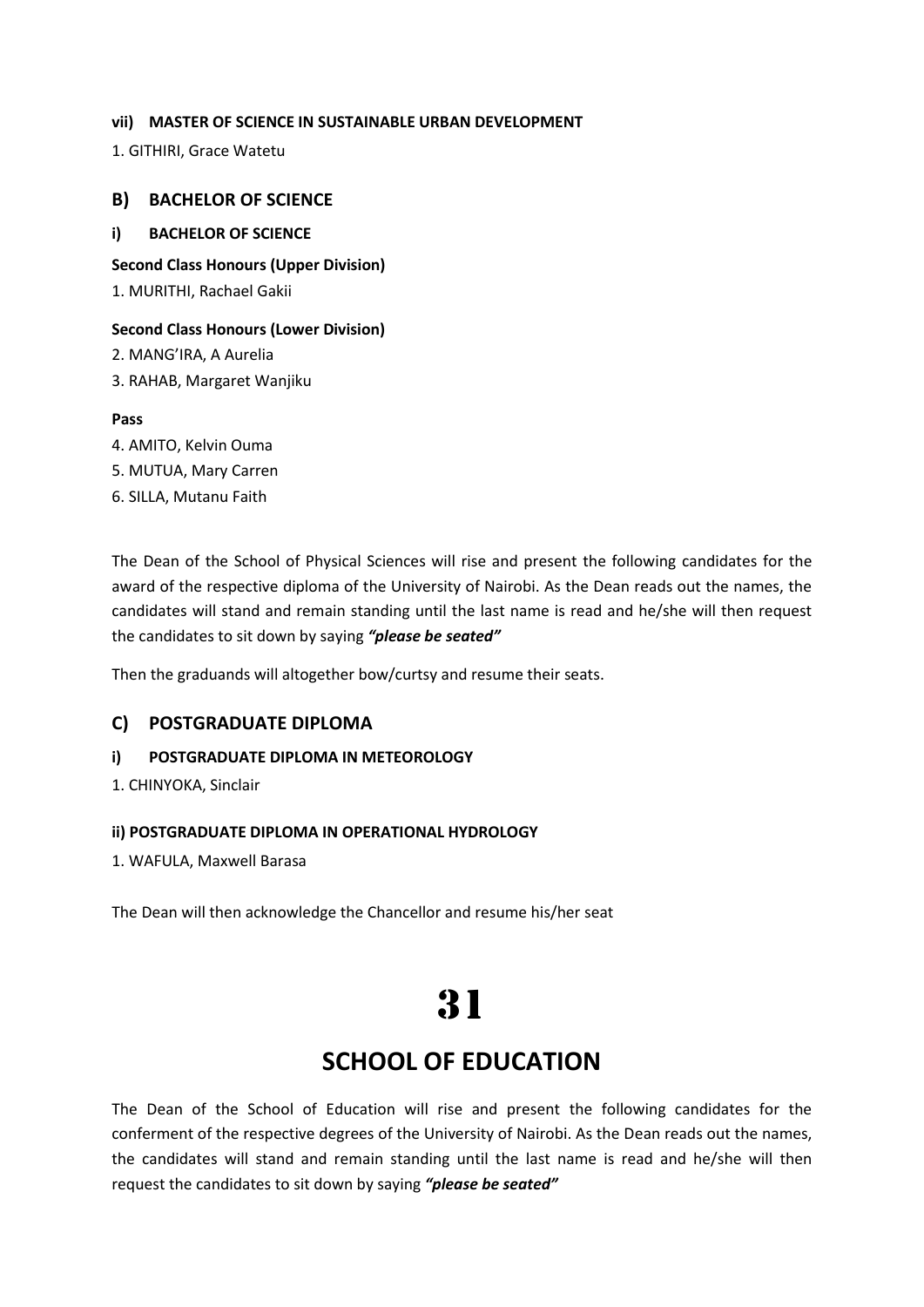#### vii) MASTER OF SCIENCE IN SUSTAINABLE URBAN DEVELOPMENT

1. GITHIRI, Grace Watetu

### B) BACHELOR OF SCIENCE

#### i) BACHELOR OF SCIENCE

**Second Class Honours (Upper Division)**

1. MURITHI, Rachael Gakii

**Second Class Honours (Lower Division)**

2. MANG'IRA, A Aurelia
3. RAHAB, Margaret Wanjiku

**Pass**

4. AMITO, Kelvin Ouma
5. MUTUA, Mary Carren
6. SILLA, Mutanu Faith

The Dean of the School of Physical Sciences will rise and present the following candidates for the award of the respective diploma of the University of Nairobi. As the Dean reads out the names, the candidates will stand and remain standing until the last name is read and he/she will then request the candidates to sit down by saying ***"please be seated"***

Then the graduands will altogether bow/curtsy and resume their seats.

### C) POSTGRADUATE DIPLOMA

#### i) POSTGRADUATE DIPLOMA IN METEOROLOGY

1. CHINYOKA, Sinclair

#### ii) POSTGRADUATE DIPLOMA IN OPERATIONAL HYDROLOGY

1. WAFULA, Maxwell Barasa

The Dean will then acknowledge the Chancellor and resume his/her seat

# 31

## SCHOOL OF EDUCATION

The Dean of the School of Education will rise and present the following candidates for the conferment of the respective degrees of the University of Nairobi. As the Dean reads out the names, the candidates will stand and remain standing until the last name is read and he/she will then request the candidates to sit down by saying ***"please be seated"***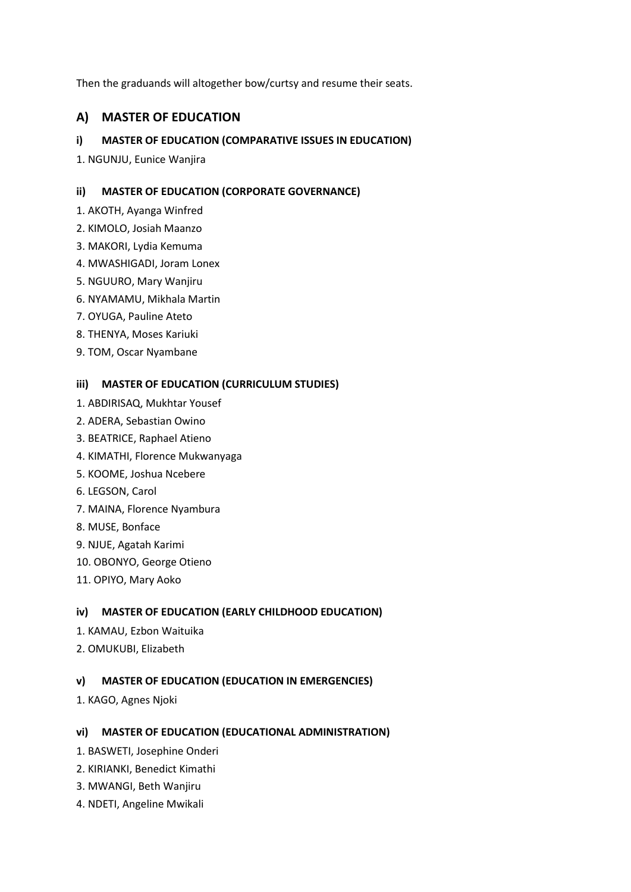Then the graduands will altogether bow/curtsy and resume their seats.

## A) MASTER OF EDUCATION

### i) MASTER OF EDUCATION (COMPARATIVE ISSUES IN EDUCATION)

1. NGUNJU, Eunice Wanjira

### ii) MASTER OF EDUCATION (CORPORATE GOVERNANCE)

1. AKOTH, Ayanga Winfred
2. KIMOLO, Josiah Maanzo
3. MAKORI, Lydia Kemuma
4. MWASHIGADI, Joram Lonex
5. NGUURO, Mary Wanjiru
6. NYAMAMU, Mikhala Martin
7. OYUGA, Pauline Ateto
8. THENYA, Moses Kariuki
9. TOM, Oscar Nyambane

### iii) MASTER OF EDUCATION (CURRICULUM STUDIES)

1. ABDIRISAQ, Mukhtar Yousef
2. ADERA, Sebastian Owino
3. BEATRICE, Raphael Atieno
4. KIMATHI, Florence Mukwanyaga
5. KOOME, Joshua Ncebere
6. LEGSON, Carol
7. MAINA, Florence Nyambura
8. MUSE, Bonface
9. NJUE, Agatah Karimi
10. OBONYO, George Otieno
11. OPIYO, Mary Aoko

### iv) MASTER OF EDUCATION (EARLY CHILDHOOD EDUCATION)

1. KAMAU, Ezbon Waituika
2. OMUKUBI, Elizabeth

### v) MASTER OF EDUCATION (EDUCATION IN EMERGENCIES)

1. KAGO, Agnes Njoki

### vi) MASTER OF EDUCATION (EDUCATIONAL ADMINISTRATION)

1. BASWETI, Josephine Onderi
2. KIRIANKI, Benedict Kimathi
3. MWANGI, Beth Wanjiru
4. NDETI, Angeline Mwikali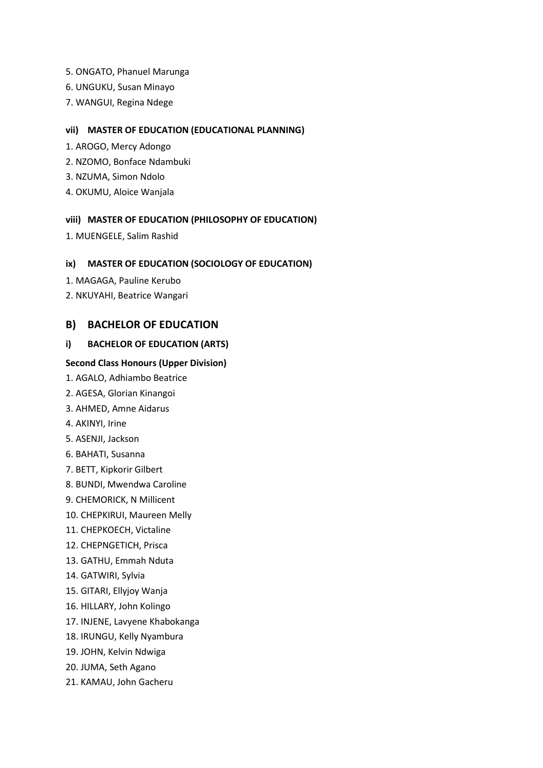5. ONGATO, Phanuel Marunga
6. UNGUKU, Susan Minayo
7. WANGUI, Regina Ndege

#### vii) MASTER OF EDUCATION (EDUCATIONAL PLANNING)

1. AROGO, Mercy Adongo
2. NZOMO, Bonface Ndambuki
3. NZUMA, Simon Ndolo
4. OKUMU, Aloice Wanjala

#### viii) MASTER OF EDUCATION (PHILOSOPHY OF EDUCATION)

1. MUENGELE, Salim Rashid

#### ix) MASTER OF EDUCATION (SOCIOLOGY OF EDUCATION)

1. MAGAGA, Pauline Kerubo
2. NKUYAHI, Beatrice Wangari

## B) BACHELOR OF EDUCATION

### i) BACHELOR OF EDUCATION (ARTS)

**Second Class Honours (Upper Division)**

1. AGALO, Adhiambo Beatrice
2. AGESA, Glorian Kinangoi
3. AHMED, Amne Aidarus
4. AKINYI, Irine
5. ASENJI, Jackson
6. BAHATI, Susanna
7. BETT, Kipkorir Gilbert
8. BUNDI, Mwendwa Caroline
9. CHEMORICK, N Millicent
10. CHEPKIRUI, Maureen Melly
11. CHEPKOECH, Victaline
12. CHEPNGETICH, Prisca
13. GATHU, Emmah Nduta
14. GATWIRI, Sylvia
15. GITARI, Ellyjoy Wanja
16. HILLARY, John Kolingo
17. INJENE, Lavyene Khabokanga
18. IRUNGU, Kelly Nyambura
19. JOHN, Kelvin Ndwiga
20. JUMA, Seth Agano
21. KAMAU, John Gacheru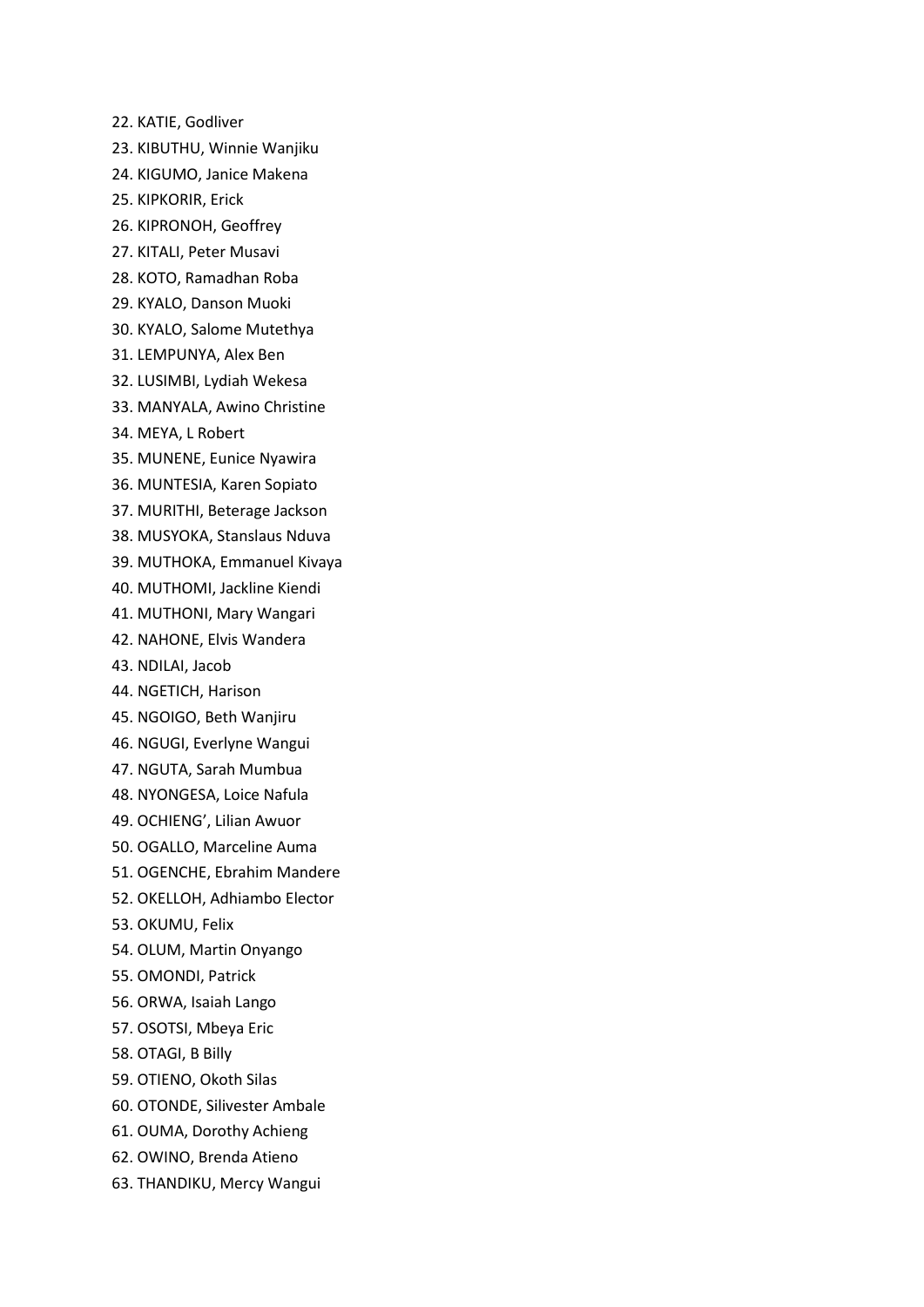22. KATIE, Godliver
23. KIBUTHU, Winnie Wanjiku
24. KIGUMO, Janice Makena
25. KIPKORIR, Erick
26. KIPRONOH, Geoffrey
27. KITALI, Peter Musavi
28. KOTO, Ramadhan Roba
29. KYALO, Danson Muoki
30. KYALO, Salome Mutethya
31. LEMPUNYA, Alex Ben
32. LUSIMBI, Lydiah Wekesa
33. MANYALA, Awino Christine
34. MEYA, L Robert
35. MUNENE, Eunice Nyawira
36. MUNTESIA, Karen Sopiato
37. MURITHI, Beterage Jackson
38. MUSYOKA, Stanslaus Nduva
39. MUTHOKA, Emmanuel Kivaya
40. MUTHOMI, Jackline Kiendi
41. MUTHONI, Mary Wangari
42. NAHONE, Elvis Wandera
43. NDILAI, Jacob
44. NGETICH, Harison
45. NGOIGO, Beth Wanjiru
46. NGUGI, Everlyne Wangui
47. NGUTA, Sarah Mumbua
48. NYONGESA, Loice Nafula
49. OCHIENG’, Lilian Awuor
50. OGALLO, Marceline Auma
51. OGENCHE, Ebrahim Mandere
52. OKELLOH, Adhiambo Elector
53. OKUMU, Felix
54. OLUM, Martin Onyango
55. OMONDI, Patrick
56. ORWA, Isaiah Lango
57. OSOTSI, Mbeya Eric
58. OTAGI, B Billy
59. OTIENO, Okoth Silas
60. OTONDE, Silivester Ambale
61. OUMA, Dorothy Achieng
62. OWINO, Brenda Atieno
63. THANDIKU, Mercy Wangui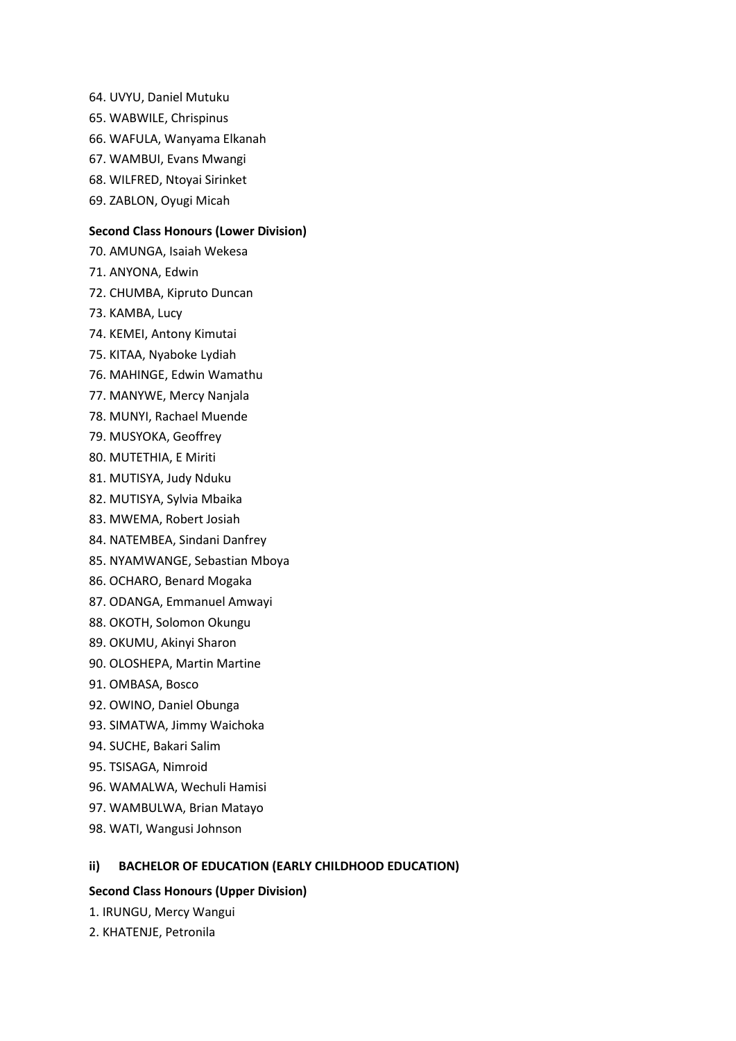64. UVYU, Daniel Mutuku
65. WABWILE, Chrispinus
66. WAFULA, Wanyama Elkanah
67. WAMBUI, Evans Mwangi
68. WILFRED, Ntoyai Sirinket
69. ZABLON, Oyugi Micah

**Second Class Honours (Lower Division)**

70. AMUNGA, Isaiah Wekesa
71. ANYONA, Edwin
72. CHUMBA, Kipruto Duncan
73. KAMBA, Lucy
74. KEMEI, Antony Kimutai
75. KITAA, Nyaboke Lydiah
76. MAHINGE, Edwin Wamathu
77. MANYWE, Mercy Nanjala
78. MUNYI, Rachael Muende
79. MUSYOKA, Geoffrey
80. MUTETHIA, E Miriti
81. MUTISYA, Judy Nduku
82. MUTISYA, Sylvia Mbaika
83. MWEMA, Robert Josiah
84. NATEMBEA, Sindani Danfrey
85. NYAMWANGE, Sebastian Mboya
86. OCHARO, Benard Mogaka
87. ODANGA, Emmanuel Amwayi
88. OKOTH, Solomon Okungu
89. OKUMU, Akinyi Sharon
90. OLOSHEPA, Martin Martine
91. OMBASA, Bosco
92. OWINO, Daniel Obunga
93. SIMATWA, Jimmy Waichoka
94. SUCHE, Bakari Salim
95. TSISAGA, Nimroid
96. WAMALWA, Wechuli Hamisi
97. WAMBULWA, Brian Matayo
98. WATI, Wangusi Johnson

**ii) BACHELOR OF EDUCATION (EARLY CHILDHOOD EDUCATION)**

**Second Class Honours (Upper Division)**

1. IRUNGU, Mercy Wangui
2. KHATENJE, Petronila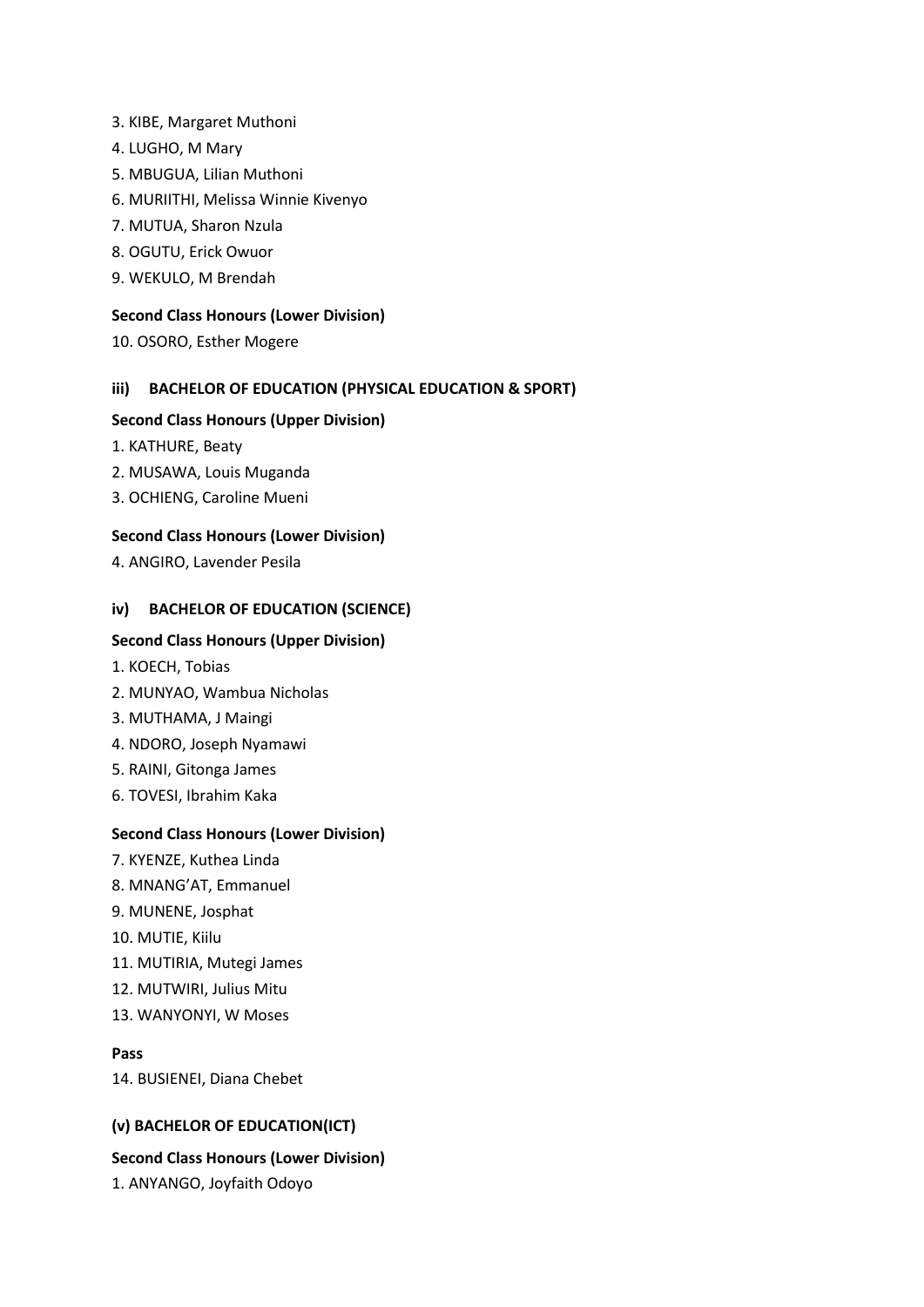3. KIBE, Margaret Muthoni
4. LUGHO, M Mary
5. MBUGUA, Lilian Muthoni
6. MURIITHI, Melissa Winnie Kivenyo
7. MUTUA, Sharon Nzula
8. OGUTU, Erick Owuor
9. WEKULO, M Brendah

**Second Class Honours (Lower Division)**

10. OSORO, Esther Mogere

### iii) BACHELOR OF EDUCATION (PHYSICAL EDUCATION & SPORT)

**Second Class Honours (Upper Division)**

1. KATHURE, Beaty
2. MUSAWA, Louis Muganda
3. OCHIENG, Caroline Mueni

**Second Class Honours (Lower Division)**

4. ANGIRO, Lavender Pesila

### iv) BACHELOR OF EDUCATION (SCIENCE)

**Second Class Honours (Upper Division)**

1. KOECH, Tobias
2. MUNYAO, Wambua Nicholas
3. MUTHAMA, J Maingi
4. NDORO, Joseph Nyamawi
5. RAINI, Gitonga James
6. TOVESI, Ibrahim Kaka

**Second Class Honours (Lower Division)**

7. KYENZE, Kuthea Linda
8. MNANG'AT, Emmanuel
9. MUNENE, Josphat
10. MUTIE, Kiilu
11. MUTIRIA, Mutegi James
12. MUTWIRI, Julius Mitu
13. WANYONYI, W Moses

**Pass**

14. BUSIENEI, Diana Chebet

### (v) BACHELOR OF EDUCATION(ICT)

**Second Class Honours (Lower Division)**

1. ANYANGO, Joyfaith Odoyo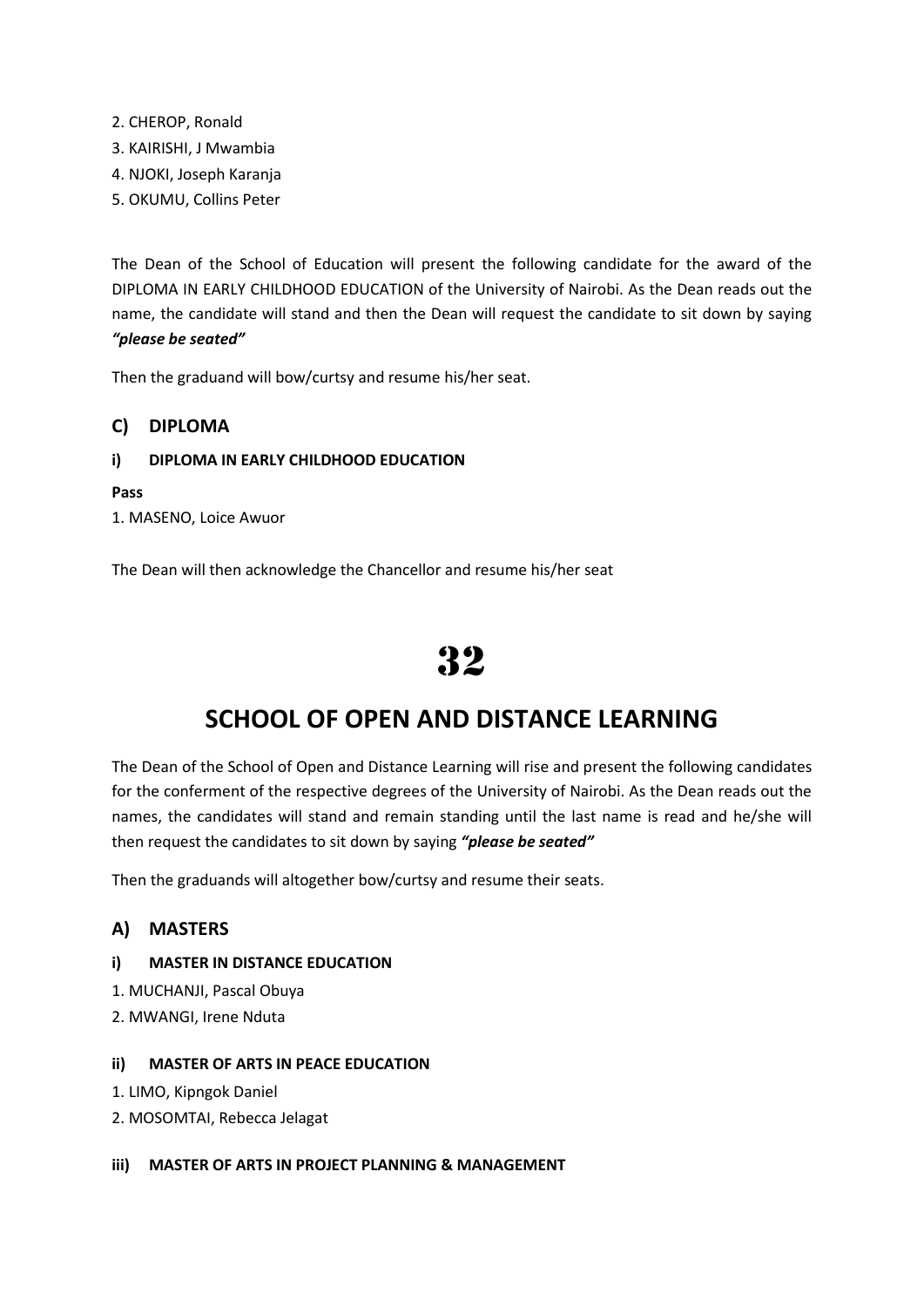2. CHEROP, Ronald
3. KAIRISHI, J Mwambia
4. NJOKI, Joseph Karanja
5. OKUMU, Collins Peter

The Dean of the School of Education will present the following candidate for the award of the DIPLOMA IN EARLY CHILDHOOD EDUCATION of the University of Nairobi. As the Dean reads out the name, the candidate will stand and then the Dean will request the candidate to sit down by saying ***"please be seated"***

Then the graduand will bow/curtsy and resume his/her seat.

## C) DIPLOMA

#### i) DIPLOMA IN EARLY CHILDHOOD EDUCATION

**Pass**

1. MASENO, Loice Awuor

The Dean will then acknowledge the Chancellor and resume his/her seat

# 32

## SCHOOL OF OPEN AND DISTANCE LEARNING

The Dean of the School of Open and Distance Learning will rise and present the following candidates for the conferment of the respective degrees of the University of Nairobi. As the Dean reads out the names, the candidates will stand and remain standing until the last name is read and he/she will then request the candidates to sit down by saying ***"please be seated"***

Then the graduands will altogether bow/curtsy and resume their seats.

## A) MASTERS

#### i) MASTER IN DISTANCE EDUCATION

1. MUCHANJI, Pascal Obuya
2. MWANGI, Irene Nduta

#### ii) MASTER OF ARTS IN PEACE EDUCATION

1. LIMO, Kipngok Daniel
2. MOSOMTAI, Rebecca Jelagat

#### iii) MASTER OF ARTS IN PROJECT PLANNING & MANAGEMENT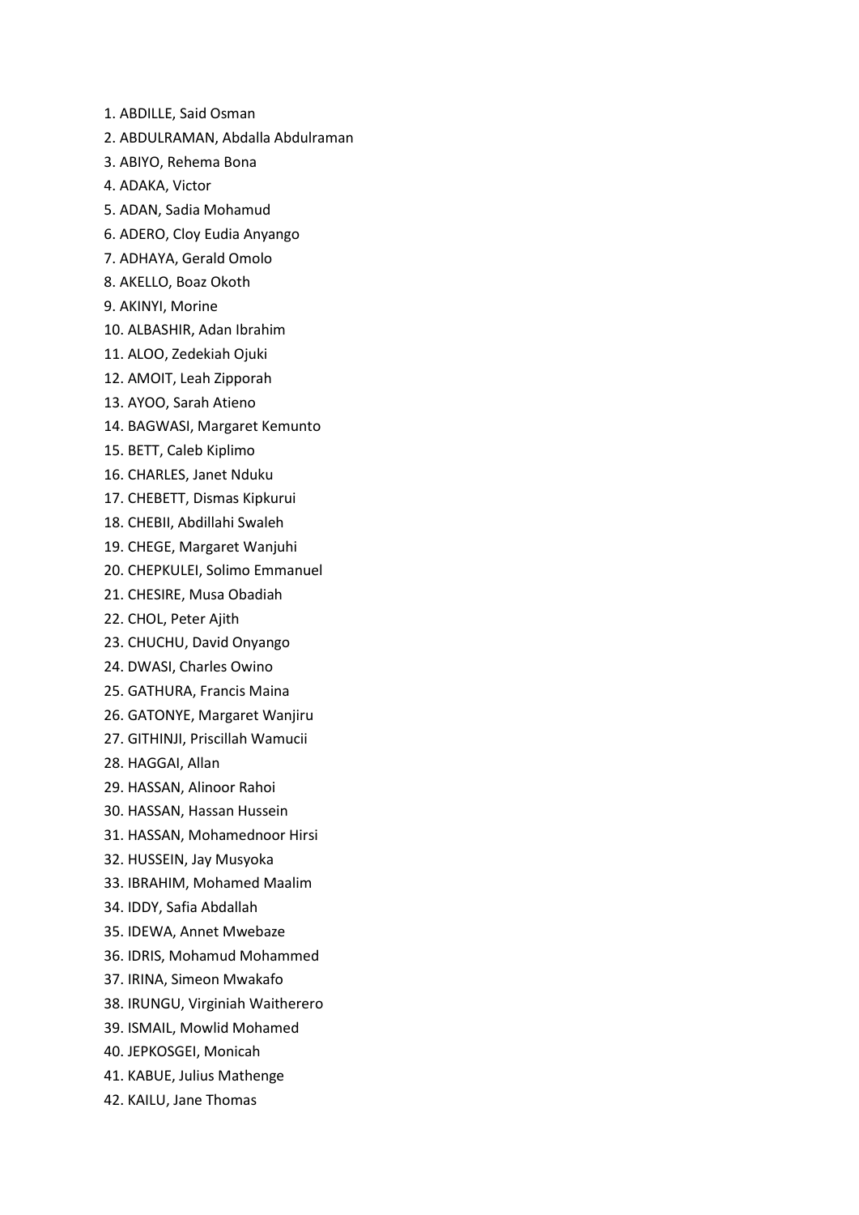1. ABDILLE, Said Osman
2. ABDULRAMAN, Abdalla Abdulraman
3. ABIYO, Rehema Bona
4. ADAKA, Victor
5. ADAN, Sadia Mohamud
6. ADERO, Cloy Eudia Anyango
7. ADHAYA, Gerald Omolo
8. AKELLO, Boaz Okoth
9. AKINYI, Morine
10. ALBASHIR, Adan Ibrahim
11. ALOO, Zedekiah Ojuki
12. AMOIT, Leah Zipporah
13. AYOO, Sarah Atieno
14. BAGWASI, Margaret Kemunto
15. BETT, Caleb Kiplimo
16. CHARLES, Janet Nduku
17. CHEBETT, Dismas Kipkurui
18. CHEBII, Abdillahi Swaleh
19. CHEGE, Margaret Wanjuhi
20. CHEPKULEI, Solimo Emmanuel
21. CHESIRE, Musa Obadiah
22. CHOL, Peter Ajith
23. CHUCHU, David Onyango
24. DWASI, Charles Owino
25. GATHURA, Francis Maina
26. GATONYE, Margaret Wanjiru
27. GITHINJI, Priscillah Wamucii
28. HAGGAI, Allan
29. HASSAN, Alinoor Rahoi
30. HASSAN, Hassan Hussein
31. HASSAN, Mohamednoor Hirsi
32. HUSSEIN, Jay Musyoka
33. IBRAHIM, Mohamed Maalim
34. IDDY, Safia Abdallah
35. IDEWA, Annet Mwebaze
36. IDRIS, Mohamud Mohammed
37. IRINA, Simeon Mwakafo
38. IRUNGU, Virginiah Waitherero
39. ISMAIL, Mowlid Mohamed
40. JEPKOSGEI, Monicah
41. KABUE, Julius Mathenge
42. KAILU, Jane Thomas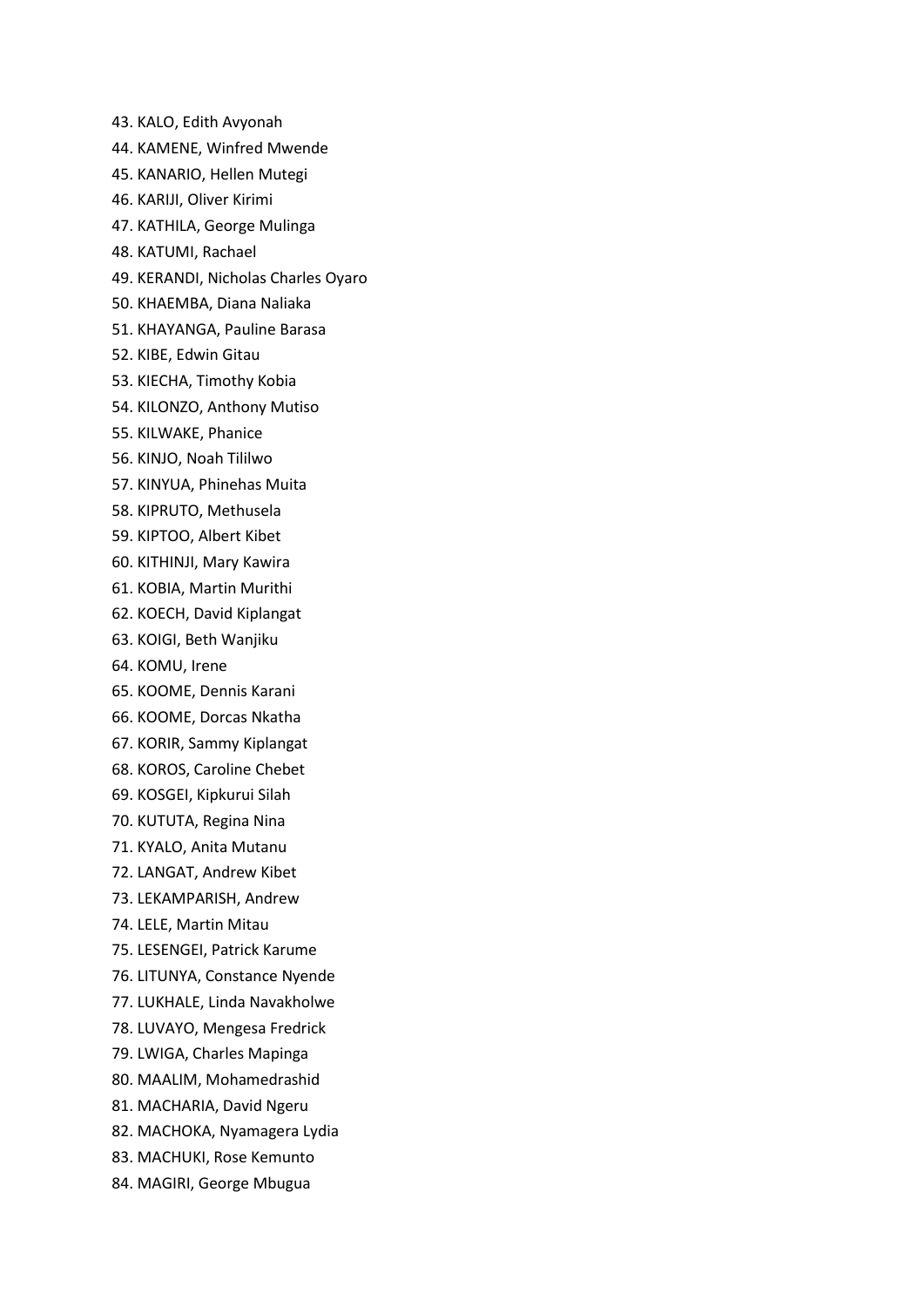43. KALO, Edith Avyonah
44. KAMENE, Winfred Mwende
45. KANARIO, Hellen Mutegi
46. KARIJI, Oliver Kirimi
47. KATHILA, George Mulinga
48. KATUMI, Rachael
49. KERANDI, Nicholas Charles Oyaro
50. KHAEMBA, Diana Naliaka
51. KHAYANGA, Pauline Barasa
52. KIBE, Edwin Gitau
53. KIECHA, Timothy Kobia
54. KILONZO, Anthony Mutiso
55. KILWAKE, Phanice
56. KINJO, Noah Tililwo
57. KINYUA, Phinehas Muita
58. KIPRUTO, Methusela
59. KIPTOO, Albert Kibet
60. KITHINJI, Mary Kawira
61. KOBIA, Martin Murithi
62. KOECH, David Kiplangat
63. KOIGI, Beth Wanjiku
64. KOMU, Irene
65. KOOME, Dennis Karani
66. KOOME, Dorcas Nkatha
67. KORIR, Sammy Kiplangat
68. KOROS, Caroline Chebet
69. KOSGEI, Kipkurui Silah
70. KUTUTA, Regina Nina
71. KYALO, Anita Mutanu
72. LANGAT, Andrew Kibet
73. LEKAMPARISH, Andrew
74. LELE, Martin Mitau
75. LESENGEI, Patrick Karume
76. LITUNYA, Constance Nyende
77. LUKHALE, Linda Navakholwe
78. LUVAYO, Mengesa Fredrick
79. LWIGA, Charles Mapinga
80. MAALIM, Mohamedrashid
81. MACHARIA, David Ngeru
82. MACHOKA, Nyamagera Lydia
83. MACHUKI, Rose Kemunto
84. MAGIRI, George Mbugua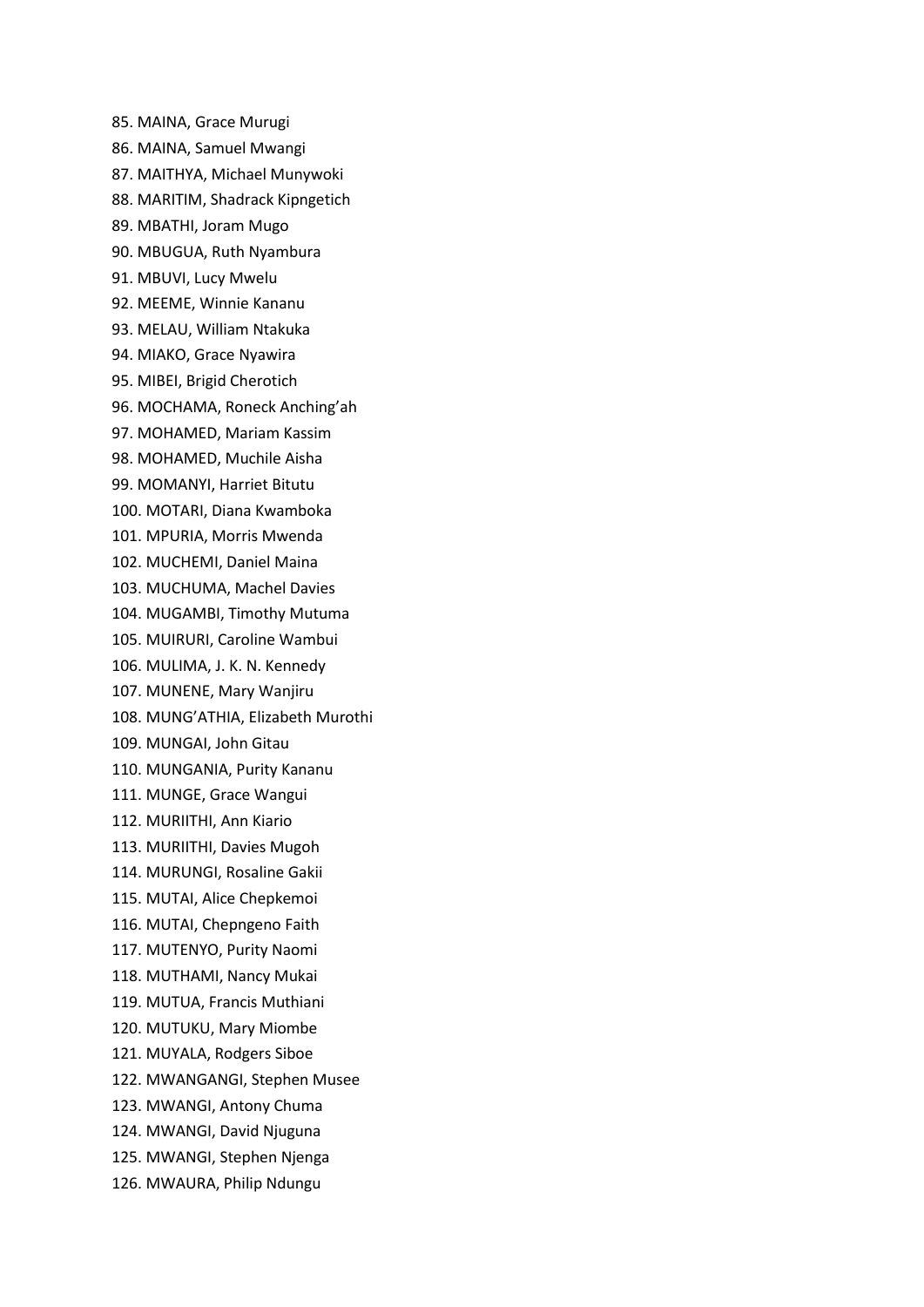85. MAINA, Grace Murugi
86. MAINA, Samuel Mwangi
87. MAITHYA, Michael Munywoki
88. MARITIM, Shadrack Kipngetich
89. MBATHI, Joram Mugo
90. MBUGUA, Ruth Nyambura
91. MBUVI, Lucy Mwelu
92. MEEME, Winnie Kananu
93. MELAU, William Ntakuka
94. MIAKO, Grace Nyawira
95. MIBEI, Brigid Cherotich
96. MOCHAMA, Roneck Anching'ah
97. MOHAMED, Mariam Kassim
98. MOHAMED, Muchile Aisha
99. MOMANYI, Harriet Bitutu
100. MOTARI, Diana Kwamboka
101. MPURIA, Morris Mwenda
102. MUCHEMI, Daniel Maina
103. MUCHUMA, Machel Davies
104. MUGAMBI, Timothy Mutuma
105. MUIRURI, Caroline Wambui
106. MULIMA, J. K. N. Kennedy
107. MUNENE, Mary Wanjiru
108. MUNG'ATHIA, Elizabeth Murothi
109. MUNGAI, John Gitau
110. MUNGANIA, Purity Kananu
111. MUNGE, Grace Wangui
112. MURIITHI, Ann Kiario
113. MURIITHI, Davies Mugoh
114. MURUNGI, Rosaline Gakii
115. MUTAI, Alice Chepkemoi
116. MUTAI, Chepngeno Faith
117. MUTENYO, Purity Naomi
118. MUTHAMI, Nancy Mukai
119. MUTUA, Francis Muthiani
120. MUTUKU, Mary Miombe
121. MUYALA, Rodgers Siboe
122. MWANGANGI, Stephen Musee
123. MWANGI, Antony Chuma
124. MWANGI, David Njuguna
125. MWANGI, Stephen Njenga
126. MWAURA, Philip Ndungu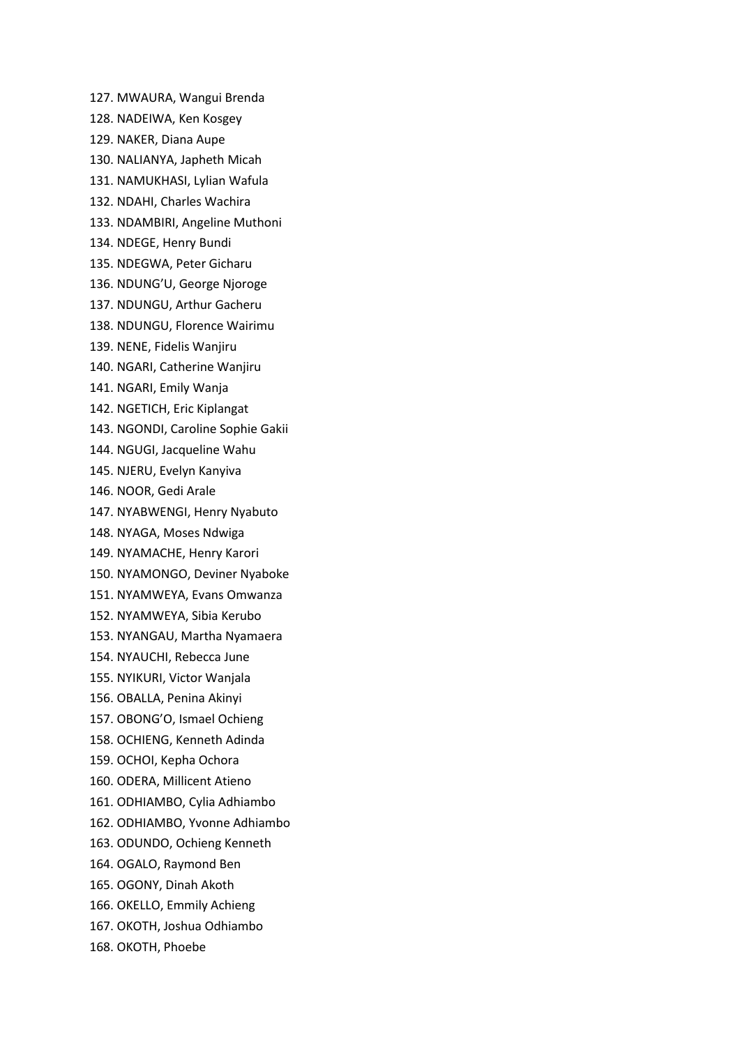127. MWAURA, Wangui Brenda
128. NADEIWA, Ken Kosgey
129. NAKER, Diana Aupe
130. NALIANYA, Japheth Micah
131. NAMUKHASI, Lylian Wafula
132. NDAHI, Charles Wachira
133. NDAMBIRI, Angeline Muthoni
134. NDEGE, Henry Bundi
135. NDEGWA, Peter Gicharu
136. NDUNG'U, George Njoroge
137. NDUNGU, Arthur Gacheru
138. NDUNGU, Florence Wairimu
139. NENE, Fidelis Wanjiru
140. NGARI, Catherine Wanjiru
141. NGARI, Emily Wanja
142. NGETICH, Eric Kiplangat
143. NGONDI, Caroline Sophie Gakii
144. NGUGI, Jacqueline Wahu
145. NJERU, Evelyn Kanyiva
146. NOOR, Gedi Arale
147. NYABWENGI, Henry Nyabuto
148. NYAGA, Moses Ndwiga
149. NYAMACHE, Henry Karori
150. NYAMONGO, Deviner Nyaboke
151. NYAMWEYA, Evans Omwanza
152. NYAMWEYA, Sibia Kerubo
153. NYANGAU, Martha Nyamaera
154. NYAUCHI, Rebecca June
155. NYIKURI, Victor Wanjala
156. OBALLA, Penina Akinyi
157. OBONG'O, Ismael Ochieng
158. OCHIENG, Kenneth Adinda
159. OCHOI, Kepha Ochora
160. ODERA, Millicent Atieno
161. ODHIAMBO, Cylia Adhiambo
162. ODHIAMBO, Yvonne Adhiambo
163. ODUNDO, Ochieng Kenneth
164. OGALO, Raymond Ben
165. OGONY, Dinah Akoth
166. OKELLO, Emmily Achieng
167. OKOTH, Joshua Odhiambo
168. OKOTH, Phoebe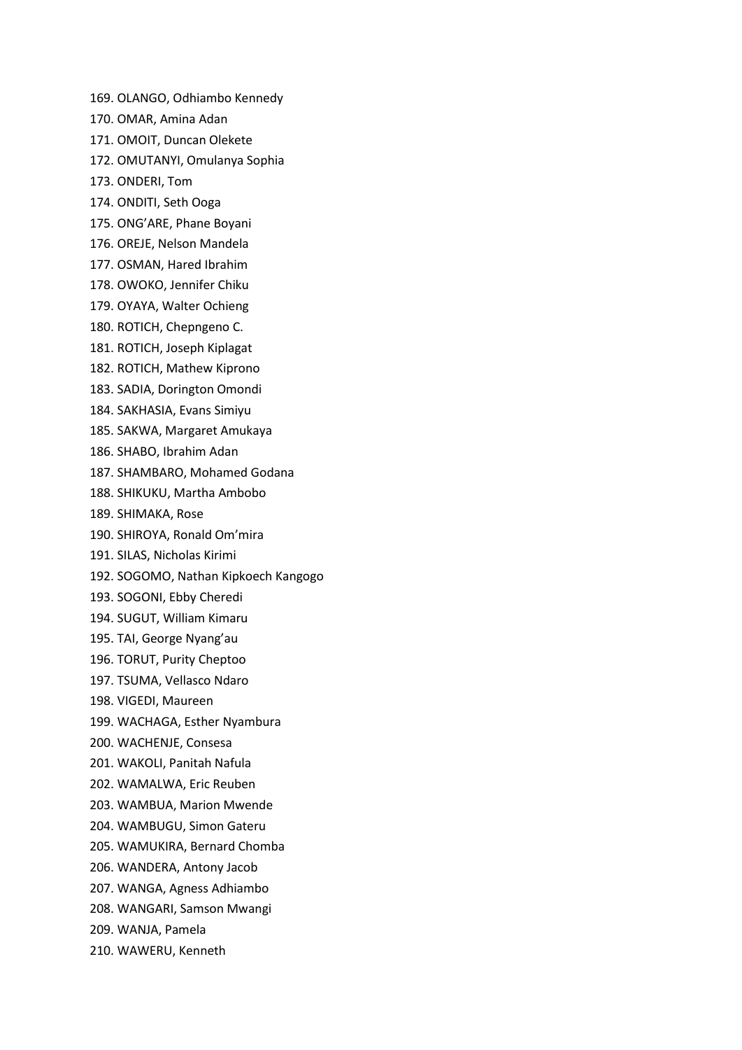169. OLANGO, Odhiambo Kennedy
170. OMAR, Amina Adan
171. OMOIT, Duncan Olekete
172. OMUTANYI, Omulanya Sophia
173. ONDERI, Tom
174. ONDITI, Seth Ooga
175. ONG'ARE, Phane Boyani
176. OREJE, Nelson Mandela
177. OSMAN, Hared Ibrahim
178. OWOKO, Jennifer Chiku
179. OYAYA, Walter Ochieng
180. ROTICH, Chepngeno C.
181. ROTICH, Joseph Kiplagat
182. ROTICH, Mathew Kiprono
183. SADIA, Dorington Omondi
184. SAKHASIA, Evans Simiyu
185. SAKWA, Margaret Amukaya
186. SHABO, Ibrahim Adan
187. SHAMBARO, Mohamed Godana
188. SHIKUKU, Martha Ambobo
189. SHIMAKA, Rose
190. SHIROYA, Ronald Om'mira
191. SILAS, Nicholas Kirimi
192. SOGOMO, Nathan Kipkoech Kangogo
193. SOGONI, Ebby Cheredi
194. SUGUT, William Kimaru
195. TAI, George Nyang'au
196. TORUT, Purity Cheptoo
197. TSUMA, Vellasco Ndaro
198. VIGEDI, Maureen
199. WACHAGA, Esther Nyambura
200. WACHENJE, Consesa
201. WAKOLI, Panitah Nafula
202. WAMALWA, Eric Reuben
203. WAMBUA, Marion Mwende
204. WAMBUGU, Simon Gateru
205. WAMUKIRA, Bernard Chomba
206. WANDERA, Antony Jacob
207. WANGA, Agness Adhiambo
208. WANGARI, Samson Mwangi
209. WANJA, Pamela
210. WAWERU, Kenneth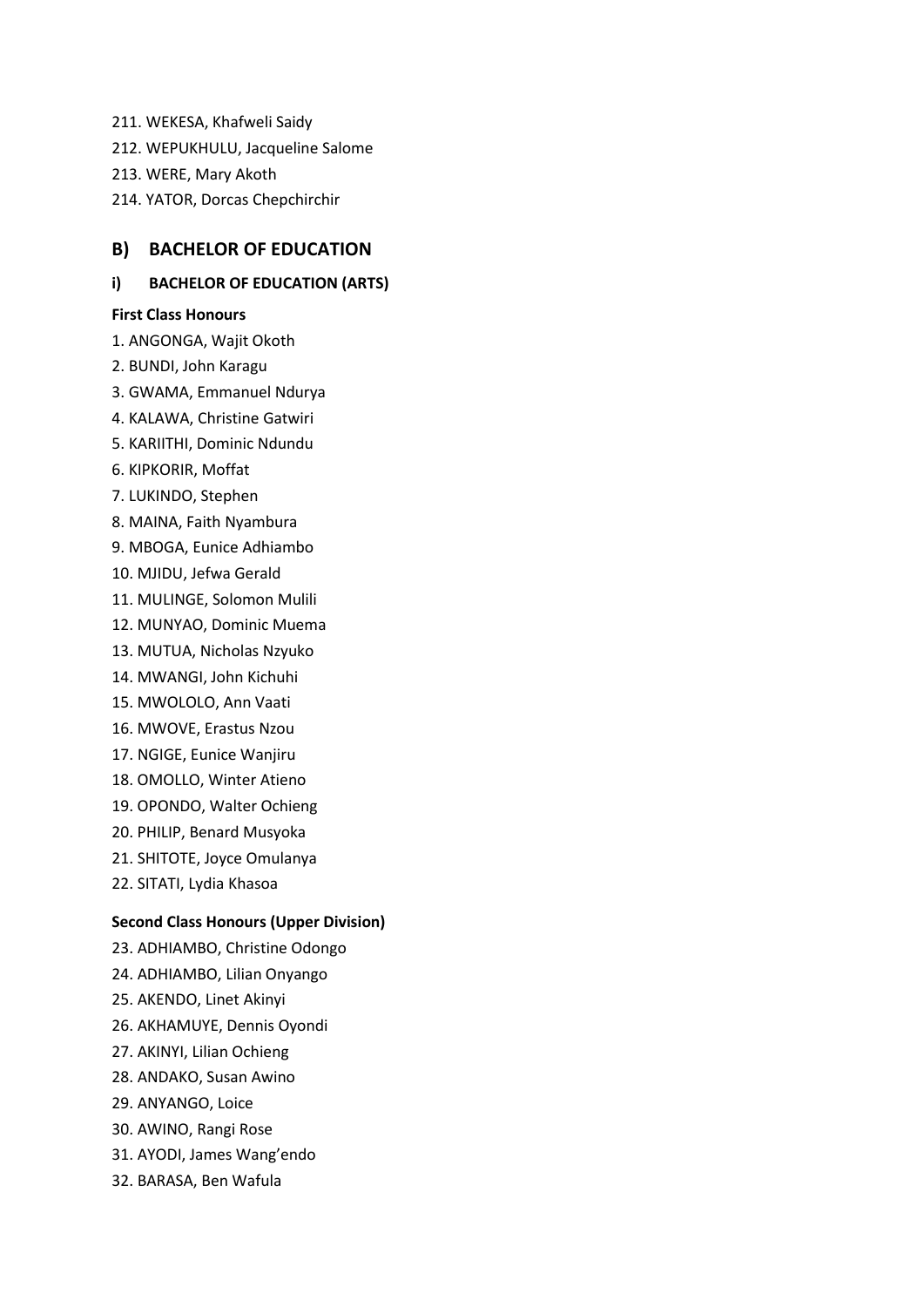211. WEKESA, Khafweli Saidy
212. WEPUKHULU, Jacqueline Salome
213. WERE, Mary Akoth
214. YATOR, Dorcas Chepchirchir

## B) BACHELOR OF EDUCATION

### i) BACHELOR OF EDUCATION (ARTS)

**First Class Honours**

1. ANGONGA, Wajit Okoth
2. BUNDI, John Karagu
3. GWAMA, Emmanuel Ndurya
4. KALAWA, Christine Gatwiri
5. KARIITHI, Dominic Ndundu
6. KIPKORIR, Moffat
7. LUKINDO, Stephen
8. MAINA, Faith Nyambura
9. MBOGA, Eunice Adhiambo
10. MJIDU, Jefwa Gerald
11. MULINGE, Solomon Mulili
12. MUNYAO, Dominic Muema
13. MUTUA, Nicholas Nzyuko
14. MWANGI, John Kichuhi
15. MWOLOLO, Ann Vaati
16. MWOVE, Erastus Nzou
17. NGIGE, Eunice Wanjiru
18. OMOLLO, Winter Atieno
19. OPONDO, Walter Ochieng
20. PHILIP, Benard Musyoka
21. SHITOTE, Joyce Omulanya
22. SITATI, Lydia Khasoa

**Second Class Honours (Upper Division)**

23. ADHIAMBO, Christine Odongo
24. ADHIAMBO, Lilian Onyango
25. AKENDO, Linet Akinyi
26. AKHAMUYE, Dennis Oyondi
27. AKINYI, Lilian Ochieng
28. ANDAKO, Susan Awino
29. ANYANGO, Loice
30. AWINO, Rangi Rose
31. AYODI, James Wang'endo
32. BARASA, Ben Wafula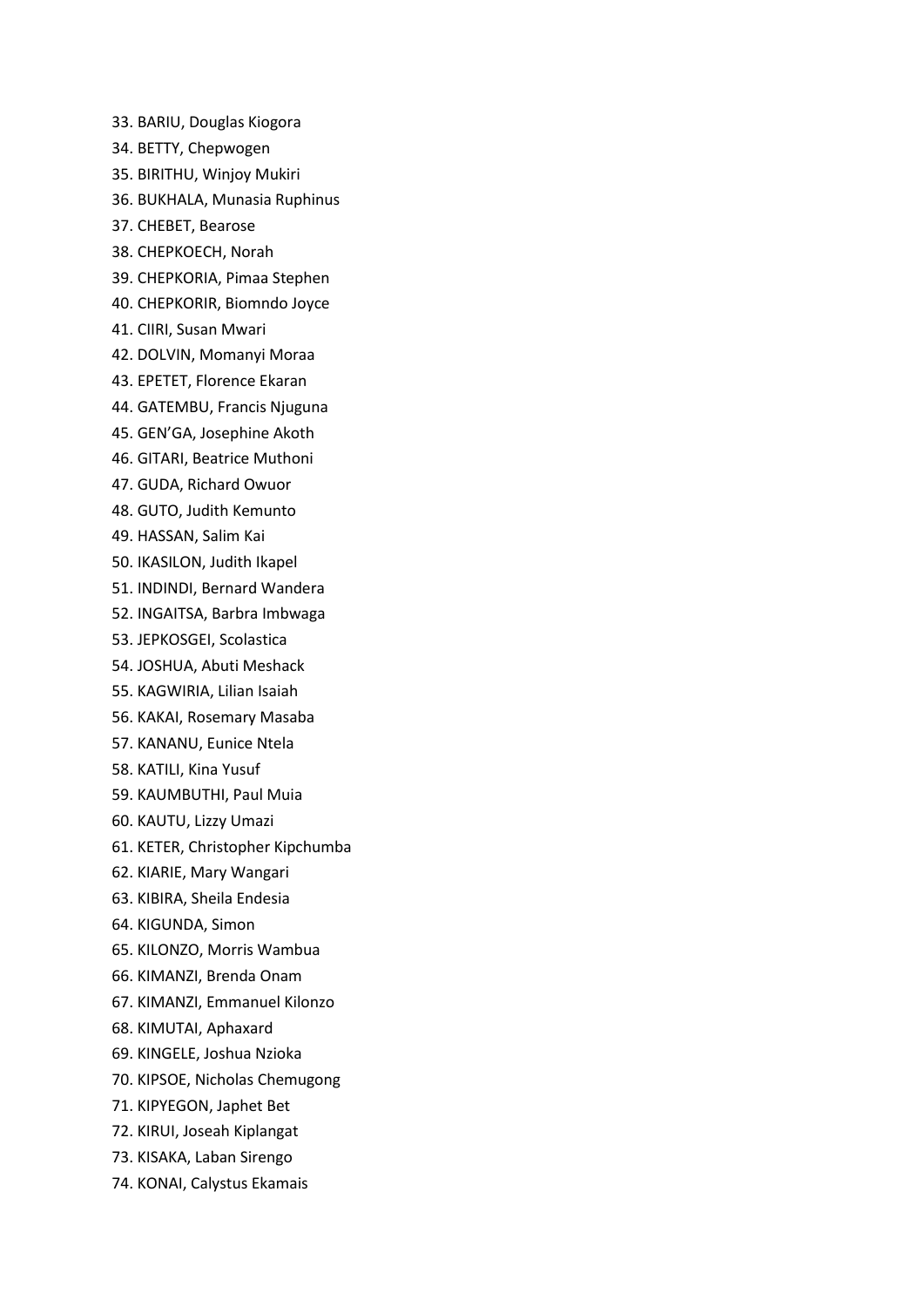33. BARIU, Douglas Kiogora
34. BETTY, Chepwogen
35. BIRITHU, Winjoy Mukiri
36. BUKHALA, Munasia Ruphinus
37. CHEBET, Bearose
38. CHEPKOECH, Norah
39. CHEPKORIA, Pimaa Stephen
40. CHEPKORIR, Biomndo Joyce
41. CIIRI, Susan Mwari
42. DOLVIN, Momanyi Moraa
43. EPETET, Florence Ekaran
44. GATEMBU, Francis Njuguna
45. GEN'GA, Josephine Akoth
46. GITARI, Beatrice Muthoni
47. GUDA, Richard Owuor
48. GUTO, Judith Kemunto
49. HASSAN, Salim Kai
50. IKASILON, Judith Ikapel
51. INDINDI, Bernard Wandera
52. INGAITSA, Barbra Imbwaga
53. JEPKOSGEI, Scolastica
54. JOSHUA, Abuti Meshack
55. KAGWIRIA, Lilian Isaiah
56. KAKAI, Rosemary Masaba
57. KANANU, Eunice Ntela
58. KATILI, Kina Yusuf
59. KAUMBUTHI, Paul Muia
60. KAUTU, Lizzy Umazi
61. KETER, Christopher Kipchumba
62. KIARIE, Mary Wangari
63. KIBIRA, Sheila Endesia
64. KIGUNDA, Simon
65. KILONZO, Morris Wambua
66. KIMANZI, Brenda Onam
67. KIMANZI, Emmanuel Kilonzo
68. KIMUTAI, Aphaxard
69. KINGELE, Joshua Nzioka
70. KIPSOE, Nicholas Chemugong
71. KIPYEGON, Japhet Bet
72. KIRUI, Joseah Kiplangat
73. KISAKA, Laban Sirengo
74. KONAI, Calystus Ekamais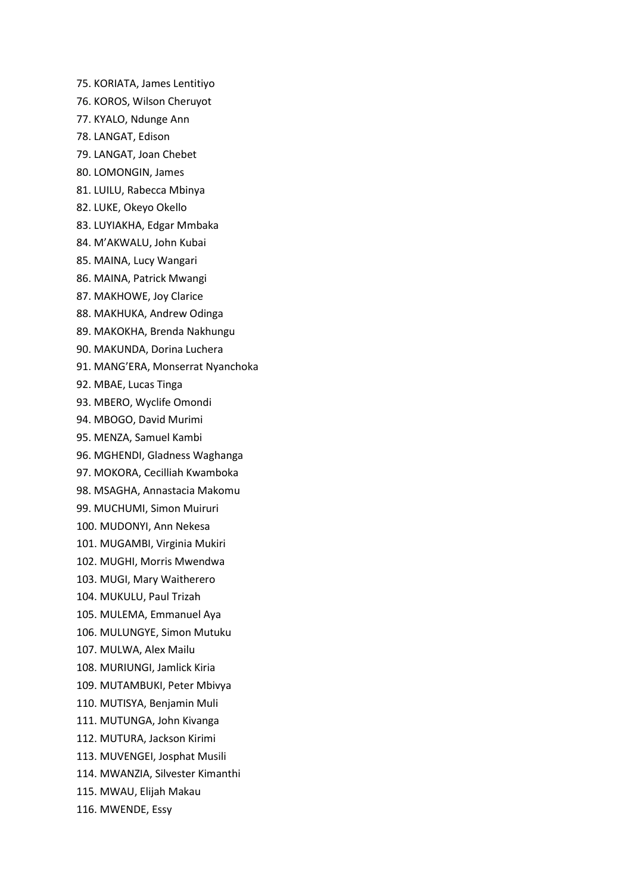75. KORIATA, James Lentitiyo
76. KOROS, Wilson Cheruyot
77. KYALO, Ndunge Ann
78. LANGAT, Edison
79. LANGAT, Joan Chebet
80. LOMONGIN, James
81. LUILU, Rabecca Mbinya
82. LUKE, Okeyo Okello
83. LUYIAKHA, Edgar Mmbaka
84. M'AKWALU, John Kubai
85. MAINA, Lucy Wangari
86. MAINA, Patrick Mwangi
87. MAKHOWE, Joy Clarice
88. MAKHUKA, Andrew Odinga
89. MAKOKHA, Brenda Nakhungu
90. MAKUNDA, Dorina Luchera
91. MANG'ERA, Monserrat Nyanchoka
92. MBAE, Lucas Tinga
93. MBERO, Wyclife Omondi
94. MBOGO, David Murimi
95. MENZA, Samuel Kambi
96. MGHENDI, Gladness Waghanga
97. MOKORA, Cecilliah Kwamboka
98. MSAGHA, Annastacia Makomu
99. MUCHUMI, Simon Muiruri
100. MUDONYI, Ann Nekesa
101. MUGAMBI, Virginia Mukiri
102. MUGHI, Morris Mwendwa
103. MUGI, Mary Waitherero
104. MUKULU, Paul Trizah
105. MULEMA, Emmanuel Aya
106. MULUNGYE, Simon Mutuku
107. MULWA, Alex Mailu
108. MURIUNGI, Jamlick Kiria
109. MUTAMBUKI, Peter Mbivya
110. MUTISYA, Benjamin Muli
111. MUTUNGA, John Kivanga
112. MUTURA, Jackson Kirimi
113. MUVENGEI, Josphat Musili
114. MWANZIA, Silvester Kimanthi
115. MWAU, Elijah Makau
116. MWENDE, Essy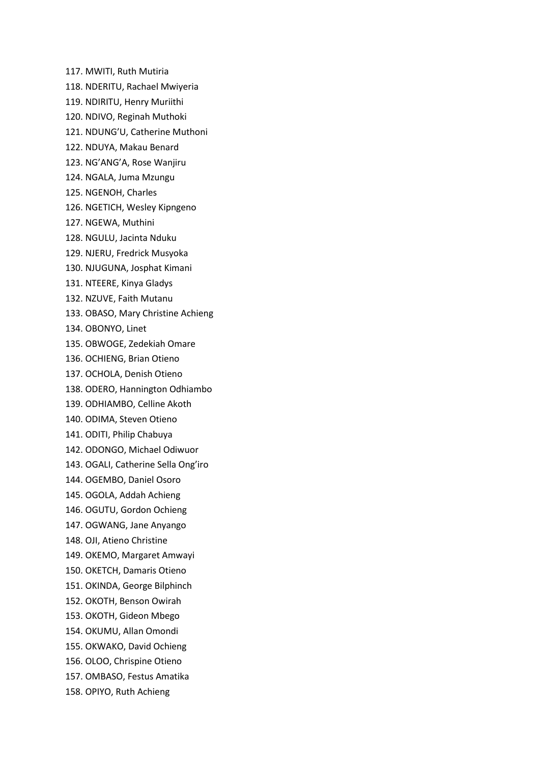117. MWITI, Ruth Mutiria
118. NDERITU, Rachael Mwiyeria
119. NDIRITU, Henry Muriithi
120. NDIVO, Reginah Muthoki
121. NDUNG'U, Catherine Muthoni
122. NDUYA, Makau Benard
123. NG'ANG'A, Rose Wanjiru
124. NGALA, Juma Mzungu
125. NGENOH, Charles
126. NGETICH, Wesley Kipngeno
127. NGEWA, Muthini
128. NGULU, Jacinta Nduku
129. NJERU, Fredrick Musyoka
130. NJUGUNA, Josphat Kimani
131. NTEERE, Kinya Gladys
132. NZUVE, Faith Mutanu
133. OBASO, Mary Christine Achieng
134. OBONYO, Linet
135. OBWOGE, Zedekiah Omare
136. OCHIENG, Brian Otieno
137. OCHOLA, Denish Otieno
138. ODERO, Hannington Odhiambo
139. ODHIAMBO, Celline Akoth
140. ODIMA, Steven Otieno
141. ODITI, Philip Chabuya
142. ODONGO, Michael Odiwuor
143. OGALI, Catherine Sella Ong'iro
144. OGEMBO, Daniel Osoro
145. OGOLA, Addah Achieng
146. OGUTU, Gordon Ochieng
147. OGWANG, Jane Anyango
148. OJI, Atieno Christine
149. OKEMO, Margaret Amwayi
150. OKETCH, Damaris Otieno
151. OKINDA, George Bilphinch
152. OKOTH, Benson Owirah
153. OKOTH, Gideon Mbego
154. OKUMU, Allan Omondi
155. OKWAKO, David Ochieng
156. OLOO, Chrispine Otieno
157. OMBASO, Festus Amatika
158. OPIYO, Ruth Achieng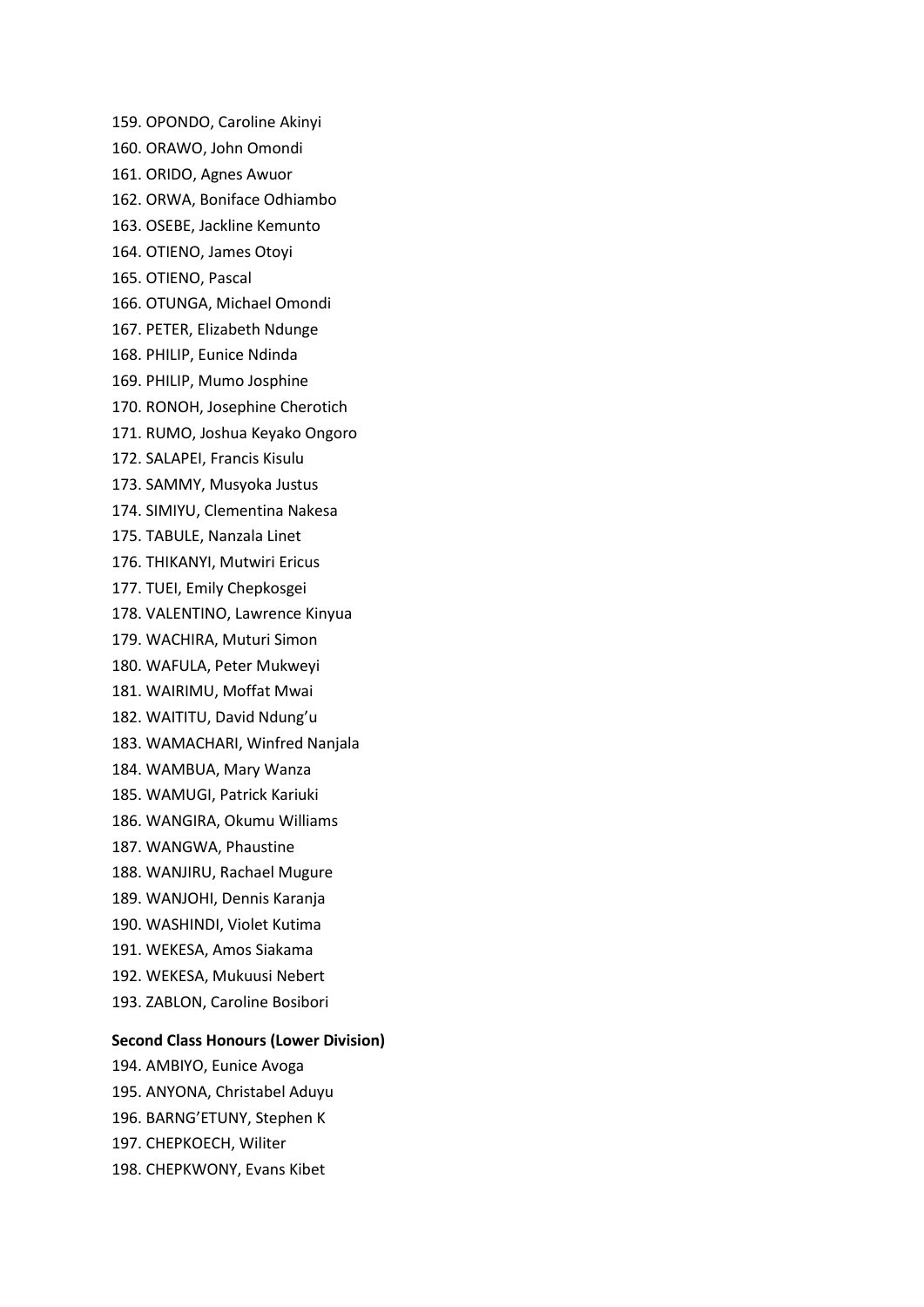159. OPONDO, Caroline Akinyi
160. ORAWO, John Omondi
161. ORIDO, Agnes Awuor
162. ORWA, Boniface Odhiambo
163. OSEBE, Jackline Kemunto
164. OTIENO, James Otoyi
165. OTIENO, Pascal
166. OTUNGA, Michael Omondi
167. PETER, Elizabeth Ndunge
168. PHILIP, Eunice Ndinda
169. PHILIP, Mumo Josphine
170. RONOH, Josephine Cherotich
171. RUMO, Joshua Keyako Ongoro
172. SALAPEI, Francis Kisulu
173. SAMMY, Musyoka Justus
174. SIMIYU, Clementina Nakesa
175. TABULE, Nanzala Linet
176. THIKANYI, Mutwiri Ericus
177. TUEI, Emily Chepkosgei
178. VALENTINO, Lawrence Kinyua
179. WACHIRA, Muturi Simon
180. WAFULA, Peter Mukweyi
181. WAIRIMU, Moffat Mwai
182. WAITITU, David Ndung'u
183. WAMACHARI, Winfred Nanjala
184. WAMBUA, Mary Wanza
185. WAMUGI, Patrick Kariuki
186. WANGIRA, Okumu Williams
187. WANGWA, Phaustine
188. WANJIRU, Rachael Mugure
189. WANJOHI, Dennis Karanja
190. WASHINDI, Violet Kutima
191. WEKESA, Amos Siakama
192. WEKESA, Mukuusi Nebert
193. ZABLON, Caroline Bosibori

**Second Class Honours (Lower Division)**

194. AMBIYO, Eunice Avoga
195. ANYONA, Christabel Aduyu
196. BARNG'ETUNY, Stephen K
197. CHEPKOECH, Wiliter
198. CHEPKWONY, Evans Kibet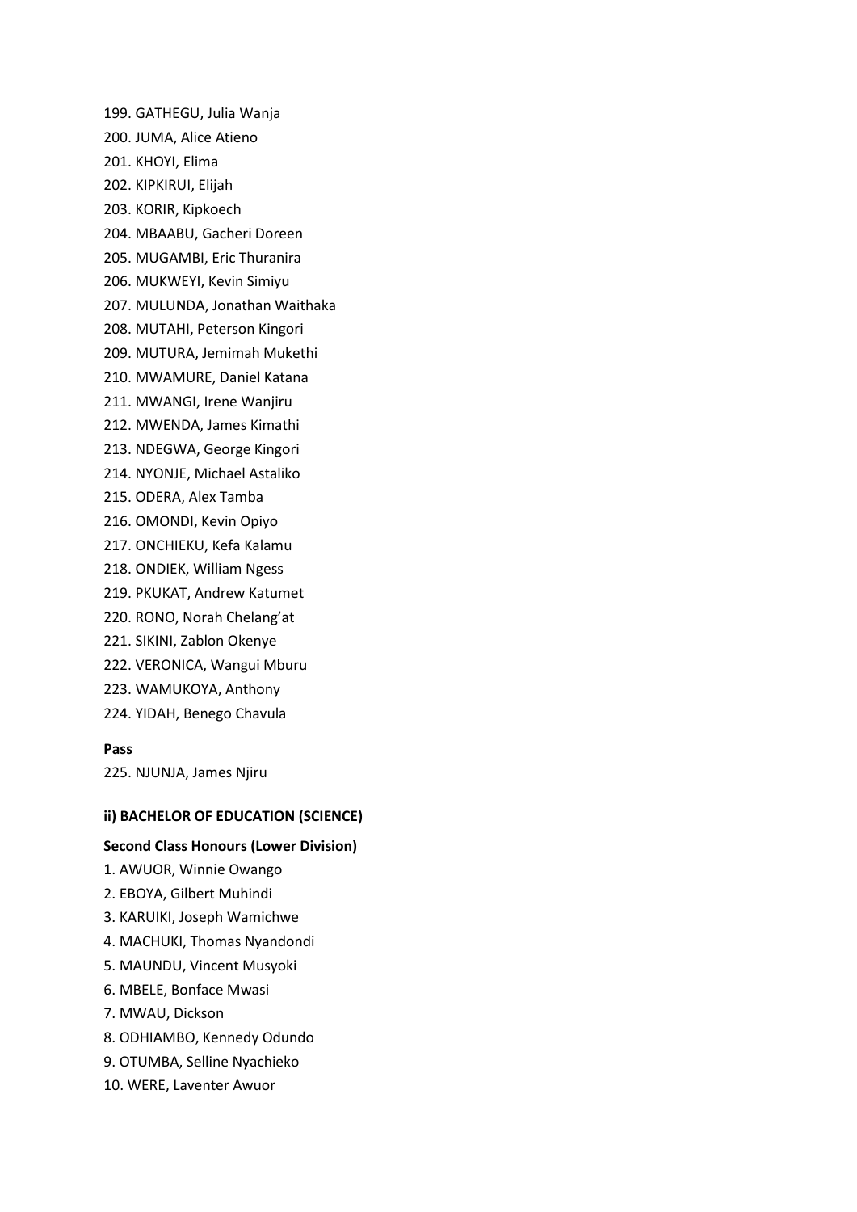199. GATHEGU, Julia Wanja
200. JUMA, Alice Atieno
201. KHOYI, Elima
202. KIPKIRUI, Elijah
203. KORIR, Kipkoech
204. MBAABU, Gacheri Doreen
205. MUGAMBI, Eric Thuranira
206. MUKWEYI, Kevin Simiyu
207. MULUNDA, Jonathan Waithaka
208. MUTAHI, Peterson Kingori
209. MUTURA, Jemimah Mukethi
210. MWAMURE, Daniel Katana
211. MWANGI, Irene Wanjiru
212. MWENDA, James Kimathi
213. NDEGWA, George Kingori
214. NYONJE, Michael Astaliko
215. ODERA, Alex Tamba
216. OMONDI, Kevin Opiyo
217. ONCHIEKU, Kefa Kalamu
218. ONDIEK, William Ngess
219. PKUKAT, Andrew Katumet
220. RONO, Norah Chelang'at
221. SIKINI, Zablon Okenye
222. VERONICA, Wangui Mburu
223. WAMUKOYA, Anthony
224. YIDAH, Benego Chavula

**Pass**

225. NJUNJA, James Njiru

**ii) BACHELOR OF EDUCATION (SCIENCE)**

**Second Class Honours (Lower Division)**

1. AWUOR, Winnie Owango
2. EBOYA, Gilbert Muhindi
3. KARUIKI, Joseph Wamichwe
4. MACHUKI, Thomas Nyandondi
5. MAUNDU, Vincent Musyoki
6. MBELE, Bonface Mwasi
7. MWAU, Dickson
8. ODHIAMBO, Kennedy Odundo
9. OTUMBA, Selline Nyachieko
10. WERE, Laventer Awuor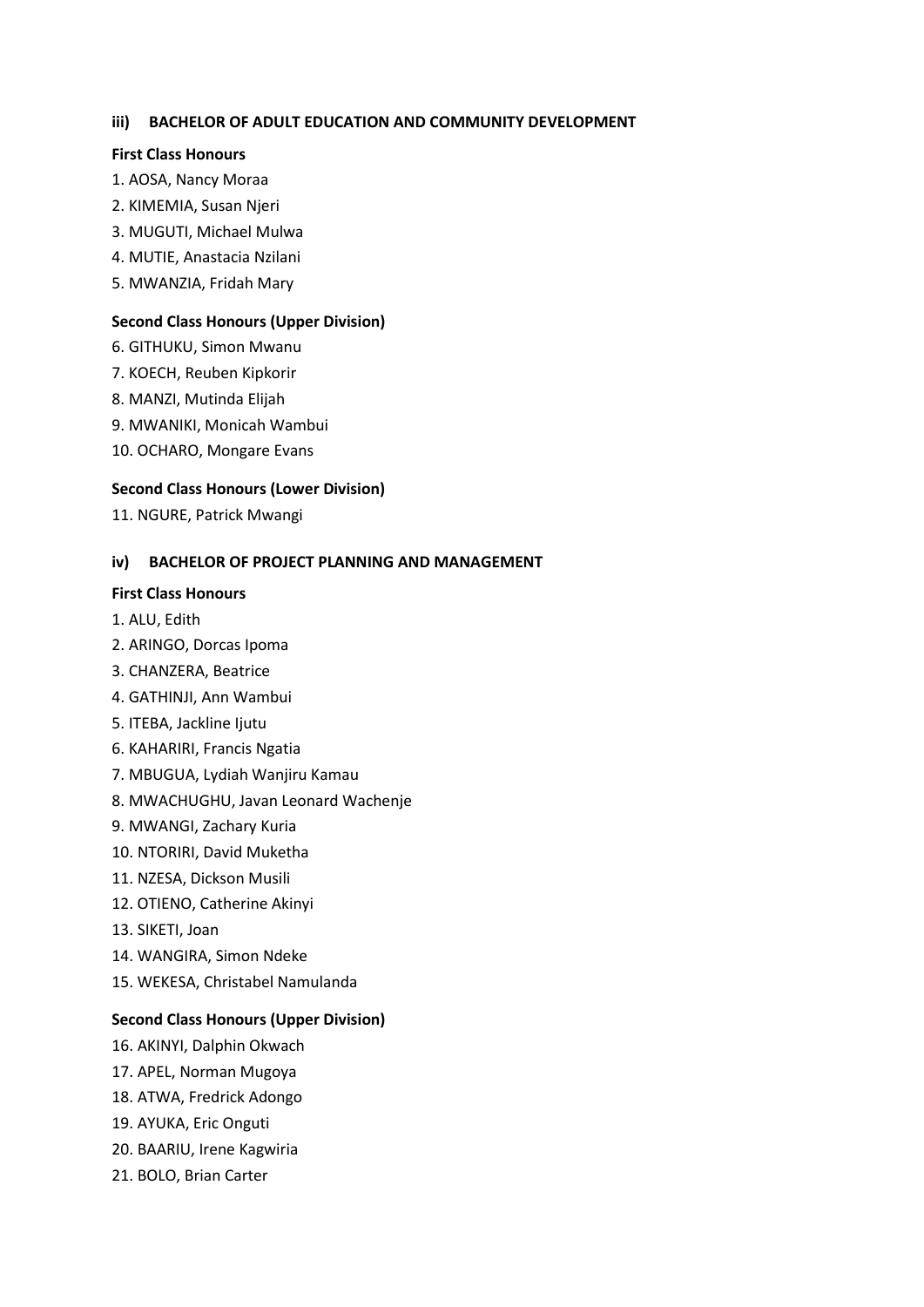### iii) BACHELOR OF ADULT EDUCATION AND COMMUNITY DEVELOPMENT

**First Class Honours**

1. AOSA, Nancy Moraa
2. KIMEMIA, Susan Njeri
3. MUGUTI, Michael Mulwa
4. MUTIE, Anastacia Nzilani
5. MWANZIA, Fridah Mary

**Second Class Honours (Upper Division)**

6. GITHUKU, Simon Mwanu
7. KOECH, Reuben Kipkorir
8. MANZI, Mutinda Elijah
9. MWANIKI, Monicah Wambui
10. OCHARO, Mongare Evans

**Second Class Honours (Lower Division)**

11. NGURE, Patrick Mwangi

### iv) BACHELOR OF PROJECT PLANNING AND MANAGEMENT

**First Class Honours**

1. ALU, Edith
2. ARINGO, Dorcas Ipoma
3. CHANZERA, Beatrice
4. GATHINJI, Ann Wambui
5. ITEBA, Jackline Ijutu
6. KAHARIRI, Francis Ngatia
7. MBUGUA, Lydiah Wanjiru Kamau
8. MWACHUGHU, Javan Leonard Wachenje
9. MWANGI, Zachary Kuria
10. NTORIRI, David Muketha
11. NZESA, Dickson Musili
12. OTIENO, Catherine Akinyi
13. SIKETI, Joan
14. WANGIRA, Simon Ndeke
15. WEKESA, Christabel Namulanda

**Second Class Honours (Upper Division)**

16. AKINYI, Dalphin Okwach
17. APEL, Norman Mugoya
18. ATWA, Fredrick Adongo
19. AYUKA, Eric Onguti
20. BAARIU, Irene Kagwiria
21. BOLO, Brian Carter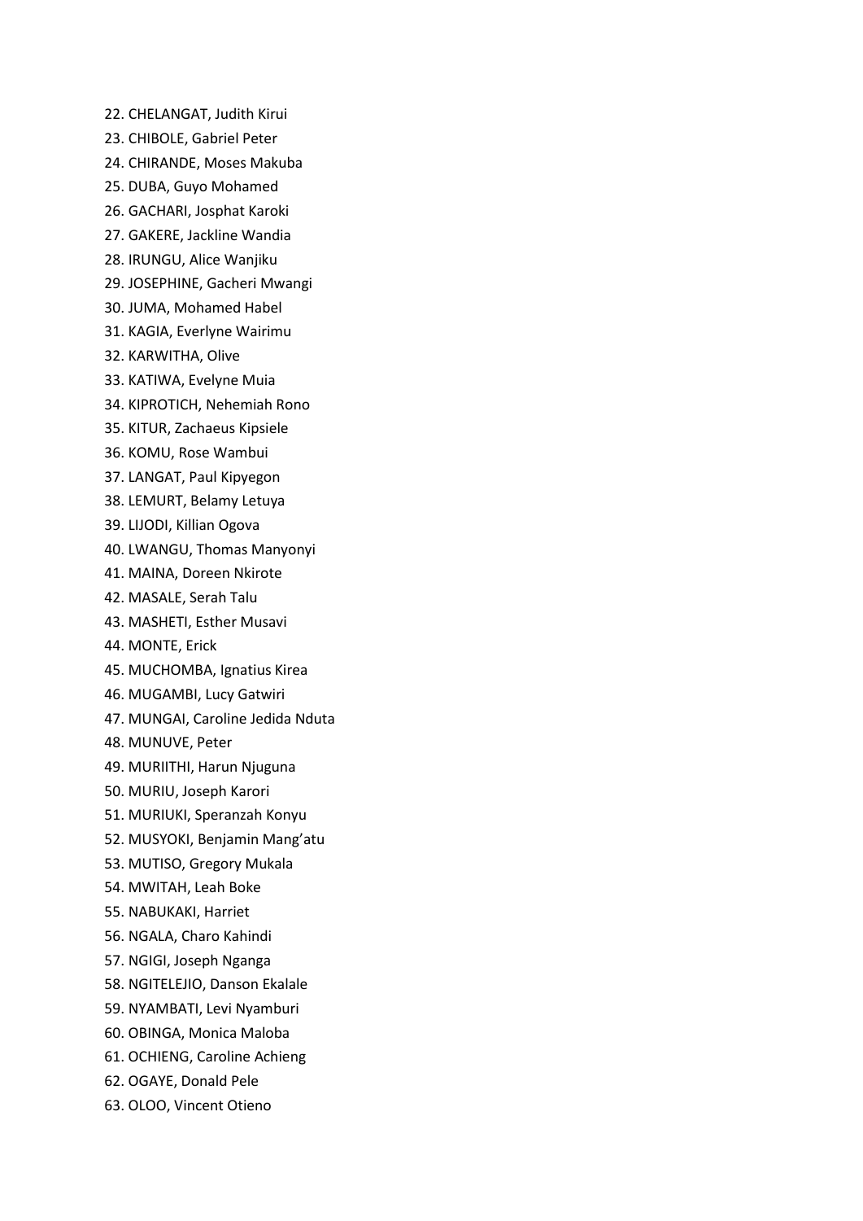22. CHELANGAT, Judith Kirui
23. CHIBOLE, Gabriel Peter
24. CHIRANDE, Moses Makuba
25. DUBA, Guyo Mohamed
26. GACHARI, Josphat Karoki
27. GAKERE, Jackline Wandia
28. IRUNGU, Alice Wanjiku
29. JOSEPHINE, Gacheri Mwangi
30. JUMA, Mohamed Habel
31. KAGIA, Everlyne Wairimu
32. KARWITHA, Olive
33. KATIWA, Evelyne Muia
34. KIPROTICH, Nehemiah Rono
35. KITUR, Zachaeus Kipsiele
36. KOMU, Rose Wambui
37. LANGAT, Paul Kipyegon
38. LEMURT, Belamy Letuya
39. LIJODI, Killian Ogova
40. LWANGU, Thomas Manyonyi
41. MAINA, Doreen Nkirote
42. MASALE, Serah Talu
43. MASHETI, Esther Musavi
44. MONTE, Erick
45. MUCHOMBA, Ignatius Kirea
46. MUGAMBI, Lucy Gatwiri
47. MUNGAI, Caroline Jedida Nduta
48. MUNUVE, Peter
49. MURIITHI, Harun Njuguna
50. MURIU, Joseph Karori
51. MURIUKI, Speranzah Konyu
52. MUSYOKI, Benjamin Mang'atu
53. MUTISO, Gregory Mukala
54. MWITAH, Leah Boke
55. NABUKAKI, Harriet
56. NGALA, Charo Kahindi
57. NGIGI, Joseph Nganga
58. NGITELEJIO, Danson Ekalale
59. NYAMBATI, Levi Nyamburi
60. OBINGA, Monica Maloba
61. OCHIENG, Caroline Achieng
62. OGAYE, Donald Pele
63. OLOO, Vincent Otieno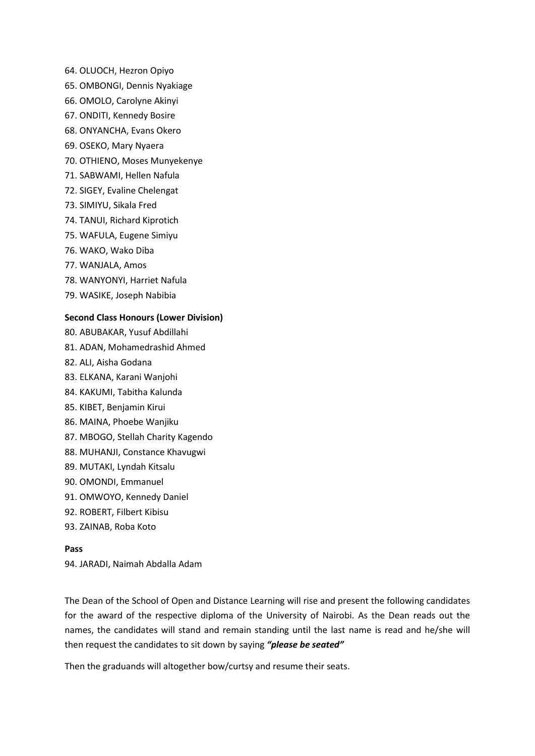64. OLUOCH, Hezron Opiyo
65. OMBONGI, Dennis Nyakiage
66. OMOLO, Carolyne Akinyi
67. ONDITI, Kennedy Bosire
68. ONYANCHA, Evans Okero
69. OSEKO, Mary Nyaera
70. OTHIENO, Moses Munyekenye
71. SABWAMI, Hellen Nafula
72. SIGEY, Evaline Chelengat
73. SIMIYU, Sikala Fred
74. TANUI, Richard Kiprotich
75. WAFULA, Eugene Simiyu
76. WAKO, Wako Diba
77. WANJALA, Amos
78. WANYONYI, Harriet Nafula
79. WASIKE, Joseph Nabibia

**Second Class Honours (Lower Division)**

80. ABUBAKAR, Yusuf Abdillahi
81. ADAN, Mohamedrashid Ahmed
82. ALI, Aisha Godana
83. ELKANA, Karani Wanjohi
84. KAKUMI, Tabitha Kalunda
85. KIBET, Benjamin Kirui
86. MAINA, Phoebe Wanjiku
87. MBOGO, Stellah Charity Kagendo
88. MUHANJI, Constance Khavugwi
89. MUTAKI, Lyndah Kitsalu
90. OMONDI, Emmanuel
91. OMWOYO, Kennedy Daniel
92. ROBERT, Filbert Kibisu
93. ZAINAB, Roba Koto

**Pass**

94. JARADI, Naimah Abdalla Adam

The Dean of the School of Open and Distance Learning will rise and present the following candidates for the award of the respective diploma of the University of Nairobi. As the Dean reads out the names, the candidates will stand and remain standing until the last name is read and he/she will then request the candidates to sit down by saying ***"please be seated"***

Then the graduands will altogether bow/curtsy and resume their seats.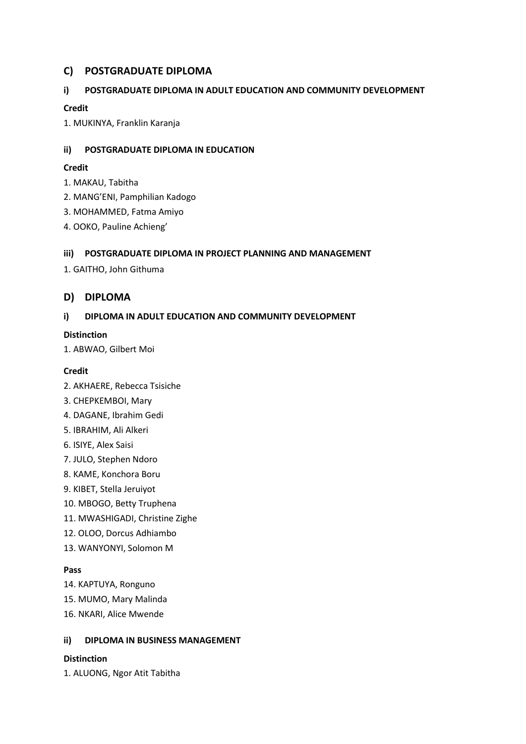## C) POSTGRADUATE DIPLOMA

### i) POSTGRADUATE DIPLOMA IN ADULT EDUCATION AND COMMUNITY DEVELOPMENT

**Credit**

1. MUKINYA, Franklin Karanja

### ii) POSTGRADUATE DIPLOMA IN EDUCATION

**Credit**

1. MAKAU, Tabitha
2. MANG'ENI, Pamphilian Kadogo
3. MOHAMMED, Fatma Amiyo
4. OOKO, Pauline Achieng'

### iii) POSTGRADUATE DIPLOMA IN PROJECT PLANNING AND MANAGEMENT

1. GAITHO, John Githuma

## D) DIPLOMA

### i) DIPLOMA IN ADULT EDUCATION AND COMMUNITY DEVELOPMENT

**Distinction**

1. ABWAO, Gilbert Moi

**Credit**

2. AKHAERE, Rebecca Tsisiche
3. CHEPKEMBOI, Mary
4. DAGANE, Ibrahim Gedi
5. IBRAHIM, Ali Alkeri
6. ISIYE, Alex Saisi
7. JULO, Stephen Ndoro
8. KAME, Konchora Boru
9. KIBET, Stella Jeruiyot
10. MBOGO, Betty Truphena
11. MWASHIGADI, Christine Zighe
12. OLOO, Dorcus Adhiambo
13. WANYONYI, Solomon M

**Pass**

14. KAPTUYA, Ronguno
15. MUMO, Mary Malinda
16. NKARI, Alice Mwende

### ii) DIPLOMA IN BUSINESS MANAGEMENT

**Distinction**

1. ALUONG, Ngor Atit Tabitha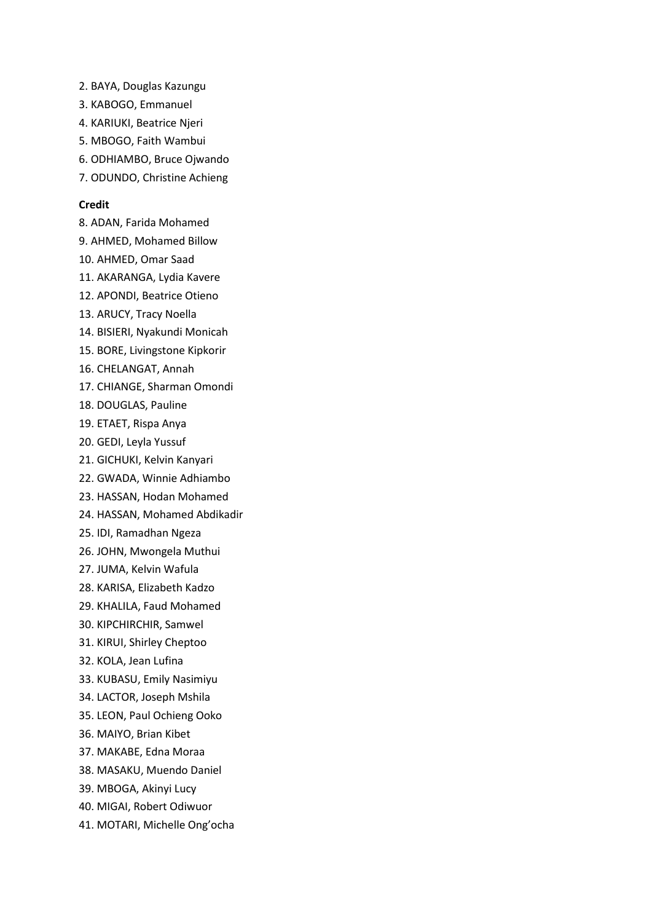2. BAYA, Douglas Kazungu
3. KABOGO, Emmanuel
4. KARIUKI, Beatrice Njeri
5. MBOGO, Faith Wambui
6. ODHIAMBO, Bruce Ojwando
7. ODUNDO, Christine Achieng

**Credit**

8. ADAN, Farida Mohamed
9. AHMED, Mohamed Billow
10. AHMED, Omar Saad
11. AKARANGA, Lydia Kavere
12. APONDI, Beatrice Otieno
13. ARUCY, Tracy Noella
14. BISIERI, Nyakundi Monicah
15. BORE, Livingstone Kipkorir
16. CHELANGAT, Annah
17. CHIANGE, Sharman Omondi
18. DOUGLAS, Pauline
19. ETAET, Rispa Anya
20. GEDI, Leyla Yussuf
21. GICHUKI, Kelvin Kanyari
22. GWADA, Winnie Adhiambo
23. HASSAN, Hodan Mohamed
24. HASSAN, Mohamed Abdikadir
25. IDI, Ramadhan Ngeza
26. JOHN, Mwongela Muthui
27. JUMA, Kelvin Wafula
28. KARISA, Elizabeth Kadzo
29. KHALILA, Faud Mohamed
30. KIPCHIRCHIR, Samwel
31. KIRUI, Shirley Cheptoo
32. KOLA, Jean Lufina
33. KUBASU, Emily Nasimiyu
34. LACTOR, Joseph Mshila
35. LEON, Paul Ochieng Ooko
36. MAIYO, Brian Kibet
37. MAKABE, Edna Moraa
38. MASAKU, Muendo Daniel
39. MBOGA, Akinyi Lucy
40. MIGAI, Robert Odiwuor
41. MOTARI, Michelle Ong'ocha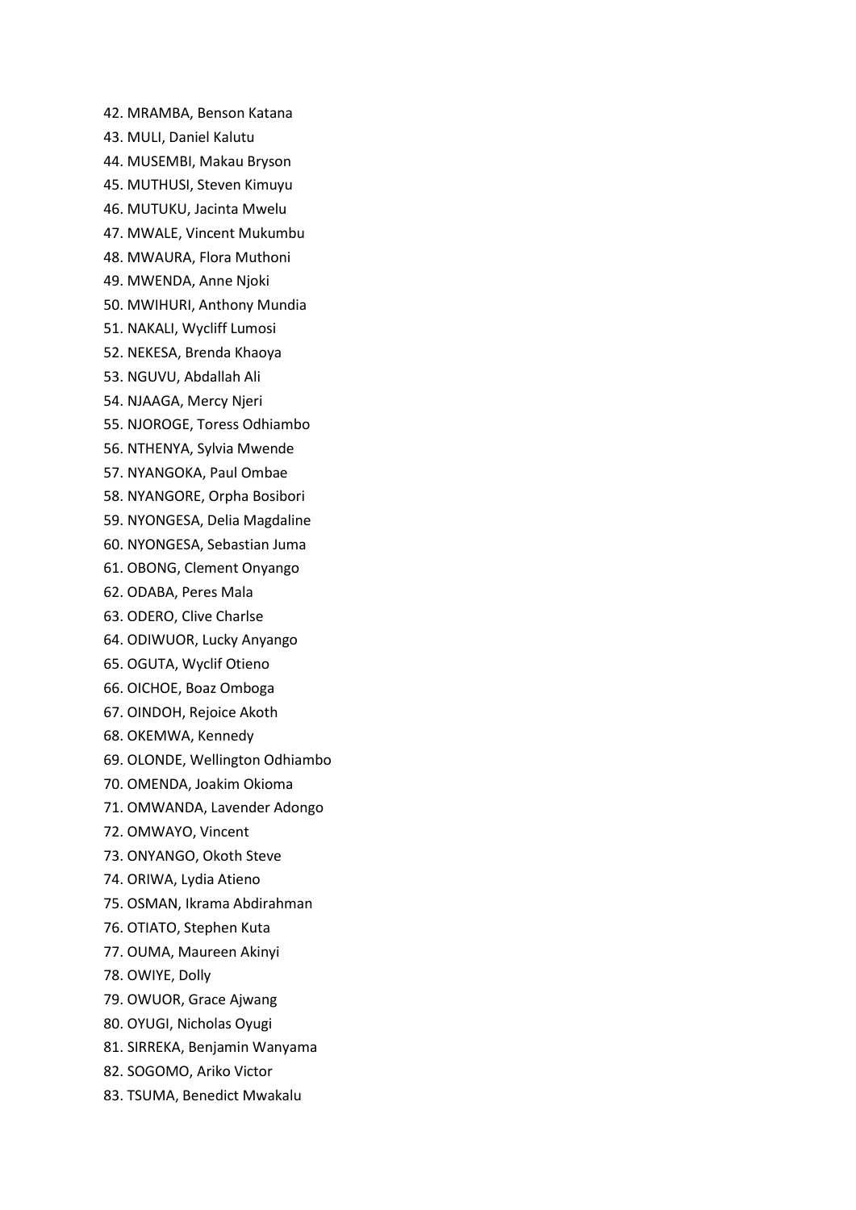42. MRAMBA, Benson Katana
43. MULI, Daniel Kalutu
44. MUSEMBI, Makau Bryson
45. MUTHUSI, Steven Kimuyu
46. MUTUKU, Jacinta Mwelu
47. MWALE, Vincent Mukumbu
48. MWAURA, Flora Muthoni
49. MWENDA, Anne Njoki
50. MWIHURI, Anthony Mundia
51. NAKALI, Wycliff Lumosi
52. NEKESA, Brenda Khaoya
53. NGUVU, Abdallah Ali
54. NJAAGA, Mercy Njeri
55. NJOROGE, Toress Odhiambo
56. NTHENYA, Sylvia Mwende
57. NYANGOKA, Paul Ombae
58. NYANGORE, Orpha Bosibori
59. NYONGESA, Delia Magdaline
60. NYONGESA, Sebastian Juma
61. OBONG, Clement Onyango
62. ODABA, Peres Mala
63. ODERO, Clive Charlse
64. ODIWUOR, Lucky Anyango
65. OGUTA, Wyclif Otieno
66. OICHOE, Boaz Omboga
67. OINDOH, Rejoice Akoth
68. OKEMWA, Kennedy
69. OLONDE, Wellington Odhiambo
70. OMENDA, Joakim Okioma
71. OMWANDA, Lavender Adongo
72. OMWAYO, Vincent
73. ONYANGO, Okoth Steve
74. ORIWA, Lydia Atieno
75. OSMAN, Ikrama Abdirahman
76. OTIATO, Stephen Kuta
77. OUMA, Maureen Akinyi
78. OWIYE, Dolly
79. OWUOR, Grace Ajwang
80. OYUGI, Nicholas Oyugi
81. SIRREKA, Benjamin Wanyama
82. SOGOMO, Ariko Victor
83. TSUMA, Benedict Mwakalu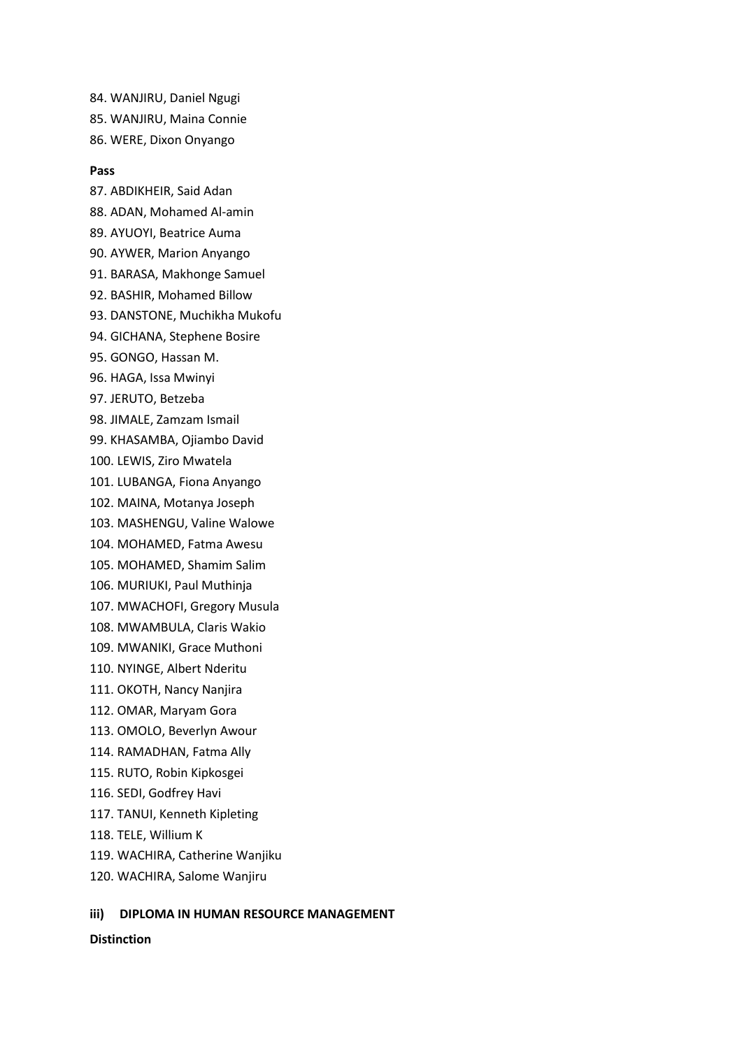84. WANJIRU, Daniel Ngugi
85. WANJIRU, Maina Connie
86. WERE, Dixon Onyango

**Pass**

87. ABDIKHEIR, Said Adan
88. ADAN, Mohamed Al-amin
89. AYUOYI, Beatrice Auma
90. AYWER, Marion Anyango
91. BARASA, Makhonge Samuel
92. BASHIR, Mohamed Billow
93. DANSTONE, Muchikha Mukofu
94. GICHANA, Stephene Bosire
95. GONGO, Hassan M.
96. HAGA, Issa Mwinyi
97. JERUTO, Betzeba
98. JIMALE, Zamzam Ismail
99. KHASAMBA, Ojiambo David
100. LEWIS, Ziro Mwatela
101. LUBANGA, Fiona Anyango
102. MAINA, Motanya Joseph
103. MASHENGU, Valine Walowe
104. MOHAMED, Fatma Awesu
105. MOHAMED, Shamim Salim
106. MURIUKI, Paul Muthinja
107. MWACHOFI, Gregory Musula
108. MWAMBULA, Claris Wakio
109. MWANIKI, Grace Muthoni
110. NYINGE, Albert Nderitu
111. OKOTH, Nancy Nanjira
112. OMAR, Maryam Gora
113. OMOLO, Beverlyn Awour
114. RAMADHAN, Fatma Ally
115. RUTO, Robin Kipkosgei
116. SEDI, Godfrey Havi
117. TANUI, Kenneth Kipleting
118. TELE, Willium K
119. WACHIRA, Catherine Wanjiku
120. WACHIRA, Salome Wanjiru

**iii) DIPLOMA IN HUMAN RESOURCE MANAGEMENT**

**Distinction**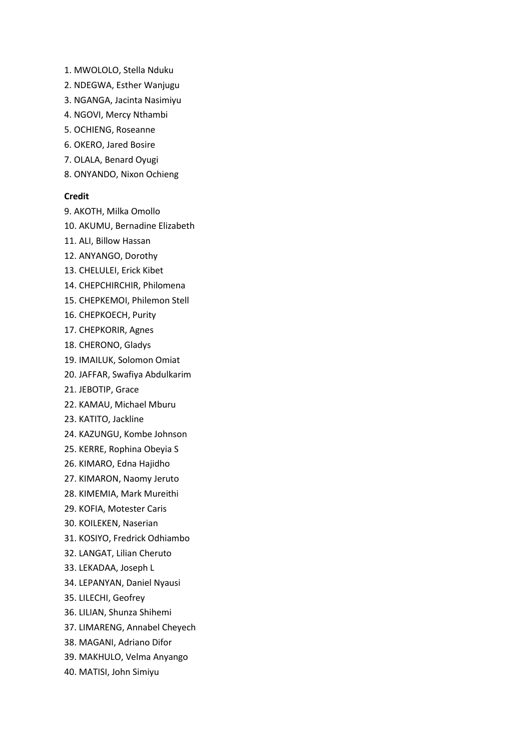1. MWOLOLO, Stella Nduku
2. NDEGWA, Esther Wanjugu
3. NGANGA, Jacinta Nasimiyu
4. NGOVI, Mercy Nthambi
5. OCHIENG, Roseanne
6. OKERO, Jared Bosire
7. OLALA, Benard Oyugi
8. ONYANDO, Nixon Ochieng

**Credit**

9. AKOTH, Milka Omollo
10. AKUMU, Bernadine Elizabeth
11. ALI, Billow Hassan
12. ANYANGO, Dorothy
13. CHELULEI, Erick Kibet
14. CHEPCHIRCHIR, Philomena
15. CHEPKEMOI, Philemon Stell
16. CHEPKOECH, Purity
17. CHEPKORIR, Agnes
18. CHERONO, Gladys
19. IMAILUK, Solomon Omiat
20. JAFFAR, Swafiya Abdulkarim
21. JEBOTIP, Grace
22. KAMAU, Michael Mburu
23. KATITO, Jackline
24. KAZUNGU, Kombe Johnson
25. KERRE, Rophina Obeyia S
26. KIMARO, Edna Hajidho
27. KIMARON, Naomy Jeruto
28. KIMEMIA, Mark Mureithi
29. KOFIA, Motester Caris
30. KOILEKEN, Naserian
31. KOSIYO, Fredrick Odhiambo
32. LANGAT, Lilian Cheruto
33. LEKADAA, Joseph L
34. LEPANYAN, Daniel Nyausi
35. LILECHI, Geofrey
36. LILIAN, Shunza Shihemi
37. LIMARENG, Annabel Cheyech
38. MAGANI, Adriano Difor
39. MAKHULO, Velma Anyango
40. MATISI, John Simiyu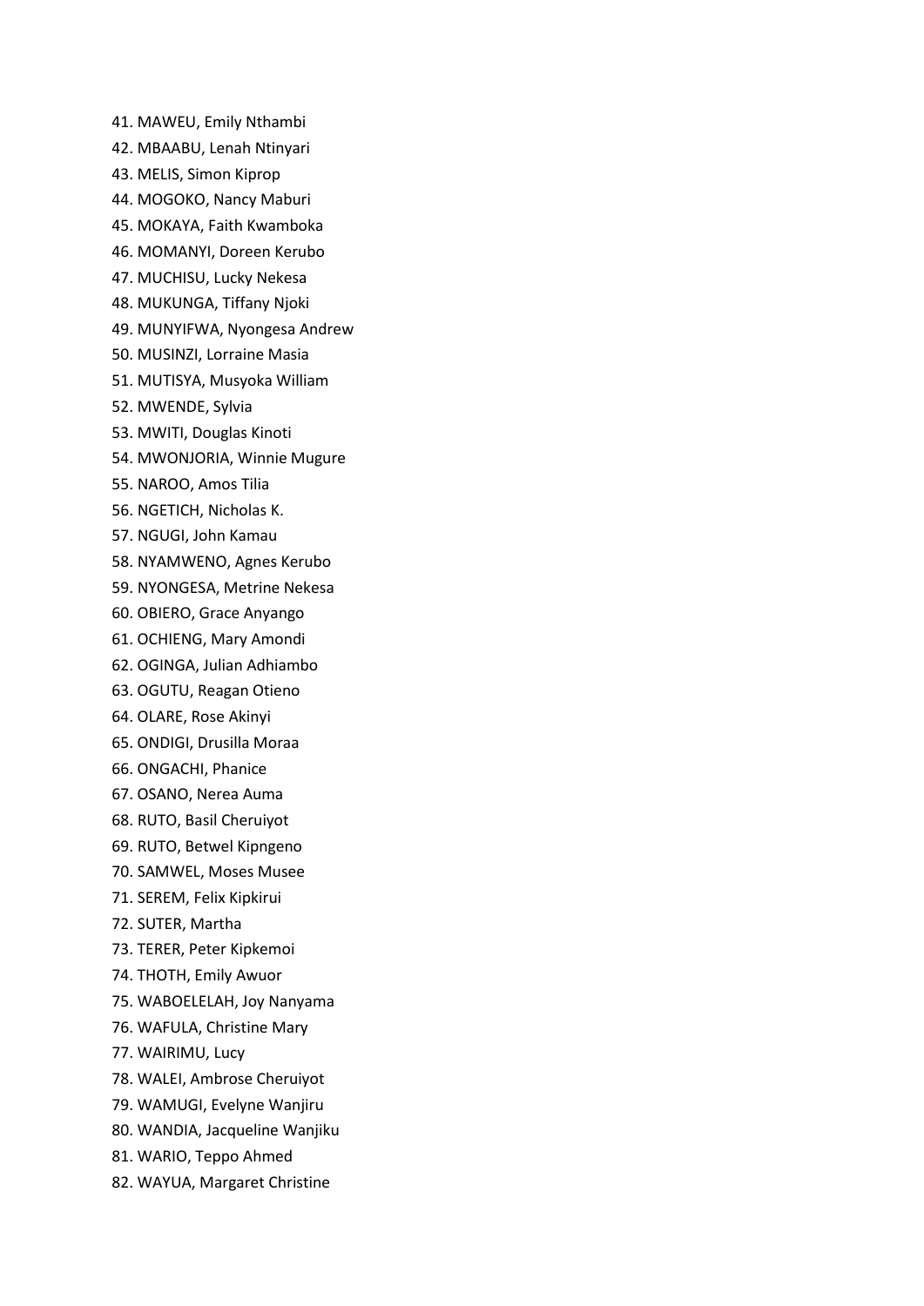41. MAWEU, Emily Nthambi
42. MBAABU, Lenah Ntinyari
43. MELIS, Simon Kiprop
44. MOGOKO, Nancy Maburi
45. MOKAYA, Faith Kwamboka
46. MOMANYI, Doreen Kerubo
47. MUCHISU, Lucky Nekesa
48. MUKUNGA, Tiffany Njoki
49. MUNYIFWA, Nyongesa Andrew
50. MUSINZI, Lorraine Masia
51. MUTISYA, Musyoka William
52. MWENDE, Sylvia
53. MWITI, Douglas Kinoti
54. MWONJORIA, Winnie Mugure
55. NAROO, Amos Tilia
56. NGETICH, Nicholas K.
57. NGUGI, John Kamau
58. NYAMWENO, Agnes Kerubo
59. NYONGESA, Metrine Nekesa
60. OBIERO, Grace Anyango
61. OCHIENG, Mary Amondi
62. OGINGA, Julian Adhiambo
63. OGUTU, Reagan Otieno
64. OLARE, Rose Akinyi
65. ONDIGI, Drusilla Moraa
66. ONGACHI, Phanice
67. OSANO, Nerea Auma
68. RUTO, Basil Cheruiyot
69. RUTO, Betwel Kipngeno
70. SAMWEL, Moses Musee
71. SEREM, Felix Kipkirui
72. SUTER, Martha
73. TERER, Peter Kipkemoi
74. THOTH, Emily Awuor
75. WABOELELAH, Joy Nanyama
76. WAFULA, Christine Mary
77. WAIRIMU, Lucy
78. WALEI, Ambrose Cheruiyot
79. WAMUGI, Evelyne Wanjiru
80. WANDIA, Jacqueline Wanjiku
81. WARIO, Teppo Ahmed
82. WAYUA, Margaret Christine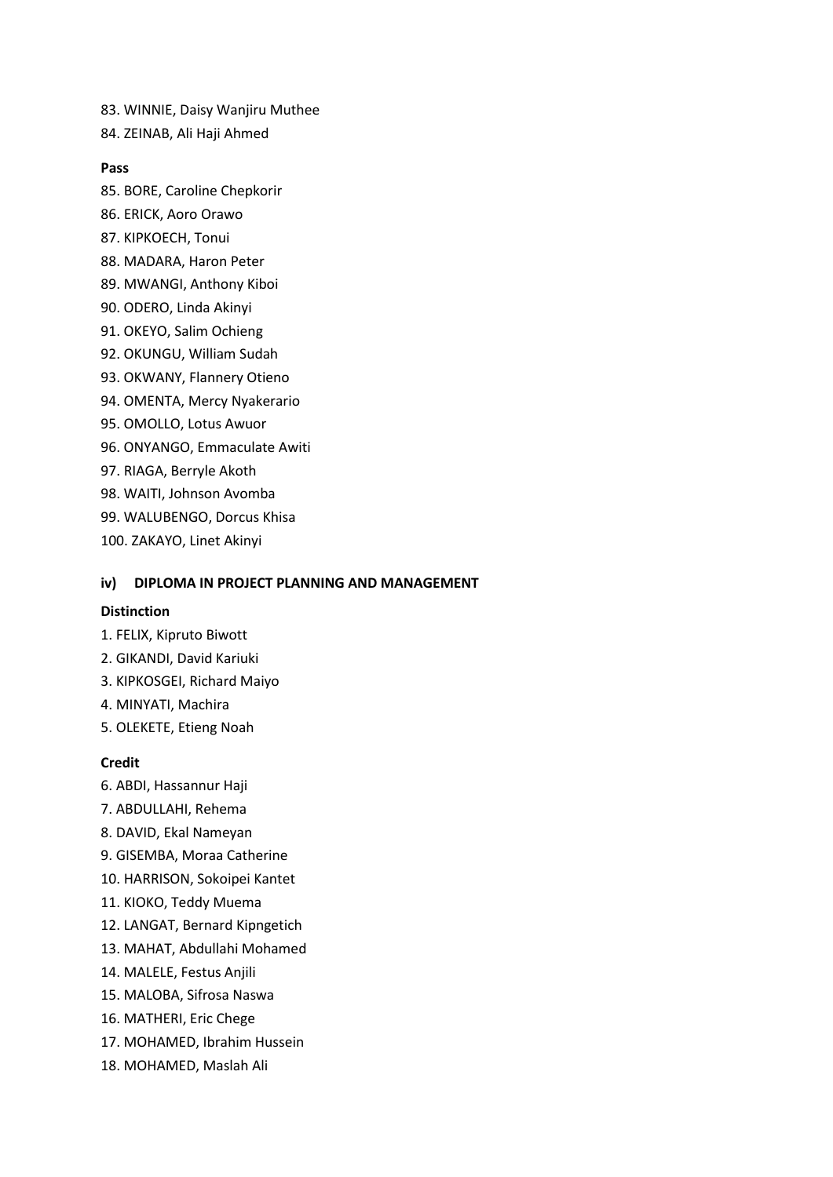83. WINNIE, Daisy Wanjiru Muthee
84. ZEINAB, Ali Haji Ahmed

**Pass**

85. BORE, Caroline Chepkorir
86. ERICK, Aoro Orawo
87. KIPKOECH, Tonui
88. MADARA, Haron Peter
89. MWANGI, Anthony Kiboi
90. ODERO, Linda Akinyi
91. OKEYO, Salim Ochieng
92. OKUNGU, William Sudah
93. OKWANY, Flannery Otieno
94. OMENTA, Mercy Nyakerario
95. OMOLLO, Lotus Awuor
96. ONYANGO, Emmaculate Awiti
97. RIAGA, Berryle Akoth
98. WAITI, Johnson Avomba
99. WALUBENGO, Dorcus Khisa
100. ZAKAYO, Linet Akinyi

### iv) DIPLOMA IN PROJECT PLANNING AND MANAGEMENT

**Distinction**

1. FELIX, Kipruto Biwott
2. GIKANDI, David Kariuki
3. KIPKOSGEI, Richard Maiyo
4. MINYATI, Machira
5. OLEKETE, Etieng Noah

**Credit**

6. ABDI, Hassannur Haji
7. ABDULLAHI, Rehema
8. DAVID, Ekal Nameyan
9. GISEMBA, Moraa Catherine
10. HARRISON, Sokoipei Kantet
11. KIOKO, Teddy Muema
12. LANGAT, Bernard Kipngetich
13. MAHAT, Abdullahi Mohamed
14. MALELE, Festus Anjili
15. MALOBA, Sifrosa Naswa
16. MATHERI, Eric Chege
17. MOHAMED, Ibrahim Hussein
18. MOHAMED, Maslah Ali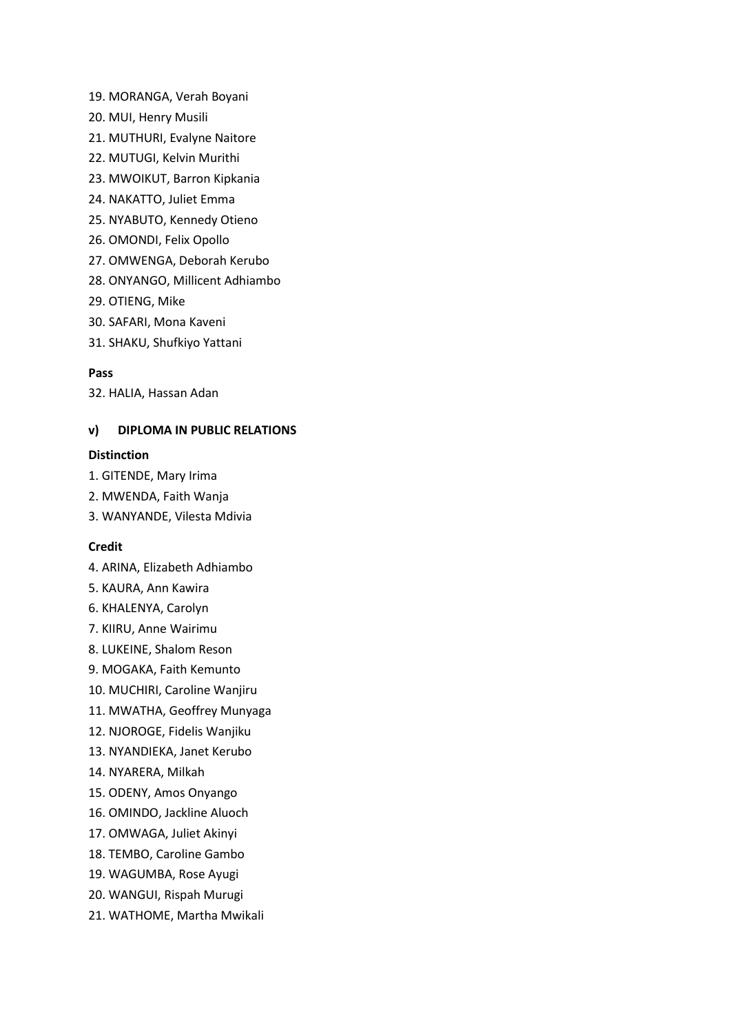19. MORANGA, Verah Boyani
20. MUI, Henry Musili
21. MUTHURI, Evalyne Naitore
22. MUTUGI, Kelvin Murithi
23. MWOIKUT, Barron Kipkania
24. NAKATTO, Juliet Emma
25. NYABUTO, Kennedy Otieno
26. OMONDI, Felix Opollo
27. OMWENGA, Deborah Kerubo
28. ONYANGO, Millicent Adhiambo
29. OTIENG, Mike
30. SAFARI, Mona Kaveni
31. SHAKU, Shufkiyo Yattani

**Pass**

32. HALIA, Hassan Adan

**v) DIPLOMA IN PUBLIC RELATIONS**

**Distinction**

1. GITENDE, Mary Irima
2. MWENDA, Faith Wanja
3. WANYANDE, Vilesta Mdivia

**Credit**

4. ARINA, Elizabeth Adhiambo
5. KAURA, Ann Kawira
6. KHALENYA, Carolyn
7. KIIRU, Anne Wairimu
8. LUKEINE, Shalom Reson
9. MOGAKA, Faith Kemunto
10. MUCHIRI, Caroline Wanjiru
11. MWATHA, Geoffrey Munyaga
12. NJOROGE, Fidelis Wanjiku
13. NYANDIEKA, Janet Kerubo
14. NYARERA, Milkah
15. ODENY, Amos Onyango
16. OMINDO, Jackline Aluoch
17. OMWAGA, Juliet Akinyi
18. TEMBO, Caroline Gambo
19. WAGUMBA, Rose Ayugi
20. WANGUI, Rispah Murugi
21. WATHOME, Martha Mwikali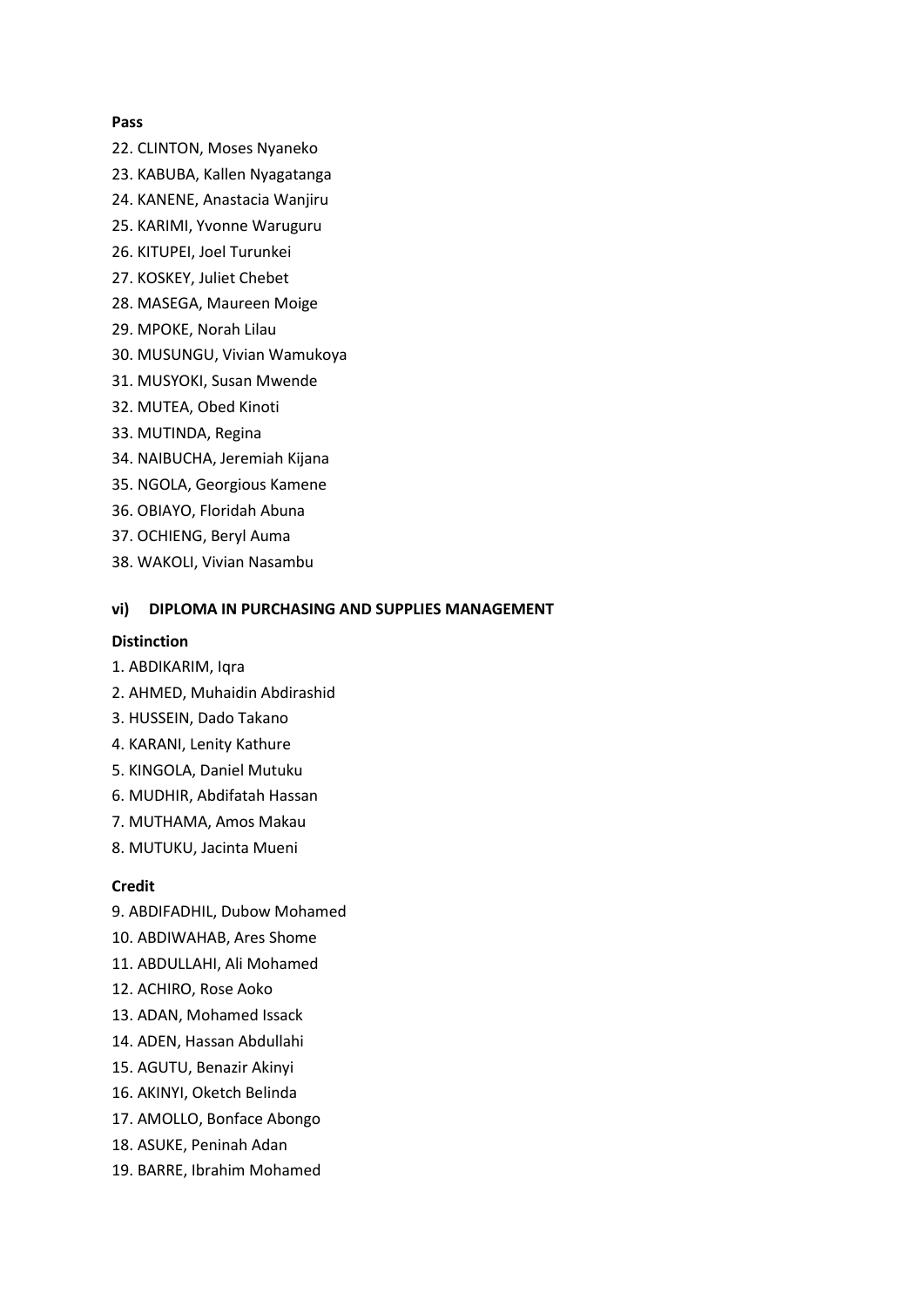**Pass**

22. CLINTON, Moses Nyaneko
23. KABUBA, Kallen Nyagatanga
24. KANENE, Anastacia Wanjiru
25. KARIMI, Yvonne Waruguru
26. KITUPEI, Joel Turunkei
27. KOSKEY, Juliet Chebet
28. MASEGA, Maureen Moige
29. MPOKE, Norah Lilau
30. MUSUNGU, Vivian Wamukoya
31. MUSYOKI, Susan Mwende
32. MUTEA, Obed Kinoti
33. MUTINDA, Regina
34. NAIBUCHA, Jeremiah Kijana
35. NGOLA, Georgious Kamene
36. OBIAYO, Floridah Abuna
37. OCHIENG, Beryl Auma
38. WAKOLI, Vivian Nasambu

**vi) DIPLOMA IN PURCHASING AND SUPPLIES MANAGEMENT**

**Distinction**

1. ABDIKARIM, Iqra
2. AHMED, Muhaidin Abdirashid
3. HUSSEIN, Dado Takano
4. KARANI, Lenity Kathure
5. KINGOLA, Daniel Mutuku
6. MUDHIR, Abdifatah Hassan
7. MUTHAMA, Amos Makau
8. MUTUKU, Jacinta Mueni

**Credit**

9. ABDIFADHIL, Dubow Mohamed
10. ABDIWAHAB, Ares Shome
11. ABDULLAHI, Ali Mohamed
12. ACHIRO, Rose Aoko
13. ADAN, Mohamed Issack
14. ADEN, Hassan Abdullahi
15. AGUTU, Benazir Akinyi
16. AKINYI, Oketch Belinda
17. AMOLLO, Bonface Abongo
18. ASUKE, Peninah Adan
19. BARRE, Ibrahim Mohamed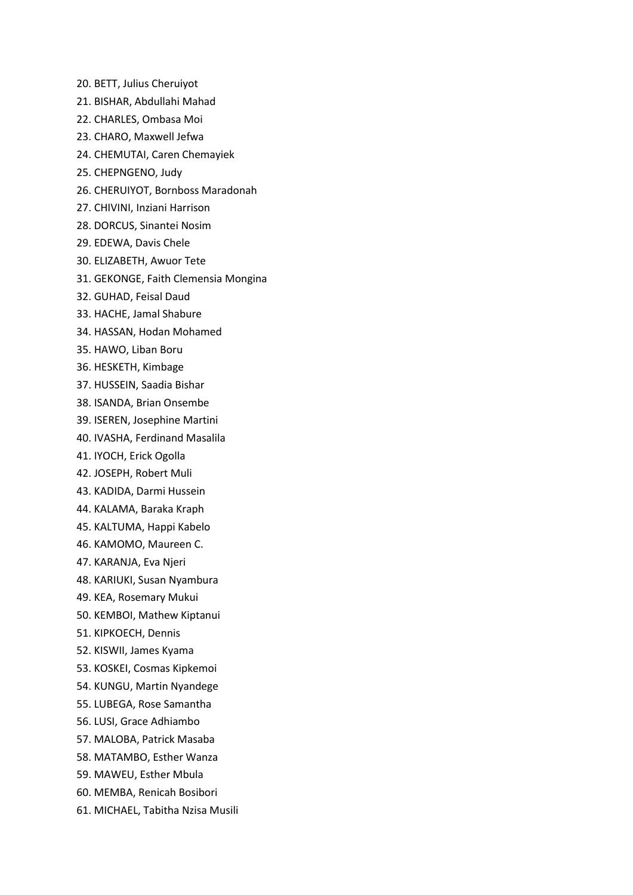20. BETT, Julius Cheruiyot
21. BISHAR, Abdullahi Mahad
22. CHARLES, Ombasa Moi
23. CHARO, Maxwell Jefwa
24. CHEMUTAI, Caren Chemayiek
25. CHEPNGENO, Judy
26. CHERUIYOT, Bornboss Maradonah
27. CHIVINI, Inziani Harrison
28. DORCUS, Sinantei Nosim
29. EDEWA, Davis Chele
30. ELIZABETH, Awuor Tete
31. GEKONGE, Faith Clemensia Mongina
32. GUHAD, Feisal Daud
33. HACHE, Jamal Shabure
34. HASSAN, Hodan Mohamed
35. HAWO, Liban Boru
36. HESKETH, Kimbage
37. HUSSEIN, Saadia Bishar
38. ISANDA, Brian Onsembe
39. ISEREN, Josephine Martini
40. IVASHA, Ferdinand Masalila
41. IYOCH, Erick Ogolla
42. JOSEPH, Robert Muli
43. KADIDA, Darmi Hussein
44. KALAMA, Baraka Kraph
45. KALTUMA, Happi Kabelo
46. KAMOMO, Maureen C.
47. KARANJA, Eva Njeri
48. KARIUKI, Susan Nyambura
49. KEA, Rosemary Mukui
50. KEMBOI, Mathew Kiptanui
51. KIPKOECH, Dennis
52. KISWII, James Kyama
53. KOSKEI, Cosmas Kipkemoi
54. KUNGU, Martin Nyandege
55. LUBEGA, Rose Samantha
56. LUSI, Grace Adhiambo
57. MALOBA, Patrick Masaba
58. MATAMBO, Esther Wanza
59. MAWEU, Esther Mbula
60. MEMBA, Renicah Bosibori
61. MICHAEL, Tabitha Nzisa Musili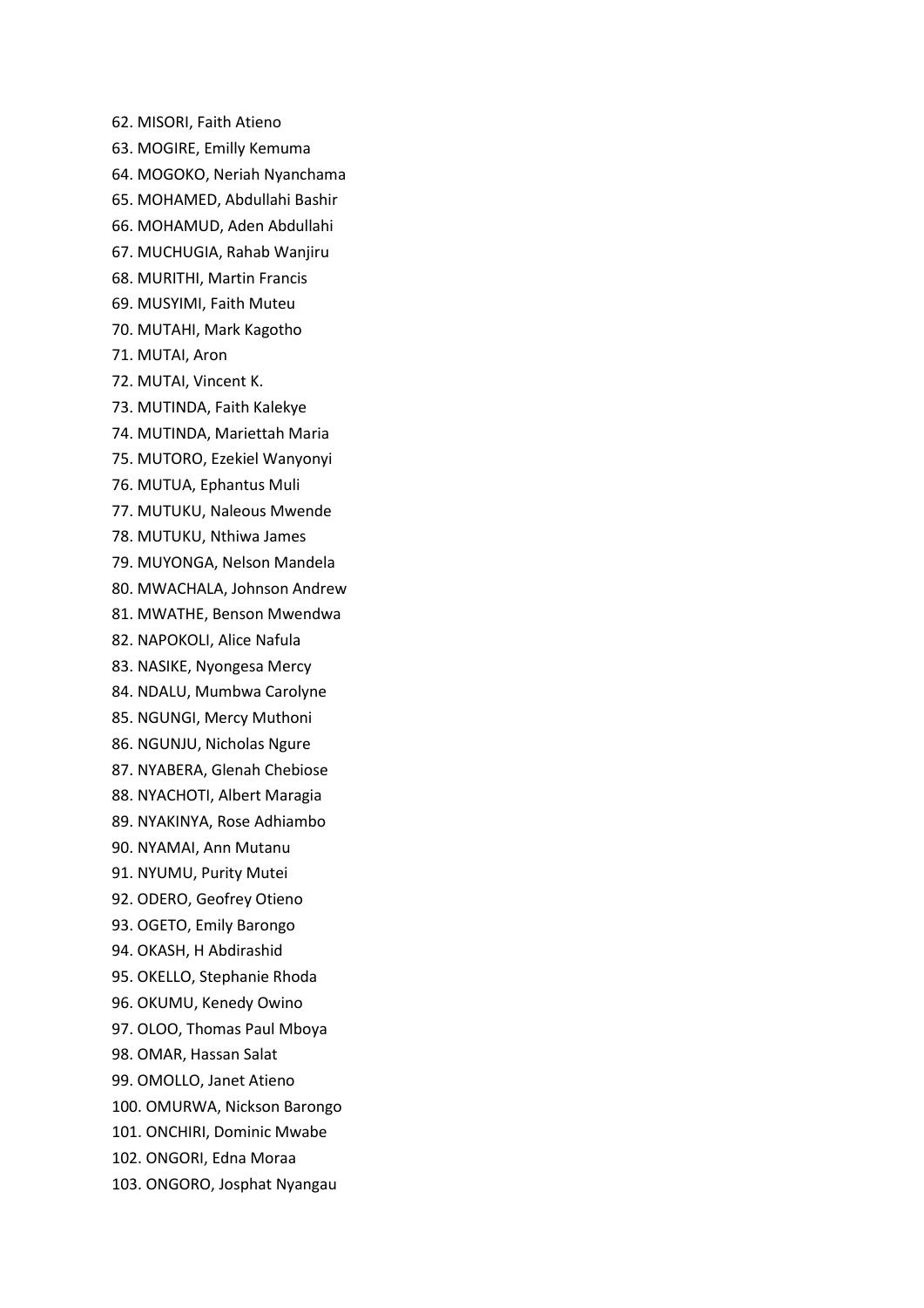62. MISORI, Faith Atieno
63. MOGIRE, Emilly Kemuma
64. MOGOKO, Neriah Nyanchama
65. MOHAMED, Abdullahi Bashir
66. MOHAMUD, Aden Abdullahi
67. MUCHUGIA, Rahab Wanjiru
68. MURITHI, Martin Francis
69. MUSYIMI, Faith Muteu
70. MUTAHI, Mark Kagotho
71. MUTAI, Aron
72. MUTAI, Vincent K.
73. MUTINDA, Faith Kalekye
74. MUTINDA, Mariettah Maria
75. MUTORO, Ezekiel Wanyonyi
76. MUTUA, Ephantus Muli
77. MUTUKU, Naleous Mwende
78. MUTUKU, Nthiwa James
79. MUYONGA, Nelson Mandela
80. MWACHALA, Johnson Andrew
81. MWATHE, Benson Mwendwa
82. NAPOKOLI, Alice Nafula
83. NASIKE, Nyongesa Mercy
84. NDALU, Mumbwa Carolyne
85. NGUNGI, Mercy Muthoni
86. NGUNJU, Nicholas Ngure
87. NYABERA, Glenah Chebiose
88. NYACHOTI, Albert Maragia
89. NYAKINYA, Rose Adhiambo
90. NYAMAI, Ann Mutanu
91. NYUMU, Purity Mutei
92. ODERO, Geofrey Otieno
93. OGETO, Emily Barongo
94. OKASH, H Abdirashid
95. OKELLO, Stephanie Rhoda
96. OKUMU, Kenedy Owino
97. OLOO, Thomas Paul Mboya
98. OMAR, Hassan Salat
99. OMOLLO, Janet Atieno
100. OMURWA, Nickson Barongo
101. ONCHIRI, Dominic Mwabe
102. ONGORI, Edna Moraa
103. ONGORO, Josphat Nyangau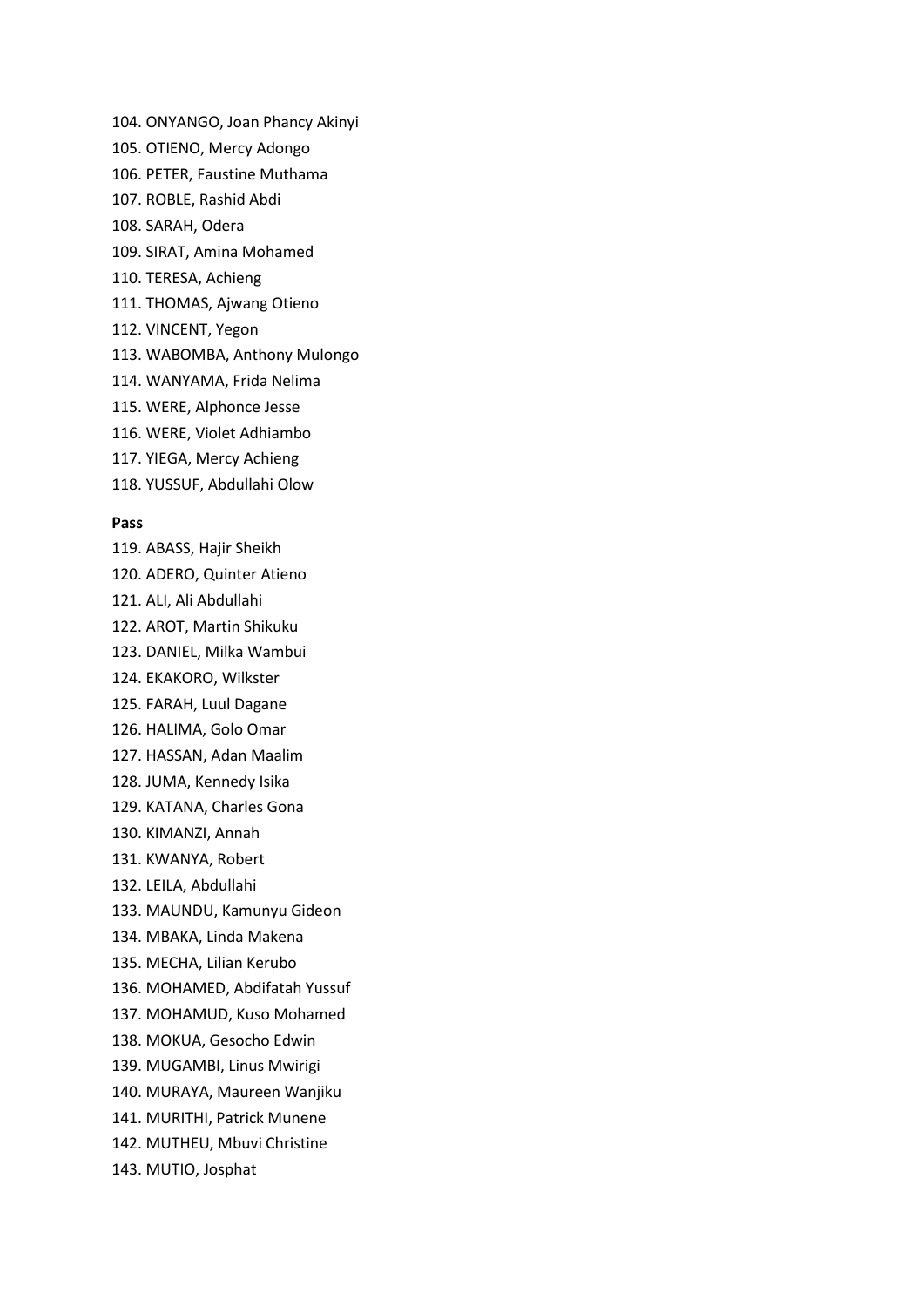104. ONYANGO, Joan Phancy Akinyi
105. OTIENO, Mercy Adongo
106. PETER, Faustine Muthama
107. ROBLE, Rashid Abdi
108. SARAH, Odera
109. SIRAT, Amina Mohamed
110. TERESA, Achieng
111. THOMAS, Ajwang Otieno
112. VINCENT, Yegon
113. WABOMBA, Anthony Mulongo
114. WANYAMA, Frida Nelima
115. WERE, Alphonce Jesse
116. WERE, Violet Adhiambo
117. YIEGA, Mercy Achieng
118. YUSSUF, Abdullahi Olow

**Pass**

119. ABASS, Hajir Sheikh
120. ADERO, Quinter Atieno
121. ALI, Ali Abdullahi
122. AROT, Martin Shikuku
123. DANIEL, Milka Wambui
124. EKAKORO, Wilkster
125. FARAH, Luul Dagane
126. HALIMA, Golo Omar
127. HASSAN, Adan Maalim
128. JUMA, Kennedy Isika
129. KATANA, Charles Gona
130. KIMANZI, Annah
131. KWANYA, Robert
132. LEILA, Abdullahi
133. MAUNDU, Kamunyu Gideon
134. MBAKA, Linda Makena
135. MECHA, Lilian Kerubo
136. MOHAMED, Abdifatah Yussuf
137. MOHAMUD, Kuso Mohamed
138. MOKUA, Gesocho Edwin
139. MUGAMBI, Linus Mwirigi
140. MURAYA, Maureen Wanjiku
141. MURITHI, Patrick Munene
142. MUTHEU, Mbuvi Christine
143. MUTIO, Josphat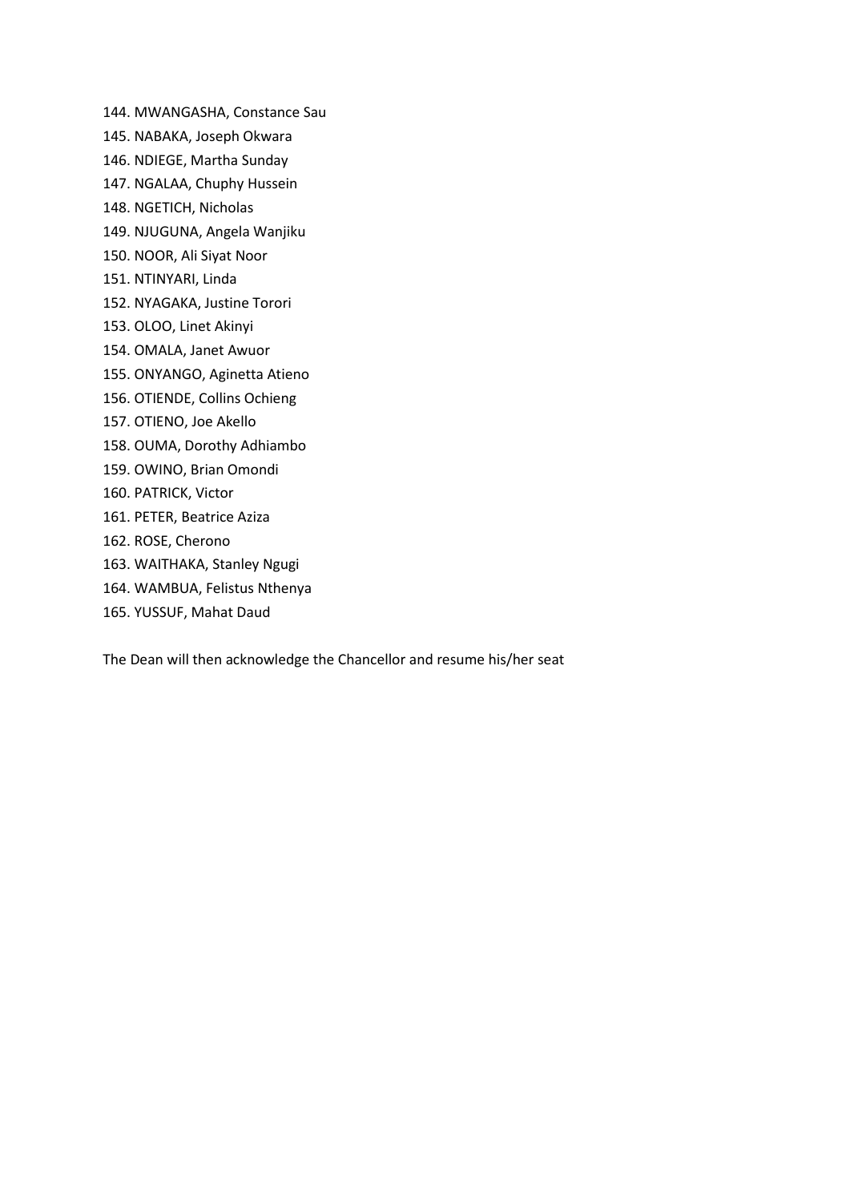144. MWANGASHA, Constance Sau
145. NABAKA, Joseph Okwara
146. NDIEGE, Martha Sunday
147. NGALAA, Chuphy Hussein
148. NGETICH, Nicholas
149. NJUGUNA, Angela Wanjiku
150. NOOR, Ali Siyat Noor
151. NTINYARI, Linda
152. NYAGAKA, Justine Torori
153. OLOO, Linet Akinyi
154. OMALA, Janet Awuor
155. ONYANGO, Aginetta Atieno
156. OTIENDE, Collins Ochieng
157. OTIENO, Joe Akello
158. OUMA, Dorothy Adhiambo
159. OWINO, Brian Omondi
160. PATRICK, Victor
161. PETER, Beatrice Aziza
162. ROSE, Cherono
163. WAITHAKA, Stanley Ngugi
164. WAMBUA, Felistus Nthenya
165. YUSSUF, Mahat Daud

The Dean will then acknowledge the Chancellor and resume his/her seat